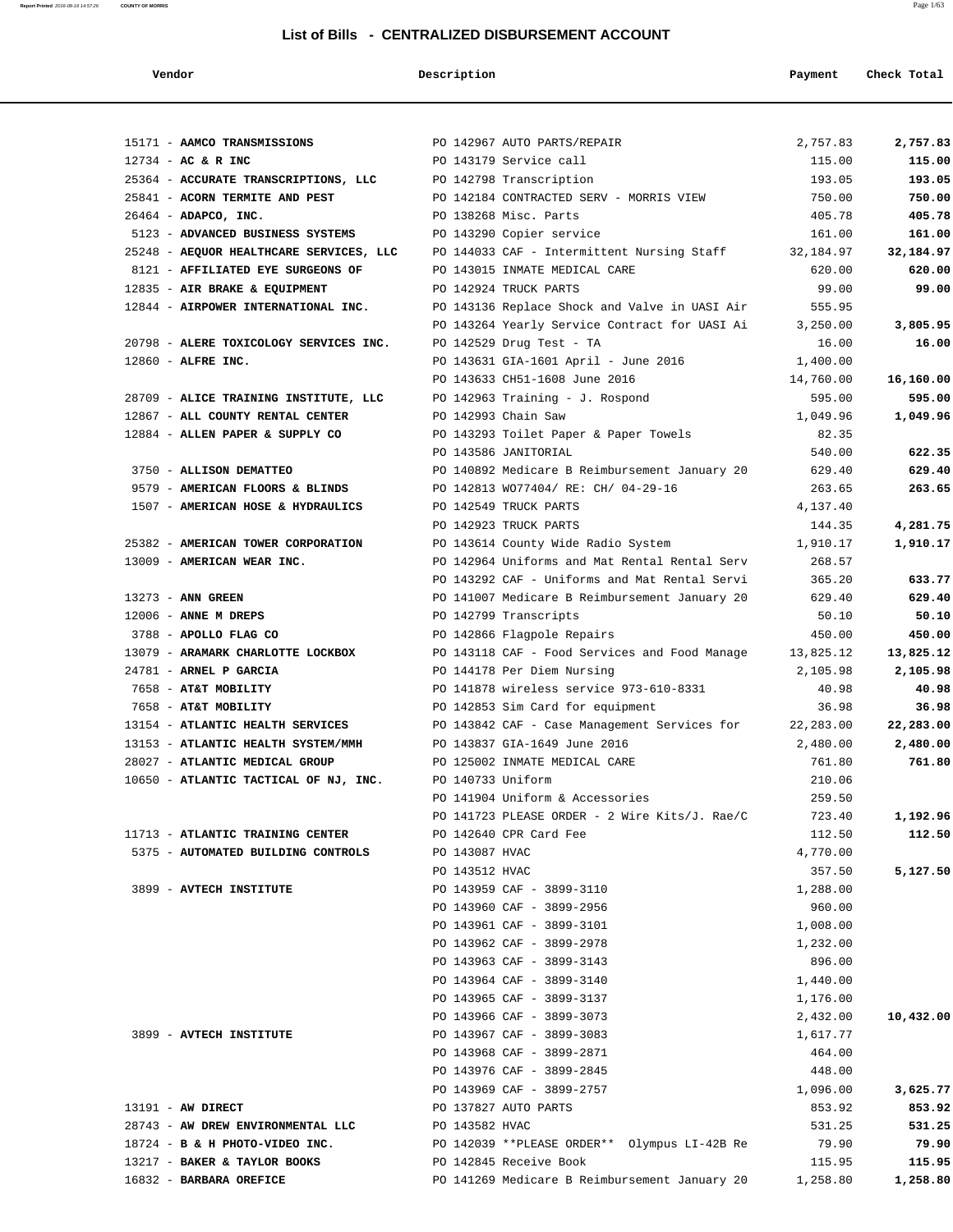# List of Bills - CENTRALIZED DISBURSEMENT ACCOUNT

| Vendor | Description | Payment | Check Total |
|---|---|---|---|
| 15171 - **AAMCO TRANSMISSIONS** | PO 142967 AUTO PARTS/REPAIR | 2,757.83 | **2,757.83** |
| 12734 - **AC & R INC** | PO 143179 Service call | 115.00 | **115.00** |
| 25364 - **ACCURATE TRANSCRIPTIONS, LLC** | PO 142798 Transcription | 193.05 | **193.05** |
| 25841 - **ACORN TERMITE AND PEST** | PO 142184 CONTRACTED SERV - MORRIS VIEW | 750.00 | **750.00** |
| 26464 - **ADAPCO, INC.** | PO 138268 Misc. Parts | 405.78 | **405.78** |
| 5123 - **ADVANCED BUSINESS SYSTEMS** | PO 143290 Copier service | 161.00 | **161.00** |
| 25248 - **AEQUOR HEALTHCARE SERVICES, LLC** | PO 144033 CAF - Intermittent Nursing Staff | 32,184.97 | **32,184.97** |
| 8121 - **AFFILIATED EYE SURGEONS OF** | PO 143015 INMATE MEDICAL CARE | 620.00 | **620.00** |
| 12835 - **AIR BRAKE & EQUIPMENT** | PO 142924 TRUCK PARTS | 99.00 | **99.00** |
| 12844 - **AIRPOWER INTERNATIONAL INC.** | PO 143136 Replace Shock and Valve in UASI Air | 555.95 | |
| | PO 143264 Yearly Service Contract for UASI Ai | 3,250.00 | **3,805.95** |
| 20798 - **ALERE TOXICOLOGY SERVICES INC.** | PO 142529 Drug Test - TA | 16.00 | **16.00** |
| 12860 - **ALFRE INC.** | PO 143631 GIA-1601 April - June 2016 | 1,400.00 | |
| | PO 143633 CH51-1608 June 2016 | 14,760.00 | **16,160.00** |
| 28709 - **ALICE TRAINING INSTITUTE, LLC** | PO 142963 Training - J. Rospond | 595.00 | **595.00** |
| 12867 - **ALL COUNTY RENTAL CENTER** | PO 142993 Chain Saw | 1,049.96 | **1,049.96** |
| 12884 - **ALLEN PAPER & SUPPLY CO** | PO 143293 Toilet Paper & Paper Towels | 82.35 | |
| | PO 143586 JANITORIAL | 540.00 | **622.35** |
| 3750 - **ALLISON DEMATTEO** | PO 140892 Medicare B Reimbursement January 20 | 629.40 | **629.40** |
| 9579 - **AMERICAN FLOORS & BLINDS** | PO 142813 WO77404/ RE: CH/ 04-29-16 | 263.65 | **263.65** |
| 1507 - **AMERICAN HOSE & HYDRAULICS** | PO 142549 TRUCK PARTS | 4,137.40 | |
| | PO 142923 TRUCK PARTS | 144.35 | **4,281.75** |
| 25382 - **AMERICAN TOWER CORPORATION** | PO 143614 County Wide Radio System | 1,910.17 | **1,910.17** |
| 13009 - **AMERICAN WEAR INC.** | PO 142964 Uniforms and Mat Rental Rental Serv | 268.57 | |
| | PO 143292 CAF - Uniforms and Mat Rental Servi | 365.20 | **633.77** |
| 13273 - **ANN GREEN** | PO 141007 Medicare B Reimbursement January 20 | 629.40 | **629.40** |
| 12006 - **ANNE M DREPS** | PO 142799 Transcripts | 50.10 | **50.10** |
| 3788 - **APOLLO FLAG CO** | PO 142866 Flagpole Repairs | 450.00 | **450.00** |
| 13079 - **ARAMARK CHARLOTTE LOCKBOX** | PO 143118 CAF - Food Services and Food Manage | 13,825.12 | **13,825.12** |
| 24781 - **ARNEL P GARCIA** | PO 144178 Per Diem Nursing | 2,105.98 | **2,105.98** |
| 7658 - **AT&T MOBILITY** | PO 141878 wireless service 973-610-8331 | 40.98 | **40.98** |
| 7658 - **AT&T MOBILITY** | PO 142853 Sim Card for equipment | 36.98 | **36.98** |
| 13154 - **ATLANTIC HEALTH SERVICES** | PO 143842 CAF - Case Management Services for | 22,283.00 | **22,283.00** |
| 13153 - **ATLANTIC HEALTH SYSTEM/MMH** | PO 143837 GIA-1649 June 2016 | 2,480.00 | **2,480.00** |
| 28027 - **ATLANTIC MEDICAL GROUP** | PO 125002 INMATE MEDICAL CARE | 761.80 | **761.80** |
| 10650 - **ATLANTIC TACTICAL OF NJ, INC.** | PO 140733 Uniform | 210.06 | |
| | PO 141904 Uniform & Accessories | 259.50 | |
| | PO 141723 PLEASE ORDER - 2 Wire Kits/J. Rae/C | 723.40 | **1,192.96** |
| 11713 - **ATLANTIC TRAINING CENTER** | PO 142640 CPR Card Fee | 112.50 | **112.50** |
| 5375 - **AUTOMATED BUILDING CONTROLS** | PO 143087 HVAC | 4,770.00 | |
| | PO 143512 HVAC | 357.50 | **5,127.50** |
| 3899 - **AVTECH INSTITUTE** | PO 143959 CAF - 3899-3110 | 1,288.00 | |
| | PO 143960 CAF - 3899-2956 | 960.00 | |
| | PO 143961 CAF - 3899-3101 | 1,008.00 | |
| | PO 143962 CAF - 3899-2978 | 1,232.00 | |
| | PO 143963 CAF - 3899-3143 | 896.00 | |
| | PO 143964 CAF - 3899-3140 | 1,440.00 | |
| | PO 143965 CAF - 3899-3137 | 1,176.00 | |
| | PO 143966 CAF - 3899-3073 | 2,432.00 | **10,432.00** |
| 3899 - **AVTECH INSTITUTE** | PO 143967 CAF - 3899-3083 | 1,617.77 | |
| | PO 143968 CAF - 3899-2871 | 464.00 | |
| | PO 143976 CAF - 3899-2845 | 448.00 | |
| | PO 143969 CAF - 3899-2757 | 1,096.00 | **3,625.77** |
| 13191 - **AW DIRECT** | PO 137827 AUTO PARTS | 853.92 | **853.92** |
| 28743 - **AW DREW ENVIRONMENTAL LLC** | PO 143582 HVAC | 531.25 | **531.25** |
| 18724 - **B & H PHOTO-VIDEO INC.** | PO 142039 **PLEASE ORDER** Olympus LI-42B Re | 79.90 | **79.90** |
| 13217 - **BAKER & TAYLOR BOOKS** | PO 142845 Receive Book | 115.95 | **115.95** |
| 16832 - **BARBARA OREFICE** | PO 141269 Medicare B Reimbursement January 20 | 1,258.80 | **1,258.80** |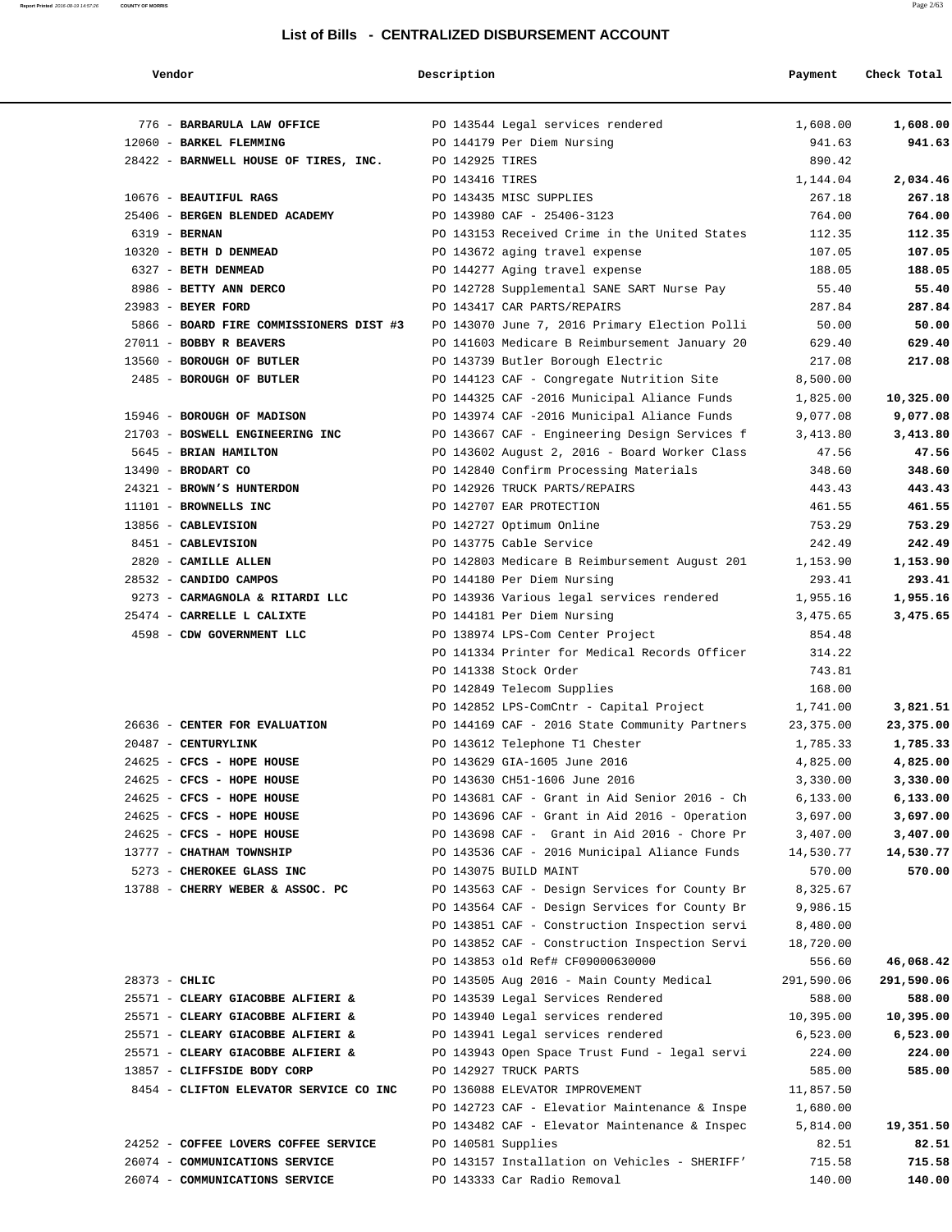## List of Bills - CENTRALIZED DISBURSEMENT ACCOUNT

| Vendor | Description | Payment | Check Total |
|---|---|---|---|
| 776 - **BARBARULA LAW OFFICE** | PO 143544 Legal services rendered | 1,608.00 | **1,608.00** |
| 12060 - **BARKEL FLEMMING** | PO 144179 Per Diem Nursing | 941.63 | **941.63** |
| 28422 - **BARNWELL HOUSE OF TIRES, INC.** | PO 142925 TIRES | 890.42 | |
| | PO 143416 TIRES | 1,144.04 | **2,034.46** |
| 10676 - **BEAUTIFUL RAGS** | PO 143435 MISC SUPPLIES | 267.18 | **267.18** |
| 25406 - **BERGEN BLENDED ACADEMY** | PO 143980 CAF - 25406-3123 | 764.00 | **764.00** |
| 6319 - **BERNAN** | PO 143153 Received Crime in the United States | 112.35 | **112.35** |
| 10320 - **BETH D DENMEAD** | PO 143672 aging travel expense | 107.05 | **107.05** |
| 6327 - **BETH DENMEAD** | PO 144277 Aging travel expense | 188.05 | **188.05** |
| 8986 - **BETTY ANN DERCO** | PO 142728 Supplemental SANE SART Nurse Pay | 55.40 | **55.40** |
| 23983 - **BEYER FORD** | PO 143417 CAR PARTS/REPAIRS | 287.84 | **287.84** |
| 5866 - **BOARD FIRE COMMISSIONERS DIST #3** | PO 143070 June 7, 2016 Primary Election Polli | 50.00 | **50.00** |
| 27011 - **BOBBY R BEAVERS** | PO 141603 Medicare B Reimbursement January 20 | 629.40 | **629.40** |
| 13560 - **BOROUGH OF BUTLER** | PO 143739 Butler Borough Electric | 217.08 | **217.08** |
| 2485 - **BOROUGH OF BUTLER** | PO 144123 CAF - Congregate Nutrition Site | 8,500.00 | |
| | PO 144325 CAF -2016 Municipal Aliance Funds | 1,825.00 | **10,325.00** |
| 15946 - **BOROUGH OF MADISON** | PO 143974 CAF -2016 Municipal Aliance Funds | 9,077.08 | **9,077.08** |
| 21703 - **BOSWELL ENGINEERING INC** | PO 143667 CAF - Engineering Design Services f | 3,413.80 | **3,413.80** |
| 5645 - **BRIAN HAMILTON** | PO 143602 August 2, 2016 - Board Worker Class | 47.56 | **47.56** |
| 13490 - **BRODART CO** | PO 142840 Confirm Processing Materials | 348.60 | **348.60** |
| 24321 - **BROWN'S HUNTERDON** | PO 142926 TRUCK PARTS/REPAIRS | 443.43 | **443.43** |
| 11101 - **BROWNELLS INC** | PO 142707 EAR PROTECTION | 461.55 | **461.55** |
| 13856 - **CABLEVISION** | PO 142727 Optimum Online | 753.29 | **753.29** |
| 8451 - **CABLEVISION** | PO 143775 Cable Service | 242.49 | **242.49** |
| 2820 - **CAMILLE ALLEN** | PO 142803 Medicare B Reimbursement August 201 | 1,153.90 | **1,153.90** |
| 28532 - **CANDIDO CAMPOS** | PO 144180 Per Diem Nursing | 293.41 | **293.41** |
| 9273 - **CARMAGNOLA & RITARDI LLC** | PO 143936 Various legal services rendered | 1,955.16 | **1,955.16** |
| 25474 - **CARRELLE L CALIXTE** | PO 144181 Per Diem Nursing | 3,475.65 | **3,475.65** |
| 4598 - **CDW GOVERNMENT LLC** | PO 138974 LPS-Com Center Project | 854.48 | |
| | PO 141334 Printer for Medical Records Officer | 314.22 | |
| | PO 141338 Stock Order | 743.81 | |
| | PO 142849 Telecom Supplies | 168.00 | |
| | PO 142852 LPS-ComCntr - Capital Project | 1,741.00 | **3,821.51** |
| 26636 - **CENTER FOR EVALUATION** | PO 144169 CAF - 2016 State Community Partners | 23,375.00 | **23,375.00** |
| 20487 - **CENTURYLINK** | PO 143612 Telephone T1 Chester | 1,785.33 | **1,785.33** |
| 24625 - **CFCS - HOPE HOUSE** | PO 143629 GIA-1605 June 2016 | 4,825.00 | **4,825.00** |
| 24625 - **CFCS - HOPE HOUSE** | PO 143630 CH51-1606 June 2016 | 3,330.00 | **3,330.00** |
| 24625 - **CFCS - HOPE HOUSE** | PO 143681 CAF - Grant in Aid Senior 2016 - Ch | 6,133.00 | **6,133.00** |
| 24625 - **CFCS - HOPE HOUSE** | PO 143696 CAF - Grant in Aid 2016 - Operation | 3,697.00 | **3,697.00** |
| 24625 - **CFCS - HOPE HOUSE** | PO 143698 CAF - Grant in Aid 2016 - Chore Pr | 3,407.00 | **3,407.00** |
| 13777 - **CHATHAM TOWNSHIP** | PO 143536 CAF - 2016 Municipal Aliance Funds | 14,530.77 | **14,530.77** |
| 5273 - **CHEROKEE GLASS INC** | PO 143075 BUILD MAINT | 570.00 | **570.00** |
| 13788 - **CHERRY WEBER & ASSOC. PC** | PO 143563 CAF - Design Services for County Br | 8,325.67 | |
| | PO 143564 CAF - Design Services for County Br | 9,986.15 | |
| | PO 143851 CAF - Construction Inspection servi | 8,480.00 | |
| | PO 143852 CAF - Construction Inspection Servi | 18,720.00 | |
| | PO 143853 old Ref# CF09000630000 | 556.60 | **46,068.42** |
| 28373 - **CHLIC** | PO 143505 Aug 2016 - Main County Medical | 291,590.06 | **291,590.06** |
| 25571 - **CLEARY GIACOBBE ALFIERI &** | PO 143539 Legal Services Rendered | 588.00 | **588.00** |
| 25571 - **CLEARY GIACOBBE ALFIERI &** | PO 143940 Legal services rendered | 10,395.00 | **10,395.00** |
| 25571 - **CLEARY GIACOBBE ALFIERI &** | PO 143941 Legal services rendered | 6,523.00 | **6,523.00** |
| 25571 - **CLEARY GIACOBBE ALFIERI &** | PO 143943 Open Space Trust Fund - legal servi | 224.00 | **224.00** |
| 13857 - **CLIFFSIDE BODY CORP** | PO 142927 TRUCK PARTS | 585.00 | **585.00** |
| 8454 - **CLIFTON ELEVATOR SERVICE CO INC** | PO 136088 ELEVATOR IMPROVEMENT | 11,857.50 | |
| | PO 142723 CAF - Elevatior Maintenance & Inspe | 1,680.00 | |
| | PO 143482 CAF - Elevator Maintenance & Inspec | 5,814.00 | **19,351.50** |
| 24252 - **COFFEE LOVERS COFFEE SERVICE** | PO 140581 Supplies | 82.51 | **82.51** |
| 26074 - **COMMUNICATIONS SERVICE** | PO 143157 Installation on Vehicles - SHERIFF' | 715.58 | **715.58** |
| 26074 - **COMMUNICATIONS SERVICE** | PO 143333 Car Radio Removal | 140.00 | **140.00** |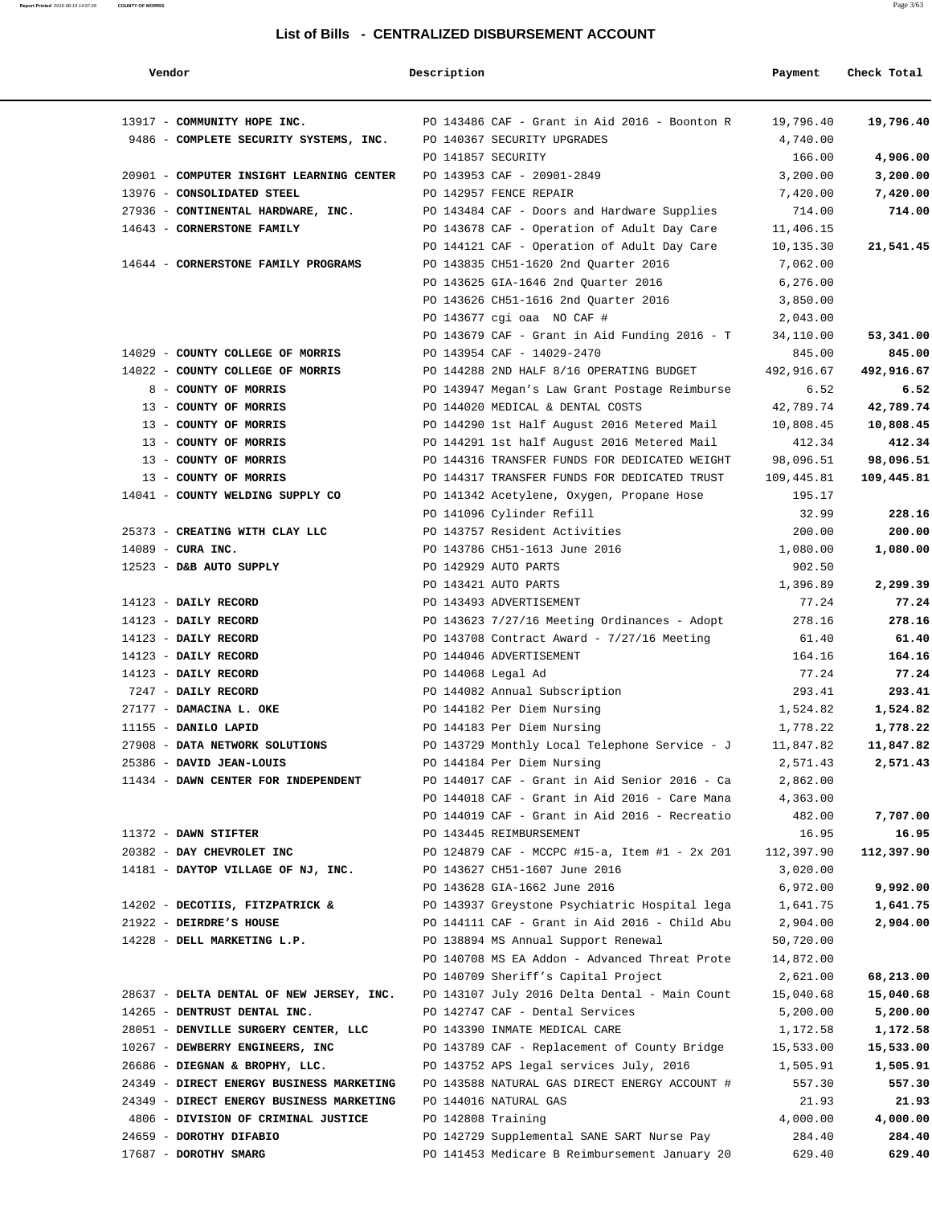## List of Bills - CENTRALIZED DISBURSEMENT ACCOUNT

| Vendor | Description | Payment | Check Total |
|---|---|---|---|
| 13917 - **COMMUNITY HOPE INC.** | PO 143486 CAF - Grant in Aid 2016 - Boonton R | 19,796.40 | **19,796.40** |
| 9486 - **COMPLETE SECURITY SYSTEMS, INC.** | PO 140367 SECURITY UPGRADES | 4,740.00 | |
| | PO 141857 SECURITY | 166.00 | **4,906.00** |
| 20901 - **COMPUTER INSIGHT LEARNING CENTER** | PO 143953 CAF - 20901-2849 | 3,200.00 | **3,200.00** |
| 13976 - **CONSOLIDATED STEEL** | PO 142957 FENCE REPAIR | 7,420.00 | **7,420.00** |
| 27936 - **CONTINENTAL HARDWARE, INC.** | PO 143484 CAF - Doors and Hardware Supplies | 714.00 | **714.00** |
| 14643 - **CORNERSTONE FAMILY** | PO 143678 CAF - Operation of Adult Day Care | 11,406.15 | |
| | PO 144121 CAF - Operation of Adult Day Care | 10,135.30 | **21,541.45** |
| 14644 - **CORNERSTONE FAMILY PROGRAMS** | PO 143835 CH51-1620 2nd Quarter 2016 | 7,062.00 | |
| | PO 143625 GIA-1646 2nd Quarter 2016 | 6,276.00 | |
| | PO 143626 CH51-1616 2nd Quarter 2016 | 3,850.00 | |
| | PO 143677 cgi oaa NO CAF # | 2,043.00 | |
| | PO 143679 CAF - Grant in Aid Funding 2016 - T | 34,110.00 | **53,341.00** |
| 14029 - **COUNTY COLLEGE OF MORRIS** | PO 143954 CAF - 14029-2470 | 845.00 | **845.00** |
| 14022 - **COUNTY COLLEGE OF MORRIS** | PO 144288 2ND HALF 8/16 OPERATING BUDGET | 492,916.67 | **492,916.67** |
| 8 - **COUNTY OF MORRIS** | PO 143947 Megan's Law Grant Postage Reimburse | 6.52 | **6.52** |
| 13 - **COUNTY OF MORRIS** | PO 144020 MEDICAL & DENTAL COSTS | 42,789.74 | **42,789.74** |
| 13 - **COUNTY OF MORRIS** | PO 144290 1st Half August 2016 Metered Mail | 10,808.45 | **10,808.45** |
| 13 - **COUNTY OF MORRIS** | PO 144291 1st half August 2016 Metered Mail | 412.34 | **412.34** |
| 13 - **COUNTY OF MORRIS** | PO 144316 TRANSFER FUNDS FOR DEDICATED WEIGHT | 98,096.51 | **98,096.51** |
| 13 - **COUNTY OF MORRIS** | PO 144317 TRANSFER FUNDS FOR DEDICATED TRUST | 109,445.81 | **109,445.81** |
| 14041 - **COUNTY WELDING SUPPLY CO** | PO 141342 Acetylene, Oxygen, Propane Hose | 195.17 | |
| | PO 141096 Cylinder Refill | 32.99 | **228.16** |
| 25373 - **CREATING WITH CLAY LLC** | PO 143757 Resident Activities | 200.00 | **200.00** |
| 14089 - **CURA INC.** | PO 143786 CH51-1613 June 2016 | 1,080.00 | **1,080.00** |
| 12523 - **D&B AUTO SUPPLY** | PO 142929 AUTO PARTS | 902.50 | |
| | PO 143421 AUTO PARTS | 1,396.89 | **2,299.39** |
| 14123 - **DAILY RECORD** | PO 143493 ADVERTISEMENT | 77.24 | **77.24** |
| 14123 - **DAILY RECORD** | PO 143623 7/27/16 Meeting Ordinances - Adopt | 278.16 | **278.16** |
| 14123 - **DAILY RECORD** | PO 143708 Contract Award - 7/27/16 Meeting | 61.40 | **61.40** |
| 14123 - **DAILY RECORD** | PO 144046 ADVERTISEMENT | 164.16 | **164.16** |
| 14123 - **DAILY RECORD** | PO 144068 Legal Ad | 77.24 | **77.24** |
| 7247 - **DAILY RECORD** | PO 144082 Annual Subscription | 293.41 | **293.41** |
| 27177 - **DAMACINA L. OKE** | PO 144182 Per Diem Nursing | 1,524.82 | **1,524.82** |
| 11155 - **DANILO LAPID** | PO 144183 Per Diem Nursing | 1,778.22 | **1,778.22** |
| 27908 - **DATA NETWORK SOLUTIONS** | PO 143729 Monthly Local Telephone Service - J | 11,847.82 | **11,847.82** |
| 25386 - **DAVID JEAN-LOUIS** | PO 144184 Per Diem Nursing | 2,571.43 | **2,571.43** |
| 11434 - **DAWN CENTER FOR INDEPENDENT** | PO 144017 CAF - Grant in Aid Senior 2016 - Ca | 2,862.00 | |
| | PO 144018 CAF - Grant in Aid 2016 - Care Mana | 4,363.00 | |
| | PO 144019 CAF - Grant in Aid 2016 - Recreatio | 482.00 | **7,707.00** |
| 11372 - **DAWN STIFTER** | PO 143445 REIMBURSEMENT | 16.95 | **16.95** |
| 20382 - **DAY CHEVROLET INC** | PO 124879 CAF - MCCPC #15-a, Item #1 - 2x 201 | 112,397.90 | **112,397.90** |
| 14181 - **DAYTOP VILLAGE OF NJ, INC.** | PO 143627 CH51-1607 June 2016 | 3,020.00 | |
| | PO 143628 GIA-1662 June 2016 | 6,972.00 | **9,992.00** |
| 14202 - **DECOTIIS, FITZPATRICK &** | PO 143937 Greystone Psychiatric Hospital lega | 1,641.75 | **1,641.75** |
| 21922 - **DEIRDRE'S HOUSE** | PO 144111 CAF - Grant in Aid 2016 - Child Abu | 2,904.00 | **2,904.00** |
| 14228 - **DELL MARKETING L.P.** | PO 138894 MS Annual Support Renewal | 50,720.00 | |
| | PO 140708 MS EA Addon - Advanced Threat Prote | 14,872.00 | |
| | PO 140709 Sheriff's Capital Project | 2,621.00 | **68,213.00** |
| 28637 - **DELTA DENTAL OF NEW JERSEY, INC.** | PO 143107 July 2016 Delta Dental - Main Count | 15,040.68 | **15,040.68** |
| 14265 - **DENTRUST DENTAL INC.** | PO 142747 CAF - Dental Services | 5,200.00 | **5,200.00** |
| 28051 - **DENVILLE SURGERY CENTER, LLC** | PO 143390 INMATE MEDICAL CARE | 1,172.58 | **1,172.58** |
| 10267 - **DEWBERRY ENGINEERS, INC** | PO 143789 CAF - Replacement of County Bridge | 15,533.00 | **15,533.00** |
| 26686 - **DIEGNAN & BROPHY, LLC.** | PO 143752 APS legal services July, 2016 | 1,505.91 | **1,505.91** |
| 24349 - **DIRECT ENERGY BUSINESS MARKETING** | PO 143588 NATURAL GAS DIRECT ENERGY ACCOUNT # | 557.30 | **557.30** |
| 24349 - **DIRECT ENERGY BUSINESS MARKETING** | PO 144016 NATURAL GAS | 21.93 | **21.93** |
| 4806 - **DIVISION OF CRIMINAL JUSTICE** | PO 142808 Training | 4,000.00 | **4,000.00** |
| 24659 - **DOROTHY DIFABIO** | PO 142729 Supplemental SANE SART Nurse Pay | 284.40 | **284.40** |
| 17687 - **DOROTHY SMARG** | PO 141453 Medicare B Reimbursement January 20 | 629.40 | **629.40** |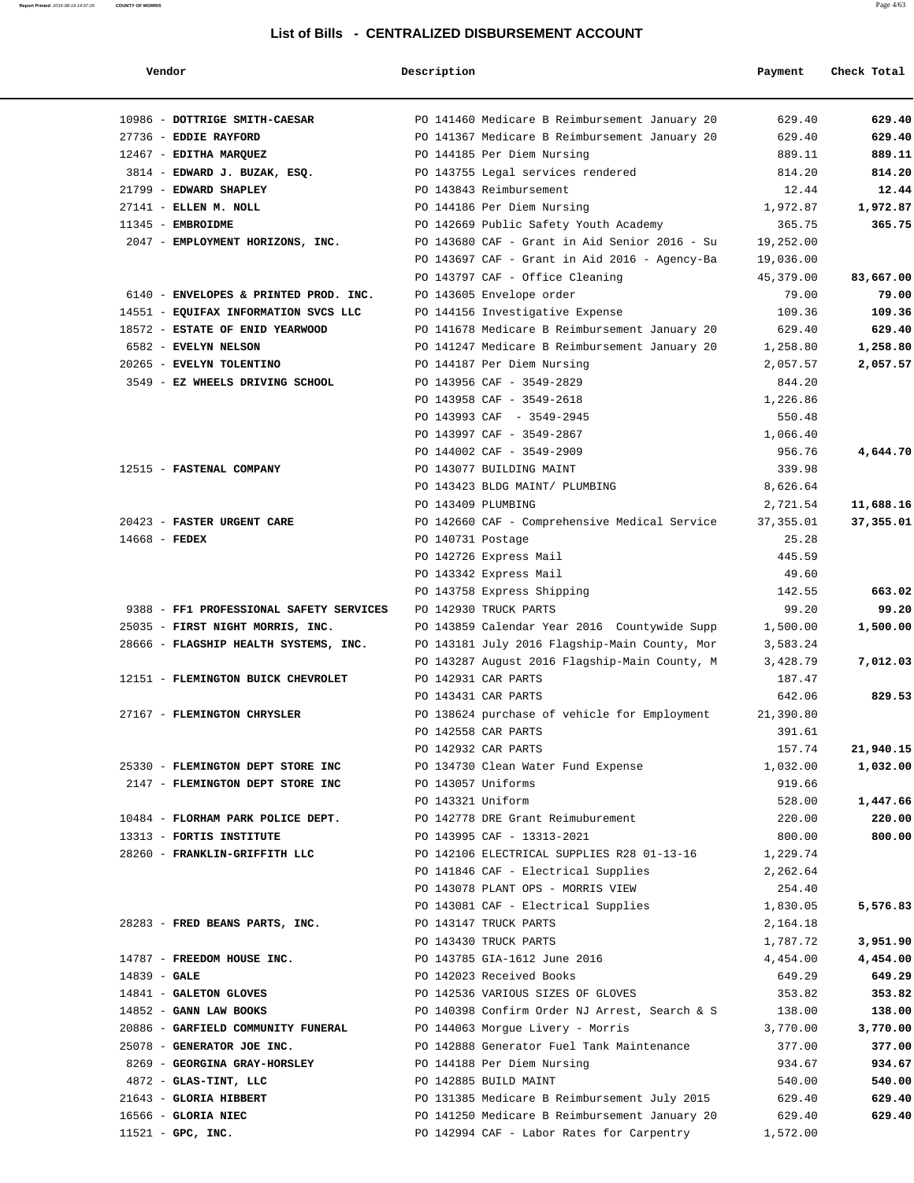## List of Bills - CENTRALIZED DISBURSEMENT ACCOUNT

| Vendor | Description | Payment | Check Total |
|---|---|---|---|
| 10986 - **DOTTRIGE SMITH-CAESAR** | PO 141460 Medicare B Reimbursement January 20 | 629.40 | **629.40** |
| 27736 - **EDDIE RAYFORD** | PO 141367 Medicare B Reimbursement January 20 | 629.40 | **629.40** |
| 12467 - **EDITHA MARQUEZ** | PO 144185 Per Diem Nursing | 889.11 | **889.11** |
| 3814 - **EDWARD J. BUZAK, ESQ.** | PO 143755 Legal services rendered | 814.20 | **814.20** |
| 21799 - **EDWARD SHAPLEY** | PO 143843 Reimbursement | 12.44 | **12.44** |
| 27141 - **ELLEN M. NOLL** | PO 144186 Per Diem Nursing | 1,972.87 | **1,972.87** |
| 11345 - **EMBROIDME** | PO 142669 Public Safety Youth Academy | 365.75 | **365.75** |
| 2047 - **EMPLOYMENT HORIZONS, INC.** | PO 143680 CAF - Grant in Aid Senior 2016 - Su | 19,252.00 | |
| | PO 143697 CAF - Grant in Aid 2016 - Agency-Ba | 19,036.00 | |
| | PO 143797 CAF - Office Cleaning | 45,379.00 | **83,667.00** |
| 6140 - **ENVELOPES & PRINTED PROD. INC.** | PO 143605 Envelope order | 79.00 | **79.00** |
| 14551 - **EQUIFAX INFORMATION SVCS LLC** | PO 144156 Investigative Expense | 109.36 | **109.36** |
| 18572 - **ESTATE OF ENID YEARWOOD** | PO 141678 Medicare B Reimbursement January 20 | 629.40 | **629.40** |
| 6582 - **EVELYN NELSON** | PO 141247 Medicare B Reimbursement January 20 | 1,258.80 | **1,258.80** |
| 20265 - **EVELYN TOLENTINO** | PO 144187 Per Diem Nursing | 2,057.57 | **2,057.57** |
| 3549 - **EZ WHEELS DRIVING SCHOOL** | PO 143956 CAF - 3549-2829 | 844.20 | |
| | PO 143958 CAF - 3549-2618 | 1,226.86 | |
| | PO 143993 CAF - 3549-2945 | 550.48 | |
| | PO 143997 CAF - 3549-2867 | 1,066.40 | |
| | PO 144002 CAF - 3549-2909 | 956.76 | **4,644.70** |
| 12515 - **FASTENAL COMPANY** | PO 143077 BUILDING MAINT | 339.98 | |
| | PO 143423 BLDG MAINT/ PLUMBING | 8,626.64 | |
| | PO 143409 PLUMBING | 2,721.54 | **11,688.16** |
| 20423 - **FASTER URGENT CARE** | PO 142660 CAF - Comprehensive Medical Service | 37,355.01 | **37,355.01** |
| 14668 - **FEDEX** | PO 140731 Postage | 25.28 | |
| | PO 142726 Express Mail | 445.59 | |
| | PO 143342 Express Mail | 49.60 | |
| | PO 143758 Express Shipping | 142.55 | **663.02** |
| 9388 - **FF1 PROFESSIONAL SAFETY SERVICES** | PO 142930 TRUCK PARTS | 99.20 | **99.20** |
| 25035 - **FIRST NIGHT MORRIS, INC.** | PO 143859 Calendar Year 2016 Countywide Supp | 1,500.00 | **1,500.00** |
| 28666 - **FLAGSHIP HEALTH SYSTEMS, INC.** | PO 143181 July 2016 Flagship-Main County, Mor | 3,583.24 | |
| | PO 143287 August 2016 Flagship-Main County, M | 3,428.79 | **7,012.03** |
| 12151 - **FLEMINGTON BUICK CHEVROLET** | PO 142931 CAR PARTS | 187.47 | |
| | PO 143431 CAR PARTS | 642.06 | **829.53** |
| 27167 - **FLEMINGTON CHRYSLER** | PO 138624 purchase of vehicle for Employment | 21,390.80 | |
| | PO 142558 CAR PARTS | 391.61 | |
| | PO 142932 CAR PARTS | 157.74 | **21,940.15** |
| 25330 - **FLEMINGTON DEPT STORE INC** | PO 134730 Clean Water Fund Expense | 1,032.00 | **1,032.00** |
| 2147 - **FLEMINGTON DEPT STORE INC** | PO 143057 Uniforms | 919.66 | |
| | PO 143321 Uniform | 528.00 | **1,447.66** |
| 10484 - **FLORHAM PARK POLICE DEPT.** | PO 142778 DRE Grant Reimuburement | 220.00 | **220.00** |
| 13313 - **FORTIS INSTITUTE** | PO 143995 CAF - 13313-2021 | 800.00 | **800.00** |
| 28260 - **FRANKLIN-GRIFFITH LLC** | PO 142106 ELECTRICAL SUPPLIES R28 01-13-16 | 1,229.74 | |
| | PO 141846 CAF - Electrical Supplies | 2,262.64 | |
| | PO 143078 PLANT OPS - MORRIS VIEW | 254.40 | |
| | PO 143081 CAF - Electrical Supplies | 1,830.05 | **5,576.83** |
| 28283 - **FRED BEANS PARTS, INC.** | PO 143147 TRUCK PARTS | 2,164.18 | |
| | PO 143430 TRUCK PARTS | 1,787.72 | **3,951.90** |
| 14787 - **FREEDOM HOUSE INC.** | PO 143785 GIA-1612 June 2016 | 4,454.00 | **4,454.00** |
| 14839 - **GALE** | PO 142023 Received Books | 649.29 | **649.29** |
| 14841 - **GALETON GLOVES** | PO 142536 VARIOUS SIZES OF GLOVES | 353.82 | **353.82** |
| 14852 - **GANN LAW BOOKS** | PO 140398 Confirm Order NJ Arrest, Search & S | 138.00 | **138.00** |
| 20886 - **GARFIELD COMMUNITY FUNERAL** | PO 144063 Morgue Livery - Morris | 3,770.00 | **3,770.00** |
| 25078 - **GENERATOR JOE INC.** | PO 142888 Generator Fuel Tank Maintenance | 377.00 | **377.00** |
| 8269 - **GEORGINA GRAY-HORSLEY** | PO 144188 Per Diem Nursing | 934.67 | **934.67** |
| 4872 - **GLAS-TINT, LLC** | PO 142885 BUILD MAINT | 540.00 | **540.00** |
| 21643 - **GLORIA HIBBERT** | PO 131385 Medicare B Reimbursement July 2015 | 629.40 | **629.40** |
| 16566 - **GLORIA NIEC** | PO 141250 Medicare B Reimbursement January 20 | 629.40 | **629.40** |
| 11521 - **GPC, INC.** | PO 142994 CAF - Labor Rates for Carpentry | 1,572.00 | |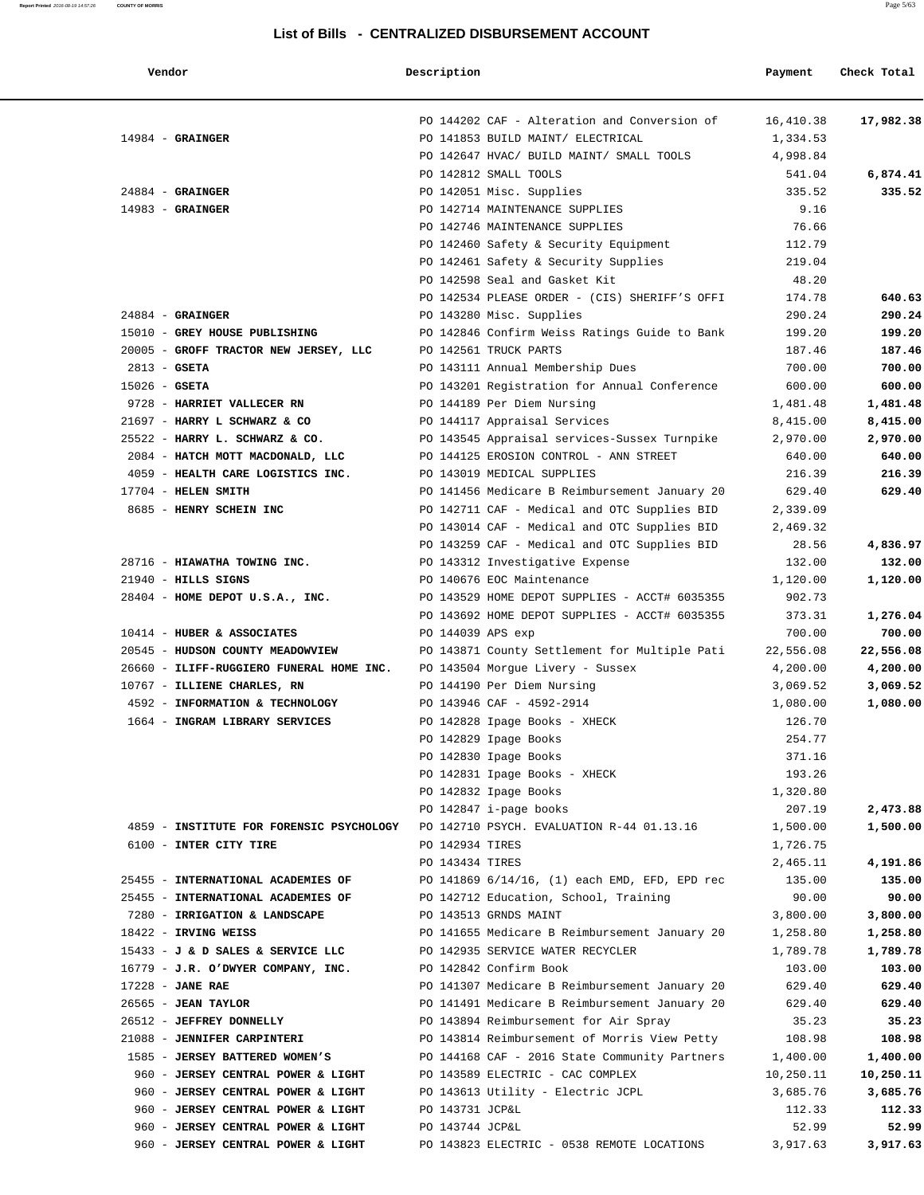## List of Bills - CENTRALIZED DISBURSEMENT ACCOUNT

| Vendor | Description | Payment | Check Total |
|---|---|---|---|
| | PO 144202 CAF - Alteration and Conversion of | 16,410.38 | **17,982.38** |
| 14984 - **GRAINGER** | PO 141853 BUILD MAINT/ ELECTRICAL | 1,334.53 | |
| | PO 142647 HVAC/ BUILD MAINT/ SMALL TOOLS | 4,998.84 | |
| | PO 142812 SMALL TOOLS | 541.04 | **6,874.41** |
| 24884 - **GRAINGER** | PO 142051 Misc. Supplies | 335.52 | **335.52** |
| 14983 - **GRAINGER** | PO 142714 MAINTENANCE SUPPLIES | 9.16 | |
| | PO 142746 MAINTENANCE SUPPLIES | 76.66 | |
| | PO 142460 Safety & Security Equipment | 112.79 | |
| | PO 142461 Safety & Security Supplies | 219.04 | |
| | PO 142598 Seal and Gasket Kit | 48.20 | |
| | PO 142534 PLEASE ORDER - (CIS) SHERIFF'S OFFI | 174.78 | **640.63** |
| 24884 - **GRAINGER** | PO 143280 Misc. Supplies | 290.24 | **290.24** |
| 15010 - **GREY HOUSE PUBLISHING** | PO 142846 Confirm Weiss Ratings Guide to Bank | 199.20 | **199.20** |
| 20005 - **GROFF TRACTOR NEW JERSEY, LLC** | PO 142561 TRUCK PARTS | 187.46 | **187.46** |
| 2813 - **GSETA** | PO 143111 Annual Membership Dues | 700.00 | **700.00** |
| 15026 - **GSETA** | PO 143201 Registration for Annual Conference | 600.00 | **600.00** |
| 9728 - **HARRIET VALLECER RN** | PO 144189 Per Diem Nursing | 1,481.48 | **1,481.48** |
| 21697 - **HARRY L SCHWARZ & CO** | PO 144117 Appraisal Services | 8,415.00 | **8,415.00** |
| 25522 - **HARRY L. SCHWARZ & CO.** | PO 143545 Appraisal services-Sussex Turnpike | 2,970.00 | **2,970.00** |
| 2084 - **HATCH MOTT MACDONALD, LLC** | PO 144125 EROSION CONTROL - ANN STREET | 640.00 | **640.00** |
| 4059 - **HEALTH CARE LOGISTICS INC.** | PO 143019 MEDICAL SUPPLIES | 216.39 | **216.39** |
| 17704 - **HELEN SMITH** | PO 141456 Medicare B Reimbursement January 20 | 629.40 | **629.40** |
| 8685 - **HENRY SCHEIN INC** | PO 142711 CAF - Medical and OTC Supplies BID | 2,339.09 | |
| | PO 143014 CAF - Medical and OTC Supplies BID | 2,469.32 | |
| | PO 143259 CAF - Medical and OTC Supplies BID | 28.56 | **4,836.97** |
| 28716 - **HIAWATHA TOWING INC.** | PO 143312 Investigative Expense | 132.00 | **132.00** |
| 21940 - **HILLS SIGNS** | PO 140676 EOC Maintenance | 1,120.00 | **1,120.00** |
| 28404 - **HOME DEPOT U.S.A., INC.** | PO 143529 HOME DEPOT SUPPLIES - ACCT# 6035355 | 902.73 | |
| | PO 143692 HOME DEPOT SUPPLIES - ACCT# 6035355 | 373.31 | **1,276.04** |
| 10414 - **HUBER & ASSOCIATES** | PO 144039 APS exp | 700.00 | **700.00** |
| 20545 - **HUDSON COUNTY MEADOWVIEW** | PO 143871 County Settlement for Multiple Pati | 22,556.08 | **22,556.08** |
| 26660 - **ILIFF-RUGGIERO FUNERAL HOME INC.** | PO 143504 Morgue Livery - Sussex | 4,200.00 | **4,200.00** |
| 10767 - **ILLIENE CHARLES, RN** | PO 144190 Per Diem Nursing | 3,069.52 | **3,069.52** |
| 4592 - **INFORMATION & TECHNOLOGY** | PO 143946 CAF - 4592-2914 | 1,080.00 | **1,080.00** |
| 1664 - **INGRAM LIBRARY SERVICES** | PO 142828 Ipage Books - XHECK | 126.70 | |
| | PO 142829 Ipage Books | 254.77 | |
| | PO 142830 Ipage Books | 371.16 | |
| | PO 142831 Ipage Books - XHECK | 193.26 | |
| | PO 142832 Ipage Books | 1,320.80 | |
| | PO 142847 i-page books | 207.19 | **2,473.88** |
| 4859 - **INSTITUTE FOR FORENSIC PSYCHOLOGY** | PO 142710 PSYCH. EVALUATION R-44 01.13.16 | 1,500.00 | **1,500.00** |
| 6100 - **INTER CITY TIRE** | PO 142934 TIRES | 1,726.75 | |
| | PO 143434 TIRES | 2,465.11 | **4,191.86** |
| 25455 - **INTERNATIONAL ACADEMIES OF** | PO 141869 6/14/16, (1) each EMD, EFD, EPD rec | 135.00 | **135.00** |
| 25455 - **INTERNATIONAL ACADEMIES OF** | PO 142712 Education, School, Training | 90.00 | **90.00** |
| 7280 - **IRRIGATION & LANDSCAPE** | PO 143513 GRNDS MAINT | 3,800.00 | **3,800.00** |
| 18422 - **IRVING WEISS** | PO 141655 Medicare B Reimbursement January 20 | 1,258.80 | **1,258.80** |
| 15433 - **J & D SALES & SERVICE LLC** | PO 142935 SERVICE WATER RECYCLER | 1,789.78 | **1,789.78** |
| 16779 - **J.R. O'DWYER COMPANY, INC.** | PO 142842 Confirm Book | 103.00 | **103.00** |
| 17228 - **JANE RAE** | PO 141307 Medicare B Reimbursement January 20 | 629.40 | **629.40** |
| 26565 - **JEAN TAYLOR** | PO 141491 Medicare B Reimbursement January 20 | 629.40 | **629.40** |
| 26512 - **JEFFREY DONNELLY** | PO 143894 Reimbursement for Air Spray | 35.23 | **35.23** |
| 21088 - **JENNIFER CARPINTERI** | PO 143814 Reimbursement of Morris View Petty | 108.98 | **108.98** |
| 1585 - **JERSEY BATTERED WOMEN'S** | PO 144168 CAF - 2016 State Community Partners | 1,400.00 | **1,400.00** |
| 960 - **JERSEY CENTRAL POWER & LIGHT** | PO 143589 ELECTRIC - CAC COMPLEX | 10,250.11 | **10,250.11** |
| 960 - **JERSEY CENTRAL POWER & LIGHT** | PO 143613 Utility - Electric JCPL | 3,685.76 | **3,685.76** |
| 960 - **JERSEY CENTRAL POWER & LIGHT** | PO 143731 JCP&L | 112.33 | **112.33** |
| 960 - **JERSEY CENTRAL POWER & LIGHT** | PO 143744 JCP&L | 52.99 | **52.99** |
| 960 - **JERSEY CENTRAL POWER & LIGHT** | PO 143823 ELECTRIC - 0538 REMOTE LOCATIONS | 3,917.63 | **3,917.63** |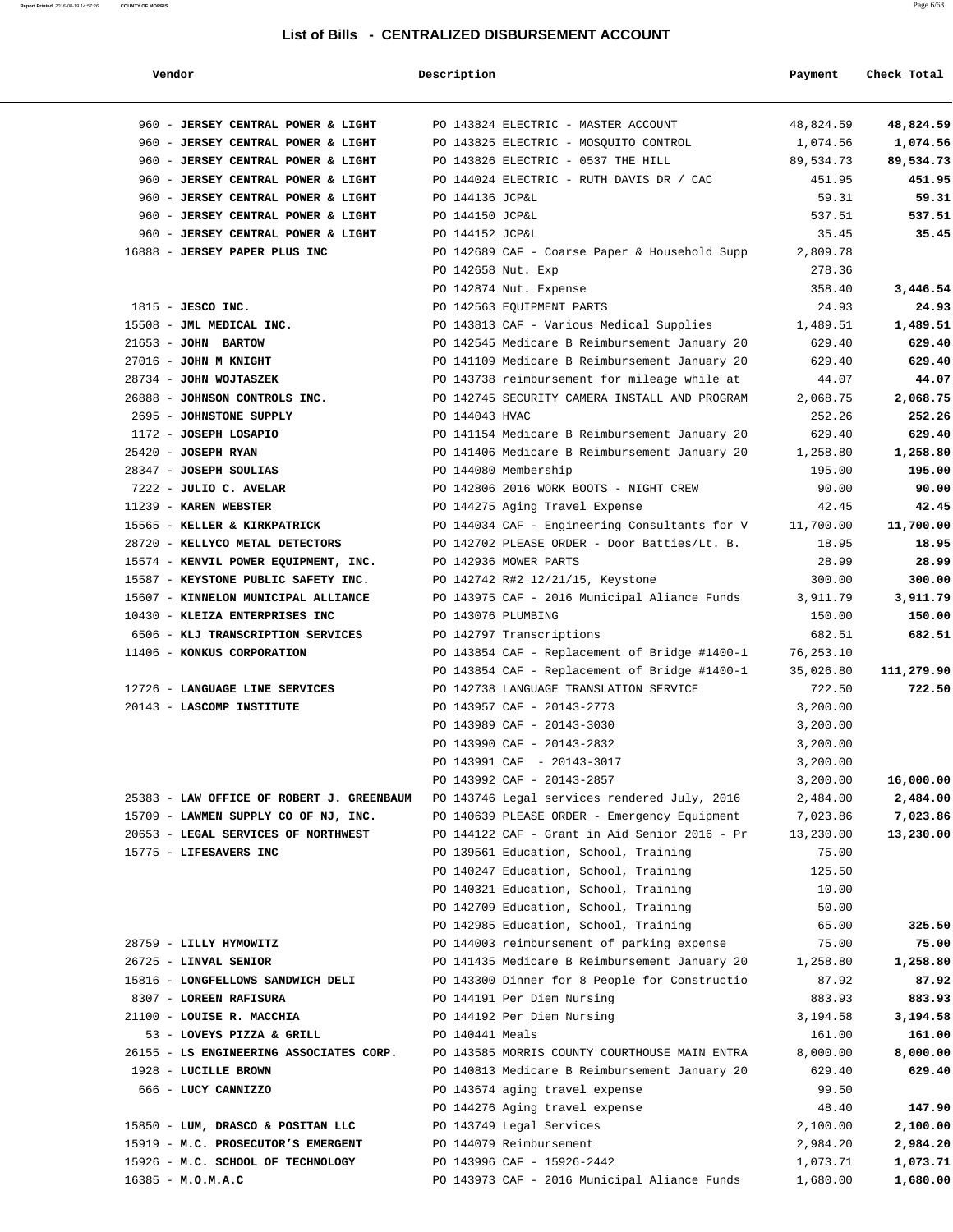## List of Bills - CENTRALIZED DISBURSEMENT ACCOUNT

| Vendor | Description | Payment | Check Total |
|---|---|---|---|
| 960 - **JERSEY CENTRAL POWER & LIGHT** | PO 143824 ELECTRIC - MASTER ACCOUNT | 48,824.59 | **48,824.59** |
| 960 - **JERSEY CENTRAL POWER & LIGHT** | PO 143825 ELECTRIC - MOSQUITO CONTROL | 1,074.56 | **1,074.56** |
| 960 - **JERSEY CENTRAL POWER & LIGHT** | PO 143826 ELECTRIC - 0537 THE HILL | 89,534.73 | **89,534.73** |
| 960 - **JERSEY CENTRAL POWER & LIGHT** | PO 144024 ELECTRIC - RUTH DAVIS DR / CAC | 451.95 | **451.95** |
| 960 - **JERSEY CENTRAL POWER & LIGHT** | PO 144136 JCP&L | 59.31 | **59.31** |
| 960 - **JERSEY CENTRAL POWER & LIGHT** | PO 144150 JCP&L | 537.51 | **537.51** |
| 960 - **JERSEY CENTRAL POWER & LIGHT** | PO 144152 JCP&L | 35.45 | **35.45** |
| 16888 - **JERSEY PAPER PLUS INC** | PO 142689 CAF - Coarse Paper & Household Supp | 2,809.78 | |
| | PO 142658 Nut. Exp | 278.36 | |
| | PO 142874 Nut. Expense | 358.40 | **3,446.54** |
| 1815 - **JESCO INC.** | PO 142563 EQUIPMENT PARTS | 24.93 | **24.93** |
| 15508 - **JML MEDICAL INC.** | PO 143813 CAF - Various Medical Supplies | 1,489.51 | **1,489.51** |
| 21653 - **JOHN BARTOW** | PO 142545 Medicare B Reimbursement January 20 | 629.40 | **629.40** |
| 27016 - **JOHN M KNIGHT** | PO 141109 Medicare B Reimbursement January 20 | 629.40 | **629.40** |
| 28734 - **JOHN WOJTASZEK** | PO 143738 reimbursement for mileage while at | 44.07 | **44.07** |
| 26888 - **JOHNSON CONTROLS INC.** | PO 142745 SECURITY CAMERA INSTALL AND PROGRAM | 2,068.75 | **2,068.75** |
| 2695 - **JOHNSTONE SUPPLY** | PO 144043 HVAC | 252.26 | **252.26** |
| 1172 - **JOSEPH LOSAPIO** | PO 141154 Medicare B Reimbursement January 20 | 629.40 | **629.40** |
| 25420 - **JOSEPH RYAN** | PO 141406 Medicare B Reimbursement January 20 | 1,258.80 | **1,258.80** |
| 28347 - **JOSEPH SOULIAS** | PO 144080 Membership | 195.00 | **195.00** |
| 7222 - **JULIO C. AVELAR** | PO 142806 2016 WORK BOOTS - NIGHT CREW | 90.00 | **90.00** |
| 11239 - **KAREN WEBSTER** | PO 144275 Aging Travel Expense | 42.45 | **42.45** |
| 15565 - **KELLER & KIRKPATRICK** | PO 144034 CAF - Engineering Consultants for V | 11,700.00 | **11,700.00** |
| 28720 - **KELLYCO METAL DETECTORS** | PO 142702 PLEASE ORDER - Door Batties/Lt. B. | 18.95 | **18.95** |
| 15574 - **KENVIL POWER EQUIPMENT, INC.** | PO 142936 MOWER PARTS | 28.99 | **28.99** |
| 15587 - **KEYSTONE PUBLIC SAFETY INC.** | PO 142742 R#2 12/21/15, Keystone | 300.00 | **300.00** |
| 15607 - **KINNELON MUNICIPAL ALLIANCE** | PO 143975 CAF - 2016 Municipal Aliance Funds | 3,911.79 | **3,911.79** |
| 10430 - **KLEIZA ENTERPRISES INC** | PO 143076 PLUMBING | 150.00 | **150.00** |
| 6506 - **KLJ TRANSCRIPTION SERVICES** | PO 142797 Transcriptions | 682.51 | **682.51** |
| 11406 - **KONKUS CORPORATION** | PO 143854 CAF - Replacement of Bridge #1400-1 | 76,253.10 | |
| | PO 143854 CAF - Replacement of Bridge #1400-1 | 35,026.80 | **111,279.90** |
| 12726 - **LANGUAGE LINE SERVICES** | PO 142738 LANGUAGE TRANSLATION SERVICE | 722.50 | **722.50** |
| 20143 - **LASCOMP INSTITUTE** | PO 143957 CAF - 20143-2773 | 3,200.00 | |
| | PO 143989 CAF - 20143-3030 | 3,200.00 | |
| | PO 143990 CAF - 20143-2832 | 3,200.00 | |
| | PO 143991 CAF - 20143-3017 | 3,200.00 | |
| | PO 143992 CAF - 20143-2857 | 3,200.00 | **16,000.00** |
| 25383 - **LAW OFFICE OF ROBERT J. GREENBAUM** | PO 143746 Legal services rendered July, 2016 | 2,484.00 | **2,484.00** |
| 15709 - **LAWMEN SUPPLY CO OF NJ, INC.** | PO 140639 PLEASE ORDER - Emergency Equipment | 7,023.86 | **7,023.86** |
| 20653 - **LEGAL SERVICES OF NORTHWEST** | PO 144122 CAF - Grant in Aid Senior 2016 - Pr | 13,230.00 | **13,230.00** |
| 15775 - **LIFESAVERS INC** | PO 139561 Education, School, Training | 75.00 | |
| | PO 140247 Education, School, Training | 125.50 | |
| | PO 140321 Education, School, Training | 10.00 | |
| | PO 142709 Education, School, Training | 50.00 | |
| | PO 142985 Education, School, Training | 65.00 | **325.50** |
| 28759 - **LILLY HYMOWITZ** | PO 144003 reimbursement of parking expense | 75.00 | **75.00** |
| 26725 - **LINVAL SENIOR** | PO 141435 Medicare B Reimbursement January 20 | 1,258.80 | **1,258.80** |
| 15816 - **LONGFELLOWS SANDWICH DELI** | PO 143300 Dinner for 8 People for Constructio | 87.92 | **87.92** |
| 8307 - **LOREEN RAFISURA** | PO 144191 Per Diem Nursing | 883.93 | **883.93** |
| 21100 - **LOUISE R. MACCHIA** | PO 144192 Per Diem Nursing | 3,194.58 | **3,194.58** |
| 53 - **LOVEYS PIZZA & GRILL** | PO 140441 Meals | 161.00 | **161.00** |
| 26155 - **LS ENGINEERING ASSOCIATES CORP.** | PO 143585 MORRIS COUNTY COURTHOUSE MAIN ENTRA | 8,000.00 | **8,000.00** |
| 1928 - **LUCILLE BROWN** | PO 140813 Medicare B Reimbursement January 20 | 629.40 | **629.40** |
| 666 - **LUCY CANNIZZO** | PO 143674 aging travel expense | 99.50 | |
| | PO 144276 Aging travel expense | 48.40 | **147.90** |
| 15850 - **LUM, DRASCO & POSITAN LLC** | PO 143749 Legal Services | 2,100.00 | **2,100.00** |
| 15919 - **M.C. PROSECUTOR'S EMERGENT** | PO 144079 Reimbursement | 2,984.20 | **2,984.20** |
| 15926 - **M.C. SCHOOL OF TECHNOLOGY** | PO 143996 CAF - 15926-2442 | 1,073.71 | **1,073.71** |
| 16385 - **M.O.M.A.C** | PO 143973 CAF - 2016 Municipal Aliance Funds | 1,680.00 | **1,680.00** |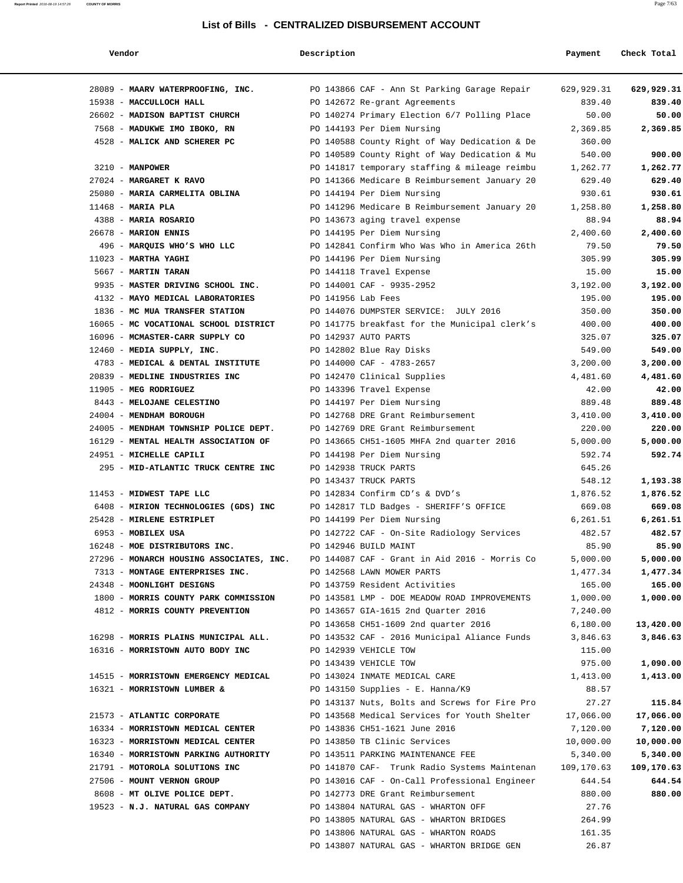## List of Bills - CENTRALIZED DISBURSEMENT ACCOUNT

| Vendor | Description | Payment | Check Total |
|---|---|---|---|
| 28089 - **MAARV WATERPROOFING, INC.** | PO 143866 CAF - Ann St Parking Garage Repair | 629,929.31 | **629,929.31** |
| 15938 - **MACCULLOCH HALL** | PO 142672 Re-grant Agreements | 839.40 | **839.40** |
| 26602 - **MADISON BAPTIST CHURCH** | PO 140274 Primary Election 6/7 Polling Place | 50.00 | **50.00** |
| 7568 - **MADUKWE IMO IBOKO, RN** | PO 144193 Per Diem Nursing | 2,369.85 | **2,369.85** |
| 4528 - **MALICK AND SCHERER PC** | PO 140588 County Right of Way Dedication & De | 360.00 | |
| | PO 140589 County Right of Way Dedication & Mu | 540.00 | **900.00** |
| 3210 - **MANPOWER** | PO 141817 temporary staffing & mileage reimbu | 1,262.77 | **1,262.77** |
| 27024 - **MARGARET K RAVO** | PO 141366 Medicare B Reimbursement January 20 | 629.40 | **629.40** |
| 25080 - **MARIA CARMELITA OBLINA** | PO 144194 Per Diem Nursing | 930.61 | **930.61** |
| 11468 - **MARIA PLA** | PO 141296 Medicare B Reimbursement January 20 | 1,258.80 | **1,258.80** |
| 4388 - **MARIA ROSARIO** | PO 143673 aging travel expense | 88.94 | **88.94** |
| 26678 - **MARION ENNIS** | PO 144195 Per Diem Nursing | 2,400.60 | **2,400.60** |
| 496 - **MARQUIS WHO'S WHO LLC** | PO 142841 Confirm Who Was Who in America 26th | 79.50 | **79.50** |
| 11023 - **MARTHA YAGHI** | PO 144196 Per Diem Nursing | 305.99 | **305.99** |
| 5667 - **MARTIN TARAN** | PO 144118 Travel Expense | 15.00 | **15.00** |
| 9935 - **MASTER DRIVING SCHOOL INC.** | PO 144001 CAF - 9935-2952 | 3,192.00 | **3,192.00** |
| 4132 - **MAYO MEDICAL LABORATORIES** | PO 141956 Lab Fees | 195.00 | **195.00** |
| 1836 - **MC MUA TRANSFER STATION** | PO 144076 DUMPSTER SERVICE: JULY 2016 | 350.00 | **350.00** |
| 16065 - **MC VOCATIONAL SCHOOL DISTRICT** | PO 141775 breakfast for the Municipal clerk's | 400.00 | **400.00** |
| 16096 - **MCMASTER-CARR SUPPLY CO** | PO 142937 AUTO PARTS | 325.07 | **325.07** |
| 12460 - **MEDIA SUPPLY, INC.** | PO 142802 Blue Ray Disks | 549.00 | **549.00** |
| 4783 - **MEDICAL & DENTAL INSTITUTE** | PO 144000 CAF - 4783-2657 | 3,200.00 | **3,200.00** |
| 20839 - **MEDLINE INDUSTRIES INC** | PO 142470 Clinical Supplies | 4,481.60 | **4,481.60** |
| 11905 - **MEG RODRIGUEZ** | PO 143396 Travel Expense | 42.00 | **42.00** |
| 8443 - **MELOJANE CELESTINO** | PO 144197 Per Diem Nursing | 889.48 | **889.48** |
| 24004 - **MENDHAM BOROUGH** | PO 142768 DRE Grant Reimbursement | 3,410.00 | **3,410.00** |
| 24005 - **MENDHAM TOWNSHIP POLICE DEPT.** | PO 142769 DRE Grant Reimbursement | 220.00 | **220.00** |
| 16129 - **MENTAL HEALTH ASSOCIATION OF** | PO 143665 CH51-1605 MHFA 2nd quarter 2016 | 5,000.00 | **5,000.00** |
| 24951 - **MICHELLE CAPILI** | PO 144198 Per Diem Nursing | 592.74 | **592.74** |
| 295 - **MID-ATLANTIC TRUCK CENTRE INC** | PO 142938 TRUCK PARTS | 645.26 | |
| | PO 143437 TRUCK PARTS | 548.12 | **1,193.38** |
| 11453 - **MIDWEST TAPE LLC** | PO 142834 Confirm CD's & DVD's | 1,876.52 | **1,876.52** |
| 6408 - **MIRION TECHNOLOGIES (GDS) INC** | PO 142817 TLD Badges - SHERIFF'S OFFICE | 669.08 | **669.08** |
| 25428 - **MIRLENE ESTRIPLET** | PO 144199 Per Diem Nursing | 6,261.51 | **6,261.51** |
| 6953 - **MOBILEX USA** | PO 142722 CAF - On-Site Radiology Services | 482.57 | **482.57** |
| 16248 - **MOE DISTRIBUTORS INC.** | PO 142946 BUILD MAINT | 85.90 | **85.90** |
| 27296 - **MONARCH HOUSING ASSOCIATES, INC.** | PO 144087 CAF - Grant in Aid 2016 - Morris Co | 5,000.00 | **5,000.00** |
| 7313 - **MONTAGE ENTERPRISES INC.** | PO 142568 LAWN MOWER PARTS | 1,477.34 | **1,477.34** |
| 24348 - **MOONLIGHT DESIGNS** | PO 143759 Resident Activities | 165.00 | **165.00** |
| 1800 - **MORRIS COUNTY PARK COMMISSION** | PO 143581 LMP - DOE MEADOW ROAD IMPROVEMENTS | 1,000.00 | **1,000.00** |
| 4812 - **MORRIS COUNTY PREVENTION** | PO 143657 GIA-1615 2nd Quarter 2016 | 7,240.00 | |
| | PO 143658 CH51-1609 2nd quarter 2016 | 6,180.00 | **13,420.00** |
| 16298 - **MORRIS PLAINS MUNICIPAL ALL.** | PO 143532 CAF - 2016 Municipal Aliance Funds | 3,846.63 | **3,846.63** |
| 16316 - **MORRISTOWN AUTO BODY INC** | PO 142939 VEHICLE TOW | 115.00 | |
| | PO 143439 VEHICLE TOW | 975.00 | **1,090.00** |
| 14515 - **MORRISTOWN EMERGENCY MEDICAL** | PO 143024 INMATE MEDICAL CARE | 1,413.00 | **1,413.00** |
| 16321 - **MORRISTOWN LUMBER &** | PO 143150 Supplies - E. Hanna/K9 | 88.57 | |
| | PO 143137 Nuts, Bolts and Screws for Fire Pro | 27.27 | **115.84** |
| 21573 - **ATLANTIC CORPORATE** | PO 143568 Medical Services for Youth Shelter | 17,066.00 | **17,066.00** |
| 16334 - **MORRISTOWN MEDICAL CENTER** | PO 143836 CH51-1621 June 2016 | 7,120.00 | **7,120.00** |
| 16323 - **MORRISTOWN MEDICAL CENTER** | PO 143850 TB Clinic Services | 10,000.00 | **10,000.00** |
| 16340 - **MORRISTOWN PARKING AUTHORITY** | PO 143511 PARKING MAINTENANCE FEE | 5,340.00 | **5,340.00** |
| 21791 - **MOTOROLA SOLUTIONS INC** | PO 141870 CAF- Trunk Radio Systems Maintenan | 109,170.63 | **109,170.63** |
| 27506 - **MOUNT VERNON GROUP** | PO 143016 CAF - On-Call Professional Engineer | 644.54 | **644.54** |
| 8608 - **MT OLIVE POLICE DEPT.** | PO 142773 DRE Grant Reimbursement | 880.00 | **880.00** |
| 19523 - **N.J. NATURAL GAS COMPANY** | PO 143804 NATURAL GAS - WHARTON OFF | 27.76 | |
| | PO 143805 NATURAL GAS - WHARTON BRIDGES | 264.99 | |
| | PO 143806 NATURAL GAS - WHARTON ROADS | 161.35 | |
| | PO 143807 NATURAL GAS - WHARTON BRIDGE GEN | 26.87 | |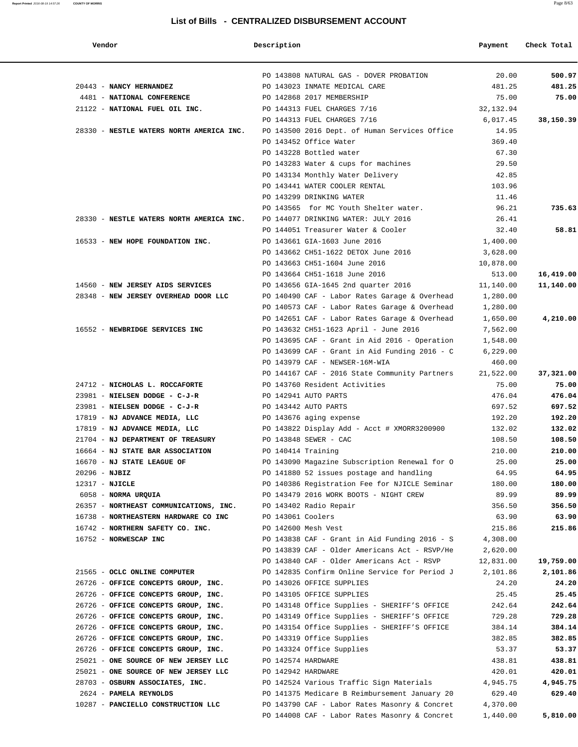## List of Bills - CENTRALIZED DISBURSEMENT ACCOUNT

| Vendor | Description | Payment | Check Total |
|---|---|---|---|
| | PO 143808 NATURAL GAS - DOVER PROBATION | 20.00 | **500.97** |
| 20443 - **NANCY HERNANDEZ** | PO 143023 INMATE MEDICAL CARE | 481.25 | **481.25** |
| 4481 - **NATIONAL CONFERENCE** | PO 142868 2017 MEMBERSHIP | 75.00 | **75.00** |
| 21122 - **NATIONAL FUEL OIL INC.** | PO 144313 FUEL CHARGES 7/16 | 32,132.94 | |
| | PO 144313 FUEL CHARGES 7/16 | 6,017.45 | **38,150.39** |
| 28330 - **NESTLE WATERS NORTH AMERICA INC.** | PO 143500 2016 Dept. of Human Services Office | 14.95 | |
| | PO 143452 Office Water | 369.40 | |
| | PO 143228 Bottled water | 67.30 | |
| | PO 143283 Water & cups for machines | 29.50 | |
| | PO 143134 Monthly Water Delivery | 42.85 | |
| | PO 143441 WATER COOLER RENTAL | 103.96 | |
| | PO 143299 DRINKING WATER | 11.46 | |
| | PO 143565 for MC Youth Shelter water. | 96.21 | **735.63** |
| 28330 - **NESTLE WATERS NORTH AMERICA INC.** | PO 144077 DRINKING WATER: JULY 2016 | 26.41 | |
| | PO 144051 Treasurer Water & Cooler | 32.40 | **58.81** |
| 16533 - **NEW HOPE FOUNDATION INC.** | PO 143661 GIA-1603 June 2016 | 1,400.00 | |
| | PO 143662 CH51-1622 DETOX June 2016 | 3,628.00 | |
| | PO 143663 CH51-1604 June 2016 | 10,878.00 | |
| | PO 143664 CH51-1618 June 2016 | 513.00 | **16,419.00** |
| 14560 - **NEW JERSEY AIDS SERVICES** | PO 143656 GIA-1645 2nd quarter 2016 | 11,140.00 | **11,140.00** |
| 28348 - **NEW JERSEY OVERHEAD DOOR LLC** | PO 140490 CAF - Labor Rates Garage & Overhead | 1,280.00 | |
| | PO 140573 CAF - Labor Rates Garage & Overhead | 1,280.00 | |
| | PO 142651 CAF - Labor Rates Garage & Overhead | 1,650.00 | **4,210.00** |
| 16552 - **NEWBRIDGE SERVICES INC** | PO 143632 CH51-1623 April - June 2016 | 7,562.00 | |
| | PO 143695 CAF - Grant in Aid 2016 - Operation | 1,548.00 | |
| | PO 143699 CAF - Grant in Aid Funding 2016 - C | 6,229.00 | |
| | PO 143979 CAF - NEWSER-16M-WIA | 460.00 | |
| | PO 144167 CAF - 2016 State Community Partners | 21,522.00 | **37,321.00** |
| 24712 - **NICHOLAS L. ROCCAFORTE** | PO 143760 Resident Activities | 75.00 | **75.00** |
| 23981 - **NIELSEN DODGE - C-J-R** | PO 142941 AUTO PARTS | 476.04 | **476.04** |
| 23981 - **NIELSEN DODGE - C-J-R** | PO 143442 AUTO PARTS | 697.52 | **697.52** |
| 17819 - **NJ ADVANCE MEDIA, LLC** | PO 143676 aging expense | 192.20 | **192.20** |
| 17819 - **NJ ADVANCE MEDIA, LLC** | PO 143822 Display Add - Acct # XMORR3200900 | 132.02 | **132.02** |
| 21704 - **NJ DEPARTMENT OF TREASURY** | PO 143848 SEWER - CAC | 108.50 | **108.50** |
| 16664 - **NJ STATE BAR ASSOCIATION** | PO 140414 Training | 210.00 | **210.00** |
| 16670 - **NJ STATE LEAGUE OF** | PO 143090 Magazine Subscription Renewal for O | 25.00 | **25.00** |
| 20296 - **NJBIZ** | PO 141880 52 issues postage and handling | 64.95 | **64.95** |
| 12317 - **NJICLE** | PO 140386 Registration Fee for NJICLE Seminar | 180.00 | **180.00** |
| 6058 - **NORMA URQUIA** | PO 143479 2016 WORK BOOTS - NIGHT CREW | 89.99 | **89.99** |
| 26357 - **NORTHEAST COMMUNICATIONS, INC.** | PO 143402 Radio Repair | 356.50 | **356.50** |
| 16738 - **NORTHEASTERN HARDWARE CO INC** | PO 143061 Coolers | 63.90 | **63.90** |
| 16742 - **NORTHERN SAFETY CO. INC.** | PO 142600 Mesh Vest | 215.86 | **215.86** |
| 16752 - **NORWESCAP INC** | PO 143838 CAF - Grant in Aid Funding 2016 - S | 4,308.00 | |
| | PO 143839 CAF - Older Americans Act - RSVP/He | 2,620.00 | |
| | PO 143840 CAF - Older Americans Act - RSVP | 12,831.00 | **19,759.00** |
| 21565 - **OCLC ONLINE COMPUTER** | PO 142835 Confirm Online Service for Period J | 2,101.86 | **2,101.86** |
| 26726 - **OFFICE CONCEPTS GROUP, INC.** | PO 143026 OFFICE SUPPLIES | 24.20 | **24.20** |
| 26726 - **OFFICE CONCEPTS GROUP, INC.** | PO 143105 OFFICE SUPPLIES | 25.45 | **25.45** |
| 26726 - **OFFICE CONCEPTS GROUP, INC.** | PO 143148 Office Supplies - SHERIFF'S OFFICE | 242.64 | **242.64** |
| 26726 - **OFFICE CONCEPTS GROUP, INC.** | PO 143149 Office Supplies - SHERIFF'S OFFICE | 729.28 | **729.28** |
| 26726 - **OFFICE CONCEPTS GROUP, INC.** | PO 143154 Office Supplies - SHERIFF'S OFFICE | 384.14 | **384.14** |
| 26726 - **OFFICE CONCEPTS GROUP, INC.** | PO 143319 Office Supplies | 382.85 | **382.85** |
| 26726 - **OFFICE CONCEPTS GROUP, INC.** | PO 143324 Office Supplies | 53.37 | **53.37** |
| 25021 - **ONE SOURCE OF NEW JERSEY LLC** | PO 142574 HARDWARE | 438.81 | **438.81** |
| 25021 - **ONE SOURCE OF NEW JERSEY LLC** | PO 142942 HARDWARE | 420.01 | **420.01** |
| 28703 - **OSBURN ASSOCIATES, INC.** | PO 142524 Various Traffic Sign Materials | 4,945.75 | **4,945.75** |
| 2624 - **PAMELA REYNOLDS** | PO 141375 Medicare B Reimbursement January 20 | 629.40 | **629.40** |
| 10287 - **PANCIELLO CONSTRUCTION LLC** | PO 143790 CAF - Labor Rates Masonry & Concret | 4,370.00 | |
| | PO 144008 CAF - Labor Rates Masonry & Concret | 1,440.00 | **5,810.00** |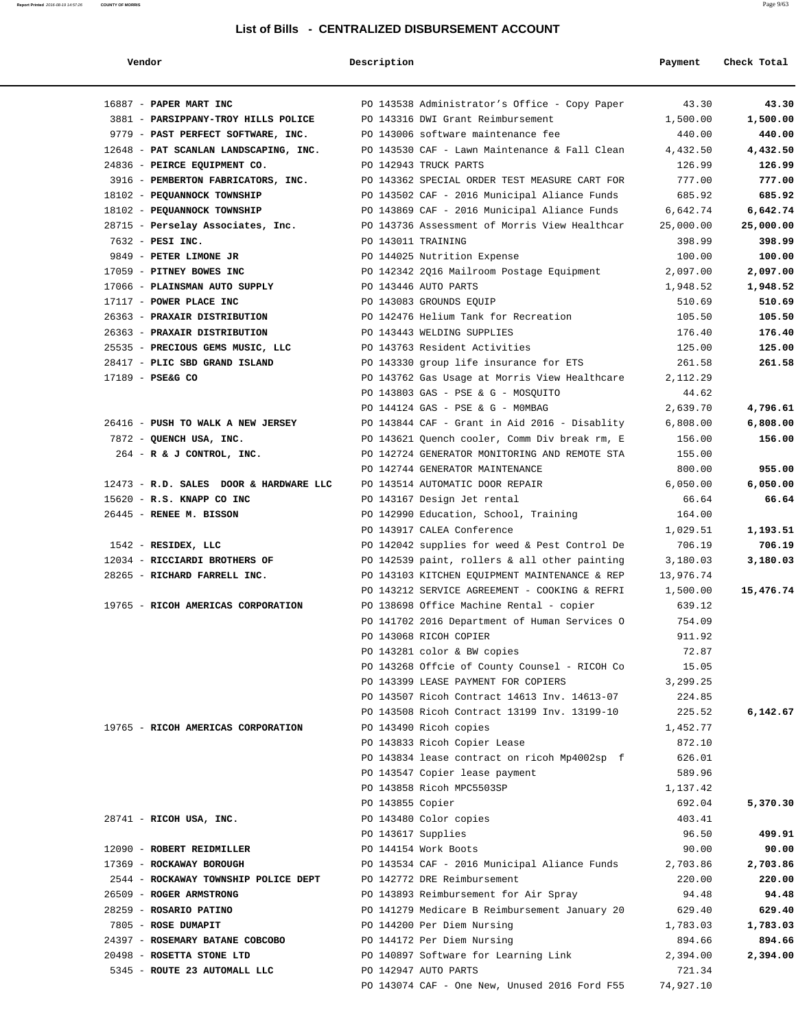# List of Bills - CENTRALIZED DISBURSEMENT ACCOUNT

| Vendor | Description | Payment | Check Total |
|---|---|---|---|
| 16887 - **PAPER MART INC** | PO 143538 Administrator's Office - Copy Paper | 43.30 | **43.30** |
| 3881 - **PARSIPPANY-TROY HILLS POLICE** | PO 143316 DWI Grant Reimbursement | 1,500.00 | **1,500.00** |
| 9779 - **PAST PERFECT SOFTWARE, INC.** | PO 143006 software maintenance fee | 440.00 | **440.00** |
| 12648 - **PAT SCANLAN LANDSCAPING, INC.** | PO 143530 CAF - Lawn Maintenance & Fall Clean | 4,432.50 | **4,432.50** |
| 24836 - **PEIRCE EQUIPMENT CO.** | PO 142943 TRUCK PARTS | 126.99 | **126.99** |
| 3916 - **PEMBERTON FABRICATORS, INC.** | PO 143362 SPECIAL ORDER TEST MEASURE CART FOR | 777.00 | **777.00** |
| 18102 - **PEQUANNOCK TOWNSHIP** | PO 143502 CAF - 2016 Municipal Aliance Funds | 685.92 | **685.92** |
| 18102 - **PEQUANNOCK TOWNSHIP** | PO 143869 CAF - 2016 Municipal Aliance Funds | 6,642.74 | **6,642.74** |
| 28715 - **Perselay Associates, Inc.** | PO 143736 Assessment of Morris View Healthcar | 25,000.00 | **25,000.00** |
| 7632 - **PESI INC.** | PO 143011 TRAINING | 398.99 | **398.99** |
| 9849 - **PETER LIMONE JR** | PO 144025 Nutrition Expense | 100.00 | **100.00** |
| 17059 - **PITNEY BOWES INC** | PO 142342 2Q16 Mailroom Postage Equipment | 2,097.00 | **2,097.00** |
| 17066 - **PLAINSMAN AUTO SUPPLY** | PO 143446 AUTO PARTS | 1,948.52 | **1,948.52** |
| 17117 - **POWER PLACE INC** | PO 143083 GROUNDS EQUIP | 510.69 | **510.69** |
| 26363 - **PRAXAIR DISTRIBUTION** | PO 142476 Helium Tank for Recreation | 105.50 | **105.50** |
| 26363 - **PRAXAIR DISTRIBUTION** | PO 143443 WELDING SUPPLIES | 176.40 | **176.40** |
| 25535 - **PRECIOUS GEMS MUSIC, LLC** | PO 143763 Resident Activities | 125.00 | **125.00** |
| 28417 - **PLIC SBD GRAND ISLAND** | PO 143330 group life insurance for ETS | 261.58 | **261.58** |
| 17189 - **PSE&G CO** | PO 143762 Gas Usage at Morris View Healthcare | 2,112.29 | |
| | PO 143803 GAS - PSE & G - MOSQUITO | 44.62 | |
| | PO 144124 GAS - PSE & G - M0MBAG | 2,639.70 | **4,796.61** |
| 26416 - **PUSH TO WALK A NEW JERSEY** | PO 143844 CAF - Grant in Aid 2016 - Disablity | 6,808.00 | **6,808.00** |
| 7872 - **QUENCH USA, INC.** | PO 143621 Quench cooler, Comm Div break rm, E | 156.00 | **156.00** |
| 264 - **R & J CONTROL, INC.** | PO 142724 GENERATOR MONITORING AND REMOTE STA | 155.00 | |
| | PO 142744 GENERATOR MAINTENANCE | 800.00 | **955.00** |
| 12473 - **R.D. SALES DOOR & HARDWARE LLC** | PO 143514 AUTOMATIC DOOR REPAIR | 6,050.00 | **6,050.00** |
| 15620 - **R.S. KNAPP CO INC** | PO 143167 Design Jet rental | 66.64 | **66.64** |
| 26445 - **RENEE M. BISSON** | PO 142990 Education, School, Training | 164.00 | |
| | PO 143917 CALEA Conference | 1,029.51 | **1,193.51** |
| 1542 - **RESIDEX, LLC** | PO 142042 supplies for weed & Pest Control De | 706.19 | **706.19** |
| 12034 - **RICCIARDI BROTHERS OF** | PO 142539 paint, rollers & all other painting | 3,180.03 | **3,180.03** |
| 28265 - **RICHARD FARRELL INC.** | PO 143103 KITCHEN EQUIPMENT MAINTENANCE & REP | 13,976.74 | |
| | PO 143212 SERVICE AGREEMENT - COOKING & REFRI | 1,500.00 | **15,476.74** |
| 19765 - **RICOH AMERICAS CORPORATION** | PO 138698 Office Machine Rental - copier | 639.12 | |
| | PO 141702 2016 Department of Human Services O | 754.09 | |
| | PO 143068 RICOH COPIER | 911.92 | |
| | PO 143281 color & BW copies | 72.87 | |
| | PO 143268 Offcie of County Counsel - RICOH Co | 15.05 | |
| | PO 143399 LEASE PAYMENT FOR COPIERS | 3,299.25 | |
| | PO 143507 Ricoh Contract 14613 Inv. 14613-07 | 224.85 | |
| | PO 143508 Ricoh Contract 13199 Inv. 13199-10 | 225.52 | **6,142.67** |
| 19765 - **RICOH AMERICAS CORPORATION** | PO 143490 Ricoh copies | 1,452.77 | |
| | PO 143833 Ricoh Copier Lease | 872.10 | |
| | PO 143834 lease contract on ricoh Mp4002sp f | 626.01 | |
| | PO 143547 Copier lease payment | 589.96 | |
| | PO 143858 Ricoh MPC5503SP | 1,137.42 | |
| | PO 143855 Copier | 692.04 | **5,370.30** |
| 28741 - **RICOH USA, INC.** | PO 143480 Color copies | 403.41 | |
| | PO 143617 Supplies | 96.50 | **499.91** |
| 12090 - **ROBERT REIDMILLER** | PO 144154 Work Boots | 90.00 | **90.00** |
| 17369 - **ROCKAWAY BOROUGH** | PO 143534 CAF - 2016 Municipal Aliance Funds | 2,703.86 | **2,703.86** |
| 2544 - **ROCKAWAY TOWNSHIP POLICE DEPT** | PO 142772 DRE Reimbursement | 220.00 | **220.00** |
| 26509 - **ROGER ARMSTRONG** | PO 143893 Reimbursement for Air Spray | 94.48 | **94.48** |
| 28259 - **ROSARIO PATINO** | PO 141279 Medicare B Reimbursement January 20 | 629.40 | **629.40** |
| 7805 - **ROSE DUMAPIT** | PO 144200 Per Diem Nursing | 1,783.03 | **1,783.03** |
| 24397 - **ROSEMARY BATANE COBCOBO** | PO 144172 Per Diem Nursing | 894.66 | **894.66** |
| 20498 - **ROSETTA STONE LTD** | PO 140897 Software for Learning Link | 2,394.00 | **2,394.00** |
| 5345 - **ROUTE 23 AUTOMALL LLC** | PO 142947 AUTO PARTS | 721.34 | |
| | PO 143074 CAF - One New, Unused 2016 Ford F55 | 74,927.10 | |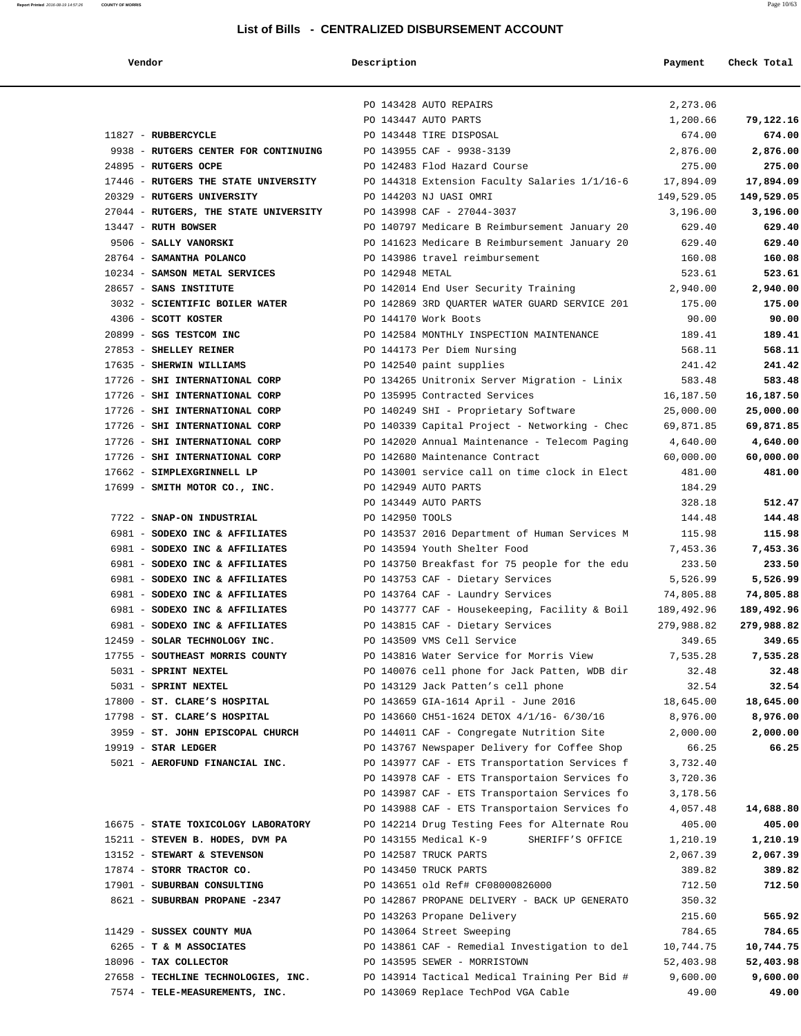## List of Bills - CENTRALIZED DISBURSEMENT ACCOUNT

| Vendor | Description | Payment | Check Total |
|---|---|---|---|
| | PO 143428 AUTO REPAIRS | 2,273.06 | |
| | PO 143447 AUTO PARTS | 1,200.66 | **79,122.16** |
| 11827 - **RUBBERCYCLE** | PO 143448 TIRE DISPOSAL | 674.00 | **674.00** |
| 9938 - **RUTGERS CENTER FOR CONTINUING** | PO 143955 CAF - 9938-3139 | 2,876.00 | **2,876.00** |
| 24895 - **RUTGERS OCPE** | PO 142483 Flod Hazard Course | 275.00 | **275.00** |
| 17446 - **RUTGERS THE STATE UNIVERSITY** | PO 144318 Extension Faculty Salaries 1/1/16-6 | 17,894.09 | **17,894.09** |
| 20329 - **RUTGERS UNIVERSITY** | PO 144203 NJ UASI OMRI | 149,529.05 | **149,529.05** |
| 27044 - **RUTGERS, THE STATE UNIVERSITY** | PO 143998 CAF - 27044-3037 | 3,196.00 | **3,196.00** |
| 13447 - **RUTH BOWSER** | PO 140797 Medicare B Reimbursement January 20 | 629.40 | **629.40** |
| 9506 - **SALLY VANORSKI** | PO 141623 Medicare B Reimbursement January 20 | 629.40 | **629.40** |
| 28764 - **SAMANTHA POLANCO** | PO 143986 travel reimbursement | 160.08 | **160.08** |
| 10234 - **SAMSON METAL SERVICES** | PO 142948 METAL | 523.61 | **523.61** |
| 28657 - **SANS INSTITUTE** | PO 142014 End User Security Training | 2,940.00 | **2,940.00** |
| 3032 - **SCIENTIFIC BOILER WATER** | PO 142869 3RD QUARTER WATER GUARD SERVICE 201 | 175.00 | **175.00** |
| 4306 - **SCOTT KOSTER** | PO 144170 Work Boots | 90.00 | **90.00** |
| 20899 - **SGS TESTCOM INC** | PO 142584 MONTHLY INSPECTION MAINTENANCE | 189.41 | **189.41** |
| 27853 - **SHELLEY REINER** | PO 144173 Per Diem Nursing | 568.11 | **568.11** |
| 17635 - **SHERWIN WILLIAMS** | PO 142540 paint supplies | 241.42 | **241.42** |
| 17726 - **SHI INTERNATIONAL CORP** | PO 134265 Unitronix Server Migration - Linix | 583.48 | **583.48** |
| 17726 - **SHI INTERNATIONAL CORP** | PO 135995 Contracted Services | 16,187.50 | **16,187.50** |
| 17726 - **SHI INTERNATIONAL CORP** | PO 140249 SHI - Proprietary Software | 25,000.00 | **25,000.00** |
| 17726 - **SHI INTERNATIONAL CORP** | PO 140339 Capital Project - Networking - Chec | 69,871.85 | **69,871.85** |
| 17726 - **SHI INTERNATIONAL CORP** | PO 142020 Annual Maintenance - Telecom Paging | 4,640.00 | **4,640.00** |
| 17726 - **SHI INTERNATIONAL CORP** | PO 142680 Maintenance Contract | 60,000.00 | **60,000.00** |
| 17662 - **SIMPLEXGRINNELL LP** | PO 143001 service call on time clock in Elect | 481.00 | **481.00** |
| 17699 - **SMITH MOTOR CO., INC.** | PO 142949 AUTO PARTS | 184.29 | |
| | PO 143449 AUTO PARTS | 328.18 | **512.47** |
| 7722 - **SNAP-ON INDUSTRIAL** | PO 142950 TOOLS | 144.48 | **144.48** |
| 6981 - **SODEXO INC & AFFILIATES** | PO 143537 2016 Department of Human Services M | 115.98 | **115.98** |
| 6981 - **SODEXO INC & AFFILIATES** | PO 143594 Youth Shelter Food | 7,453.36 | **7,453.36** |
| 6981 - **SODEXO INC & AFFILIATES** | PO 143750 Breakfast for 75 people for the edu | 233.50 | **233.50** |
| 6981 - **SODEXO INC & AFFILIATES** | PO 143753 CAF - Dietary Services | 5,526.99 | **5,526.99** |
| 6981 - **SODEXO INC & AFFILIATES** | PO 143764 CAF - Laundry Services | 74,805.88 | **74,805.88** |
| 6981 - **SODEXO INC & AFFILIATES** | PO 143777 CAF - Housekeeping, Facility & Boil | 189,492.96 | **189,492.96** |
| 6981 - **SODEXO INC & AFFILIATES** | PO 143815 CAF - Dietary Services | 279,988.82 | **279,988.82** |
| 12459 - **SOLAR TECHNOLOGY INC.** | PO 143509 VMS Cell Service | 349.65 | **349.65** |
| 17755 - **SOUTHEAST MORRIS COUNTY** | PO 143816 Water Service for Morris View | 7,535.28 | **7,535.28** |
| 5031 - **SPRINT NEXTEL** | PO 140076 cell phone for Jack Patten, WDB dir | 32.48 | **32.48** |
| 5031 - **SPRINT NEXTEL** | PO 143129 Jack Patten's cell phone | 32.54 | **32.54** |
| 17800 - **ST. CLARE'S HOSPITAL** | PO 143659 GIA-1614 April - June 2016 | 18,645.00 | **18,645.00** |
| 17798 - **ST. CLARE'S HOSPITAL** | PO 143660 CH51-1624 DETOX 4/1/16- 6/30/16 | 8,976.00 | **8,976.00** |
| 3959 - **ST. JOHN EPISCOPAL CHURCH** | PO 144011 CAF - Congregate Nutrition Site | 2,000.00 | **2,000.00** |
| 19919 - **STAR LEDGER** | PO 143767 Newspaper Delivery for Coffee Shop | 66.25 | **66.25** |
| 5021 - **AEROFUND FINANCIAL INC.** | PO 143977 CAF - ETS Transportation Services f | 3,732.40 | |
| | PO 143978 CAF - ETS Transportaion Services fo | 3,720.36 | |
| | PO 143987 CAF - ETS Transportaion Services fo | 3,178.56 | |
| | PO 143988 CAF - ETS Transportaion Services fo | 4,057.48 | **14,688.80** |
| 16675 - **STATE TOXICOLOGY LABORATORY** | PO 142214 Drug Testing Fees for Alternate Rou | 405.00 | **405.00** |
| 15211 - **STEVEN B. HODES, DVM PA** | PO 143155 Medical K-9 SHERIFF'S OFFICE | 1,210.19 | **1,210.19** |
| 13152 - **STEWART & STEVENSON** | PO 142587 TRUCK PARTS | 2,067.39 | **2,067.39** |
| 17874 - **STORR TRACTOR CO.** | PO 143450 TRUCK PARTS | 389.82 | **389.82** |
| 17901 - **SUBURBAN CONSULTING** | PO 143651 old Ref# CF08000826000 | 712.50 | **712.50** |
| 8621 - **SUBURBAN PROPANE -2347** | PO 142867 PROPANE DELIVERY - BACK UP GENERATO | 350.32 | |
| | PO 143263 Propane Delivery | 215.60 | **565.92** |
| 11429 - **SUSSEX COUNTY MUA** | PO 143064 Street Sweeping | 784.65 | **784.65** |
| 6265 - **T & M ASSOCIATES** | PO 143861 CAF - Remedial Investigation to del | 10,744.75 | **10,744.75** |
| 18096 - **TAX COLLECTOR** | PO 143595 SEWER - MORRISTOWN | 52,403.98 | **52,403.98** |
| 27658 - **TECHLINE TECHNOLOGIES, INC.** | PO 143914 Tactical Medical Training Per Bid # | 9,600.00 | **9,600.00** |
| 7574 - **TELE-MEASUREMENTS, INC.** | PO 143069 Replace TechPod VGA Cable | 49.00 | **49.00** |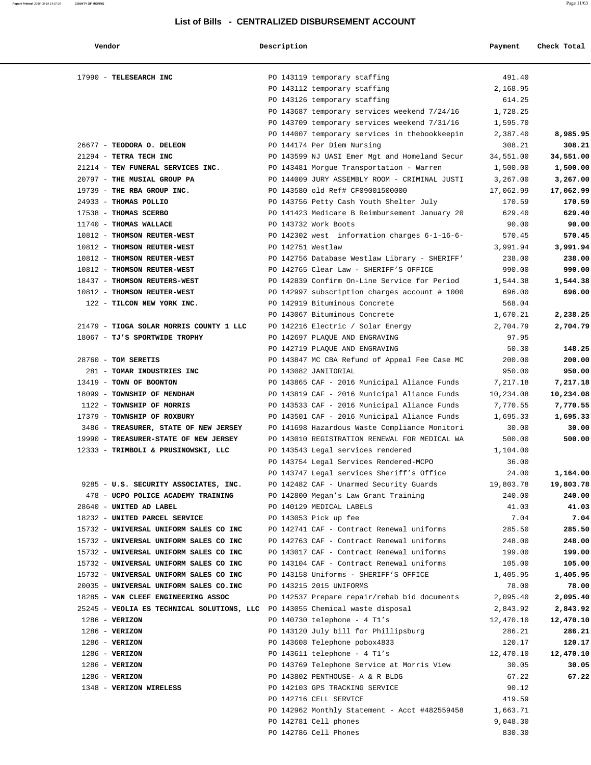## List of Bills - CENTRALIZED DISBURSEMENT ACCOUNT

| Vendor | Description | Payment | Check Total |
|---|---|---|---|
| 17990 - **TELESEARCH INC** | PO 143119 temporary staffing | 491.40 | |
| | PO 143112 temporary staffing | 2,168.95 | |
| | PO 143126 temporary staffing | 614.25 | |
| | PO 143687 temporary services weekend 7/24/16 | 1,728.25 | |
| | PO 143709 temporary services weekend 7/31/16 | 1,595.70 | |
| | PO 144007 temporary services in thebookkeepin | 2,387.40 | **8,985.95** |
| 26677 - **TEODORA O. DELEON** | PO 144174 Per Diem Nursing | 308.21 | **308.21** |
| 21294 - **TETRA TECH INC** | PO 143599 NJ UASI Emer Mgt and Homeland Secur | 34,551.00 | **34,551.00** |
| 21214 - **TEW FUNERAL SERVICES INC.** | PO 143481 Morgue Transportation - Warren | 1,500.00 | **1,500.00** |
| 20797 - **THE MUSIAL GROUP PA** | PO 144009 JURY ASSEMBLY ROOM - CRIMINAL JUSTI | 3,267.00 | **3,267.00** |
| 19739 - **THE RBA GROUP INC.** | PO 143580 old Ref# CF09001500000 | 17,062.99 | **17,062.99** |
| 24933 - **THOMAS POLLIO** | PO 143756 Petty Cash Youth Shelter July | 170.59 | **170.59** |
| 17538 - **THOMAS SCERBO** | PO 141423 Medicare B Reimbursement January 20 | 629.40 | **629.40** |
| 11740 - **THOMAS WALLACE** | PO 143732 Work Boots | 90.00 | **90.00** |
| 10812 - **THOMSON REUTER-WEST** | PO 142302 west information charges 6-1-16-6- | 570.45 | **570.45** |
| 10812 - **THOMSON REUTER-WEST** | PO 142751 Westlaw | 3,991.94 | **3,991.94** |
| 10812 - **THOMSON REUTER-WEST** | PO 142756 Database Westlaw Library - SHERIFF' | 238.00 | **238.00** |
| 10812 - **THOMSON REUTER-WEST** | PO 142765 Clear Law - SHERIFF'S OFFICE | 990.00 | **990.00** |
| 18437 - **THOMSON REUTERS-WEST** | PO 142839 Confirm On-Line Service for Period | 1,544.38 | **1,544.38** |
| 10812 - **THOMSON REUTER-WEST** | PO 142997 subscription charges account # 1000 | 696.00 | **696.00** |
| 122 - **TILCON NEW YORK INC.** | PO 142919 Bituminous Concrete | 568.04 | |
| | PO 143067 Bituminous Concrete | 1,670.21 | **2,238.25** |
| 21479 - **TIOGA SOLAR MORRIS COUNTY 1 LLC** | PO 142216 Electric / Solar Energy | 2,704.79 | **2,704.79** |
| 18067 - **TJ'S SPORTWIDE TROPHY** | PO 142697 PLAQUE AND ENGRAVING | 97.95 | |
| | PO 142719 PLAQUE AND ENGRAVING | 50.30 | **148.25** |
| 28760 - **TOM SERETIS** | PO 143847 MC CBA Refund of Appeal Fee Case MC | 200.00 | **200.00** |
| 281 - **TOMAR INDUSTRIES INC** | PO 143082 JANITORIAL | 950.00 | **950.00** |
| 13419 - **TOWN OF BOONTON** | PO 143865 CAF - 2016 Municipal Aliance Funds | 7,217.18 | **7,217.18** |
| 18099 - **TOWNSHIP OF MENDHAM** | PO 143819 CAF - 2016 Municipal Aliance Funds | 10,234.08 | **10,234.08** |
| 1122 - **TOWNSHIP OF MORRIS** | PO 143533 CAF - 2016 Municipal Aliance Funds | 7,770.55 | **7,770.55** |
| 17379 - **TOWNSHIP OF ROXBURY** | PO 143501 CAF - 2016 Municipal Aliance Funds | 1,695.33 | **1,695.33** |
| 3486 - **TREASURER, STATE OF NEW JERSEY** | PO 141698 Hazardous Waste Compliance Monitori | 30.00 | **30.00** |
| 19990 - **TREASURER-STATE OF NEW JERSEY** | PO 143010 REGISTRATION RENEWAL FOR MEDICAL WA | 500.00 | **500.00** |
| 12333 - **TRIMBOLI & PRUSINOWSKI, LLC** | PO 143543 Legal services rendered | 1,104.00 | |
| | PO 143754 Legal Services Rendered-MCPO | 36.00 | |
| | PO 143747 Legal services Sheriff's Office | 24.00 | **1,164.00** |
| 9285 - **U.S. SECURITY ASSOCIATES, INC.** | PO 142482 CAF - Unarmed Security Guards | 19,803.78 | **19,803.78** |
| 478 - **UCPO POLICE ACADEMY TRAINING** | PO 142800 Megan's Law Grant Training | 240.00 | **240.00** |
| 28640 - **UNITED AD LABEL** | PO 140129 MEDICAL LABELS | 41.03 | **41.03** |
| 18232 - **UNITED PARCEL SERVICE** | PO 143053 Pick up fee | 7.04 | **7.04** |
| 15732 - **UNIVERSAL UNIFORM SALES CO INC** | PO 142741 CAF - Contract Renewal uniforms | 285.50 | **285.50** |
| 15732 - **UNIVERSAL UNIFORM SALES CO INC** | PO 142763 CAF - Contract Renewal uniforms | 248.00 | **248.00** |
| 15732 - **UNIVERSAL UNIFORM SALES CO INC** | PO 143017 CAF - Contract Renewal uniforms | 199.00 | **199.00** |
| 15732 - **UNIVERSAL UNIFORM SALES CO INC** | PO 143104 CAF - Contract Renewal uniforms | 105.00 | **105.00** |
| 15732 - **UNIVERSAL UNIFORM SALES CO INC** | PO 143158 Uniforms - SHERIFF'S OFFICE | 1,405.95 | **1,405.95** |
| 20035 - **UNIVERSAL UNIFORM SALES CO.INC** | PO 143215 2015 UNIFORMS | 78.00 | **78.00** |
| 18285 - **VAN CLEEF ENGINEERING ASSOC** | PO 142537 Prepare repair/rehab bid documents | 2,095.40 | **2,095.40** |
| 25245 - **VEOLIA ES TECHNICAL SOLUTIONS, LLC** | PO 143055 Chemical waste disposal | 2,843.92 | **2,843.92** |
| 1286 - **VERIZON** | PO 140730 telephone - 4 T1's | 12,470.10 | **12,470.10** |
| 1286 - **VERIZON** | PO 143120 July bill for Phillipsburg | 286.21 | **286.21** |
| 1286 - **VERIZON** | PO 143608 Telephone pobox4833 | 120.17 | **120.17** |
| 1286 - **VERIZON** | PO 143611 telephone - 4 T1's | 12,470.10 | **12,470.10** |
| 1286 - **VERIZON** | PO 143769 Telephone Service at Morris View | 30.05 | **30.05** |
| 1286 - **VERIZON** | PO 143802 PENTHOUSE- A & R BLDG | 67.22 | **67.22** |
| 1348 - **VERIZON WIRELESS** | PO 142103 GPS TRACKING SERVICE | 90.12 | |
| | PO 142716 CELL SERVICE | 419.59 | |
| | PO 142962 Monthly Statement - Acct #482559458 | 1,663.71 | |
| | PO 142781 Cell phones | 9,048.30 | |
| | PO 142786 Cell Phones | 830.30 | |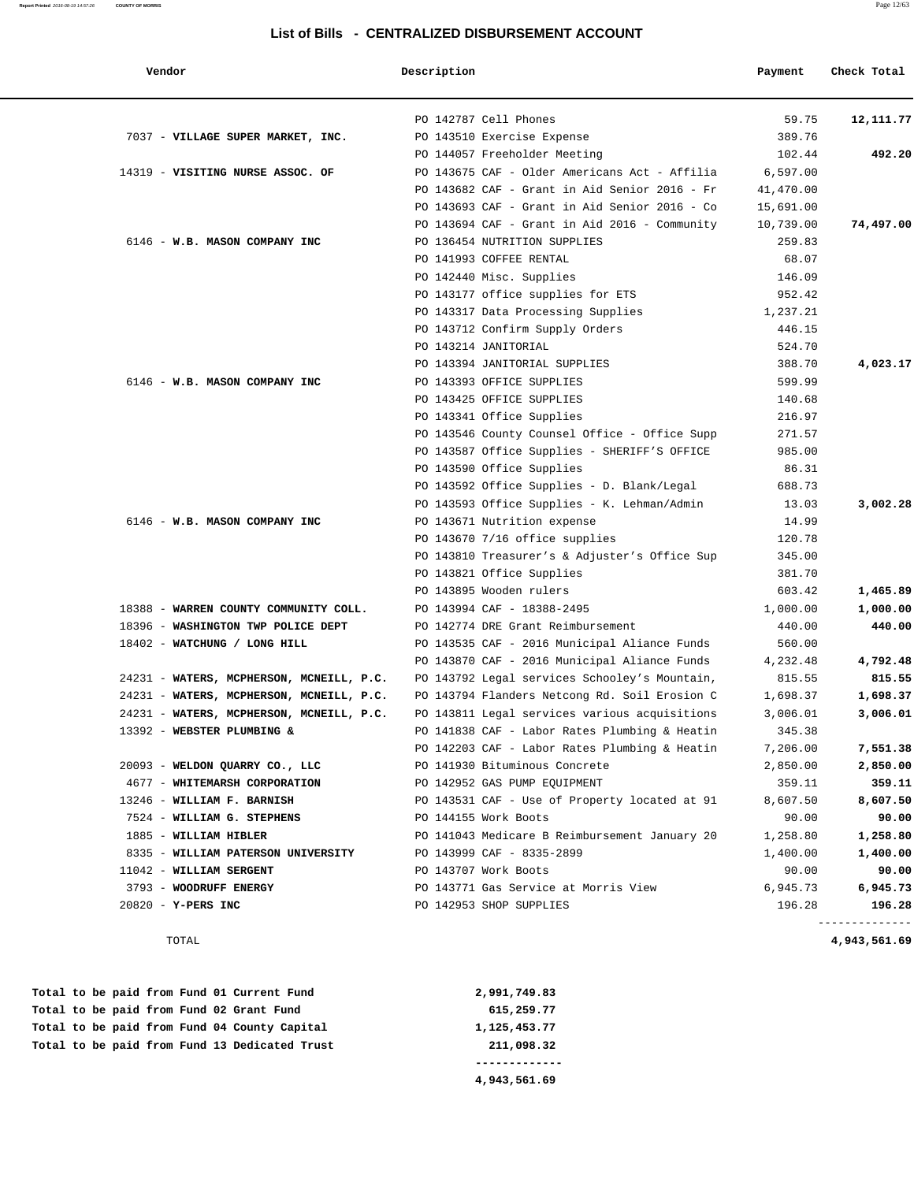## List of Bills - CENTRALIZED DISBURSEMENT ACCOUNT

| Vendor | Description | Payment | Check Total |
|---|---|---|---|
| | PO 142787 Cell Phones | 59.75 | **12,111.77** |
| 7037 - **VILLAGE SUPER MARKET, INC.** | PO 143510 Exercise Expense | 389.76 | |
| | PO 144057 Freeholder Meeting | 102.44 | **492.20** |
| 14319 - **VISITING NURSE ASSOC. OF** | PO 143675 CAF - Older Americans Act - Affilia | 6,597.00 | |
| | PO 143682 CAF - Grant in Aid Senior 2016 - Fr | 41,470.00 | |
| | PO 143693 CAF - Grant in Aid Senior 2016 - Co | 15,691.00 | |
| | PO 143694 CAF - Grant in Aid 2016 - Community | 10,739.00 | **74,497.00** |
| 6146 - **W.B. MASON COMPANY INC** | PO 136454 NUTRITION SUPPLIES | 259.83 | |
| | PO 141993 COFFEE RENTAL | 68.07 | |
| | PO 142440 Misc. Supplies | 146.09 | |
| | PO 143177 office supplies for ETS | 952.42 | |
| | PO 143317 Data Processing Supplies | 1,237.21 | |
| | PO 143712 Confirm Supply Orders | 446.15 | |
| | PO 143214 JANITORIAL | 524.70 | |
| | PO 143394 JANITORIAL SUPPLIES | 388.70 | **4,023.17** |
| 6146 - **W.B. MASON COMPANY INC** | PO 143393 OFFICE SUPPLIES | 599.99 | |
| | PO 143425 OFFICE SUPPLIES | 140.68 | |
| | PO 143341 Office Supplies | 216.97 | |
| | PO 143546 County Counsel Office - Office Supp | 271.57 | |
| | PO 143587 Office Supplies - SHERIFF'S OFFICE | 985.00 | |
| | PO 143590 Office Supplies | 86.31 | |
| | PO 143592 Office Supplies - D. Blank/Legal | 688.73 | |
| | PO 143593 Office Supplies - K. Lehman/Admin | 13.03 | **3,002.28** |
| 6146 - **W.B. MASON COMPANY INC** | PO 143671 Nutrition expense | 14.99 | |
| | PO 143670 7/16 office supplies | 120.78 | |
| | PO 143810 Treasurer's & Adjuster's Office Sup | 345.00 | |
| | PO 143821 Office Supplies | 381.70 | |
| | PO 143895 Wooden rulers | 603.42 | **1,465.89** |
| 18388 - **WARREN COUNTY COMMUNITY COLL.** | PO 143994 CAF - 18388-2495 | 1,000.00 | **1,000.00** |
| 18396 - **WASHINGTON TWP POLICE DEPT** | PO 142774 DRE Grant Reimbursement | 440.00 | **440.00** |
| 18402 - **WATCHUNG / LONG HILL** | PO 143535 CAF - 2016 Municipal Aliance Funds | 560.00 | |
| | PO 143870 CAF - 2016 Municipal Aliance Funds | 4,232.48 | **4,792.48** |
| 24231 - **WATERS, MCPHERSON, MCNEILL, P.C.** | PO 143792 Legal services Schooley's Mountain, | 815.55 | **815.55** |
| 24231 - **WATERS, MCPHERSON, MCNEILL, P.C.** | PO 143794 Flanders Netcong Rd. Soil Erosion C | 1,698.37 | **1,698.37** |
| 24231 - **WATERS, MCPHERSON, MCNEILL, P.C.** | PO 143811 Legal services various acquisitions | 3,006.01 | **3,006.01** |
| 13392 - **WEBSTER PLUMBING &** | PO 141838 CAF - Labor Rates Plumbing & Heatin | 345.38 | |
| | PO 142203 CAF - Labor Rates Plumbing & Heatin | 7,206.00 | **7,551.38** |
| 20093 - **WELDON QUARRY CO., LLC** | PO 141930 Bituminous Concrete | 2,850.00 | **2,850.00** |
| 4677 - **WHITEMARSH CORPORATION** | PO 142952 GAS PUMP EQUIPMENT | 359.11 | **359.11** |
| 13246 - **WILLIAM F. BARNISH** | PO 143531 CAF - Use of Property located at 91 | 8,607.50 | **8,607.50** |
| 7524 - **WILLIAM G. STEPHENS** | PO 144155 Work Boots | 90.00 | **90.00** |
| 1885 - **WILLIAM HIBLER** | PO 141043 Medicare B Reimbursement January 20 | 1,258.80 | **1,258.80** |
| 8335 - **WILLIAM PATERSON UNIVERSITY** | PO 143999 CAF - 8335-2899 | 1,400.00 | **1,400.00** |
| 11042 - **WILLIAM SERGENT** | PO 143707 Work Boots | 90.00 | **90.00** |
| 3793 - **WOODRUFF ENERGY** | PO 143771 Gas Service at Morris View | 6,945.73 | **6,945.73** |
| 20820 - **Y-PERS INC** | PO 142953 SHOP SUPPLIES | 196.28 | **196.28** |
| TOTAL | | | **4,943,561.69** |

| | |
|---|---|
| **Total to be paid from Fund 01 Current Fund** | **2,991,749.83** |
| **Total to be paid from Fund 02 Grant Fund** | **615,259.77** |
| **Total to be paid from Fund 04 County Capital** | **1,125,453.77** |
| **Total to be paid from Fund 13 Dedicated Trust** | **211,098.32** |
| | **4,943,561.69** |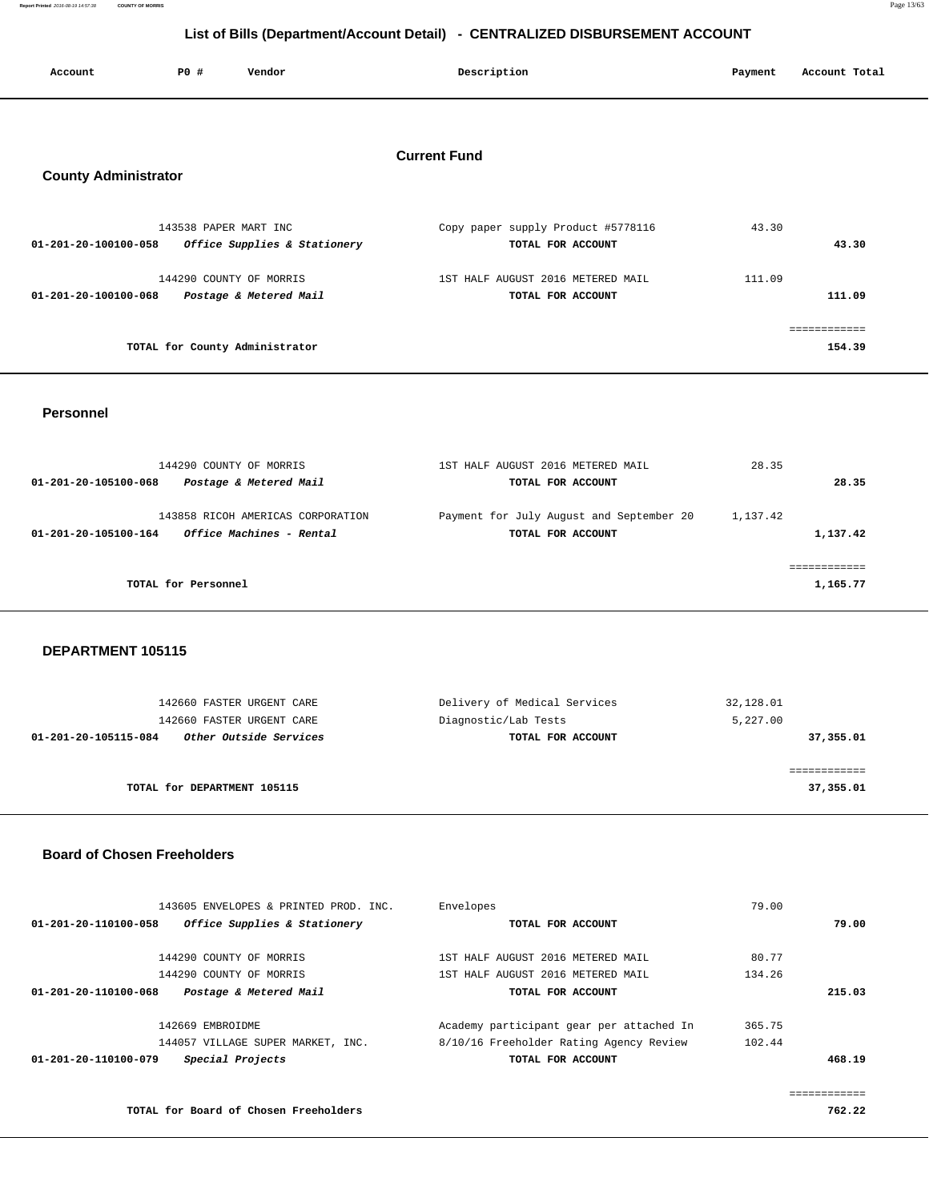## List of Bills (Department/Account Detail) - CENTRALIZED DISBURSEMENT ACCOUNT

| Account | PO # | Vendor | Description | Payment | Account Total |
|---|---|---|---|---|---|

### Current Fund

#### County Administrator

| Account | PO # | Vendor | Description | Payment | Account Total |
|---|---|---|---|---|---|
| | 143538 | PAPER MART INC | Copy paper supply Product #5778116 | 43.30 | |
| 01-201-20-100100-058 | | *Office Supplies & Stationery* | TOTAL FOR ACCOUNT | | 43.30 |
| | 144290 | COUNTY OF MORRIS | 1ST HALF AUGUST 2016 METERED MAIL | 111.09 | |
| 01-201-20-100100-068 | | *Postage & Metered Mail* | TOTAL FOR ACCOUNT | | 111.09 |
| | | TOTAL for County Administrator | | | 154.39 |

#### Personnel

| Account | PO # | Vendor | Description | Payment | Account Total |
|---|---|---|---|---|---|
| | 144290 | COUNTY OF MORRIS | 1ST HALF AUGUST 2016 METERED MAIL | 28.35 | |
| 01-201-20-105100-068 | | *Postage & Metered Mail* | TOTAL FOR ACCOUNT | | 28.35 |
| | 143858 | RICOH AMERICAS CORPORATION | Payment for July August and September 20 | 1,137.42 | |
| 01-201-20-105100-164 | | *Office Machines - Rental* | TOTAL FOR ACCOUNT | | 1,137.42 |
| | | TOTAL for Personnel | | | 1,165.77 |

#### DEPARTMENT 105115

| Account | PO # | Vendor | Description | Payment | Account Total |
|---|---|---|---|---|---|
| | 142660 | FASTER URGENT CARE | Delivery of Medical Services | 32,128.01 | |
| | 142660 | FASTER URGENT CARE | Diagnostic/Lab Tests | 5,227.00 | |
| 01-201-20-105115-084 | | *Other Outside Services* | TOTAL FOR ACCOUNT | | 37,355.01 |
| | | TOTAL for DEPARTMENT 105115 | | | 37,355.01 |

#### Board of Chosen Freeholders

| Account | PO # | Vendor | Description | Payment | Account Total |
|---|---|---|---|---|---|
| | 143605 | ENVELOPES & PRINTED PROD. INC. | Envelopes | 79.00 | |
| 01-201-20-110100-058 | | *Office Supplies & Stationery* | TOTAL FOR ACCOUNT | | 79.00 |
| | 144290 | COUNTY OF MORRIS | 1ST HALF AUGUST 2016 METERED MAIL | 80.77 | |
| | 144290 | COUNTY OF MORRIS | 1ST HALF AUGUST 2016 METERED MAIL | 134.26 | |
| 01-201-20-110100-068 | | *Postage & Metered Mail* | TOTAL FOR ACCOUNT | | 215.03 |
| | 142669 | EMBROIDME | Academy participant gear per attached In | 365.75 | |
| | 144057 | VILLAGE SUPER MARKET, INC. | 8/10/16 Freeholder Rating Agency Review | 102.44 | |
| 01-201-20-110100-079 | | *Special Projects* | TOTAL FOR ACCOUNT | | 468.19 |
| | | TOTAL for Board of Chosen Freeholders | | | 762.22 |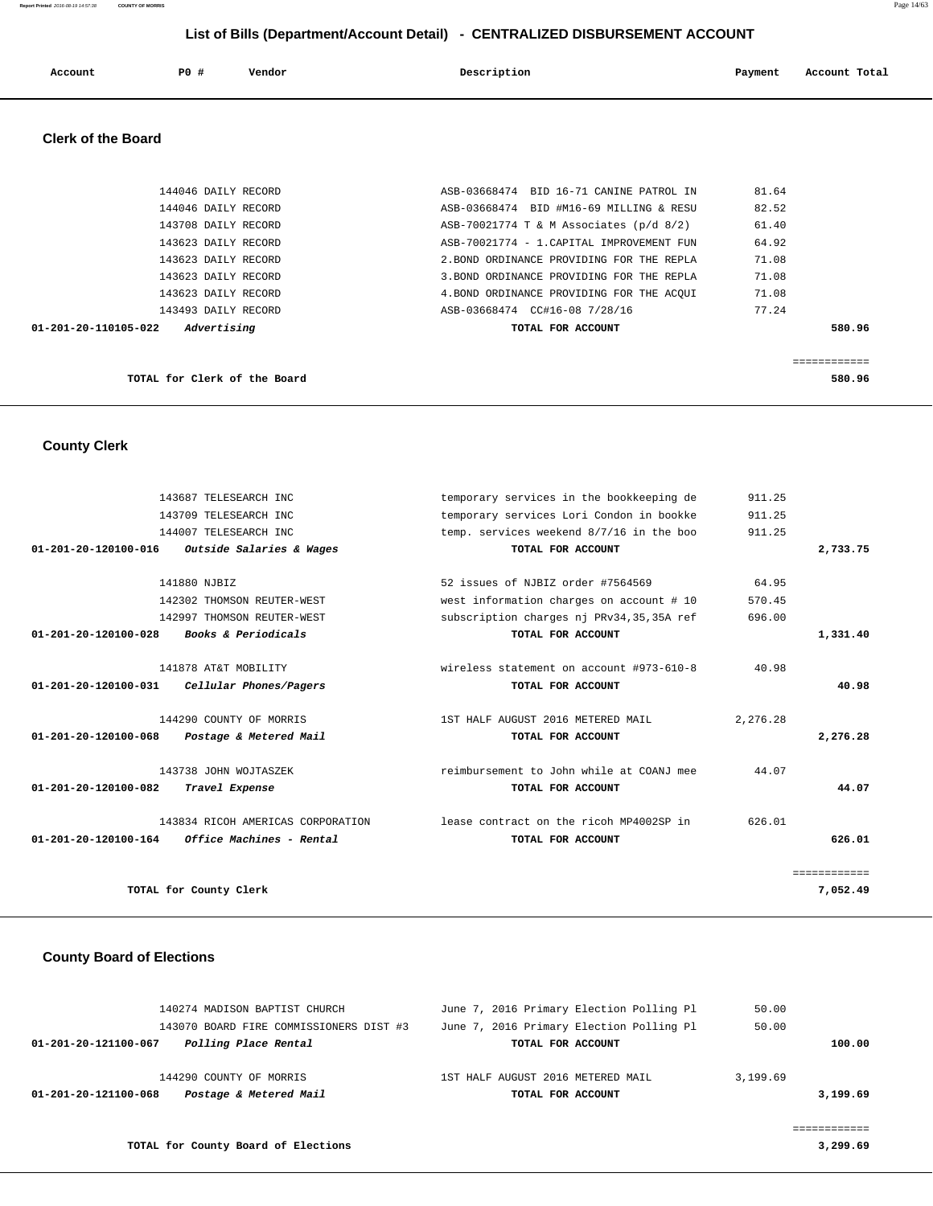## List of Bills (Department/Account Detail) - CENTRALIZED DISBURSEMENT ACCOUNT

| Account | PO # | Vendor | Description | Payment | Account Total |
|---|---|---|---|---|---|

### Clerk of the Board

| Account | PO # | Vendor | Description | Payment | Account Total |
|---|---|---|---|---|---|
| | 144046 | DAILY RECORD | ASB-03668474 BID 16-71 CANINE PATROL IN | 81.64 | |
| | 144046 | DAILY RECORD | ASB-03668474 BID #M16-69 MILLING & RESU | 82.52 | |
| | 143708 | DAILY RECORD | ASB-70021774 T & M Associates (p/d 8/2) | 61.40 | |
| | 143623 | DAILY RECORD | ASB-70021774 - 1.CAPITAL IMPROVEMENT FUN | 64.92 | |
| | 143623 | DAILY RECORD | 2.BOND ORDINANCE PROVIDING FOR THE REPLA | 71.08 | |
| | 143623 | DAILY RECORD | 3.BOND ORDINANCE PROVIDING FOR THE REPLA | 71.08 | |
| | 143623 | DAILY RECORD | 4.BOND ORDINANCE PROVIDING FOR THE ACQUI | 71.08 | |
| | 143493 | DAILY RECORD | ASB-03668474 CC#16-08 7/28/16 | 77.24 | |
| 01-201-20-110105-022 | | *Advertising* | TOTAL FOR ACCOUNT | | 580.96 |
| | | | | | ============ |
| | | TOTAL for Clerk of the Board | | | 580.96 |

### County Clerk

| Account | PO # | Vendor | Description | Payment | Account Total |
|---|---|---|---|---|---|
| | 143687 | TELESEARCH INC | temporary services in the bookkeeping de | 911.25 | |
| | 143709 | TELESEARCH INC | temporary services Lori Condon in bookke | 911.25 | |
| | 144007 | TELESEARCH INC | temp. services weekend 8/7/16 in the boo | 911.25 | |
| 01-201-20-120100-016 | | *Outside Salaries & Wages* | TOTAL FOR ACCOUNT | | 2,733.75 |
| | 141880 | NJBIZ | 52 issues of NJBIZ order #7564569 | 64.95 | |
| | 142302 | THOMSON REUTER-WEST | west information charges on account # 10 | 570.45 | |
| | 142997 | THOMSON REUTER-WEST | subscription charges nj PRv34,35,35A ref | 696.00 | |
| 01-201-20-120100-028 | | *Books & Periodicals* | TOTAL FOR ACCOUNT | | 1,331.40 |
| | 141878 | AT&T MOBILITY | wireless statement on account #973-610-8 | 40.98 | |
| 01-201-20-120100-031 | | *Cellular Phones/Pagers* | TOTAL FOR ACCOUNT | | 40.98 |
| | 144290 | COUNTY OF MORRIS | 1ST HALF AUGUST 2016 METERED MAIL | 2,276.28 | |
| 01-201-20-120100-068 | | *Postage & Metered Mail* | TOTAL FOR ACCOUNT | | 2,276.28 |
| | 143738 | JOHN WOJTASZEK | reimbursement to John while at COANJ mee | 44.07 | |
| 01-201-20-120100-082 | | *Travel Expense* | TOTAL FOR ACCOUNT | | 44.07 |
| | 143834 | RICOH AMERICAS CORPORATION | lease contract on the ricoh MP4002SP in | 626.01 | |
| 01-201-20-120100-164 | | *Office Machines - Rental* | TOTAL FOR ACCOUNT | | 626.01 |
| | | | | | ============ |
| | | TOTAL for County Clerk | | | 7,052.49 |

### County Board of Elections

| Account | PO # | Vendor | Description | Payment | Account Total |
|---|---|---|---|---|---|
| | 140274 | MADISON BAPTIST CHURCH | June 7, 2016 Primary Election Polling Pl | 50.00 | |
| | 143070 | BOARD FIRE COMMISSIONERS DIST #3 | June 7, 2016 Primary Election Polling Pl | 50.00 | |
| 01-201-20-121100-067 | | *Polling Place Rental* | TOTAL FOR ACCOUNT | | 100.00 |
| | 144290 | COUNTY OF MORRIS | 1ST HALF AUGUST 2016 METERED MAIL | 3,199.69 | |
| 01-201-20-121100-068 | | *Postage & Metered Mail* | TOTAL FOR ACCOUNT | | 3,199.69 |
| | | | | | ============ |
| | | TOTAL for County Board of Elections | | | 3,299.69 |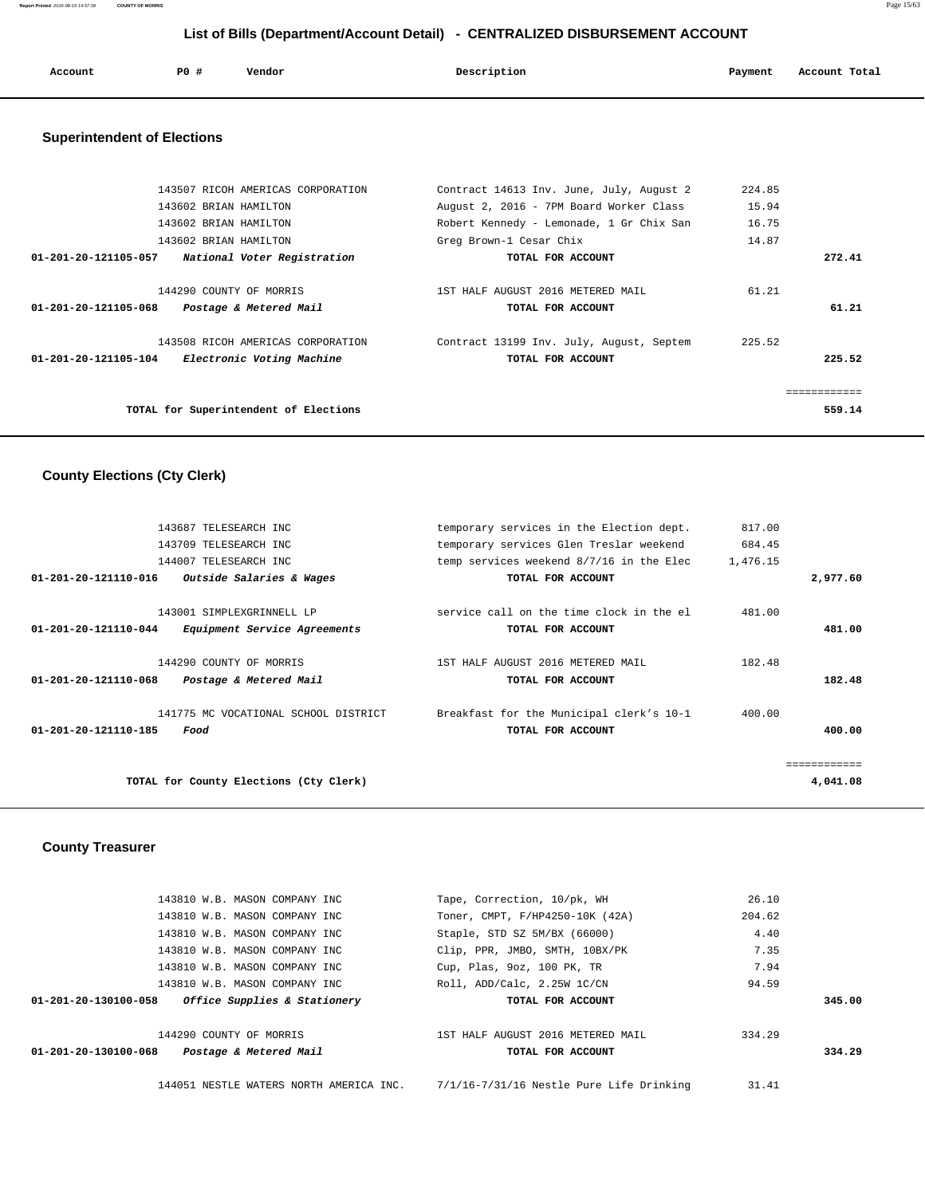## List of Bills (Department/Account Detail) - CENTRALIZED DISBURSEMENT ACCOUNT

| Account | PO # | Vendor | Description | Payment | Account Total |
|---|---|---|---|---|---|

### Superintendent of Elections

| Account | PO # | Vendor | Description | Payment | Account Total |
|---|---|---|---|---|---|
| | 143507 | RICOH AMERICAS CORPORATION | Contract 14613 Inv. June, July, August 2 | 224.85 | |
| | 143602 | BRIAN HAMILTON | August 2, 2016 - 7PM Board Worker Class | 15.94 | |
| | 143602 | BRIAN HAMILTON | Robert Kennedy - Lemonade, 1 Gr Chix San | 16.75 | |
| | 143602 | BRIAN HAMILTON | Greg Brown-1 Cesar Chix | 14.87 | |
| **01-201-20-121105-057** | | ***National Voter Registration*** | **TOTAL FOR ACCOUNT** | | **272.41** |
| | 144290 | COUNTY OF MORRIS | 1ST HALF AUGUST 2016 METERED MAIL | 61.21 | |
| **01-201-20-121105-068** | | ***Postage & Metered Mail*** | **TOTAL FOR ACCOUNT** | | **61.21** |
| | 143508 | RICOH AMERICAS CORPORATION | Contract 13199 Inv. July, August, Septem | 225.52 | |
| **01-201-20-121105-104** | | ***Electronic Voting Machine*** | **TOTAL FOR ACCOUNT** | | **225.52** |
| | | | | | ============ |
| | | **TOTAL for Superintendent of Elections** | | | **559.14** |

### County Elections (Cty Clerk)

| Account | PO # | Vendor | Description | Payment | Account Total |
|---|---|---|---|---|---|
| | 143687 | TELESEARCH INC | temporary services in the Election dept. | 817.00 | |
| | 143709 | TELESEARCH INC | temporary services Glen Treslar weekend | 684.45 | |
| | 144007 | TELESEARCH INC | temp services weekend 8/7/16 in the Elec | 1,476.15 | |
| **01-201-20-121110-016** | | ***Outside Salaries & Wages*** | **TOTAL FOR ACCOUNT** | | **2,977.60** |
| | 143001 | SIMPLEXGRINNELL LP | service call on the time clock in the el | 481.00 | |
| **01-201-20-121110-044** | | ***Equipment Service Agreements*** | **TOTAL FOR ACCOUNT** | | **481.00** |
| | 144290 | COUNTY OF MORRIS | 1ST HALF AUGUST 2016 METERED MAIL | 182.48 | |
| **01-201-20-121110-068** | | ***Postage & Metered Mail*** | **TOTAL FOR ACCOUNT** | | **182.48** |
| | 141775 | MC VOCATIONAL SCHOOL DISTRICT | Breakfast for the Municipal clerk's 10-1 | 400.00 | |
| **01-201-20-121110-185** | | ***Food*** | **TOTAL FOR ACCOUNT** | | **400.00** |
| | | | | | ============ |
| | | **TOTAL for County Elections (Cty Clerk)** | | | **4,041.08** |

### County Treasurer

| Account | PO # | Vendor | Description | Payment | Account Total |
|---|---|---|---|---|---|
| | 143810 | W.B. MASON COMPANY INC | Tape, Correction, 10/pk, WH | 26.10 | |
| | 143810 | W.B. MASON COMPANY INC | Toner, CMPT, F/HP4250-10K (42A) | 204.62 | |
| | 143810 | W.B. MASON COMPANY INC | Staple, STD SZ 5M/BX (66000) | 4.40 | |
| | 143810 | W.B. MASON COMPANY INC | Clip, PPR, JMBO, SMTH, 10BX/PK | 7.35 | |
| | 143810 | W.B. MASON COMPANY INC | Cup, Plas, 9oz, 100 PK, TR | 7.94 | |
| | 143810 | W.B. MASON COMPANY INC | Roll, ADD/Calc, 2.25W 1C/CN | 94.59 | |
| **01-201-20-130100-058** | | ***Office Supplies & Stationery*** | **TOTAL FOR ACCOUNT** | | **345.00** |
| | 144290 | COUNTY OF MORRIS | 1ST HALF AUGUST 2016 METERED MAIL | 334.29 | |
| **01-201-20-130100-068** | | ***Postage & Metered Mail*** | **TOTAL FOR ACCOUNT** | | **334.29** |
| | 144051 | NESTLE WATERS NORTH AMERICA INC. | 7/1/16-7/31/16 Nestle Pure Life Drinking | 31.41 | |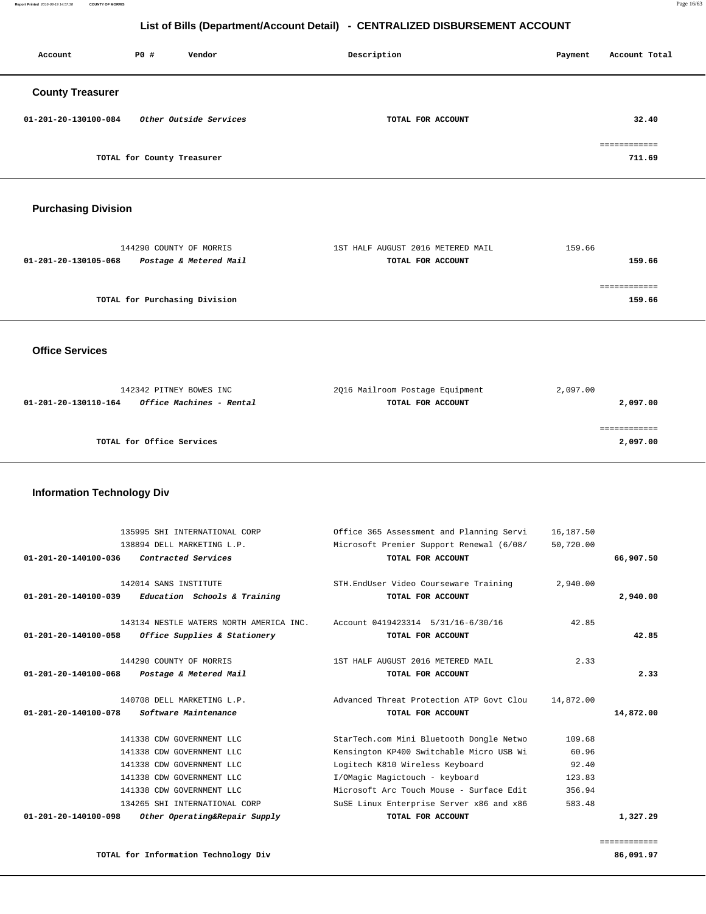# List of Bills (Department/Account Detail) - CENTRALIZED DISBURSEMENT ACCOUNT

| Account | PO # | Vendor | Description | Payment | Account Total |
|---|---|---|---|---|---|

## County Treasurer

| Account | PO # | Vendor | Description | Payment | Account Total |
|---|---|---|---|---|---|
| 01-201-20-130100-084 | | *Other Outside Services* | TOTAL FOR ACCOUNT | | 32.40 |
| | | | | | ============ |
| | | TOTAL for County Treasurer | | | 711.69 |

## Purchasing Division

| Account | PO # | Vendor | Description | Payment | Account Total |
|---|---|---|---|---|---|
| | 144290 | COUNTY OF MORRIS | 1ST HALF AUGUST 2016 METERED MAIL | 159.66 | |
| 01-201-20-130105-068 | | *Postage & Metered Mail* | TOTAL FOR ACCOUNT | | 159.66 |
| | | | | | ============ |
| | | TOTAL for Purchasing Division | | | 159.66 |

## Office Services

| Account | PO # | Vendor | Description | Payment | Account Total |
|---|---|---|---|---|---|
| | 142342 | PITNEY BOWES INC | 2Q16 Mailroom Postage Equipment | 2,097.00 | |
| 01-201-20-130110-164 | | *Office Machines - Rental* | TOTAL FOR ACCOUNT | | 2,097.00 |
| | | | | | ============ |
| | | TOTAL for Office Services | | | 2,097.00 |

## Information Technology Div

| Account | PO # | Vendor | Description | Payment | Account Total |
|---|---|---|---|---|---|
| | 135995 | SHI INTERNATIONAL CORP | Office 365 Assessment and Planning Servi | 16,187.50 | |
| | 138894 | DELL MARKETING L.P. | Microsoft Premier Support Renewal (6/08/ | 50,720.00 | |
| 01-201-20-140100-036 | | *Contracted Services* | TOTAL FOR ACCOUNT | | 66,907.50 |
| | 142014 | SANS INSTITUTE | STH.EndUser Video Courseware Training | 2,940.00 | |
| 01-201-20-140100-039 | | *Education Schools & Training* | TOTAL FOR ACCOUNT | | 2,940.00 |
| | 143134 | NESTLE WATERS NORTH AMERICA INC. | Account 0419423314 5/31/16-6/30/16 | 42.85 | |
| 01-201-20-140100-058 | | *Office Supplies & Stationery* | TOTAL FOR ACCOUNT | | 42.85 |
| | 144290 | COUNTY OF MORRIS | 1ST HALF AUGUST 2016 METERED MAIL | 2.33 | |
| 01-201-20-140100-068 | | *Postage & Metered Mail* | TOTAL FOR ACCOUNT | | 2.33 |
| | 140708 | DELL MARKETING L.P. | Advanced Threat Protection ATP Govt Clou | 14,872.00 | |
| 01-201-20-140100-078 | | *Software Maintenance* | TOTAL FOR ACCOUNT | | 14,872.00 |
| | 141338 | CDW GOVERNMENT LLC | StarTech.com Mini Bluetooth Dongle Netwo | 109.68 | |
| | 141338 | CDW GOVERNMENT LLC | Kensington KP400 Switchable Micro USB Wi | 60.96 | |
| | 141338 | CDW GOVERNMENT LLC | Logitech K810 Wireless Keyboard | 92.40 | |
| | 141338 | CDW GOVERNMENT LLC | I/OMagic Magictouch - keyboard | 123.83 | |
| | 141338 | CDW GOVERNMENT LLC | Microsoft Arc Touch Mouse - Surface Edit | 356.94 | |
| | 134265 | SHI INTERNATIONAL CORP | SuSE Linux Enterprise Server x86 and x86 | 583.48 | |
| 01-201-20-140100-098 | | *Other Operating&Repair Supply* | TOTAL FOR ACCOUNT | | 1,327.29 |
| | | | | | ============ |
| | | TOTAL for Information Technology Div | | | 86,091.97 |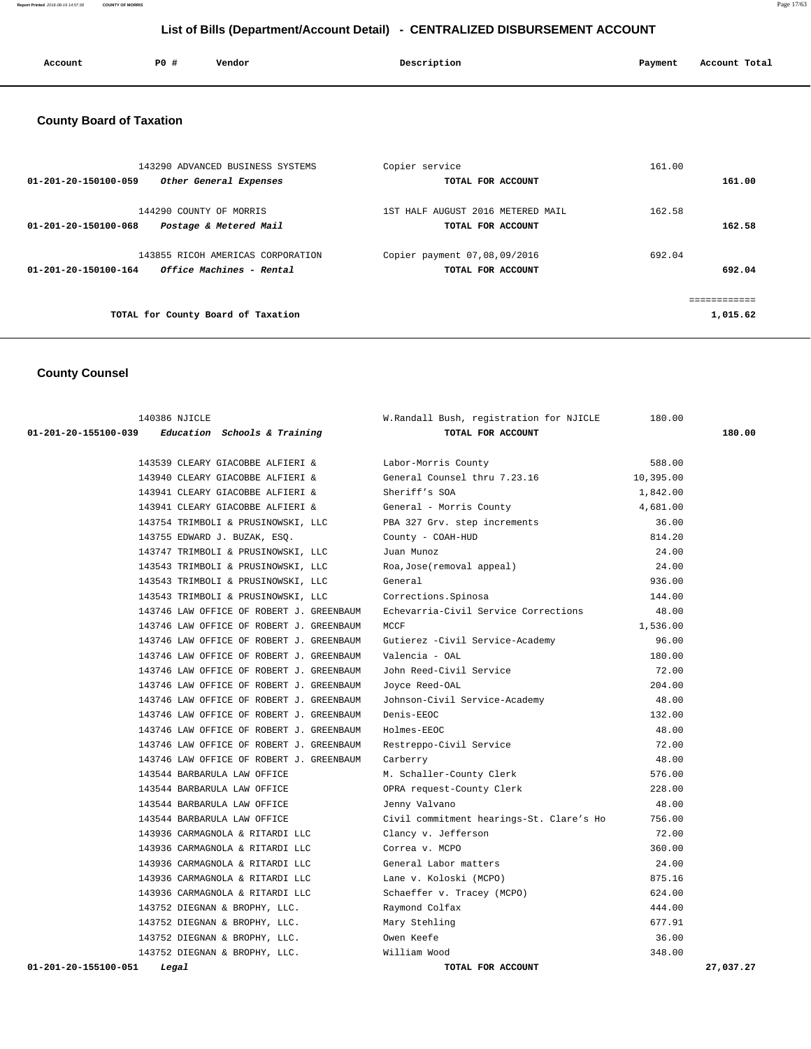## List of Bills (Department/Account Detail) - CENTRALIZED DISBURSEMENT ACCOUNT

| Account | PO # | Vendor | Description | Payment | Account Total |
|---|---|---|---|---|---|

### County Board of Taxation

| Account | PO # | Vendor | Description | Payment | Account Total |
|---|---|---|---|---|---|
| | 143290 | ADVANCED BUSINESS SYSTEMS | Copier service | 161.00 | |
| 01-201-20-150100-059 | | *Other General Expenses* | TOTAL FOR ACCOUNT | | 161.00 |
| | 144290 | COUNTY OF MORRIS | 1ST HALF AUGUST 2016 METERED MAIL | 162.58 | |
| 01-201-20-150100-068 | | *Postage & Metered Mail* | TOTAL FOR ACCOUNT | | 162.58 |
| | 143855 | RICOH AMERICAS CORPORATION | Copier payment 07,08,09/2016 | 692.04 | |
| 01-201-20-150100-164 | | *Office Machines - Rental* | TOTAL FOR ACCOUNT | | 692.04 |
| | | TOTAL for County Board of Taxation | | | 1,015.62 |

### County Counsel

| Account | PO # | Vendor | Description | Payment | Account Total |
|---|---|---|---|---|---|
| | 140386 | NJICLE | W.Randall Bush, registration for NJICLE | 180.00 | |
| 01-201-20-155100-039 | | *Education Schools & Training* | TOTAL FOR ACCOUNT | | 180.00 |
| | 143539 | CLEARY GIACOBBE ALFIERI & | Labor-Morris County | 588.00 | |
| | 143940 | CLEARY GIACOBBE ALFIERI & | General Counsel thru 7.23.16 | 10,395.00 | |
| | 143941 | CLEARY GIACOBBE ALFIERI & | Sheriff's SOA | 1,842.00 | |
| | 143941 | CLEARY GIACOBBE ALFIERI & | General - Morris County | 4,681.00 | |
| | 143754 | TRIMBOLI & PRUSINOWSKI, LLC | PBA 327 Grv. step increments | 36.00 | |
| | 143755 | EDWARD J. BUZAK, ESQ. | County - COAH-HUD | 814.20 | |
| | 143747 | TRIMBOLI & PRUSINOWSKI, LLC | Juan Munoz | 24.00 | |
| | 143543 | TRIMBOLI & PRUSINOWSKI, LLC | Roa,Jose(removal appeal) | 24.00 | |
| | 143543 | TRIMBOLI & PRUSINOWSKI, LLC | General | 936.00 | |
| | 143543 | TRIMBOLI & PRUSINOWSKI, LLC | Corrections.Spinosa | 144.00 | |
| | 143746 | LAW OFFICE OF ROBERT J. GREENBAUM | Echevarria-Civil Service Corrections | 48.00 | |
| | 143746 | LAW OFFICE OF ROBERT J. GREENBAUM | MCCF | 1,536.00 | |
| | 143746 | LAW OFFICE OF ROBERT J. GREENBAUM | Gutierez -Civil Service-Academy | 96.00 | |
| | 143746 | LAW OFFICE OF ROBERT J. GREENBAUM | Valencia - OAL | 180.00 | |
| | 143746 | LAW OFFICE OF ROBERT J. GREENBAUM | John Reed-Civil Service | 72.00 | |
| | 143746 | LAW OFFICE OF ROBERT J. GREENBAUM | Joyce Reed-OAL | 204.00 | |
| | 143746 | LAW OFFICE OF ROBERT J. GREENBAUM | Johnson-Civil Service-Academy | 48.00 | |
| | 143746 | LAW OFFICE OF ROBERT J. GREENBAUM | Denis-EEOC | 132.00 | |
| | 143746 | LAW OFFICE OF ROBERT J. GREENBAUM | Holmes-EEOC | 48.00 | |
| | 143746 | LAW OFFICE OF ROBERT J. GREENBAUM | Restreppo-Civil Service | 72.00 | |
| | 143746 | LAW OFFICE OF ROBERT J. GREENBAUM | Carberry | 48.00 | |
| | 143544 | BARBARULA LAW OFFICE | M. Schaller-County Clerk | 576.00 | |
| | 143544 | BARBARULA LAW OFFICE | OPRA request-County Clerk | 228.00 | |
| | 143544 | BARBARULA LAW OFFICE | Jenny Valvano | 48.00 | |
| | 143544 | BARBARULA LAW OFFICE | Civil commitment hearings-St. Clare's Ho | 756.00 | |
| | 143936 | CARMAGNOLA & RITARDI LLC | Clancy v. Jefferson | 72.00 | |
| | 143936 | CARMAGNOLA & RITARDI LLC | Correa v. MCPO | 360.00 | |
| | 143936 | CARMAGNOLA & RITARDI LLC | General Labor matters | 24.00 | |
| | 143936 | CARMAGNOLA & RITARDI LLC | Lane v. Koloski (MCPO) | 875.16 | |
| | 143936 | CARMAGNOLA & RITARDI LLC | Schaeffer v. Tracey (MCPO) | 624.00 | |
| | 143752 | DIEGNAN & BROPHY, LLC. | Raymond Colfax | 444.00 | |
| | 143752 | DIEGNAN & BROPHY, LLC. | Mary Stehling | 677.91 | |
| | 143752 | DIEGNAN & BROPHY, LLC. | Owen Keefe | 36.00 | |
| | 143752 | DIEGNAN & BROPHY, LLC. | William Wood | 348.00 | |
| 01-201-20-155100-051 | | *Legal* | TOTAL FOR ACCOUNT | | 27,037.27 |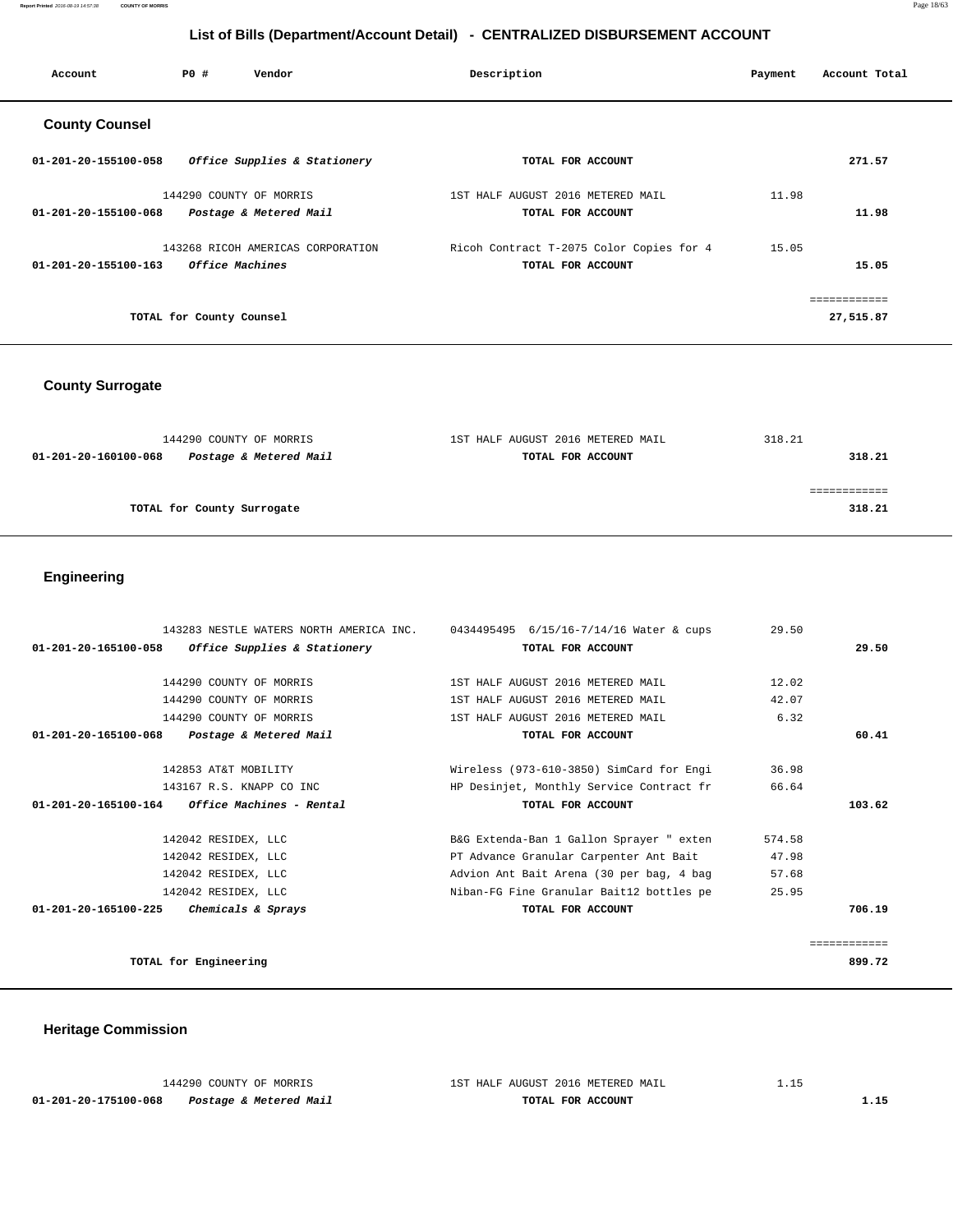## List of Bills (Department/Account Detail) - CENTRALIZED DISBURSEMENT ACCOUNT

| Account | PO # | Vendor | Description | Payment | Account Total |
|---|---|---|---|---|---|

### County Counsel

| Account | PO # | Vendor | Description | Payment | Account Total |
|---|---|---|---|---|---|
| 01-201-20-155100-058 | | *Office Supplies & Stationery* | TOTAL FOR ACCOUNT | | 271.57 |
| | 144290 | COUNTY OF MORRIS | 1ST HALF AUGUST 2016 METERED MAIL | 11.98 | |
| 01-201-20-155100-068 | | *Postage & Metered Mail* | TOTAL FOR ACCOUNT | | 11.98 |
| | 143268 | RICOH AMERICAS CORPORATION | Ricoh Contract T-2075 Color Copies for 4 | 15.05 | |
| 01-201-20-155100-163 | | *Office Machines* | TOTAL FOR ACCOUNT | | 15.05 |
| | | | | | ============ |
| | | TOTAL for County Counsel | | | 27,515.87 |

### County Surrogate

| Account | PO # | Vendor | Description | Payment | Account Total |
|---|---|---|---|---|---|
| | 144290 | COUNTY OF MORRIS | 1ST HALF AUGUST 2016 METERED MAIL | 318.21 | |
| 01-201-20-160100-068 | | *Postage & Metered Mail* | TOTAL FOR ACCOUNT | | 318.21 |
| | | | | | ============ |
| | | TOTAL for County Surrogate | | | 318.21 |

### Engineering

| Account | PO # | Vendor | Description | Payment | Account Total |
|---|---|---|---|---|---|
| | 143283 | NESTLE WATERS NORTH AMERICA INC. | 0434495495 6/15/16-7/14/16 Water & cups | 29.50 | |
| 01-201-20-165100-058 | | *Office Supplies & Stationery* | TOTAL FOR ACCOUNT | | 29.50 |
| | 144290 | COUNTY OF MORRIS | 1ST HALF AUGUST 2016 METERED MAIL | 12.02 | |
| | 144290 | COUNTY OF MORRIS | 1ST HALF AUGUST 2016 METERED MAIL | 42.07 | |
| | 144290 | COUNTY OF MORRIS | 1ST HALF AUGUST 2016 METERED MAIL | 6.32 | |
| 01-201-20-165100-068 | | *Postage & Metered Mail* | TOTAL FOR ACCOUNT | | 60.41 |
| | 142853 | AT&T MOBILITY | Wireless (973-610-3850) SimCard for Engi | 36.98 | |
| | 143167 | R.S. KNAPP CO INC | HP Desinjet, Monthly Service Contract fr | 66.64 | |
| 01-201-20-165100-164 | | *Office Machines - Rental* | TOTAL FOR ACCOUNT | | 103.62 |
| | 142042 | RESIDEX, LLC | B&G Extenda-Ban 1 Gallon Sprayer " exten | 574.58 | |
| | 142042 | RESIDEX, LLC | PT Advance Granular Carpenter Ant Bait | 47.98 | |
| | 142042 | RESIDEX, LLC | Advion Ant Bait Arena (30 per bag, 4 bag | 57.68 | |
| | 142042 | RESIDEX, LLC | Niban-FG Fine Granular Bait12 bottles pe | 25.95 | |
| 01-201-20-165100-225 | | *Chemicals & Sprays* | TOTAL FOR ACCOUNT | | 706.19 |
| | | | | | ============ |
| | | TOTAL for Engineering | | | 899.72 |

### Heritage Commission

| Account | PO # | Vendor | Description | Payment | Account Total |
|---|---|---|---|---|---|
| | 144290 | COUNTY OF MORRIS | 1ST HALF AUGUST 2016 METERED MAIL | 1.15 | |
| 01-201-20-175100-068 | | *Postage & Metered Mail* | TOTAL FOR ACCOUNT | | 1.15 |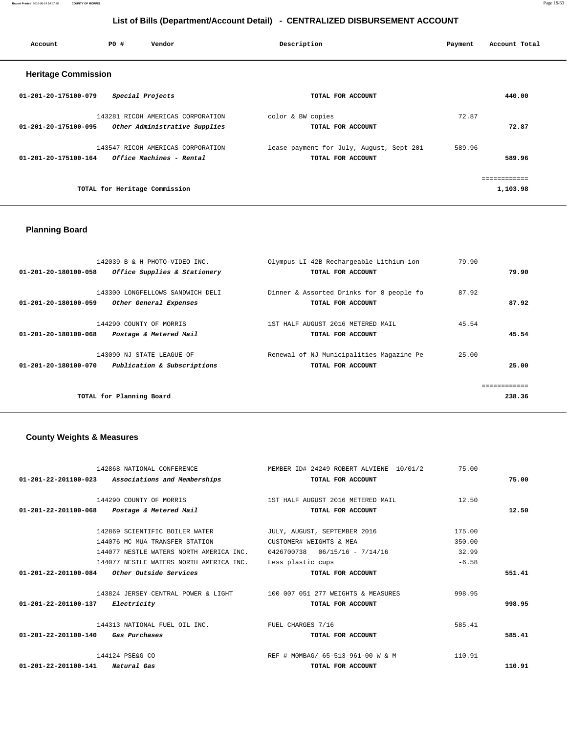## List of Bills (Department/Account Detail) - CENTRALIZED DISBURSEMENT ACCOUNT

| Account | PO # | Vendor | Description | Payment | Account Total |
|---|---|---|---|---|---|

### Heritage Commission

| Account | PO # | Vendor | Description | Payment | Account Total |
|---|---|---|---|---|---|
| 01-201-20-175100-079 | | *Special Projects* | TOTAL FOR ACCOUNT | | 440.00 |
| | 143281 | RICOH AMERICAS CORPORATION | color & BW copies | 72.87 | |
| 01-201-20-175100-095 | | *Other Administrative Supplies* | TOTAL FOR ACCOUNT | | 72.87 |
| | 143547 | RICOH AMERICAS CORPORATION | lease payment for July, August, Sept 201 | 589.96 | |
| 01-201-20-175100-164 | | *Office Machines - Rental* | TOTAL FOR ACCOUNT | | 589.96 |
| | | | | | ============ |
| | | **TOTAL for Heritage Commission** | | | 1,103.98 |

### Planning Board

| Account | PO # | Vendor | Description | Payment | Account Total |
|---|---|---|---|---|---|
| | 142039 | B & H PHOTO-VIDEO INC. | Olympus LI-42B Rechargeable Lithium-ion | 79.90 | |
| 01-201-20-180100-058 | | *Office Supplies & Stationery* | TOTAL FOR ACCOUNT | | 79.90 |
| | 143300 | LONGFELLOWS SANDWICH DELI | Dinner & Assorted Drinks for 8 people fo | 87.92 | |
| 01-201-20-180100-059 | | *Other General Expenses* | TOTAL FOR ACCOUNT | | 87.92 |
| | 144290 | COUNTY OF MORRIS | 1ST HALF AUGUST 2016 METERED MAIL | 45.54 | |
| 01-201-20-180100-068 | | *Postage & Metered Mail* | TOTAL FOR ACCOUNT | | 45.54 |
| | 143090 | NJ STATE LEAGUE OF | Renewal of NJ Municipalities Magazine Pe | 25.00 | |
| 01-201-20-180100-070 | | *Publication & Subscriptions* | TOTAL FOR ACCOUNT | | 25.00 |
| | | | | | ============ |
| | | **TOTAL for Planning Board** | | | 238.36 |

### County Weights & Measures

| Account | PO # | Vendor | Description | Payment | Account Total |
|---|---|---|---|---|---|
| | 142868 | NATIONAL CONFERENCE | MEMBER ID# 24249 ROBERT ALVIENE 10/01/2 | 75.00 | |
| 01-201-22-201100-023 | | *Associations and Memberships* | TOTAL FOR ACCOUNT | | 75.00 |
| | 144290 | COUNTY OF MORRIS | 1ST HALF AUGUST 2016 METERED MAIL | 12.50 | |
| 01-201-22-201100-068 | | *Postage & Metered Mail* | TOTAL FOR ACCOUNT | | 12.50 |
| | 142869 | SCIENTIFIC BOILER WATER | JULY, AUGUST, SEPTEMBER 2016 | 175.00 | |
| | 144076 | MC MUA TRANSFER STATION | CUSTOMER# WEIGHTS & MEA | 350.00 | |
| | 144077 | NESTLE WATERS NORTH AMERICA INC. | 0426700738 06/15/16 - 7/14/16 | 32.99 | |
| | 144077 | NESTLE WATERS NORTH AMERICA INC. | Less plastic cups | -6.58 | |
| 01-201-22-201100-084 | | *Other Outside Services* | TOTAL FOR ACCOUNT | | 551.41 |
| | 143824 | JERSEY CENTRAL POWER & LIGHT | 100 007 051 277 WEIGHTS & MEASURES | 998.95 | |
| 01-201-22-201100-137 | | *Electricity* | TOTAL FOR ACCOUNT | | 998.95 |
| | 144313 | NATIONAL FUEL OIL INC. | FUEL CHARGES 7/16 | 585.41 | |
| 01-201-22-201100-140 | | *Gas Purchases* | TOTAL FOR ACCOUNT | | 585.41 |
| | 144124 | PSE&G CO | REF # M0MBAG/ 65-513-961-00 W & M | 110.91 | |
| 01-201-22-201100-141 | | *Natural Gas* | TOTAL FOR ACCOUNT | | 110.91 |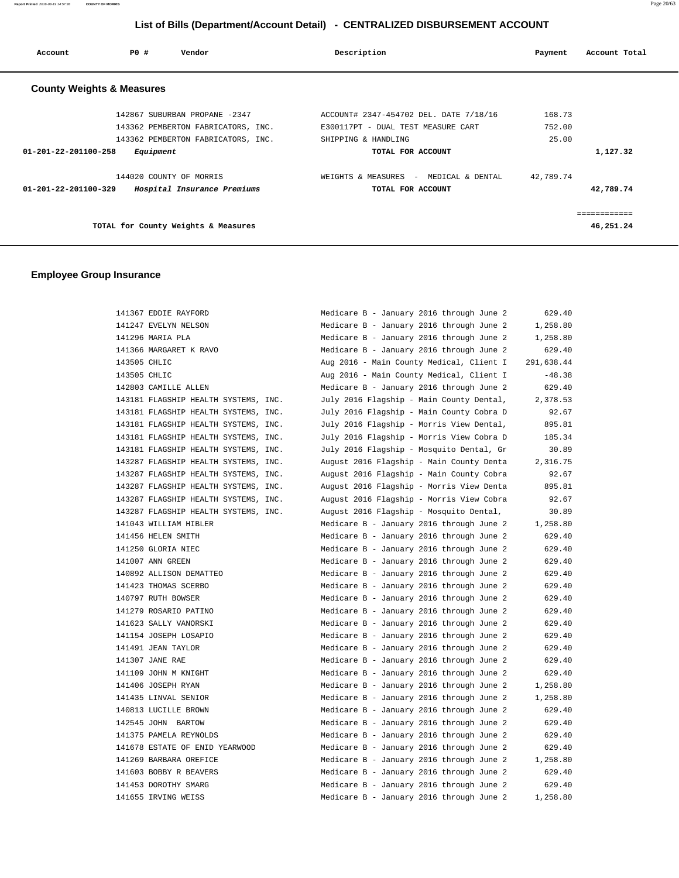## List of Bills (Department/Account Detail) - CENTRALIZED DISBURSEMENT ACCOUNT

| Account | PO # | Vendor | Description | Payment | Account Total |
|---|---|---|---|---|---|

### County Weights & Measures

| Account | PO # | Vendor | Description | Payment | Account Total |
|---|---|---|---|---|---|
| | 142867 | SUBURBAN PROPANE -2347 | ACCOUNT# 2347-454702 DEL. DATE 7/18/16 | 168.73 | |
| | 143362 | PEMBERTON FABRICATORS, INC. | E300117PT - DUAL TEST MEASURE CART | 752.00 | |
| | 143362 | PEMBERTON FABRICATORS, INC. | SHIPPING & HANDLING | 25.00 | |
| 01-201-22-201100-258 | | *Equipment* | TOTAL FOR ACCOUNT | | 1,127.32 |
| | 144020 | COUNTY OF MORRIS | WEIGHTS & MEASURES - MEDICAL & DENTAL | 42,789.74 | |
| 01-201-22-201100-329 | | *Hospital Insurance Premiums* | TOTAL FOR ACCOUNT | | 42,789.74 |
| | | TOTAL for County Weights & Measures | | | 46,251.24 |

### Employee Group Insurance

| Account | PO # | Vendor | Description | Payment | Account Total |
|---|---|---|---|---|---|
| | 141367 | EDDIE RAYFORD | Medicare B - January 2016 through June 2 | 629.40 | |
| | 141247 | EVELYN NELSON | Medicare B - January 2016 through June 2 | 1,258.80 | |
| | 141296 | MARIA PLA | Medicare B - January 2016 through June 2 | 1,258.80 | |
| | 141366 | MARGARET K RAVO | Medicare B - January 2016 through June 2 | 629.40 | |
| | 143505 | CHLIC | Aug 2016 - Main County Medical, Client I | 291,638.44 | |
| | 143505 | CHLIC | Aug 2016 - Main County Medical, Client I | -48.38 | |
| | 142803 | CAMILLE ALLEN | Medicare B - January 2016 through June 2 | 629.40 | |
| | 143181 | FLAGSHIP HEALTH SYSTEMS, INC. | July 2016 Flagship - Main County Dental, | 2,378.53 | |
| | 143181 | FLAGSHIP HEALTH SYSTEMS, INC. | July 2016 Flagship - Main County Cobra D | 92.67 | |
| | 143181 | FLAGSHIP HEALTH SYSTEMS, INC. | July 2016 Flagship - Morris View Dental, | 895.81 | |
| | 143181 | FLAGSHIP HEALTH SYSTEMS, INC. | July 2016 Flagship - Morris View Cobra D | 185.34 | |
| | 143181 | FLAGSHIP HEALTH SYSTEMS, INC. | July 2016 Flagship - Mosquito Dental, Gr | 30.89 | |
| | 143287 | FLAGSHIP HEALTH SYSTEMS, INC. | August 2016 Flagship - Main County Denta | 2,316.75 | |
| | 143287 | FLAGSHIP HEALTH SYSTEMS, INC. | August 2016 Flagship - Main County Cobra | 92.67 | |
| | 143287 | FLAGSHIP HEALTH SYSTEMS, INC. | August 2016 Flagship - Morris View Denta | 895.81 | |
| | 143287 | FLAGSHIP HEALTH SYSTEMS, INC. | August 2016 Flagship - Morris View Cobra | 92.67 | |
| | 143287 | FLAGSHIP HEALTH SYSTEMS, INC. | August 2016 Flagship - Mosquito Dental, | 30.89 | |
| | 141043 | WILLIAM HIBLER | Medicare B - January 2016 through June 2 | 1,258.80 | |
| | 141456 | HELEN SMITH | Medicare B - January 2016 through June 2 | 629.40 | |
| | 141250 | GLORIA NIEC | Medicare B - January 2016 through June 2 | 629.40 | |
| | 141007 | ANN GREEN | Medicare B - January 2016 through June 2 | 629.40 | |
| | 140892 | ALLISON DEMATTEO | Medicare B - January 2016 through June 2 | 629.40 | |
| | 141423 | THOMAS SCERBO | Medicare B - January 2016 through June 2 | 629.40 | |
| | 140797 | RUTH BOWSER | Medicare B - January 2016 through June 2 | 629.40 | |
| | 141279 | ROSARIO PATINO | Medicare B - January 2016 through June 2 | 629.40 | |
| | 141623 | SALLY VANORSKI | Medicare B - January 2016 through June 2 | 629.40 | |
| | 141154 | JOSEPH LOSAPIO | Medicare B - January 2016 through June 2 | 629.40 | |
| | 141491 | JEAN TAYLOR | Medicare B - January 2016 through June 2 | 629.40 | |
| | 141307 | JANE RAE | Medicare B - January 2016 through June 2 | 629.40 | |
| | 141109 | JOHN M KNIGHT | Medicare B - January 2016 through June 2 | 629.40 | |
| | 141406 | JOSEPH RYAN | Medicare B - January 2016 through June 2 | 1,258.80 | |
| | 141435 | LINVAL SENIOR | Medicare B - January 2016 through June 2 | 1,258.80 | |
| | 140813 | LUCILLE BROWN | Medicare B - January 2016 through June 2 | 629.40 | |
| | 142545 | JOHN BARTOW | Medicare B - January 2016 through June 2 | 629.40 | |
| | 141375 | PAMELA REYNOLDS | Medicare B - January 2016 through June 2 | 629.40 | |
| | 141678 | ESTATE OF ENID YEARWOOD | Medicare B - January 2016 through June 2 | 629.40 | |
| | 141269 | BARBARA OREFICE | Medicare B - January 2016 through June 2 | 1,258.80 | |
| | 141603 | BOBBY R BEAVERS | Medicare B - January 2016 through June 2 | 629.40 | |
| | 141453 | DOROTHY SMARG | Medicare B - January 2016 through June 2 | 629.40 | |
| | 141655 | IRVING WEISS | Medicare B - January 2016 through June 2 | 1,258.80 | |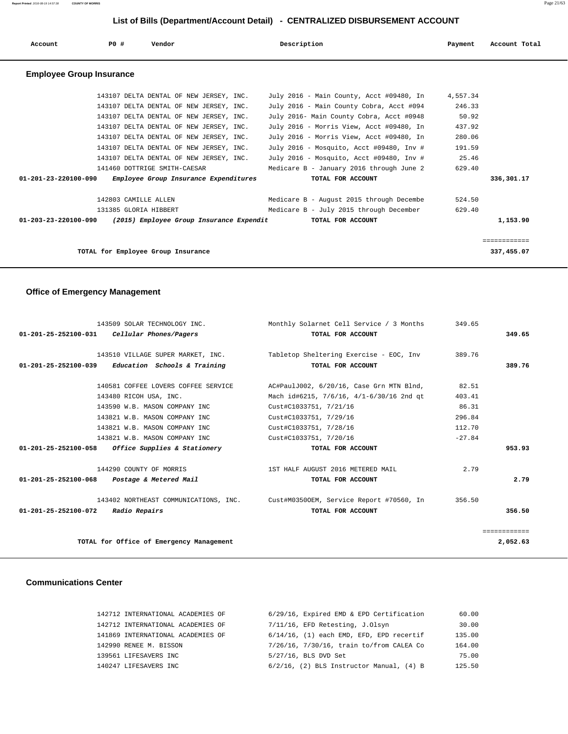## List of Bills (Department/Account Detail) - CENTRALIZED DISBURSEMENT ACCOUNT

| Account | PO # | Vendor | Description | Payment | Account Total |
|---|---|---|---|---|---|

### Employee Group Insurance

| Account | PO # | Vendor | Description | Payment | Account Total |
|---|---|---|---|---|---|
| | 143107 | DELTA DENTAL OF NEW JERSEY, INC. | July 2016 - Main County, Acct #09480, In | 4,557.34 | |
| | 143107 | DELTA DENTAL OF NEW JERSEY, INC. | July 2016 - Main County Cobra, Acct #094 | 246.33 | |
| | 143107 | DELTA DENTAL OF NEW JERSEY, INC. | July 2016- Main County Cobra, Acct #0948 | 50.92 | |
| | 143107 | DELTA DENTAL OF NEW JERSEY, INC. | July 2016 - Morris View, Acct #09480, In | 437.92 | |
| | 143107 | DELTA DENTAL OF NEW JERSEY, INC. | July 2016 - Morris View, Acct #09480, In | 280.06 | |
| | 143107 | DELTA DENTAL OF NEW JERSEY, INC. | July 2016 - Mosquito, Acct #09480, Inv # | 191.59 | |
| | 143107 | DELTA DENTAL OF NEW JERSEY, INC. | July 2016 - Mosquito, Acct #09480, Inv # | 25.46 | |
| | 141460 | DOTTRIGE SMITH-CAESAR | Medicare B - January 2016 through June 2 | 629.40 | |
| **01-201-23-220100-090** | | *Employee Group Insurance Expenditures* | **TOTAL FOR ACCOUNT** | | **336,301.17** |
| | 142803 | CAMILLE ALLEN | Medicare B - August 2015 through Decembe | 524.50 | |
| | 131385 | GLORIA HIBBERT | Medicare B - July 2015 through December | 629.40 | |
| **01-203-23-220100-090** | | *(2015) Employee Group Insurance Expendit* | **TOTAL FOR ACCOUNT** | | **1,153.90** |
| | | **TOTAL for Employee Group Insurance** | | | **337,455.07** |

### Office of Emergency Management

| Account | PO # | Vendor | Description | Payment | Account Total |
|---|---|---|---|---|---|
| | 143509 | SOLAR TECHNOLOGY INC. | Monthly Solarnet Cell Service / 3 Months | 349.65 | |
| **01-201-25-252100-031** | | *Cellular Phones/Pagers* | **TOTAL FOR ACCOUNT** | | **349.65** |
| | 143510 | VILLAGE SUPER MARKET, INC. | Tabletop Sheltering Exercise - EOC, Inv | 389.76 | |
| **01-201-25-252100-039** | | *Education Schools & Training* | **TOTAL FOR ACCOUNT** | | **389.76** |
| | 140581 | COFFEE LOVERS COFFEE SERVICE | AC#PaulJ002, 6/20/16, Case Grn MTN Blnd, | 82.51 | |
| | 143480 | RICOH USA, INC. | Mach id#6215, 7/6/16, 4/1-6/30/16 2nd qt | 403.41 | |
| | 143590 | W.B. MASON COMPANY INC | Cust#C1033751, 7/21/16 | 86.31 | |
| | 143821 | W.B. MASON COMPANY INC | Cust#C1033751, 7/29/16 | 296.84 | |
| | 143821 | W.B. MASON COMPANY INC | Cust#C1033751, 7/28/16 | 112.70 | |
| | 143821 | W.B. MASON COMPANY INC | Cust#C1033751, 7/20/16 | -27.84 | |
| **01-201-25-252100-058** | | *Office Supplies & Stationery* | **TOTAL FOR ACCOUNT** | | **953.93** |
| | 144290 | COUNTY OF MORRIS | 1ST HALF AUGUST 2016 METERED MAIL | 2.79 | |
| **01-201-25-252100-068** | | *Postage & Metered Mail* | **TOTAL FOR ACCOUNT** | | **2.79** |
| | 143402 | NORTHEAST COMMUNICATIONS, INC. | Cust#M0350OEM, Service Report #70560, In | 356.50 | |
| **01-201-25-252100-072** | | *Radio Repairs* | **TOTAL FOR ACCOUNT** | | **356.50** |
| | | **TOTAL for Office of Emergency Management** | | | **2,052.63** |

### Communications Center

| Account | PO # | Vendor | Description | Payment | Account Total |
|---|---|---|---|---|---|
| | 142712 | INTERNATIONAL ACADEMIES OF | 6/29/16, Expired EMD & EPD Certification | 60.00 | |
| | 142712 | INTERNATIONAL ACADEMIES OF | 7/11/16, EFD Retesting, J.Olsyn | 30.00 | |
| | 141869 | INTERNATIONAL ACADEMIES OF | 6/14/16, (1) each EMD, EFD, EPD recertif | 135.00 | |
| | 142990 | RENEE M. BISSON | 7/26/16, 7/30/16, train to/from CALEA Co | 164.00 | |
| | 139561 | LIFESAVERS INC | 5/27/16, BLS DVD Set | 75.00 | |
| | 140247 | LIFESAVERS INC | 6/2/16, (2) BLS Instructor Manual, (4) B | 125.50 | |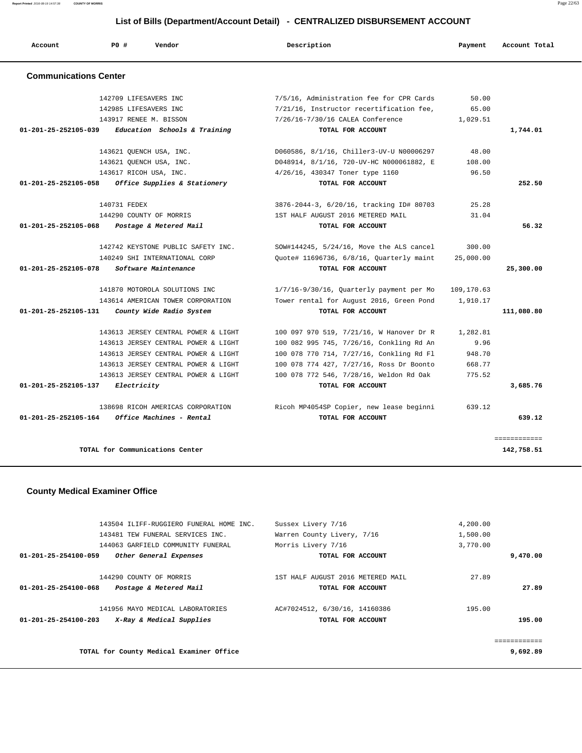# List of Bills (Department/Account Detail) - CENTRALIZED DISBURSEMENT ACCOUNT

| Account | PO # | Vendor | Description | Payment | Account Total |
|---|---|---|---|---|---|

## Communications Center

| Account | PO # | Vendor | Description | Payment | Account Total |
|---|---|---|---|---|---|
| | 142709 | LIFESAVERS INC | 7/5/16, Administration fee for CPR Cards | 50.00 | |
| | 142985 | LIFESAVERS INC | 7/21/16, Instructor recertification fee, | 65.00 | |
| | 143917 | RENEE M. BISSON | 7/26/16-7/30/16 CALEA Conference | 1,029.51 | |
| **01-201-25-252105-039** | | *Education Schools & Training* | **TOTAL FOR ACCOUNT** | | **1,744.01** |
| | 143621 | QUENCH USA, INC. | D060586, 8/1/16, Chiller3-UV-U N00006297 | 48.00 | |
| | 143621 | QUENCH USA, INC. | D048914, 8/1/16, 720-UV-HC N000061882, E | 108.00 | |
| | 143617 | RICOH USA, INC. | 4/26/16, 430347 Toner type 1160 | 96.50 | |
| **01-201-25-252105-058** | | *Office Supplies & Stationery* | **TOTAL FOR ACCOUNT** | | **252.50** |
| | 140731 | FEDEX | 3876-2044-3, 6/20/16, tracking ID# 80703 | 25.28 | |
| | 144290 | COUNTY OF MORRIS | 1ST HALF AUGUST 2016 METERED MAIL | 31.04 | |
| **01-201-25-252105-068** | | *Postage & Metered Mail* | **TOTAL FOR ACCOUNT** | | **56.32** |
| | 142742 | KEYSTONE PUBLIC SAFETY INC. | SOW#144245, 5/24/16, Move the ALS cancel | 300.00 | |
| | 140249 | SHI INTERNATIONAL CORP | Quote# 11696736, 6/8/16, Quarterly maint | 25,000.00 | |
| **01-201-25-252105-078** | | *Software Maintenance* | **TOTAL FOR ACCOUNT** | | **25,300.00** |
| | 141870 | MOTOROLA SOLUTIONS INC | 1/7/16-9/30/16, Quarterly payment per Mo | 109,170.63 | |
| | 143614 | AMERICAN TOWER CORPORATION | Tower rental for August 2016, Green Pond | 1,910.17 | |
| **01-201-25-252105-131** | | *County Wide Radio System* | **TOTAL FOR ACCOUNT** | | **111,080.80** |
| | 143613 | JERSEY CENTRAL POWER & LIGHT | 100 097 970 519, 7/21/16, W Hanover Dr R | 1,282.81 | |
| | 143613 | JERSEY CENTRAL POWER & LIGHT | 100 082 995 745, 7/26/16, Conkling Rd An | 9.96 | |
| | 143613 | JERSEY CENTRAL POWER & LIGHT | 100 078 770 714, 7/27/16, Conkling Rd Fl | 948.70 | |
| | 143613 | JERSEY CENTRAL POWER & LIGHT | 100 078 774 427, 7/27/16, Ross Dr Boonto | 668.77 | |
| | 143613 | JERSEY CENTRAL POWER & LIGHT | 100 078 772 546, 7/28/16, Weldon Rd Oak | 775.52 | |
| **01-201-25-252105-137** | | *Electricity* | **TOTAL FOR ACCOUNT** | | **3,685.76** |
| | 138698 | RICOH AMERICAS CORPORATION | Ricoh MP4054SP Copier, new lease beginni | 639.12 | |
| **01-201-25-252105-164** | | *Office Machines - Rental* | **TOTAL FOR ACCOUNT** | | **639.12** |
| | | **TOTAL for Communications Center** | | | **142,758.51** |

## County Medical Examiner Office

| Account | PO # | Vendor | Description | Payment | Account Total |
|---|---|---|---|---|---|
| | 143504 | ILIFF-RUGGIERO FUNERAL HOME INC. | Sussex Livery 7/16 | 4,200.00 | |
| | 143481 | TEW FUNERAL SERVICES INC. | Warren County Livery, 7/16 | 1,500.00 | |
| | 144063 | GARFIELD COMMUNITY FUNERAL | Morris Livery 7/16 | 3,770.00 | |
| **01-201-25-254100-059** | | *Other General Expenses* | **TOTAL FOR ACCOUNT** | | **9,470.00** |
| | 144290 | COUNTY OF MORRIS | 1ST HALF AUGUST 2016 METERED MAIL | 27.89 | |
| **01-201-25-254100-068** | | *Postage & Metered Mail* | **TOTAL FOR ACCOUNT** | | **27.89** |
| | 141956 | MAYO MEDICAL LABORATORIES | AC#7024512, 6/30/16, 14160386 | 195.00 | |
| **01-201-25-254100-203** | | *X-Ray & Medical Supplies* | **TOTAL FOR ACCOUNT** | | **195.00** |
| | | **TOTAL for County Medical Examiner Office** | | | **9,692.89** |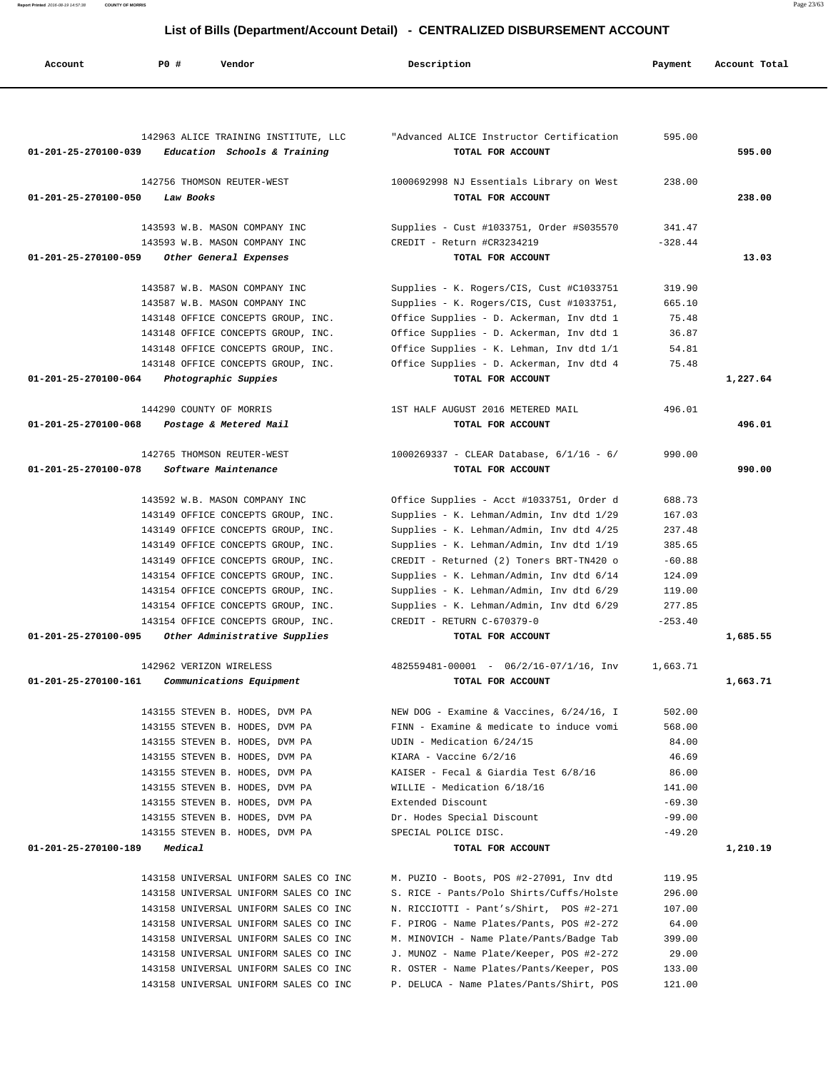# List of Bills (Department/Account Detail) - CENTRALIZED DISBURSEMENT ACCOUNT

| Account | PO # | Vendor | Description | Payment | Account Total |
|---|---|---|---|---|---|
| | 142963 | ALICE TRAINING INSTITUTE, LLC | "Advanced ALICE Instructor Certification | 595.00 | |
| **01-201-25-270100-039** | | ***Education Schools & Training*** | **TOTAL FOR ACCOUNT** | | **595.00** |
| | 142756 | THOMSON REUTER-WEST | 1000692998 NJ Essentials Library on West | 238.00 | |
| **01-201-25-270100-050** | | ***Law Books*** | **TOTAL FOR ACCOUNT** | | **238.00** |
| | 143593 | W.B. MASON COMPANY INC | Supplies - Cust #1033751, Order #S035570 | 341.47 | |
| | 143593 | W.B. MASON COMPANY INC | CREDIT - Return #CR3234219 | -328.44 | |
| **01-201-25-270100-059** | | ***Other General Expenses*** | **TOTAL FOR ACCOUNT** | | **13.03** |
| | 143587 | W.B. MASON COMPANY INC | Supplies - K. Rogers/CIS, Cust #C1033751 | 319.90 | |
| | 143587 | W.B. MASON COMPANY INC | Supplies - K. Rogers/CIS, Cust #1033751, | 665.10 | |
| | 143148 | OFFICE CONCEPTS GROUP, INC. | Office Supplies - D. Ackerman, Inv dtd 1 | 75.48 | |
| | 143148 | OFFICE CONCEPTS GROUP, INC. | Office Supplies - D. Ackerman, Inv dtd 1 | 36.87 | |
| | 143148 | OFFICE CONCEPTS GROUP, INC. | Office Supplies - K. Lehman, Inv dtd 1/1 | 54.81 | |
| | 143148 | OFFICE CONCEPTS GROUP, INC. | Office Supplies - D. Ackerman, Inv dtd 4 | 75.48 | |
| **01-201-25-270100-064** | | ***Photographic Suppies*** | **TOTAL FOR ACCOUNT** | | **1,227.64** |
| | 144290 | COUNTY OF MORRIS | 1ST HALF AUGUST 2016 METERED MAIL | 496.01 | |
| **01-201-25-270100-068** | | ***Postage & Metered Mail*** | **TOTAL FOR ACCOUNT** | | **496.01** |
| | 142765 | THOMSON REUTER-WEST | 1000269337 - CLEAR Database, 6/1/16 - 6/ | 990.00 | |
| **01-201-25-270100-078** | | ***Software Maintenance*** | **TOTAL FOR ACCOUNT** | | **990.00** |
| | 143592 | W.B. MASON COMPANY INC | Office Supplies - Acct #1033751, Order d | 688.73 | |
| | 143149 | OFFICE CONCEPTS GROUP, INC. | Supplies - K. Lehman/Admin, Inv dtd 1/29 | 167.03 | |
| | 143149 | OFFICE CONCEPTS GROUP, INC. | Supplies - K. Lehman/Admin, Inv dtd 4/25 | 237.48 | |
| | 143149 | OFFICE CONCEPTS GROUP, INC. | Supplies - K. Lehman/Admin, Inv dtd 1/19 | 385.65 | |
| | 143149 | OFFICE CONCEPTS GROUP, INC. | CREDIT - Returned (2) Toners BRT-TN420 o | -60.88 | |
| | 143154 | OFFICE CONCEPTS GROUP, INC. | Supplies - K. Lehman/Admin, Inv dtd 6/14 | 124.09 | |
| | 143154 | OFFICE CONCEPTS GROUP, INC. | Supplies - K. Lehman/Admin, Inv dtd 6/29 | 119.00 | |
| | 143154 | OFFICE CONCEPTS GROUP, INC. | Supplies - K. Lehman/Admin, Inv dtd 6/29 | 277.85 | |
| | 143154 | OFFICE CONCEPTS GROUP, INC. | CREDIT - RETURN C-670379-0 | -253.40 | |
| **01-201-25-270100-095** | | ***Other Administrative Supplies*** | **TOTAL FOR ACCOUNT** | | **1,685.55** |
| | 142962 | VERIZON WIRELESS | 482559481-00001 - 06/2/16-07/1/16, Inv | 1,663.71 | |
| **01-201-25-270100-161** | | ***Communications Equipment*** | **TOTAL FOR ACCOUNT** | | **1,663.71** |
| | 143155 | STEVEN B. HODES, DVM PA | NEW DOG - Examine & Vaccines, 6/24/16, I | 502.00 | |
| | 143155 | STEVEN B. HODES, DVM PA | FINN - Examine & medicate to induce vomi | 568.00 | |
| | 143155 | STEVEN B. HODES, DVM PA | UDIN - Medication 6/24/15 | 84.00 | |
| | 143155 | STEVEN B. HODES, DVM PA | KIARA - Vaccine 6/2/16 | 46.69 | |
| | 143155 | STEVEN B. HODES, DVM PA | KAISER - Fecal & Giardia Test 6/8/16 | 86.00 | |
| | 143155 | STEVEN B. HODES, DVM PA | WILLIE - Medication 6/18/16 | 141.00 | |
| | 143155 | STEVEN B. HODES, DVM PA | Extended Discount | -69.30 | |
| | 143155 | STEVEN B. HODES, DVM PA | Dr. Hodes Special Discount | -99.00 | |
| | 143155 | STEVEN B. HODES, DVM PA | SPECIAL POLICE DISC. | -49.20 | |
| **01-201-25-270100-189** | | ***Medical*** | **TOTAL FOR ACCOUNT** | | **1,210.19** |
| | 143158 | UNIVERSAL UNIFORM SALES CO INC | M. PUZIO - Boots, POS #2-27091, Inv dtd | 119.95 | |
| | 143158 | UNIVERSAL UNIFORM SALES CO INC | S. RICE - Pants/Polo Shirts/Cuffs/Holste | 296.00 | |
| | 143158 | UNIVERSAL UNIFORM SALES CO INC | N. RICCIOTTI - Pant's/Shirt, POS #2-271 | 107.00 | |
| | 143158 | UNIVERSAL UNIFORM SALES CO INC | F. PIROG - Name Plates/Pants, POS #2-272 | 64.00 | |
| | 143158 | UNIVERSAL UNIFORM SALES CO INC | M. MINOVICH - Name Plate/Pants/Badge Tab | 399.00 | |
| | 143158 | UNIVERSAL UNIFORM SALES CO INC | J. MUNOZ - Name Plate/Keeper, POS #2-272 | 29.00 | |
| | 143158 | UNIVERSAL UNIFORM SALES CO INC | R. OSTER - Name Plates/Pants/Keeper, POS | 133.00 | |
| | 143158 | UNIVERSAL UNIFORM SALES CO INC | P. DELUCA - Name Plates/Pants/Shirt, POS | 121.00 | |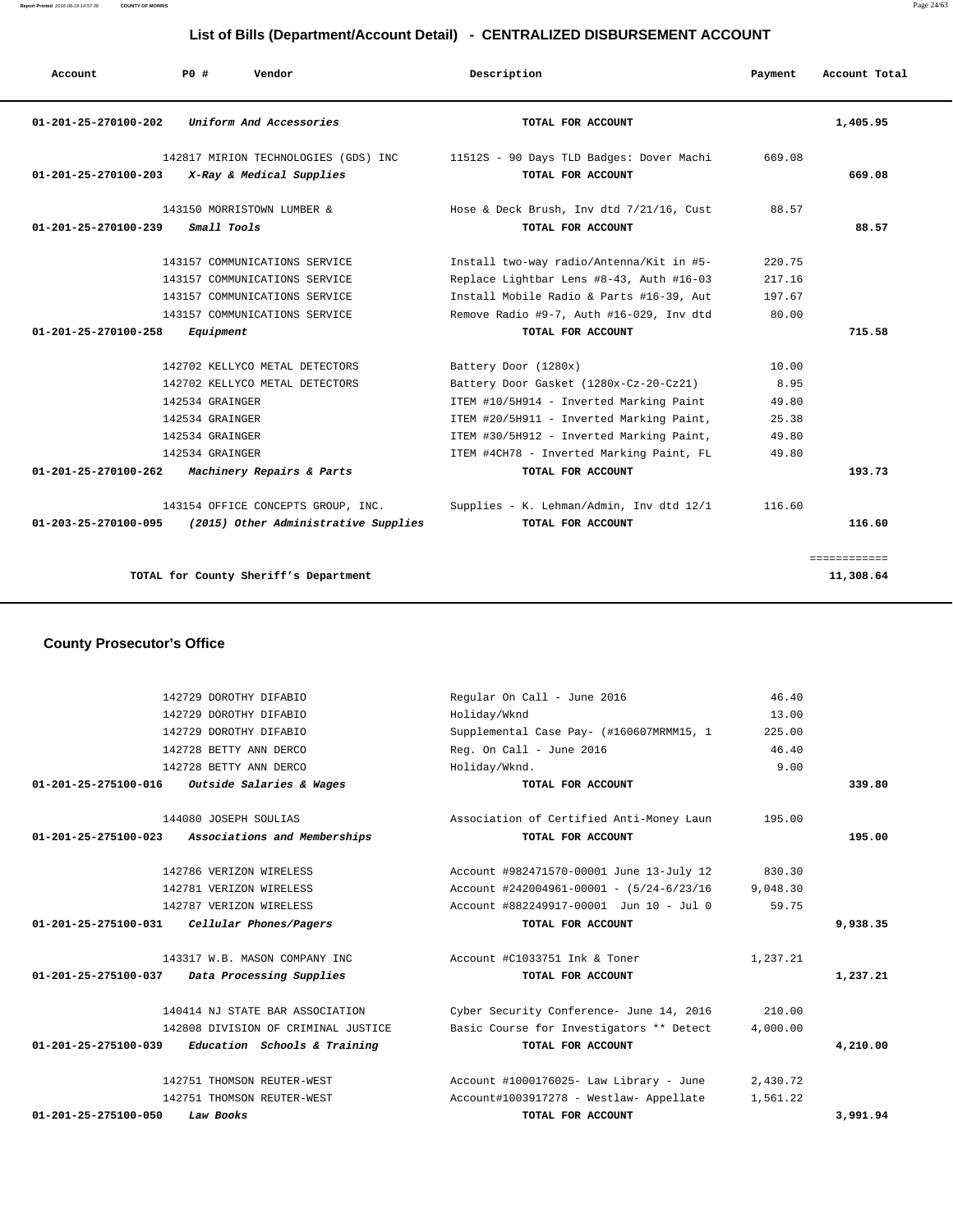## List of Bills (Department/Account Detail) - CENTRALIZED DISBURSEMENT ACCOUNT

| Account | PO # | Vendor | Description | Payment | Account Total |
|---|---|---|---|---|---|
| 01-201-25-270100-202 | | *Uniform And Accessories* | TOTAL FOR ACCOUNT | | 1,405.95 |
| | 142817 | MIRION TECHNOLOGIES (GDS) INC | 11512S - 90 Days TLD Badges: Dover Machi | 669.08 | |
| 01-201-25-270100-203 | | *X-Ray & Medical Supplies* | TOTAL FOR ACCOUNT | | 669.08 |
| | 143150 | MORRISTOWN LUMBER & | Hose & Deck Brush, Inv dtd 7/21/16, Cust | 88.57 | |
| 01-201-25-270100-239 | | *Small Tools* | TOTAL FOR ACCOUNT | | 88.57 |
| | 143157 | COMMUNICATIONS SERVICE | Install two-way radio/Antenna/Kit in #5- | 220.75 | |
| | 143157 | COMMUNICATIONS SERVICE | Replace Lightbar Lens #8-43, Auth #16-03 | 217.16 | |
| | 143157 | COMMUNICATIONS SERVICE | Install Mobile Radio & Parts #16-39, Aut | 197.67 | |
| | 143157 | COMMUNICATIONS SERVICE | Remove Radio #9-7, Auth #16-029, Inv dtd | 80.00 | |
| 01-201-25-270100-258 | | *Equipment* | TOTAL FOR ACCOUNT | | 715.58 |
| | 142702 | KELLYCO METAL DETECTORS | Battery Door (1280x) | 10.00 | |
| | 142702 | KELLYCO METAL DETECTORS | Battery Door Gasket (1280x-Cz-20-Cz21) | 8.95 | |
| | 142534 | GRAINGER | ITEM #10/5H914 - Inverted Marking Paint | 49.80 | |
| | 142534 | GRAINGER | ITEM #20/5H911 - Inverted Marking Paint, | 25.38 | |
| | 142534 | GRAINGER | ITEM #30/5H912 - Inverted Marking Paint, | 49.80 | |
| | 142534 | GRAINGER | ITEM #4CH78 - Inverted Marking Paint, FL | 49.80 | |
| 01-201-25-270100-262 | | *Machinery Repairs & Parts* | TOTAL FOR ACCOUNT | | 193.73 |
| | 143154 | OFFICE CONCEPTS GROUP, INC. | Supplies - K. Lehman/Admin, Inv dtd 12/1 | 116.60 | |
| 01-203-25-270100-095 | | *(2015) Other Administrative Supplies* | TOTAL FOR ACCOUNT | | 116.60 |
| | | | | | ============ |
| | | TOTAL for County Sheriff's Department | | | 11,308.64 |

### County Prosecutor's Office

| Account | PO # | Vendor | Description | Payment | Account Total |
|---|---|---|---|---|---|
| | 142729 | DOROTHY DIFABIO | Regular On Call - June 2016 | 46.40 | |
| | 142729 | DOROTHY DIFABIO | Holiday/Wknd | 13.00 | |
| | 142729 | DOROTHY DIFABIO | Supplemental Case Pay- (#160607MRMM15, 1 | 225.00 | |
| | 142728 | BETTY ANN DERCO | Reg. On Call - June 2016 | 46.40 | |
| | 142728 | BETTY ANN DERCO | Holiday/Wknd. | 9.00 | |
| 01-201-25-275100-016 | | *Outside Salaries & Wages* | TOTAL FOR ACCOUNT | | 339.80 |
| | 144080 | JOSEPH SOULIAS | Association of Certified Anti-Money Laun | 195.00 | |
| 01-201-25-275100-023 | | *Associations and Memberships* | TOTAL FOR ACCOUNT | | 195.00 |
| | 142786 | VERIZON WIRELESS | Account #982471570-00001 June 13-July 12 | 830.30 | |
| | 142781 | VERIZON WIRELESS | Account #242004961-00001 - (5/24-6/23/16 | 9,048.30 | |
| | 142787 | VERIZON WIRELESS | Account #882249917-00001 Jun 10 - Jul 0 | 59.75 | |
| 01-201-25-275100-031 | | *Cellular Phones/Pagers* | TOTAL FOR ACCOUNT | | 9,938.35 |
| | 143317 | W.B. MASON COMPANY INC | Account #C1033751 Ink & Toner | 1,237.21 | |
| 01-201-25-275100-037 | | *Data Processing Supplies* | TOTAL FOR ACCOUNT | | 1,237.21 |
| | 140414 | NJ STATE BAR ASSOCIATION | Cyber Security Conference- June 14, 2016 | 210.00 | |
| | 142808 | DIVISION OF CRIMINAL JUSTICE | Basic Course for Investigators ** Detect | 4,000.00 | |
| 01-201-25-275100-039 | | *Education Schools & Training* | TOTAL FOR ACCOUNT | | 4,210.00 |
| | 142751 | THOMSON REUTER-WEST | Account #1000176025- Law Library - June | 2,430.72 | |
| | 142751 | THOMSON REUTER-WEST | Account#1003917278 - Westlaw- Appellate | 1,561.22 | |
| 01-201-25-275100-050 | | *Law Books* | TOTAL FOR ACCOUNT | | 3,991.94 |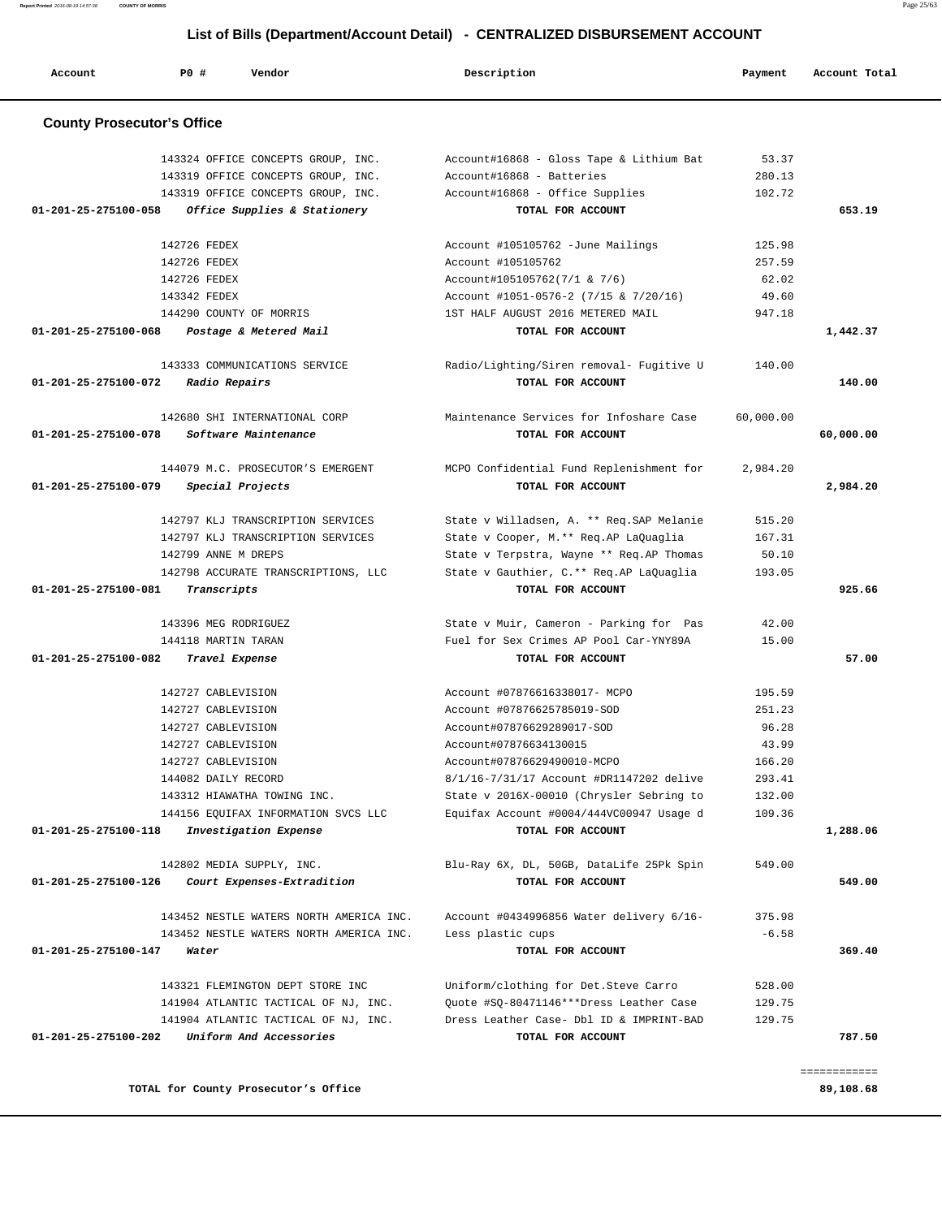## List of Bills (Department/Account Detail) - CENTRALIZED DISBURSEMENT ACCOUNT

| Account | PO # | Vendor | Description | Payment | Account Total |
|---|---|---|---|---|---|

### County Prosecutor's Office

| Account | PO # | Vendor | Description | Payment | Account Total |
|---|---|---|---|---|---|
| | 143324 | OFFICE CONCEPTS GROUP, INC. | Account#16868 - Gloss Tape & Lithium Bat | 53.37 | |
| | 143319 | OFFICE CONCEPTS GROUP, INC. | Account#16868 - Batteries | 280.13 | |
| | 143319 | OFFICE CONCEPTS GROUP, INC. | Account#16868 - Office Supplies | 102.72 | |
| 01-201-25-275100-058 | | *Office Supplies & Stationery* | TOTAL FOR ACCOUNT | | 653.19 |
| | 142726 | FEDEX | Account #105105762 -June Mailings | 125.98 | |
| | 142726 | FEDEX | Account #105105762 | 257.59 | |
| | 142726 | FEDEX | Account#105105762(7/1 & 7/6) | 62.02 | |
| | 143342 | FEDEX | Account #1051-0576-2 (7/15 & 7/20/16) | 49.60 | |
| | 144290 | COUNTY OF MORRIS | 1ST HALF AUGUST 2016 METERED MAIL | 947.18 | |
| 01-201-25-275100-068 | | *Postage & Metered Mail* | TOTAL FOR ACCOUNT | | 1,442.37 |
| | 143333 | COMMUNICATIONS SERVICE | Radio/Lighting/Siren removal- Fugitive U | 140.00 | |
| 01-201-25-275100-072 | | *Radio Repairs* | TOTAL FOR ACCOUNT | | 140.00 |
| | 142680 | SHI INTERNATIONAL CORP | Maintenance Services for Infoshare Case | 60,000.00 | |
| 01-201-25-275100-078 | | *Software Maintenance* | TOTAL FOR ACCOUNT | | 60,000.00 |
| | 144079 | M.C. PROSECUTOR'S EMERGENT | MCPO Confidential Fund Replenishment for | 2,984.20 | |
| 01-201-25-275100-079 | | *Special Projects* | TOTAL FOR ACCOUNT | | 2,984.20 |
| | 142797 | KLJ TRANSCRIPTION SERVICES | State v Willadsen, A. ** Req.SAP Melanie | 515.20 | |
| | 142797 | KLJ TRANSCRIPTION SERVICES | State v Cooper, M.** Req.AP LaQuaglia | 167.31 | |
| | 142799 | ANNE M DREPS | State v Terpstra, Wayne ** Req.AP Thomas | 50.10 | |
| | 142798 | ACCURATE TRANSCRIPTIONS, LLC | State v Gauthier, C.** Req.AP LaQuaglia | 193.05 | |
| 01-201-25-275100-081 | | *Transcripts* | TOTAL FOR ACCOUNT | | 925.66 |
| | 143396 | MEG RODRIGUEZ | State v Muir, Cameron - Parking for Pas | 42.00 | |
| | 144118 | MARTIN TARAN | Fuel for Sex Crimes AP Pool Car-YNY89A | 15.00 | |
| 01-201-25-275100-082 | | *Travel Expense* | TOTAL FOR ACCOUNT | | 57.00 |
| | 142727 | CABLEVISION | Account #07876616338017- MCPO | 195.59 | |
| | 142727 | CABLEVISION | Account #07876625785019-SOD | 251.23 | |
| | 142727 | CABLEVISION | Account#07876629289017-SOD | 96.28 | |
| | 142727 | CABLEVISION | Account#07876634130015 | 43.99 | |
| | 142727 | CABLEVISION | Account#07876629490010-MCPO | 166.20 | |
| | 144082 | DAILY RECORD | 8/1/16-7/31/17 Account #DR1147202 delive | 293.41 | |
| | 143312 | HIAWATHA TOWING INC. | State v 2016X-00010 (Chrysler Sebring to | 132.00 | |
| | 144156 | EQUIFAX INFORMATION SVCS LLC | Equifax Account #0004/444VC00947 Usage d | 109.36 | |
| 01-201-25-275100-118 | | *Investigation Expense* | TOTAL FOR ACCOUNT | | 1,288.06 |
| | 142802 | MEDIA SUPPLY, INC. | Blu-Ray 6X, DL, 50GB, DataLife 25Pk Spin | 549.00 | |
| 01-201-25-275100-126 | | *Court Expenses-Extradition* | TOTAL FOR ACCOUNT | | 549.00 |
| | 143452 | NESTLE WATERS NORTH AMERICA INC. | Account #0434996856 Water delivery 6/16- | 375.98 | |
| | 143452 | NESTLE WATERS NORTH AMERICA INC. | Less plastic cups | -6.58 | |
| 01-201-25-275100-147 | | *Water* | TOTAL FOR ACCOUNT | | 369.40 |
| | 143321 | FLEMINGTON DEPT STORE INC | Uniform/clothing for Det.Steve Carro | 528.00 | |
| | 141904 | ATLANTIC TACTICAL OF NJ, INC. | Quote #SQ-80471146***Dress Leather Case | 129.75 | |
| | 141904 | ATLANTIC TACTICAL OF NJ, INC. | Dress Leather Case- Dbl ID & IMPRINT-BAD | 129.75 | |
| 01-201-25-275100-202 | | *Uniform And Accessories* | TOTAL FOR ACCOUNT | | 787.50 |

**TOTAL for County Prosecutor's Office** ============ **89,108.68**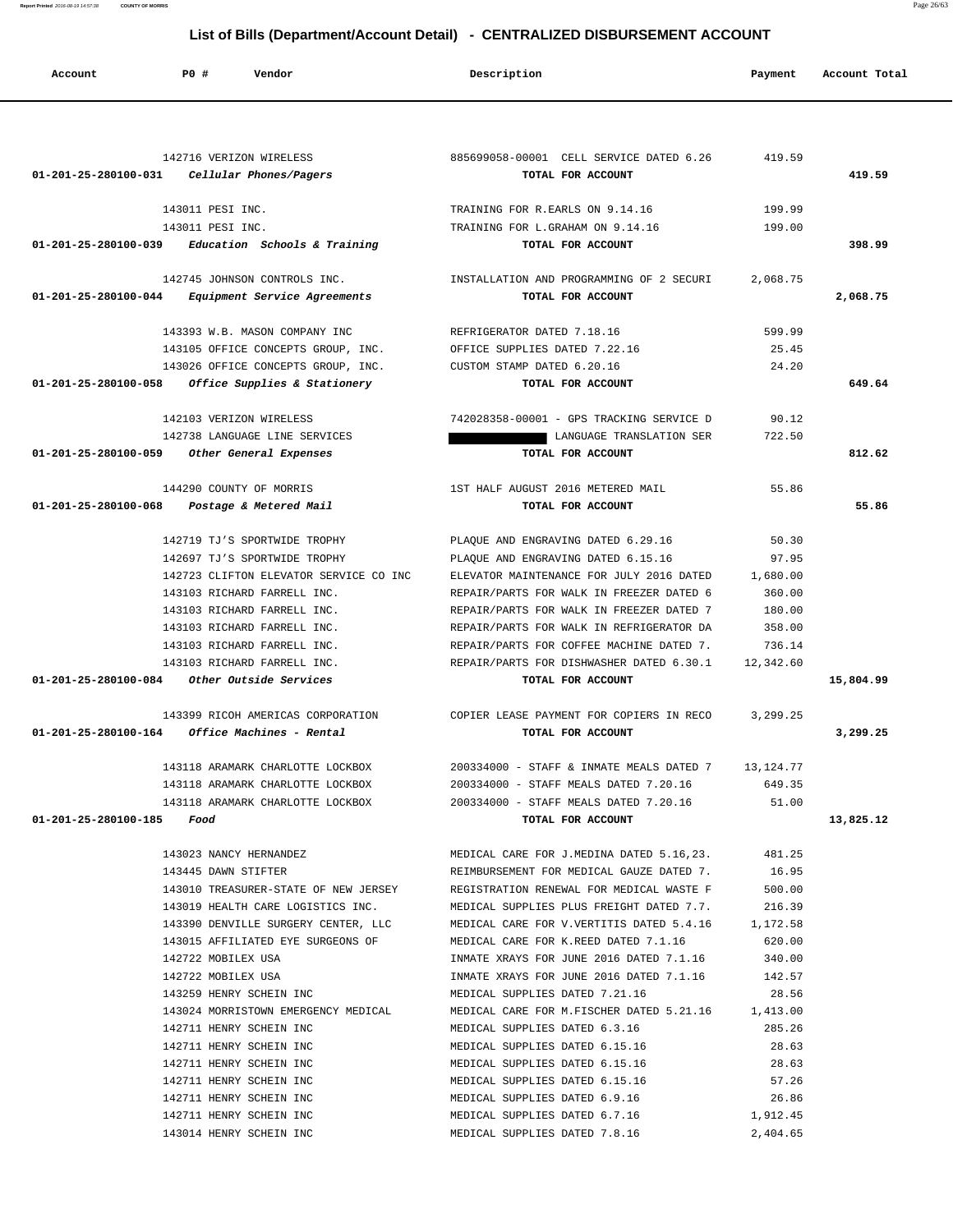## List of Bills (Department/Account Detail) - CENTRALIZED DISBURSEMENT ACCOUNT

| Account | PO # | Vendor | Description | Payment | Account Total |
|---|---|---|---|---|---|
| | 142716 | VERIZON WIRELESS | 885699058-00001 CELL SERVICE DATED 6.26 | 419.59 | |
| 01-201-25-280100-031 | | *Cellular Phones/Pagers* | TOTAL FOR ACCOUNT | | 419.59 |
| | 143011 | PESI INC. | TRAINING FOR R.EARLS ON 9.14.16 | 199.99 | |
| | 143011 | PESI INC. | TRAINING FOR L.GRAHAM ON 9.14.16 | 199.00 | |
| 01-201-25-280100-039 | | *Education Schools & Training* | TOTAL FOR ACCOUNT | | 398.99 |
| | 142745 | JOHNSON CONTROLS INC. | INSTALLATION AND PROGRAMMING OF 2 SECURI | 2,068.75 | |
| 01-201-25-280100-044 | | *Equipment Service Agreements* | TOTAL FOR ACCOUNT | | 2,068.75 |
| | 143393 | W.B. MASON COMPANY INC | REFRIGERATOR DATED 7.18.16 | 599.99 | |
| | 143105 | OFFICE CONCEPTS GROUP, INC. | OFFICE SUPPLIES DATED 7.22.16 | 25.45 | |
| | 143026 | OFFICE CONCEPTS GROUP, INC. | CUSTOM STAMP DATED 6.20.16 | 24.20 | |
| 01-201-25-280100-058 | | *Office Supplies & Stationery* | TOTAL FOR ACCOUNT | | 649.64 |
| | 142103 | VERIZON WIRELESS | 742028358-00001 - GPS TRACKING SERVICE D | 90.12 | |
| | 142738 | LANGUAGE LINE SERVICES | [REDACTED] LANGUAGE TRANSLATION SER | 722.50 | |
| 01-201-25-280100-059 | | *Other General Expenses* | TOTAL FOR ACCOUNT | | 812.62 |
| | 144290 | COUNTY OF MORRIS | 1ST HALF AUGUST 2016 METERED MAIL | 55.86 | |
| 01-201-25-280100-068 | | *Postage & Metered Mail* | TOTAL FOR ACCOUNT | | 55.86 |
| | 142719 | TJ'S SPORTWIDE TROPHY | PLAQUE AND ENGRAVING DATED 6.29.16 | 50.30 | |
| | 142697 | TJ'S SPORTWIDE TROPHY | PLAQUE AND ENGRAVING DATED 6.15.16 | 97.95 | |
| | 142723 | CLIFTON ELEVATOR SERVICE CO INC | ELEVATOR MAINTENANCE FOR JULY 2016 DATED | 1,680.00 | |
| | 143103 | RICHARD FARRELL INC. | REPAIR/PARTS FOR WALK IN FREEZER DATED 6 | 360.00 | |
| | 143103 | RICHARD FARRELL INC. | REPAIR/PARTS FOR WALK IN FREEZER DATED 7 | 180.00 | |
| | 143103 | RICHARD FARRELL INC. | REPAIR/PARTS FOR WALK IN REFRIGERATOR DA | 358.00 | |
| | 143103 | RICHARD FARRELL INC. | REPAIR/PARTS FOR COFFEE MACHINE DATED 7. | 736.14 | |
| | 143103 | RICHARD FARRELL INC. | REPAIR/PARTS FOR DISHWASHER DATED 6.30.1 | 12,342.60 | |
| 01-201-25-280100-084 | | *Other Outside Services* | TOTAL FOR ACCOUNT | | 15,804.99 |
| | 143399 | RICOH AMERICAS CORPORATION | COPIER LEASE PAYMENT FOR COPIERS IN RECO | 3,299.25 | |
| 01-201-25-280100-164 | | *Office Machines - Rental* | TOTAL FOR ACCOUNT | | 3,299.25 |
| | 143118 | ARAMARK CHARLOTTE LOCKBOX | 200334000 - STAFF & INMATE MEALS DATED 7 | 13,124.77 | |
| | 143118 | ARAMARK CHARLOTTE LOCKBOX | 200334000 - STAFF MEALS DATED 7.20.16 | 649.35 | |
| | 143118 | ARAMARK CHARLOTTE LOCKBOX | 200334000 - STAFF MEALS DATED 7.20.16 | 51.00 | |
| 01-201-25-280100-185 | | *Food* | TOTAL FOR ACCOUNT | | 13,825.12 |
| | 143023 | NANCY HERNANDEZ | MEDICAL CARE FOR J.MEDINA DATED 5.16,23. | 481.25 | |
| | 143445 | DAWN STIFTER | REIMBURSEMENT FOR MEDICAL GAUZE DATED 7. | 16.95 | |
| | 143010 | TREASURER-STATE OF NEW JERSEY | REGISTRATION RENEWAL FOR MEDICAL WASTE F | 500.00 | |
| | 143019 | HEALTH CARE LOGISTICS INC. | MEDICAL SUPPLIES PLUS FREIGHT DATED 7.7. | 216.39 | |
| | 143390 | DENVILLE SURGERY CENTER, LLC | MEDICAL CARE FOR V.VERTITIS DATED 5.4.16 | 1,172.58 | |
| | 143015 | AFFILIATED EYE SURGEONS OF | MEDICAL CARE FOR K.REED DATED 7.1.16 | 620.00 | |
| | 142722 | MOBILEX USA | INMATE XRAYS FOR JUNE 2016 DATED 7.1.16 | 340.00 | |
| | 142722 | MOBILEX USA | INMATE XRAYS FOR JUNE 2016 DATED 7.1.16 | 142.57 | |
| | 143259 | HENRY SCHEIN INC | MEDICAL SUPPLIES DATED 7.21.16 | 28.56 | |
| | 143024 | MORRISTOWN EMERGENCY MEDICAL | MEDICAL CARE FOR M.FISCHER DATED 5.21.16 | 1,413.00 | |
| | 142711 | HENRY SCHEIN INC | MEDICAL SUPPLIES DATED 6.3.16 | 285.26 | |
| | 142711 | HENRY SCHEIN INC | MEDICAL SUPPLIES DATED 6.15.16 | 28.63 | |
| | 142711 | HENRY SCHEIN INC | MEDICAL SUPPLIES DATED 6.15.16 | 28.63 | |
| | 142711 | HENRY SCHEIN INC | MEDICAL SUPPLIES DATED 6.15.16 | 57.26 | |
| | 142711 | HENRY SCHEIN INC | MEDICAL SUPPLIES DATED 6.9.16 | 26.86 | |
| | 142711 | HENRY SCHEIN INC | MEDICAL SUPPLIES DATED 6.7.16 | 1,912.45 | |
| | 143014 | HENRY SCHEIN INC | MEDICAL SUPPLIES DATED 7.8.16 | 2,404.65 | |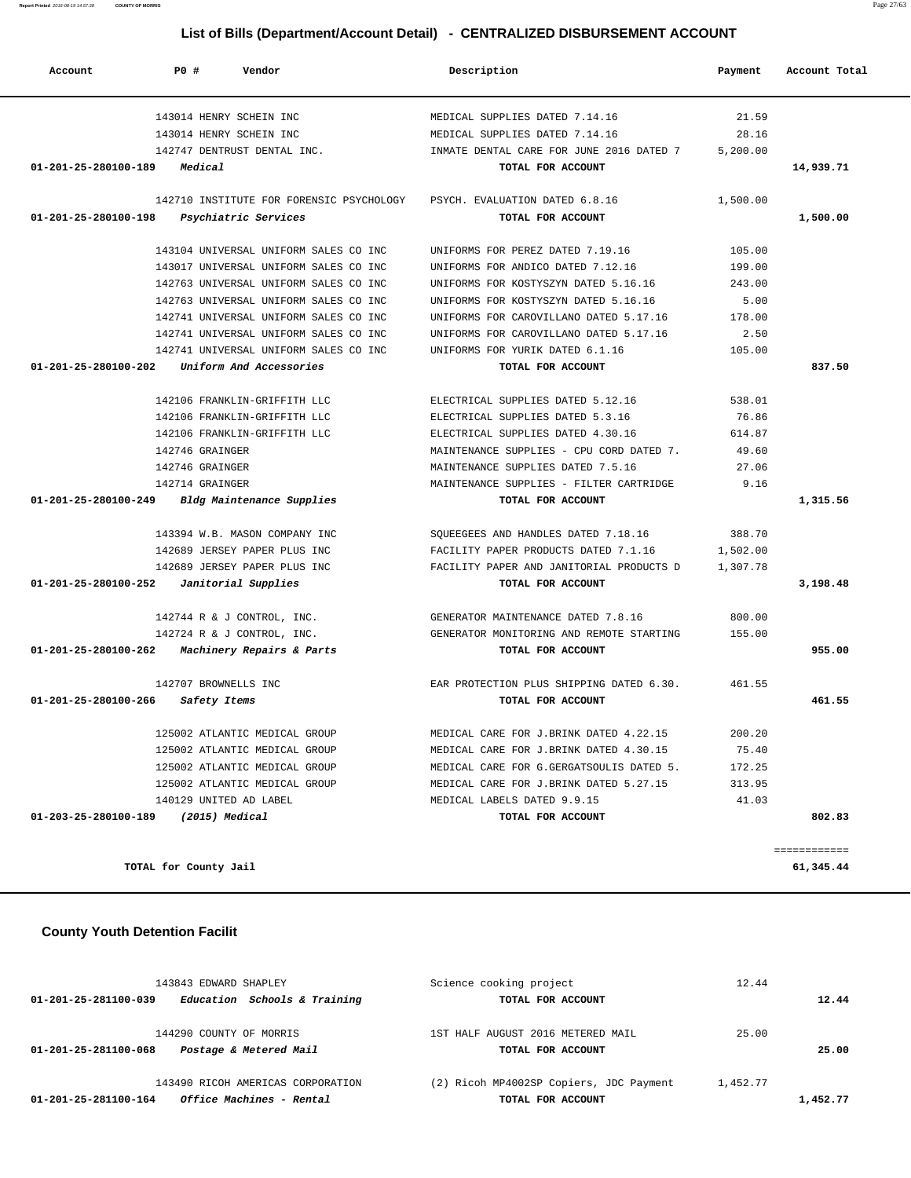## List of Bills (Department/Account Detail) - CENTRALIZED DISBURSEMENT ACCOUNT

| Account | PO # | Vendor | Description | Payment | Account Total |
|---|---|---|---|---|---|
| | 143014 | HENRY SCHEIN INC | MEDICAL SUPPLIES DATED 7.14.16 | 21.59 | |
| | 143014 | HENRY SCHEIN INC | MEDICAL SUPPLIES DATED 7.14.16 | 28.16 | |
| | 142747 | DENTRUST DENTAL INC. | INMATE DENTAL CARE FOR JUNE 2016 DATED 7 | 5,200.00 | |
| **01-201-25-280100-189** | | ***Medical*** | **TOTAL FOR ACCOUNT** | | **14,939.71** |
| | 142710 | INSTITUTE FOR FORENSIC PSYCHOLOGY | PSYCH. EVALUATION DATED 6.8.16 | 1,500.00 | |
| **01-201-25-280100-198** | | ***Psychiatric Services*** | **TOTAL FOR ACCOUNT** | | **1,500.00** |
| | 143104 | UNIVERSAL UNIFORM SALES CO INC | UNIFORMS FOR PEREZ DATED 7.19.16 | 105.00 | |
| | 143017 | UNIVERSAL UNIFORM SALES CO INC | UNIFORMS FOR ANDICO DATED 7.12.16 | 199.00 | |
| | 142763 | UNIVERSAL UNIFORM SALES CO INC | UNIFORMS FOR KOSTYSZYN DATED 5.16.16 | 243.00 | |
| | 142763 | UNIVERSAL UNIFORM SALES CO INC | UNIFORMS FOR KOSTYSZYN DATED 5.16.16 | 5.00 | |
| | 142741 | UNIVERSAL UNIFORM SALES CO INC | UNIFORMS FOR CAROVILLANO DATED 5.17.16 | 178.00 | |
| | 142741 | UNIVERSAL UNIFORM SALES CO INC | UNIFORMS FOR CAROVILLANO DATED 5.17.16 | 2.50 | |
| | 142741 | UNIVERSAL UNIFORM SALES CO INC | UNIFORMS FOR YURIK DATED 6.1.16 | 105.00 | |
| **01-201-25-280100-202** | | ***Uniform And Accessories*** | **TOTAL FOR ACCOUNT** | | **837.50** |
| | 142106 | FRANKLIN-GRIFFITH LLC | ELECTRICAL SUPPLIES DATED 5.12.16 | 538.01 | |
| | 142106 | FRANKLIN-GRIFFITH LLC | ELECTRICAL SUPPLIES DATED 5.3.16 | 76.86 | |
| | 142106 | FRANKLIN-GRIFFITH LLC | ELECTRICAL SUPPLIES DATED 4.30.16 | 614.87 | |
| | 142746 | GRAINGER | MAINTENANCE SUPPLIES - CPU CORD DATED 7. | 49.60 | |
| | 142746 | GRAINGER | MAINTENANCE SUPPLIES DATED 7.5.16 | 27.06 | |
| | 142714 | GRAINGER | MAINTENANCE SUPPLIES - FILTER CARTRIDGE | 9.16 | |
| **01-201-25-280100-249** | | ***Bldg Maintenance Supplies*** | **TOTAL FOR ACCOUNT** | | **1,315.56** |
| | 143394 | W.B. MASON COMPANY INC | SQUEEGEES AND HANDLES DATED 7.18.16 | 388.70 | |
| | 142689 | JERSEY PAPER PLUS INC | FACILITY PAPER PRODUCTS DATED 7.1.16 | 1,502.00 | |
| | 142689 | JERSEY PAPER PLUS INC | FACILITY PAPER AND JANITORIAL PRODUCTS D | 1,307.78 | |
| **01-201-25-280100-252** | | ***Janitorial Supplies*** | **TOTAL FOR ACCOUNT** | | **3,198.48** |
| | 142744 | R & J CONTROL, INC. | GENERATOR MAINTENANCE DATED 7.8.16 | 800.00 | |
| | 142724 | R & J CONTROL, INC. | GENERATOR MONITORING AND REMOTE STARTING | 155.00 | |
| **01-201-25-280100-262** | | ***Machinery Repairs & Parts*** | **TOTAL FOR ACCOUNT** | | **955.00** |
| | 142707 | BROWNELLS INC | EAR PROTECTION PLUS SHIPPING DATED 6.30. | 461.55 | |
| **01-201-25-280100-266** | | ***Safety Items*** | **TOTAL FOR ACCOUNT** | | **461.55** |
| | 125002 | ATLANTIC MEDICAL GROUP | MEDICAL CARE FOR J.BRINK DATED 4.22.15 | 200.20 | |
| | 125002 | ATLANTIC MEDICAL GROUP | MEDICAL CARE FOR J.BRINK DATED 4.30.15 | 75.40 | |
| | 125002 | ATLANTIC MEDICAL GROUP | MEDICAL CARE FOR G.GERGATSOULIS DATED 5. | 172.25 | |
| | 125002 | ATLANTIC MEDICAL GROUP | MEDICAL CARE FOR J.BRINK DATED 5.27.15 | 313.95 | |
| | 140129 | UNITED AD LABEL | MEDICAL LABELS DATED 9.9.15 | 41.03 | |
| **01-203-25-280100-189** | | ***(2015) Medical*** | **TOTAL FOR ACCOUNT** | | **802.83** |
| | | | | | ============ |
| **TOTAL for County Jail** | | | | | **61,345.44** |

### County Youth Detention Facilit

| Account | PO # | Vendor | Description | Payment | Account Total |
|---|---|---|---|---|---|
| | 143843 | EDWARD SHAPLEY | Science cooking project | 12.44 | |
| **01-201-25-281100-039** | | ***Education Schools & Training*** | **TOTAL FOR ACCOUNT** | | **12.44** |
| | 144290 | COUNTY OF MORRIS | 1ST HALF AUGUST 2016 METERED MAIL | 25.00 | |
| **01-201-25-281100-068** | | ***Postage & Metered Mail*** | **TOTAL FOR ACCOUNT** | | **25.00** |
| | 143490 | RICOH AMERICAS CORPORATION | (2) Ricoh MP4002SP Copiers, JDC Payment | 1,452.77 | |
| **01-201-25-281100-164** | | ***Office Machines - Rental*** | **TOTAL FOR ACCOUNT** | | **1,452.77** |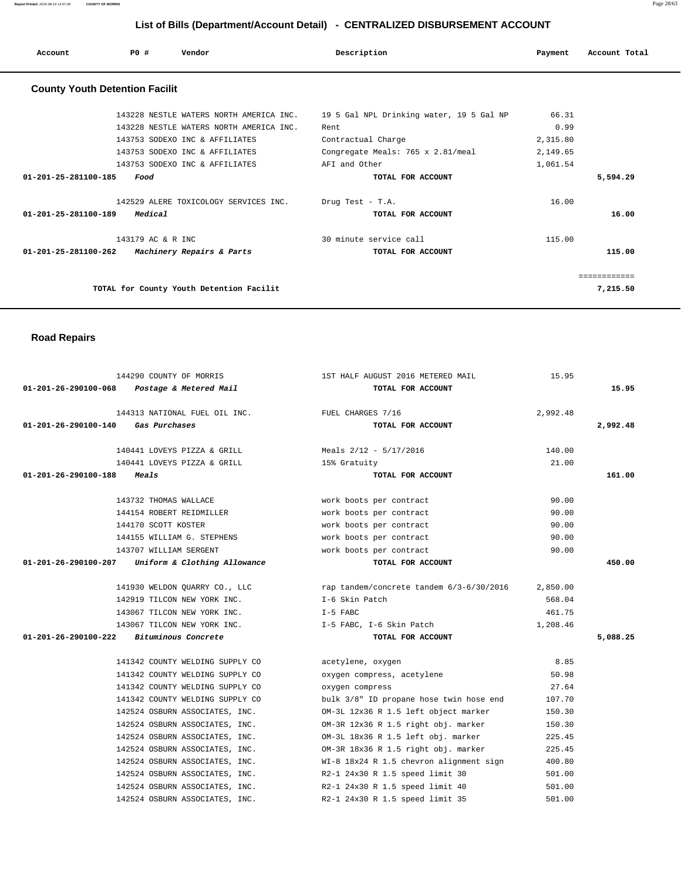# List of Bills (Department/Account Detail) - CENTRALIZED DISBURSEMENT ACCOUNT

| Account | PO # | Vendor | Description | Payment | Account Total |
|---|---|---|---|---|---|

## County Youth Detention Facilit

| Account | PO # | Vendor | Description | Payment | Account Total |
|---|---|---|---|---|---|
| | 143228 | NESTLE WATERS NORTH AMERICA INC. | 19 5 Gal NPL Drinking water, 19 5 Gal NP | 66.31 | |
| | 143228 | NESTLE WATERS NORTH AMERICA INC. | Rent | 0.99 | |
| | 143753 | SODEXO INC & AFFILIATES | Contractual Charge | 2,315.80 | |
| | 143753 | SODEXO INC & AFFILIATES | Congregate Meals: 765 x 2.81/meal | 2,149.65 | |
| | 143753 | SODEXO INC & AFFILIATES | AFI and Other | 1,061.54 | |
| 01-201-25-281100-185 | *Food* | | TOTAL FOR ACCOUNT | | 5,594.29 |
| | 142529 | ALERE TOXICOLOGY SERVICES INC. | Drug Test - T.A. | 16.00 | |
| 01-201-25-281100-189 | *Medical* | | TOTAL FOR ACCOUNT | | 16.00 |
| | 143179 | AC & R INC | 30 minute service call | 115.00 | |
| 01-201-25-281100-262 | *Machinery Repairs & Parts* | | TOTAL FOR ACCOUNT | | 115.00 |
| | | | | | ============ |
| | | TOTAL for County Youth Detention Facilit | | | 7,215.50 |

## Road Repairs

| Account | PO # | Vendor | Description | Payment | Account Total |
|---|---|---|---|---|---|
| | 144290 | COUNTY OF MORRIS | 1ST HALF AUGUST 2016 METERED MAIL | 15.95 | |
| 01-201-26-290100-068 | *Postage & Metered Mail* | | TOTAL FOR ACCOUNT | | 15.95 |
| | 144313 | NATIONAL FUEL OIL INC. | FUEL CHARGES 7/16 | 2,992.48 | |
| 01-201-26-290100-140 | *Gas Purchases* | | TOTAL FOR ACCOUNT | | 2,992.48 |
| | 140441 | LOVEYS PIZZA & GRILL | Meals 2/12 - 5/17/2016 | 140.00 | |
| | 140441 | LOVEYS PIZZA & GRILL | 15% Gratuity | 21.00 | |
| 01-201-26-290100-188 | *Meals* | | TOTAL FOR ACCOUNT | | 161.00 |
| | 143732 | THOMAS WALLACE | work boots per contract | 90.00 | |
| | 144154 | ROBERT REIDMILLER | work boots per contract | 90.00 | |
| | 144170 | SCOTT KOSTER | work boots per contract | 90.00 | |
| | 144155 | WILLIAM G. STEPHENS | work boots per contract | 90.00 | |
| | 143707 | WILLIAM SERGENT | work boots per contract | 90.00 | |
| 01-201-26-290100-207 | *Uniform & Clothing Allowance* | | TOTAL FOR ACCOUNT | | 450.00 |
| | 141930 | WELDON QUARRY CO., LLC | rap tandem/concrete tandem 6/3-6/30/2016 | 2,850.00 | |
| | 142919 | TILCON NEW YORK INC. | I-6 Skin Patch | 568.04 | |
| | 143067 | TILCON NEW YORK INC. | I-5 FABC | 461.75 | |
| | 143067 | TILCON NEW YORK INC. | I-5 FABC, I-6 Skin Patch | 1,208.46 | |
| 01-201-26-290100-222 | *Bituminous Concrete* | | TOTAL FOR ACCOUNT | | 5,088.25 |
| | 141342 | COUNTY WELDING SUPPLY CO | acetylene, oxygen | 8.85 | |
| | 141342 | COUNTY WELDING SUPPLY CO | oxygen compress, acetylene | 50.98 | |
| | 141342 | COUNTY WELDING SUPPLY CO | oxygen compress | 27.64 | |
| | 141342 | COUNTY WELDING SUPPLY CO | bulk 3/8" ID propane hose twin hose end | 107.70 | |
| | 142524 | OSBURN ASSOCIATES, INC. | OM-3L 12x36 R 1.5 left object marker | 150.30 | |
| | 142524 | OSBURN ASSOCIATES, INC. | OM-3R 12x36 R 1.5 right obj. marker | 150.30 | |
| | 142524 | OSBURN ASSOCIATES, INC. | OM-3L 18x36 R 1.5 left obj. marker | 225.45 | |
| | 142524 | OSBURN ASSOCIATES, INC. | OM-3R 18x36 R 1.5 right obj. marker | 225.45 | |
| | 142524 | OSBURN ASSOCIATES, INC. | WI-8 18x24 R 1.5 chevron alignment sign | 400.80 | |
| | 142524 | OSBURN ASSOCIATES, INC. | R2-1 24x30 R 1.5 speed limit 30 | 501.00 | |
| | 142524 | OSBURN ASSOCIATES, INC. | R2-1 24x30 R 1.5 speed limit 40 | 501.00 | |
| | 142524 | OSBURN ASSOCIATES, INC. | R2-1 24x30 R 1.5 speed limit 35 | 501.00 | |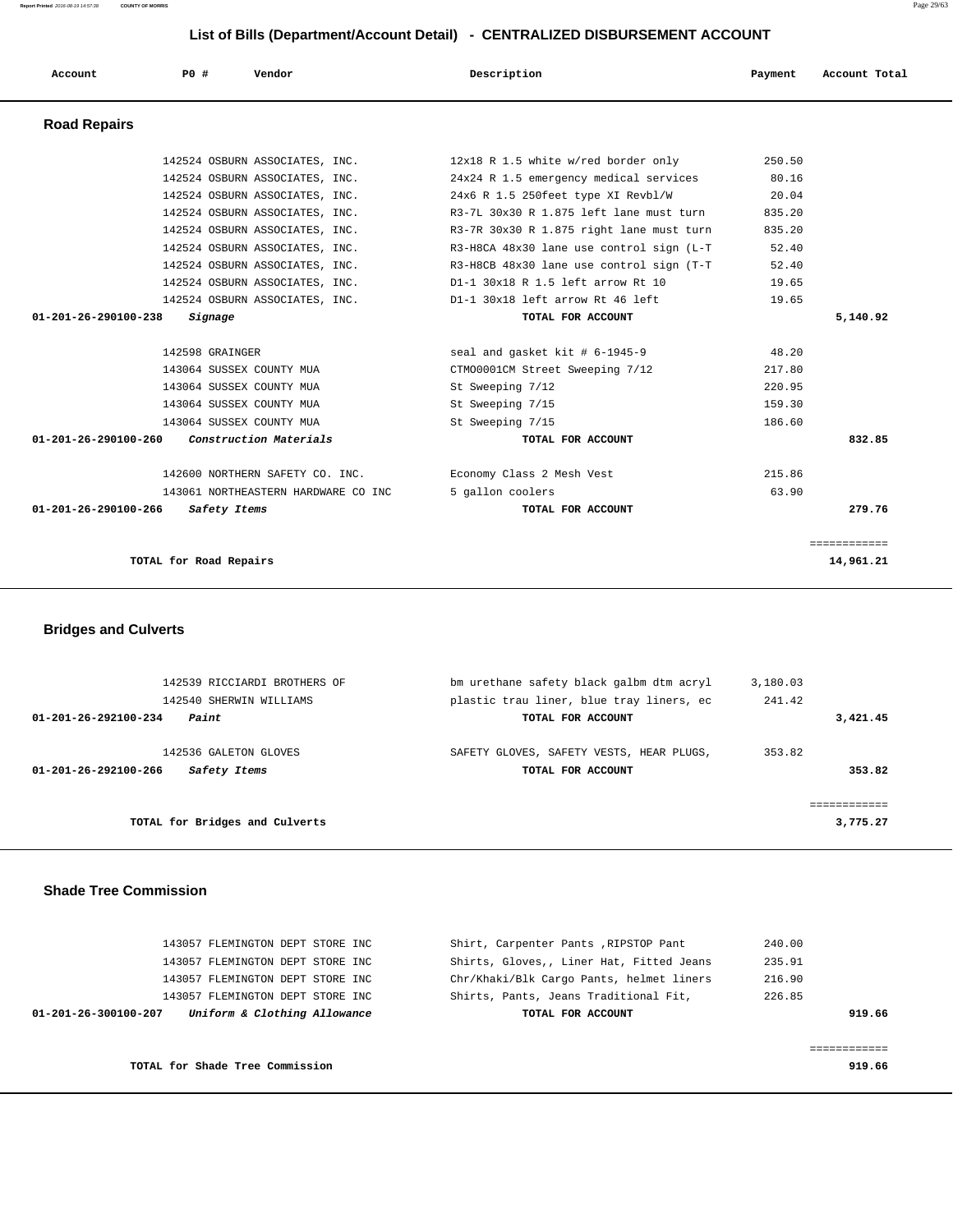# List of Bills (Department/Account Detail) - CENTRALIZED DISBURSEMENT ACCOUNT

| Account | PO # | Vendor | Description | Payment | Account Total |
|---|---|---|---|---|---|

## Road Repairs

| Account | PO # | Vendor | Description | Payment | Account Total |
|---|---|---|---|---|---|
| | 142524 | OSBURN ASSOCIATES, INC. | 12x18 R 1.5 white w/red border only | 250.50 | |
| | 142524 | OSBURN ASSOCIATES, INC. | 24x24 R 1.5 emergency medical services | 80.16 | |
| | 142524 | OSBURN ASSOCIATES, INC. | 24x6 R 1.5 250feet type XI Revbl/W | 20.04 | |
| | 142524 | OSBURN ASSOCIATES, INC. | R3-7L 30x30 R 1.875 left lane must turn | 835.20 | |
| | 142524 | OSBURN ASSOCIATES, INC. | R3-7R 30x30 R 1.875 right lane must turn | 835.20 | |
| | 142524 | OSBURN ASSOCIATES, INC. | R3-H8CA 48x30 lane use control sign (L-T | 52.40 | |
| | 142524 | OSBURN ASSOCIATES, INC. | R3-H8CB 48x30 lane use control sign (T-T | 52.40 | |
| | 142524 | OSBURN ASSOCIATES, INC. | D1-1 30x18 R 1.5 left arrow Rt 10 | 19.65 | |
| | 142524 | OSBURN ASSOCIATES, INC. | D1-1 30x18 left arrow Rt 46 left | 19.65 | |
| **01-201-26-290100-238** | ***Signage*** | | **TOTAL FOR ACCOUNT** | | **5,140.92** |
| | 142598 | GRAINGER | seal and gasket kit # 6-1945-9 | 48.20 | |
| | 143064 | SUSSEX COUNTY MUA | CTMO0001CM Street Sweeping 7/12 | 217.80 | |
| | 143064 | SUSSEX COUNTY MUA | St Sweeping 7/12 | 220.95 | |
| | 143064 | SUSSEX COUNTY MUA | St Sweeping 7/15 | 159.30 | |
| | 143064 | SUSSEX COUNTY MUA | St Sweeping 7/15 | 186.60 | |
| **01-201-26-290100-260** | ***Construction Materials*** | | **TOTAL FOR ACCOUNT** | | **832.85** |
| | 142600 | NORTHERN SAFETY CO. INC. | Economy Class 2 Mesh Vest | 215.86 | |
| | 143061 | NORTHEASTERN HARDWARE CO INC | 5 gallon coolers | 63.90 | |
| **01-201-26-290100-266** | ***Safety Items*** | | **TOTAL FOR ACCOUNT** | | **279.76** |
| | | | | | ============ |
| | **TOTAL for Road Repairs** | | | | **14,961.21** |

## Bridges and Culverts

| Account | PO # | Vendor | Description | Payment | Account Total |
|---|---|---|---|---|---|
| | 142539 | RICCIARDI BROTHERS OF | bm urethane safety black galbm dtm acryl | 3,180.03 | |
| | 142540 | SHERWIN WILLIAMS | plastic trau liner, blue tray liners, ec | 241.42 | |
| **01-201-26-292100-234** | ***Paint*** | | **TOTAL FOR ACCOUNT** | | **3,421.45** |
| | 142536 | GALETON GLOVES | SAFETY GLOVES, SAFETY VESTS, HEAR PLUGS, | 353.82 | |
| **01-201-26-292100-266** | ***Safety Items*** | | **TOTAL FOR ACCOUNT** | | **353.82** |
| | | | | | ============ |
| | **TOTAL for Bridges and Culverts** | | | | **3,775.27** |

## Shade Tree Commission

| Account | PO # | Vendor | Description | Payment | Account Total |
|---|---|---|---|---|---|
| | 143057 | FLEMINGTON DEPT STORE INC | Shirt, Carpenter Pants ,RIPSTOP Pant | 240.00 | |
| | 143057 | FLEMINGTON DEPT STORE INC | Shirts, Gloves,, Liner Hat, Fitted Jeans | 235.91 | |
| | 143057 | FLEMINGTON DEPT STORE INC | Chr/Khaki/Blk Cargo Pants, helmet liners | 216.90 | |
| | 143057 | FLEMINGTON DEPT STORE INC | Shirts, Pants, Jeans Traditional Fit, | 226.85 | |
| **01-201-26-300100-207** | ***Uniform & Clothing Allowance*** | | **TOTAL FOR ACCOUNT** | | **919.66** |
| | | | | | ============ |
| | **TOTAL for Shade Tree Commission** | | | | **919.66** |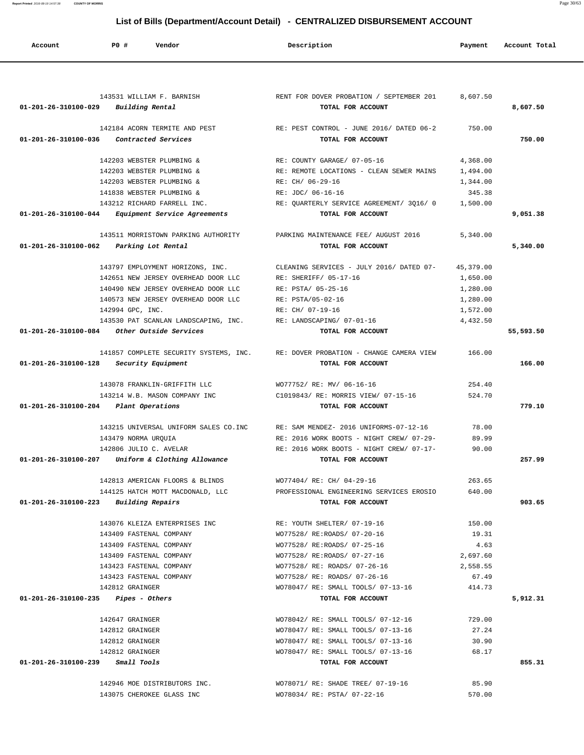# List of Bills (Department/Account Detail) - CENTRALIZED DISBURSEMENT ACCOUNT

| Account | PO # | Vendor | Description | Payment | Account Total |
|---|---|---|---|---|---|
| | 143531 | WILLIAM F. BARNISH | RENT FOR DOVER PROBATION / SEPTEMBER 201 | 8,607.50 | |
| 01-201-26-310100-029 | | *Building Rental* | TOTAL FOR ACCOUNT | | 8,607.50 |
| | 142184 | ACORN TERMITE AND PEST | RE: PEST CONTROL - JUNE 2016/ DATED 06-2 | 750.00 | |
| 01-201-26-310100-036 | | *Contracted Services* | TOTAL FOR ACCOUNT | | 750.00 |
| | 142203 | WEBSTER PLUMBING & | RE: COUNTY GARAGE/ 07-05-16 | 4,368.00 | |
| | 142203 | WEBSTER PLUMBING & | RE: REMOTE LOCATIONS - CLEAN SEWER MAINS | 1,494.00 | |
| | 142203 | WEBSTER PLUMBING & | RE: CH/ 06-29-16 | 1,344.00 | |
| | 141838 | WEBSTER PLUMBING & | RE: JDC/ 06-16-16 | 345.38 | |
| | 143212 | RICHARD FARRELL INC. | RE: QUARTERLY SERVICE AGREEMENT/ 3Q16/ 0 | 1,500.00 | |
| 01-201-26-310100-044 | | *Equipment Service Agreements* | TOTAL FOR ACCOUNT | | 9,051.38 |
| | 143511 | MORRISTOWN PARKING AUTHORITY | PARKING MAINTENANCE FEE/ AUGUST 2016 | 5,340.00 | |
| 01-201-26-310100-062 | | *Parking Lot Rental* | TOTAL FOR ACCOUNT | | 5,340.00 |
| | 143797 | EMPLOYMENT HORIZONS, INC. | CLEANING SERVICES - JULY 2016/ DATED 07- | 45,379.00 | |
| | 142651 | NEW JERSEY OVERHEAD DOOR LLC | RE: SHERIFF/ 05-17-16 | 1,650.00 | |
| | 140490 | NEW JERSEY OVERHEAD DOOR LLC | RE: PSTA/ 05-25-16 | 1,280.00 | |
| | 140573 | NEW JERSEY OVERHEAD DOOR LLC | RE: PSTA/05-02-16 | 1,280.00 | |
| | 142994 | GPC, INC. | RE: CH/ 07-19-16 | 1,572.00 | |
| | 143530 | PAT SCANLAN LANDSCAPING, INC. | RE: LANDSCAPING/ 07-01-16 | 4,432.50 | |
| 01-201-26-310100-084 | | *Other Outside Services* | TOTAL FOR ACCOUNT | | 55,593.50 |
| | 141857 | COMPLETE SECURITY SYSTEMS, INC. | RE: DOVER PROBATION - CHANGE CAMERA VIEW | 166.00 | |
| 01-201-26-310100-128 | | *Security Equipment* | TOTAL FOR ACCOUNT | | 166.00 |
| | 143078 | FRANKLIN-GRIFFITH LLC | WO77752/ RE: MV/ 06-16-16 | 254.40 | |
| | 143214 | W.B. MASON COMPANY INC | C1019843/ RE: MORRIS VIEW/ 07-15-16 | 524.70 | |
| 01-201-26-310100-204 | | *Plant Operations* | TOTAL FOR ACCOUNT | | 779.10 |
| | 143215 | UNIVERSAL UNIFORM SALES CO.INC | RE: SAM MENDEZ- 2016 UNIFORMS-07-12-16 | 78.00 | |
| | 143479 | NORMA URQUIA | RE: 2016 WORK BOOTS - NIGHT CREW/ 07-29- | 89.99 | |
| | 142806 | JULIO C. AVELAR | RE: 2016 WORK BOOTS - NIGHT CREW/ 07-17- | 90.00 | |
| 01-201-26-310100-207 | | *Uniform & Clothing Allowance* | TOTAL FOR ACCOUNT | | 257.99 |
| | 142813 | AMERICAN FLOORS & BLINDS | WO77404/ RE: CH/ 04-29-16 | 263.65 | |
| | 144125 | HATCH MOTT MACDONALD, LLC | PROFESSIONAL ENGINEERING SERVICES EROSIO | 640.00 | |
| 01-201-26-310100-223 | | *Building Repairs* | TOTAL FOR ACCOUNT | | 903.65 |
| | 143076 | KLEIZA ENTERPRISES INC | RE: YOUTH SHELTER/ 07-19-16 | 150.00 | |
| | 143409 | FASTENAL COMPANY | WO77528/ RE:ROADS/ 07-20-16 | 19.31 | |
| | 143409 | FASTENAL COMPANY | WO77528/ RE:ROADS/ 07-25-16 | 4.63 | |
| | 143409 | FASTENAL COMPANY | WO77528/ RE:ROADS/ 07-27-16 | 2,697.60 | |
| | 143423 | FASTENAL COMPANY | WO77528/ RE: ROADS/ 07-26-16 | 2,558.55 | |
| | 143423 | FASTENAL COMPANY | WO77528/ RE: ROADS/ 07-26-16 | 67.49 | |
| | 142812 | GRAINGER | WO78047/ RE: SMALL TOOLS/ 07-13-16 | 414.73 | |
| 01-201-26-310100-235 | | *Pipes - Others* | TOTAL FOR ACCOUNT | | 5,912.31 |
| | 142647 | GRAINGER | WO78042/ RE: SMALL TOOLS/ 07-12-16 | 729.00 | |
| | 142812 | GRAINGER | WO78047/ RE: SMALL TOOLS/ 07-13-16 | 27.24 | |
| | 142812 | GRAINGER | WO78047/ RE: SMALL TOOLS/ 07-13-16 | 30.90 | |
| | 142812 | GRAINGER | WO78047/ RE: SMALL TOOLS/ 07-13-16 | 68.17 | |
| 01-201-26-310100-239 | | *Small Tools* | TOTAL FOR ACCOUNT | | 855.31 |
| | 142946 | MOE DISTRIBUTORS INC. | WO78071/ RE: SHADE TREE/ 07-19-16 | 85.90 | |
| | 143075 | CHEROKEE GLASS INC | WO78034/ RE: PSTA/ 07-22-16 | 570.00 | |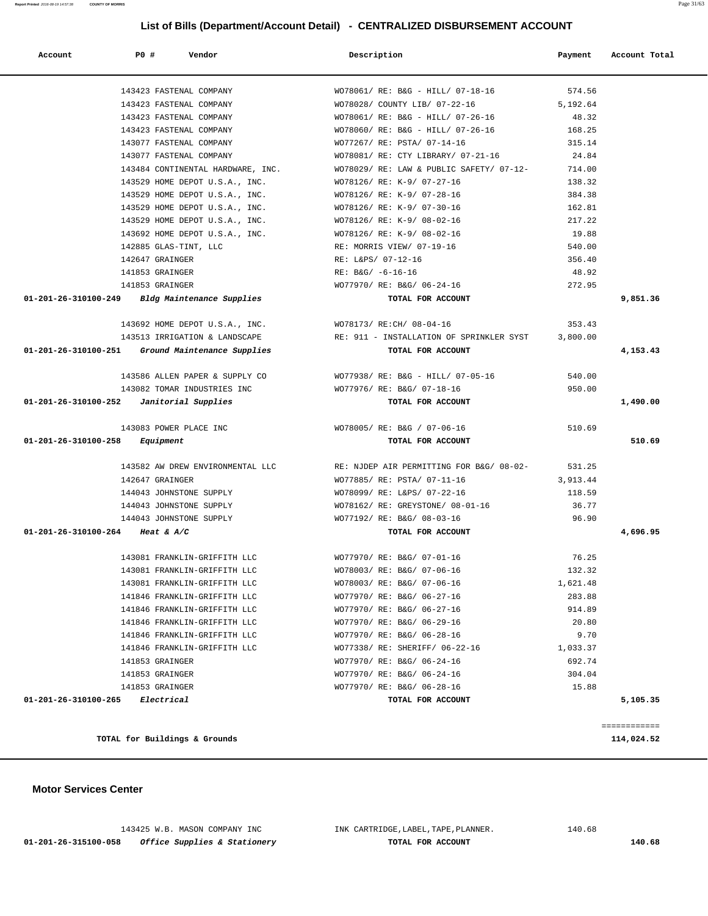## List of Bills (Department/Account Detail) - CENTRALIZED DISBURSEMENT ACCOUNT

| Account | PO # | Vendor | Description | Payment | Account Total |
|---|---|---|---|---|---|
| | 143423 | FASTENAL COMPANY | WO78061/ RE: B&G - HILL/ 07-18-16 | 574.56 | |
| | 143423 | FASTENAL COMPANY | WO78028/ COUNTY LIB/ 07-22-16 | 5,192.64 | |
| | 143423 | FASTENAL COMPANY | WO78061/ RE: B&G - HILL/ 07-26-16 | 48.32 | |
| | 143423 | FASTENAL COMPANY | WO78060/ RE: B&G - HILL/ 07-26-16 | 168.25 | |
| | 143077 | FASTENAL COMPANY | WO77267/ RE: PSTA/ 07-14-16 | 315.14 | |
| | 143077 | FASTENAL COMPANY | WO78081/ RE: CTY LIBRARY/ 07-21-16 | 24.84 | |
| | 143484 | CONTINENTAL HARDWARE, INC. | WO78029/ RE: LAW & PUBLIC SAFETY/ 07-12- | 714.00 | |
| | 143529 | HOME DEPOT U.S.A., INC. | WO78126/ RE: K-9/ 07-27-16 | 138.32 | |
| | 143529 | HOME DEPOT U.S.A., INC. | WO78126/ RE: K-9/ 07-28-16 | 384.38 | |
| | 143529 | HOME DEPOT U.S.A., INC. | WO78126/ RE: K-9/ 07-30-16 | 162.81 | |
| | 143529 | HOME DEPOT U.S.A., INC. | WO78126/ RE: K-9/ 08-02-16 | 217.22 | |
| | 143692 | HOME DEPOT U.S.A., INC. | WO78126/ RE: K-9/ 08-02-16 | 19.88 | |
| | 142885 | GLAS-TINT, LLC | RE: MORRIS VIEW/ 07-19-16 | 540.00 | |
| | 142647 | GRAINGER | RE: L&PS/ 07-12-16 | 356.40 | |
| | 141853 | GRAINGER | RE: B&G/ -6-16-16 | 48.92 | |
| | 141853 | GRAINGER | WO77970/ RE: B&G/ 06-24-16 | 272.95 | |
| **01-201-26-310100-249** | | ***Bldg Maintenance Supplies*** | **TOTAL FOR ACCOUNT** | | **9,851.36** |
| | 143692 | HOME DEPOT U.S.A., INC. | WO78173/ RE:CH/ 08-04-16 | 353.43 | |
| | 143513 | IRRIGATION & LANDSCAPE | RE: 911 - INSTALLATION OF SPRINKLER SYST | 3,800.00 | |
| **01-201-26-310100-251** | | ***Ground Maintenance Supplies*** | **TOTAL FOR ACCOUNT** | | **4,153.43** |
| | 143586 | ALLEN PAPER & SUPPLY CO | WO77938/ RE: B&G - HILL/ 07-05-16 | 540.00 | |
| | 143082 | TOMAR INDUSTRIES INC | WO77976/ RE: B&G/ 07-18-16 | 950.00 | |
| **01-201-26-310100-252** | | ***Janitorial Supplies*** | **TOTAL FOR ACCOUNT** | | **1,490.00** |
| | 143083 | POWER PLACE INC | WO78005/ RE: B&G / 07-06-16 | 510.69 | |
| **01-201-26-310100-258** | | ***Equipment*** | **TOTAL FOR ACCOUNT** | | **510.69** |
| | 143582 | AW DREW ENVIRONMENTAL LLC | RE: NJDEP AIR PERMITTING FOR B&G/ 08-02- | 531.25 | |
| | 142647 | GRAINGER | WO77885/ RE: PSTA/ 07-11-16 | 3,913.44 | |
| | 144043 | JOHNSTONE SUPPLY | WO78099/ RE: L&PS/ 07-22-16 | 118.59 | |
| | 144043 | JOHNSTONE SUPPLY | WO78162/ RE: GREYSTONE/ 08-01-16 | 36.77 | |
| | 144043 | JOHNSTONE SUPPLY | WO77192/ RE: B&G/ 08-03-16 | 96.90 | |
| **01-201-26-310100-264** | | ***Heat & A/C*** | **TOTAL FOR ACCOUNT** | | **4,696.95** |
| | 143081 | FRANKLIN-GRIFFITH LLC | WO77970/ RE: B&G/ 07-01-16 | 76.25 | |
| | 143081 | FRANKLIN-GRIFFITH LLC | WO78003/ RE: B&G/ 07-06-16 | 132.32 | |
| | 143081 | FRANKLIN-GRIFFITH LLC | WO78003/ RE: B&G/ 07-06-16 | 1,621.48 | |
| | 141846 | FRANKLIN-GRIFFITH LLC | WO77970/ RE: B&G/ 06-27-16 | 283.88 | |
| | 141846 | FRANKLIN-GRIFFITH LLC | WO77970/ RE: B&G/ 06-27-16 | 914.89 | |
| | 141846 | FRANKLIN-GRIFFITH LLC | WO77970/ RE: B&G/ 06-29-16 | 20.80 | |
| | 141846 | FRANKLIN-GRIFFITH LLC | WO77970/ RE: B&G/ 06-28-16 | 9.70 | |
| | 141846 | FRANKLIN-GRIFFITH LLC | WO77338/ RE: SHERIFF/ 06-22-16 | 1,033.37 | |
| | 141853 | GRAINGER | WO77970/ RE: B&G/ 06-24-16 | 692.74 | |
| | 141853 | GRAINGER | WO77970/ RE: B&G/ 06-24-16 | 304.04 | |
| | 141853 | GRAINGER | WO77970/ RE: B&G/ 06-28-16 | 15.88 | |
| **01-201-26-310100-265** | | ***Electrical*** | **TOTAL FOR ACCOUNT** | | **5,105.35** |
| | | | | | ============ |
| | | **TOTAL for Buildings & Grounds** | | | **114,024.52** |

### Motor Services Center

| Account | PO # | Vendor | Description | Payment | Account Total |
|---|---|---|---|---|---|
| | 143425 | W.B. MASON COMPANY INC | INK CARTRIDGE,LABEL,TAPE,PLANNER. | 140.68 | |
| **01-201-26-315100-058** | | ***Office Supplies & Stationery*** | **TOTAL FOR ACCOUNT** | | **140.68** |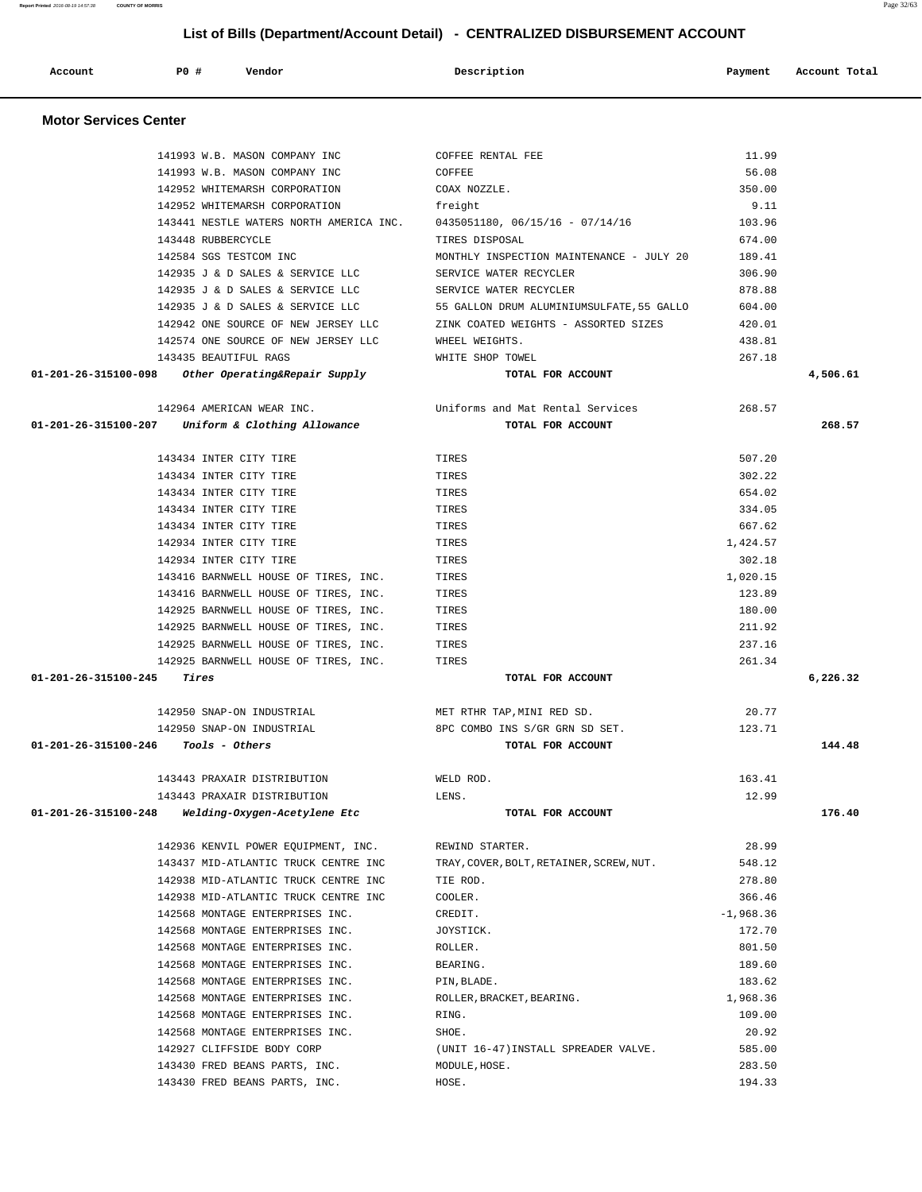## List of Bills (Department/Account Detail) - CENTRALIZED DISBURSEMENT ACCOUNT

| Account | PO # | Vendor | Description | Payment | Account Total |
|---|---|---|---|---|---|

### Motor Services Center

| Account | PO # | Vendor | Description | Payment | Account Total |
|---|---|---|---|---|---|
| | 141993 | W.B. MASON COMPANY INC | COFFEE RENTAL FEE | 11.99 | |
| | 141993 | W.B. MASON COMPANY INC | COFFEE | 56.08 | |
| | 142952 | WHITEMARSH CORPORATION | COAX NOZZLE. | 350.00 | |
| | 142952 | WHITEMARSH CORPORATION | freight | 9.11 | |
| | 143441 | NESTLE WATERS NORTH AMERICA INC. | 0435051180, 06/15/16 - 07/14/16 | 103.96 | |
| | 143448 | RUBBERCYCLE | TIRES DISPOSAL | 674.00 | |
| | 142584 | SGS TESTCOM INC | MONTHLY INSPECTION MAINTENANCE - JULY 20 | 189.41 | |
| | 142935 | J & D SALES & SERVICE LLC | SERVICE WATER RECYCLER | 306.90 | |
| | 142935 | J & D SALES & SERVICE LLC | SERVICE WATER RECYCLER | 878.88 | |
| | 142935 | J & D SALES & SERVICE LLC | 55 GALLON DRUM ALUMINIUMSULFATE,55 GALLO | 604.00 | |
| | 142942 | ONE SOURCE OF NEW JERSEY LLC | ZINK COATED WEIGHTS - ASSORTED SIZES | 420.01 | |
| | 142574 | ONE SOURCE OF NEW JERSEY LLC | WHEEL WEIGHTS. | 438.81 | |
| | 143435 | BEAUTIFUL RAGS | WHITE SHOP TOWEL | 267.18 | |
| **01-201-26-315100-098** | | *Other Operating&Repair Supply* | **TOTAL FOR ACCOUNT** | | **4,506.61** |
| | 142964 | AMERICAN WEAR INC. | Uniforms and Mat Rental Services | 268.57 | |
| **01-201-26-315100-207** | | *Uniform & Clothing Allowance* | **TOTAL FOR ACCOUNT** | | **268.57** |
| | 143434 | INTER CITY TIRE | TIRES | 507.20 | |
| | 143434 | INTER CITY TIRE | TIRES | 302.22 | |
| | 143434 | INTER CITY TIRE | TIRES | 654.02 | |
| | 143434 | INTER CITY TIRE | TIRES | 334.05 | |
| | 143434 | INTER CITY TIRE | TIRES | 667.62 | |
| | 142934 | INTER CITY TIRE | TIRES | 1,424.57 | |
| | 142934 | INTER CITY TIRE | TIRES | 302.18 | |
| | 143416 | BARNWELL HOUSE OF TIRES, INC. | TIRES | 1,020.15 | |
| | 143416 | BARNWELL HOUSE OF TIRES, INC. | TIRES | 123.89 | |
| | 142925 | BARNWELL HOUSE OF TIRES, INC. | TIRES | 180.00 | |
| | 142925 | BARNWELL HOUSE OF TIRES, INC. | TIRES | 211.92 | |
| | 142925 | BARNWELL HOUSE OF TIRES, INC. | TIRES | 237.16 | |
| | 142925 | BARNWELL HOUSE OF TIRES, INC. | TIRES | 261.34 | |
| **01-201-26-315100-245** | | *Tires* | **TOTAL FOR ACCOUNT** | | **6,226.32** |
| | 142950 | SNAP-ON INDUSTRIAL | MET RTHR TAP,MINI RED SD. | 20.77 | |
| | 142950 | SNAP-ON INDUSTRIAL | 8PC COMBO INS S/GR GRN SD SET. | 123.71 | |
| **01-201-26-315100-246** | | *Tools - Others* | **TOTAL FOR ACCOUNT** | | **144.48** |
| | 143443 | PRAXAIR DISTRIBUTION | WELD ROD. | 163.41 | |
| | 143443 | PRAXAIR DISTRIBUTION | LENS. | 12.99 | |
| **01-201-26-315100-248** | | *Welding-Oxygen-Acetylene Etc* | **TOTAL FOR ACCOUNT** | | **176.40** |
| | 142936 | KENVIL POWER EQUIPMENT, INC. | REWIND STARTER. | 28.99 | |
| | 143437 | MID-ATLANTIC TRUCK CENTRE INC | TRAY,COVER,BOLT,RETAINER,SCREW,NUT. | 548.12 | |
| | 142938 | MID-ATLANTIC TRUCK CENTRE INC | TIE ROD. | 278.80 | |
| | 142938 | MID-ATLANTIC TRUCK CENTRE INC | COOLER. | 366.46 | |
| | 142568 | MONTAGE ENTERPRISES INC. | CREDIT. | -1,968.36 | |
| | 142568 | MONTAGE ENTERPRISES INC. | JOYSTICK. | 172.70 | |
| | 142568 | MONTAGE ENTERPRISES INC. | ROLLER. | 801.50 | |
| | 142568 | MONTAGE ENTERPRISES INC. | BEARING. | 189.60 | |
| | 142568 | MONTAGE ENTERPRISES INC. | PIN,BLADE. | 183.62 | |
| | 142568 | MONTAGE ENTERPRISES INC. | ROLLER,BRACKET,BEARING. | 1,968.36 | |
| | 142568 | MONTAGE ENTERPRISES INC. | RING. | 109.00 | |
| | 142568 | MONTAGE ENTERPRISES INC. | SHOE. | 20.92 | |
| | 142927 | CLIFFSIDE BODY CORP | (UNIT 16-47)INSTALL SPREADER VALVE. | 585.00 | |
| | 143430 | FRED BEANS PARTS, INC. | MODULE,HOSE. | 283.50 | |
| | 143430 | FRED BEANS PARTS, INC. | HOSE. | 194.33 | |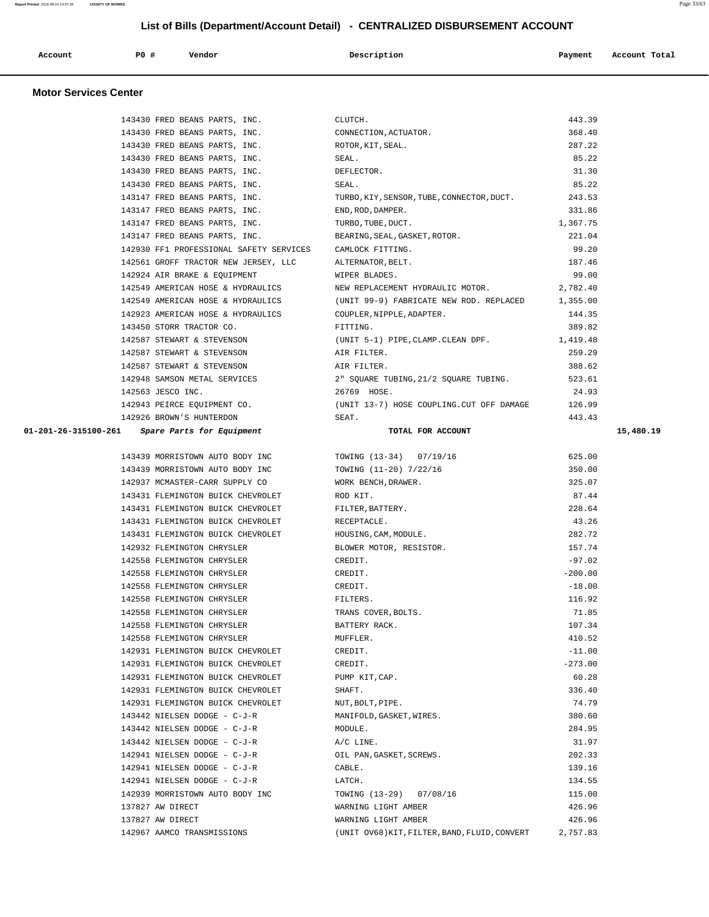# List of Bills (Department/Account Detail) - CENTRALIZED DISBURSEMENT ACCOUNT

| Account | PO # | Vendor | Description | Payment | Account Total |
|---|---|---|---|---|---|

## Motor Services Center

| Account | PO # | Vendor | Description | Payment | Account Total |
|---|---|---|---|---|---|
| | 143430 | FRED BEANS PARTS, INC. | CLUTCH. | 443.39 | |
| | 143430 | FRED BEANS PARTS, INC. | CONNECTION,ACTUATOR. | 368.40 | |
| | 143430 | FRED BEANS PARTS, INC. | ROTOR,KIT,SEAL. | 287.22 | |
| | 143430 | FRED BEANS PARTS, INC. | SEAL. | 85.22 | |
| | 143430 | FRED BEANS PARTS, INC. | DEFLECTOR. | 31.30 | |
| | 143430 | FRED BEANS PARTS, INC. | SEAL. | 85.22 | |
| | 143147 | FRED BEANS PARTS, INC. | TURBO,KIY,SENSOR,TUBE,CONNECTOR,DUCT. | 243.53 | |
| | 143147 | FRED BEANS PARTS, INC. | END,ROD,DAMPER. | 331.86 | |
| | 143147 | FRED BEANS PARTS, INC. | TURBO,TUBE,DUCT. | 1,367.75 | |
| | 143147 | FRED BEANS PARTS, INC. | BEARING,SEAL,GASKET,ROTOR. | 221.04 | |
| | 142930 | FF1 PROFESSIONAL SAFETY SERVICES | CAMLOCK FITTING. | 99.20 | |
| | 142561 | GROFF TRACTOR NEW JERSEY, LLC | ALTERNATOR,BELT. | 187.46 | |
| | 142924 | AIR BRAKE & EQUIPMENT | WIPER BLADES. | 99.00 | |
| | 142549 | AMERICAN HOSE & HYDRAULICS | NEW REPLACEMENT HYDRAULIC MOTOR. | 2,782.40 | |
| | 142549 | AMERICAN HOSE & HYDRAULICS | (UNIT 99-9) FABRICATE NEW ROD. REPLACED | 1,355.00 | |
| | 142923 | AMERICAN HOSE & HYDRAULICS | COUPLER,NIPPLE,ADAPTER. | 144.35 | |
| | 143450 | STORR TRACTOR CO. | FITTING. | 389.82 | |
| | 142587 | STEWART & STEVENSON | (UNIT 5-1) PIPE,CLAMP.CLEAN DPF. | 1,419.48 | |
| | 142587 | STEWART & STEVENSON | AIR FILTER. | 259.29 | |
| | 142587 | STEWART & STEVENSON | AIR FILTER. | 388.62 | |
| | 142948 | SAMSON METAL SERVICES | 2" SQUARE TUBING,21/2 SQUARE TUBING. | 523.61 | |
| | 142563 | JESCO INC. | 26769 HOSE. | 24.93 | |
| | 142943 | PEIRCE EQUIPMENT CO. | (UNIT 13-7) HOSE COUPLING.CUT OFF DAMAGE | 126.99 | |
| | 142926 | BROWN'S HUNTERDON | SEAT. | 443.43 | |
| **01-201-26-315100-261** | | *Spare Parts for Equipment* | **TOTAL FOR ACCOUNT** | | **15,480.19** |
| | 143439 | MORRISTOWN AUTO BODY INC | TOWING (13-34) 07/19/16 | 625.00 | |
| | 143439 | MORRISTOWN AUTO BODY INC | TOWING (11-20) 7/22/16 | 350.00 | |
| | 142937 | MCMASTER-CARR SUPPLY CO | WORK BENCH,DRAWER. | 325.07 | |
| | 143431 | FLEMINGTON BUICK CHEVROLET | ROD KIT. | 87.44 | |
| | 143431 | FLEMINGTON BUICK CHEVROLET | FILTER,BATTERY. | 228.64 | |
| | 143431 | FLEMINGTON BUICK CHEVROLET | RECEPTACLE. | 43.26 | |
| | 143431 | FLEMINGTON BUICK CHEVROLET | HOUSING,CAM,MODULE. | 282.72 | |
| | 142932 | FLEMINGTON CHRYSLER | BLOWER MOTOR, RESISTOR. | 157.74 | |
| | 142558 | FLEMINGTON CHRYSLER | CREDIT. | -97.02 | |
| | 142558 | FLEMINGTON CHRYSLER | CREDIT. | -200.00 | |
| | 142558 | FLEMINGTON CHRYSLER | CREDIT. | -18.00 | |
| | 142558 | FLEMINGTON CHRYSLER | FILTERS. | 116.92 | |
| | 142558 | FLEMINGTON CHRYSLER | TRANS COVER,BOLTS. | 71.85 | |
| | 142558 | FLEMINGTON CHRYSLER | BATTERY RACK. | 107.34 | |
| | 142558 | FLEMINGTON CHRYSLER | MUFFLER. | 410.52 | |
| | 142931 | FLEMINGTON BUICK CHEVROLET | CREDIT. | -11.00 | |
| | 142931 | FLEMINGTON BUICK CHEVROLET | CREDIT. | -273.00 | |
| | 142931 | FLEMINGTON BUICK CHEVROLET | PUMP KIT,CAP. | 60.28 | |
| | 142931 | FLEMINGTON BUICK CHEVROLET | SHAFT. | 336.40 | |
| | 142931 | FLEMINGTON BUICK CHEVROLET | NUT,BOLT,PIPE. | 74.79 | |
| | 143442 | NIELSEN DODGE - C-J-R | MANIFOLD,GASKET,WIRES. | 380.60 | |
| | 143442 | NIELSEN DODGE - C-J-R | MODULE. | 284.95 | |
| | 143442 | NIELSEN DODGE - C-J-R | A/C LINE. | 31.97 | |
| | 142941 | NIELSEN DODGE - C-J-R | OIL PAN,GASKET,SCREWS. | 202.33 | |
| | 142941 | NIELSEN DODGE - C-J-R | CABLE. | 139.16 | |
| | 142941 | NIELSEN DODGE - C-J-R | LATCH. | 134.55 | |
| | 142939 | MORRISTOWN AUTO BODY INC | TOWING (13-29) 07/08/16 | 115.00 | |
| | 137827 | AW DIRECT | WARNING LIGHT AMBER | 426.96 | |
| | 137827 | AW DIRECT | WARNING LIGHT AMBER | 426.96 | |
| | 142967 | AAMCO TRANSMISSIONS | (UNIT OV68)KIT,FILTER,BAND,FLUID,CONVERT | 2,757.83 | |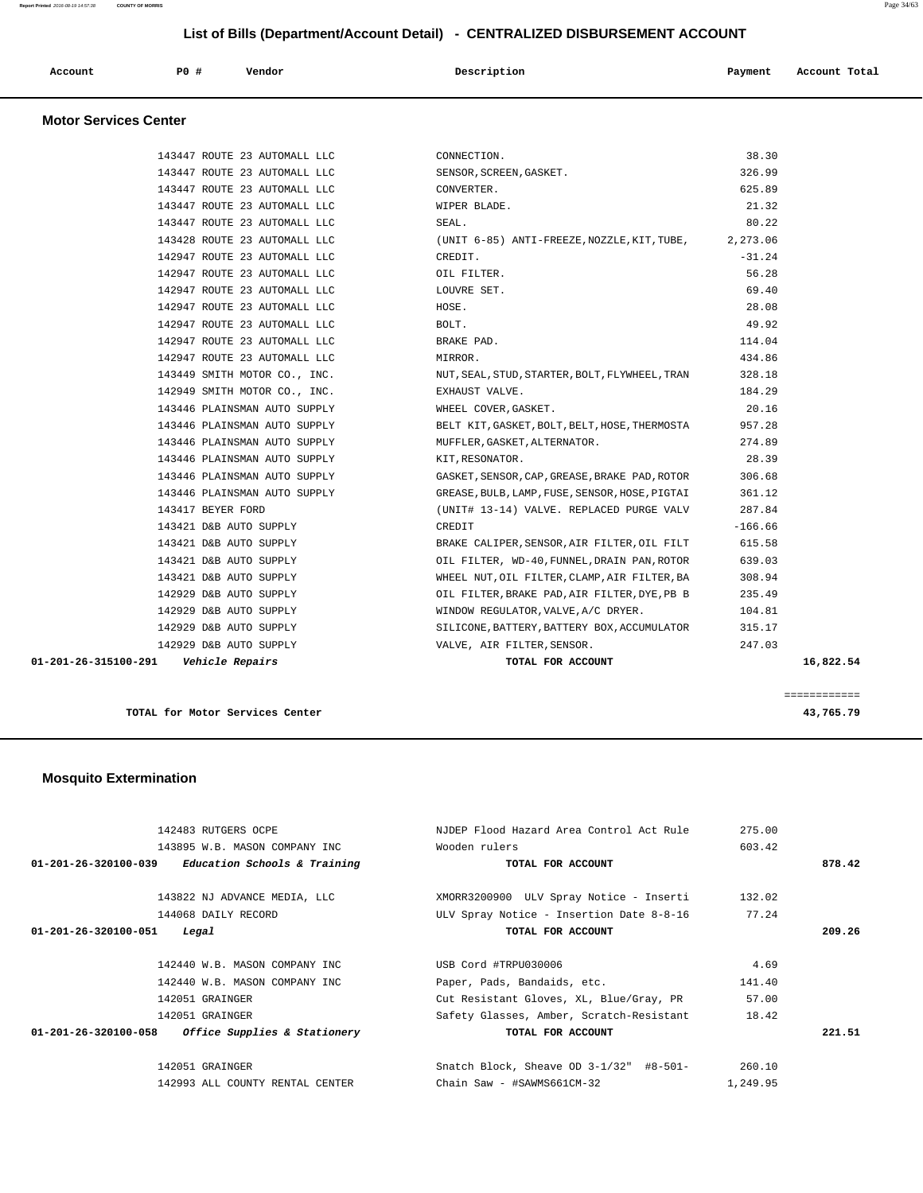## List of Bills (Department/Account Detail) - CENTRALIZED DISBURSEMENT ACCOUNT

| Account | PO # | Vendor | Description | Payment | Account Total |
|---|---|---|---|---|---|

### Motor Services Center

| Account | PO # | Vendor | Description | Payment | Account Total |
|---|---|---|---|---|---|
| | 143447 | ROUTE 23 AUTOMALL LLC | CONNECTION. | 38.30 | |
| | 143447 | ROUTE 23 AUTOMALL LLC | SENSOR,SCREEN,GASKET. | 326.99 | |
| | 143447 | ROUTE 23 AUTOMALL LLC | CONVERTER. | 625.89 | |
| | 143447 | ROUTE 23 AUTOMALL LLC | WIPER BLADE. | 21.32 | |
| | 143447 | ROUTE 23 AUTOMALL LLC | SEAL. | 80.22 | |
| | 143428 | ROUTE 23 AUTOMALL LLC | (UNIT 6-85) ANTI-FREEZE,NOZZLE,KIT,TUBE, | 2,273.06 | |
| | 142947 | ROUTE 23 AUTOMALL LLC | CREDIT. | -31.24 | |
| | 142947 | ROUTE 23 AUTOMALL LLC | OIL FILTER. | 56.28 | |
| | 142947 | ROUTE 23 AUTOMALL LLC | LOUVRE SET. | 69.40 | |
| | 142947 | ROUTE 23 AUTOMALL LLC | HOSE. | 28.08 | |
| | 142947 | ROUTE 23 AUTOMALL LLC | BOLT. | 49.92 | |
| | 142947 | ROUTE 23 AUTOMALL LLC | BRAKE PAD. | 114.04 | |
| | 142947 | ROUTE 23 AUTOMALL LLC | MIRROR. | 434.86 | |
| | 143449 | SMITH MOTOR CO., INC. | NUT,SEAL,STUD,STARTER,BOLT,FLYWHEEL,TRAN | 328.18 | |
| | 142949 | SMITH MOTOR CO., INC. | EXHAUST VALVE. | 184.29 | |
| | 143446 | PLAINSMAN AUTO SUPPLY | WHEEL COVER,GASKET. | 20.16 | |
| | 143446 | PLAINSMAN AUTO SUPPLY | BELT KIT,GASKET,BOLT,BELT,HOSE,THERMOSTA | 957.28 | |
| | 143446 | PLAINSMAN AUTO SUPPLY | MUFFLER,GASKET,ALTERNATOR. | 274.89 | |
| | 143446 | PLAINSMAN AUTO SUPPLY | KIT,RESONATOR. | 28.39 | |
| | 143446 | PLAINSMAN AUTO SUPPLY | GASKET,SENSOR,CAP,GREASE,BRAKE PAD,ROTOR | 306.68 | |
| | 143446 | PLAINSMAN AUTO SUPPLY | GREASE,BULB,LAMP,FUSE,SENSOR,HOSE,PIGTAI | 361.12 | |
| | 143417 | BEYER FORD | (UNIT# 13-14) VALVE. REPLACED PURGE VALV | 287.84 | |
| | 143421 | D&B AUTO SUPPLY | CREDIT | -166.66 | |
| | 143421 | D&B AUTO SUPPLY | BRAKE CALIPER,SENSOR,AIR FILTER,OIL FILT | 615.58 | |
| | 143421 | D&B AUTO SUPPLY | OIL FILTER, WD-40,FUNNEL,DRAIN PAN,ROTOR | 639.03 | |
| | 143421 | D&B AUTO SUPPLY | WHEEL NUT,OIL FILTER,CLAMP,AIR FILTER,BA | 308.94 | |
| | 142929 | D&B AUTO SUPPLY | OIL FILTER,BRAKE PAD,AIR FILTER,DYE,PB B | 235.49 | |
| | 142929 | D&B AUTO SUPPLY | WINDOW REGULATOR,VALVE,A/C DRYER. | 104.81 | |
| | 142929 | D&B AUTO SUPPLY | SILICONE,BATTERY,BATTERY BOX,ACCUMULATOR | 315.17 | |
| | 142929 | D&B AUTO SUPPLY | VALVE, AIR FILTER,SENSOR. | 247.03 | |
| **01-201-26-315100-291** | | *Vehicle Repairs* | **TOTAL FOR ACCOUNT** | | **16,822.54** |

**TOTAL for Motor Services Center** — **43,765.79**

### Mosquito Extermination

| Account | PO # | Vendor | Description | Payment | Account Total |
|---|---|---|---|---|---|
| | 142483 | RUTGERS OCPE | NJDEP Flood Hazard Area Control Act Rule | 275.00 | |
| | 143895 | W.B. MASON COMPANY INC | Wooden rulers | 603.42 | |
| **01-201-26-320100-039** | | *Education Schools & Training* | **TOTAL FOR ACCOUNT** | | **878.42** |
| | 143822 | NJ ADVANCE MEDIA, LLC | XMORR3200900 ULV Spray Notice - Inserti | 132.02 | |
| | 144068 | DAILY RECORD | ULV Spray Notice - Insertion Date 8-8-16 | 77.24 | |
| **01-201-26-320100-051** | | *Legal* | **TOTAL FOR ACCOUNT** | | **209.26** |
| | 142440 | W.B. MASON COMPANY INC | USB Cord #TRPU030006 | 4.69 | |
| | 142440 | W.B. MASON COMPANY INC | Paper, Pads, Bandaids, etc. | 141.40 | |
| | 142051 | GRAINGER | Cut Resistant Gloves, XL, Blue/Gray, PR | 57.00 | |
| | 142051 | GRAINGER | Safety Glasses, Amber, Scratch-Resistant | 18.42 | |
| **01-201-26-320100-058** | | *Office Supplies & Stationery* | **TOTAL FOR ACCOUNT** | | **221.51** |
| | 142051 | GRAINGER | Snatch Block, Sheave OD 3-1/32" #8-501- | 260.10 | |
| | 142993 | ALL COUNTY RENTAL CENTER | Chain Saw - #SAWMS661CM-32 | 1,249.95 | |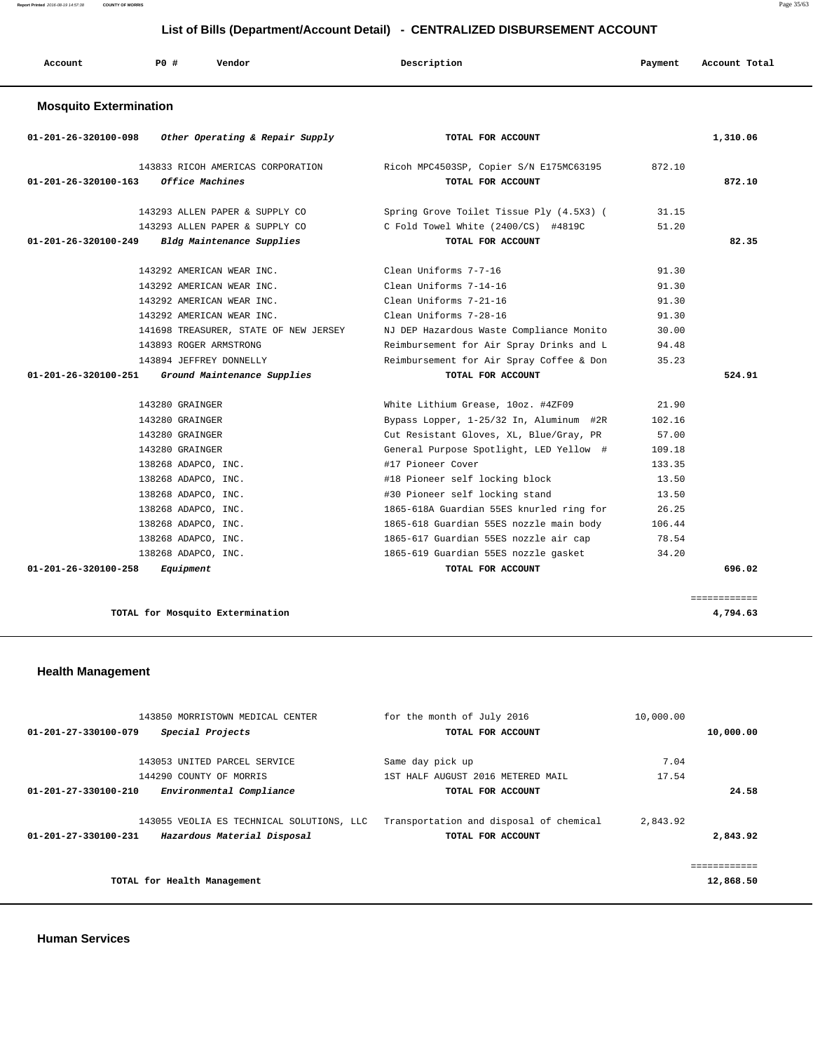## List of Bills (Department/Account Detail) - CENTRALIZED DISBURSEMENT ACCOUNT

| Account | P0 # | Vendor | Description | Payment | Account Total |
|---|---|---|---|---|---|

### Mosquito Extermination

| Account | P0 # | Vendor | Description | Payment | Account Total |
|---|---|---|---|---|---|
| 01-201-26-320100-098 | | *Other Operating & Repair Supply* | TOTAL FOR ACCOUNT | | 1,310.06 |
| | 143833 | RICOH AMERICAS CORPORATION | Ricoh MPC4503SP, Copier S/N E175MC63195 | 872.10 | |
| 01-201-26-320100-163 | | *Office Machines* | TOTAL FOR ACCOUNT | | 872.10 |
| | 143293 | ALLEN PAPER & SUPPLY CO | Spring Grove Toilet Tissue Ply (4.5X3) ( | 31.15 | |
| | 143293 | ALLEN PAPER & SUPPLY CO | C Fold Towel White (2400/CS) #4819C | 51.20 | |
| 01-201-26-320100-249 | | *Bldg Maintenance Supplies* | TOTAL FOR ACCOUNT | | 82.35 |
| | 143292 | AMERICAN WEAR INC. | Clean Uniforms 7-7-16 | 91.30 | |
| | 143292 | AMERICAN WEAR INC. | Clean Uniforms 7-14-16 | 91.30 | |
| | 143292 | AMERICAN WEAR INC. | Clean Uniforms 7-21-16 | 91.30 | |
| | 143292 | AMERICAN WEAR INC. | Clean Uniforms 7-28-16 | 91.30 | |
| | 141698 | TREASURER, STATE OF NEW JERSEY | NJ DEP Hazardous Waste Compliance Monito | 30.00 | |
| | 143893 | ROGER ARMSTRONG | Reimbursement for Air Spray Drinks and L | 94.48 | |
| | 143894 | JEFFREY DONNELLY | Reimbursement for Air Spray Coffee & Don | 35.23 | |
| 01-201-26-320100-251 | | *Ground Maintenance Supplies* | TOTAL FOR ACCOUNT | | 524.91 |
| | 143280 | GRAINGER | White Lithium Grease, 10oz. #4ZF09 | 21.90 | |
| | 143280 | GRAINGER | Bypass Lopper, 1-25/32 In, Aluminum #2R | 102.16 | |
| | 143280 | GRAINGER | Cut Resistant Gloves, XL, Blue/Gray, PR | 57.00 | |
| | 143280 | GRAINGER | General Purpose Spotlight, LED Yellow # | 109.18 | |
| | 138268 | ADAPCO, INC. | #17 Pioneer Cover | 133.35 | |
| | 138268 | ADAPCO, INC. | #18 Pioneer self locking block | 13.50 | |
| | 138268 | ADAPCO, INC. | #30 Pioneer self locking stand | 13.50 | |
| | 138268 | ADAPCO, INC. | 1865-618A Guardian 55ES knurled ring for | 26.25 | |
| | 138268 | ADAPCO, INC. | 1865-618 Guardian 55ES nozzle main body | 106.44 | |
| | 138268 | ADAPCO, INC. | 1865-617 Guardian 55ES nozzle air cap | 78.54 | |
| | 138268 | ADAPCO, INC. | 1865-619 Guardian 55ES nozzle gasket | 34.20 | |
| 01-201-26-320100-258 | | *Equipment* | TOTAL FOR ACCOUNT | | 696.02 |
| | | | | | ============ |
| | | TOTAL for Mosquito Extermination | | | 4,794.63 |

### Health Management

| Account | P0 # | Vendor | Description | Payment | Account Total |
|---|---|---|---|---|---|
| | 143850 | MORRISTOWN MEDICAL CENTER | for the month of July 2016 | 10,000.00 | |
| 01-201-27-330100-079 | | *Special Projects* | TOTAL FOR ACCOUNT | | 10,000.00 |
| | 143053 | UNITED PARCEL SERVICE | Same day pick up | 7.04 | |
| | 144290 | COUNTY OF MORRIS | 1ST HALF AUGUST 2016 METERED MAIL | 17.54 | |
| 01-201-27-330100-210 | | *Environmental Compliance* | TOTAL FOR ACCOUNT | | 24.58 |
| | 143055 | VEOLIA ES TECHNICAL SOLUTIONS, LLC | Transportation and disposal of chemical | 2,843.92 | |
| 01-201-27-330100-231 | | *Hazardous Material Disposal* | TOTAL FOR ACCOUNT | | 2,843.92 |
| | | | | | ============ |
| | | TOTAL for Health Management | | | 12,868.50 |

### Human Services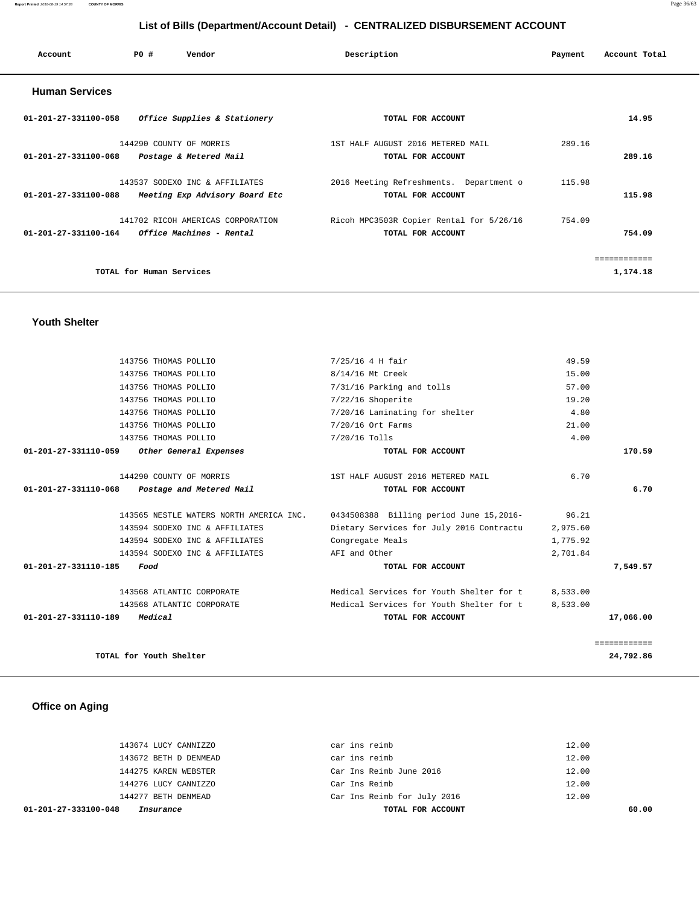## List of Bills (Department/Account Detail) - CENTRALIZED DISBURSEMENT ACCOUNT

| Account | PO # | Vendor | Description | Payment | Account Total |
|---|---|---|---|---|---|

### Human Services

| Account | PO # | Vendor | Description | Payment | Account Total |
|---|---|---|---|---|---|
| 01-201-27-331100-058 | | *Office Supplies & Stationery* | TOTAL FOR ACCOUNT | | 14.95 |
| | 144290 | COUNTY OF MORRIS | 1ST HALF AUGUST 2016 METERED MAIL | 289.16 | |
| 01-201-27-331100-068 | | *Postage & Metered Mail* | TOTAL FOR ACCOUNT | | 289.16 |
| | 143537 | SODEXO INC & AFFILIATES | 2016 Meeting Refreshments. Department o | 115.98 | |
| 01-201-27-331100-088 | | *Meeting Exp Advisory Board Etc* | TOTAL FOR ACCOUNT | | 115.98 |
| | 141702 | RICOH AMERICAS CORPORATION | Ricoh MPC3503R Copier Rental for 5/26/16 | 754.09 | |
| 01-201-27-331100-164 | | *Office Machines - Rental* | TOTAL FOR ACCOUNT | | 754.09 |
| | | | | | ============ |
| | | TOTAL for Human Services | | | 1,174.18 |

### Youth Shelter

| Account | PO # | Vendor | Description | Payment | Account Total |
|---|---|---|---|---|---|
| | 143756 | THOMAS POLLIO | 7/25/16 4 H fair | 49.59 | |
| | 143756 | THOMAS POLLIO | 8/14/16 Mt Creek | 15.00 | |
| | 143756 | THOMAS POLLIO | 7/31/16 Parking and tolls | 57.00 | |
| | 143756 | THOMAS POLLIO | 7/22/16 Shoperite | 19.20 | |
| | 143756 | THOMAS POLLIO | 7/20/16 Laminating for shelter | 4.80 | |
| | 143756 | THOMAS POLLIO | 7/20/16 Ort Farms | 21.00 | |
| | 143756 | THOMAS POLLIO | 7/20/16 Tolls | 4.00 | |
| 01-201-27-331110-059 | | *Other General Expenses* | TOTAL FOR ACCOUNT | | 170.59 |
| | 144290 | COUNTY OF MORRIS | 1ST HALF AUGUST 2016 METERED MAIL | 6.70 | |
| 01-201-27-331110-068 | | *Postage and Metered Mail* | TOTAL FOR ACCOUNT | | 6.70 |
| | 143565 | NESTLE WATERS NORTH AMERICA INC. | 0434508388 Billing period June 15,2016- | 96.21 | |
| | 143594 | SODEXO INC & AFFILIATES | Dietary Services for July 2016 Contractu | 2,975.60 | |
| | 143594 | SODEXO INC & AFFILIATES | Congregate Meals | 1,775.92 | |
| | 143594 | SODEXO INC & AFFILIATES | AFI and Other | 2,701.84 | |
| 01-201-27-331110-185 | | *Food* | TOTAL FOR ACCOUNT | | 7,549.57 |
| | 143568 | ATLANTIC CORPORATE | Medical Services for Youth Shelter for t | 8,533.00 | |
| | 143568 | ATLANTIC CORPORATE | Medical Services for Youth Shelter for t | 8,533.00 | |
| 01-201-27-331110-189 | | *Medical* | TOTAL FOR ACCOUNT | | 17,066.00 |
| | | | | | ============ |
| | | TOTAL for Youth Shelter | | | 24,792.86 |

### Office on Aging

| Account | PO # | Vendor | Description | Payment | Account Total |
|---|---|---|---|---|---|
| | 143674 | LUCY CANNIZZO | car ins reimb | 12.00 | |
| | 143672 | BETH D DENMEAD | car ins reimb | 12.00 | |
| | 144275 | KAREN WEBSTER | Car Ins Reimb June 2016 | 12.00 | |
| | 144276 | LUCY CANNIZZO | Car Ins Reimb | 12.00 | |
| | 144277 | BETH DENMEAD | Car Ins Reimb for July 2016 | 12.00 | |
| 01-201-27-333100-048 | | *Insurance* | TOTAL FOR ACCOUNT | | 60.00 |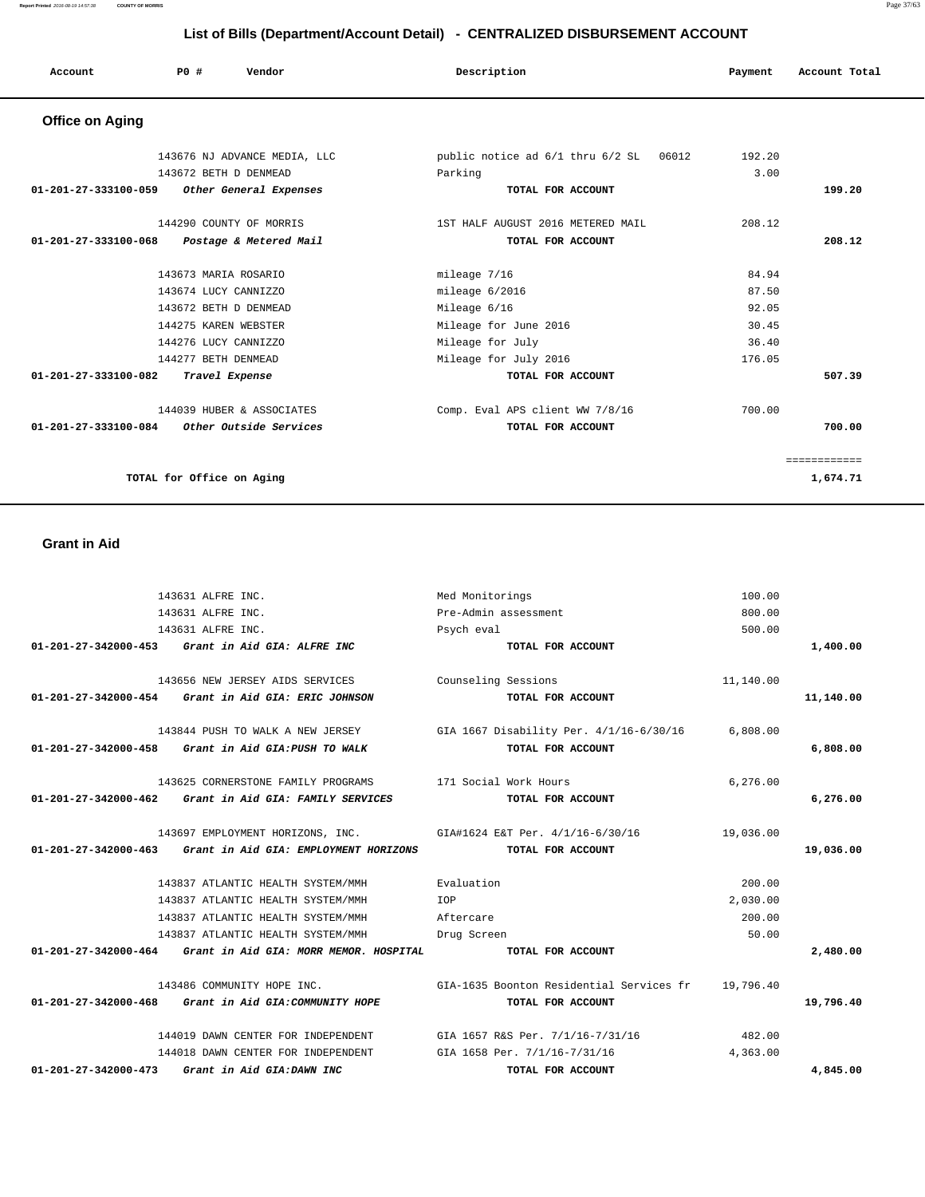## List of Bills (Department/Account Detail) - CENTRALIZED DISBURSEMENT ACCOUNT

| Account | PO # | Vendor | Description | Payment | Account Total |
|---|---|---|---|---|---|

### Office on Aging

| Account | PO # | Vendor | Description | Payment | Account Total |
|---|---|---|---|---|---|
| | 143676 | NJ ADVANCE MEDIA, LLC | public notice ad 6/1 thru 6/2 SL 06012 | 192.20 | |
| | 143672 | BETH D DENMEAD | Parking | 3.00 | |
| **01-201-27-333100-059** | | ***Other General Expenses*** | **TOTAL FOR ACCOUNT** | | **199.20** |
| | 144290 | COUNTY OF MORRIS | 1ST HALF AUGUST 2016 METERED MAIL | 208.12 | |
| **01-201-27-333100-068** | | ***Postage & Metered Mail*** | **TOTAL FOR ACCOUNT** | | **208.12** |
| | 143673 | MARIA ROSARIO | mileage 7/16 | 84.94 | |
| | 143674 | LUCY CANNIZZO | mileage 6/2016 | 87.50 | |
| | 143672 | BETH D DENMEAD | Mileage 6/16 | 92.05 | |
| | 144275 | KAREN WEBSTER | Mileage for June 2016 | 30.45 | |
| | 144276 | LUCY CANNIZZO | Mileage for July | 36.40 | |
| | 144277 | BETH DENMEAD | Mileage for July 2016 | 176.05 | |
| **01-201-27-333100-082** | | ***Travel Expense*** | **TOTAL FOR ACCOUNT** | | **507.39** |
| | 144039 | HUBER & ASSOCIATES | Comp. Eval APS client WW 7/8/16 | 700.00 | |
| **01-201-27-333100-084** | | ***Other Outside Services*** | **TOTAL FOR ACCOUNT** | | **700.00** |
| | | | | | ============ |
| | | **TOTAL for Office on Aging** | | | **1,674.71** |

### Grant in Aid

| Account | PO # | Vendor | Description | Payment | Account Total |
|---|---|---|---|---|---|
| | 143631 | ALFRE INC. | Med Monitorings | 100.00 | |
| | 143631 | ALFRE INC. | Pre-Admin assessment | 800.00 | |
| | 143631 | ALFRE INC. | Psych eval | 500.00 | |
| **01-201-27-342000-453** | | ***Grant in Aid GIA: ALFRE INC*** | **TOTAL FOR ACCOUNT** | | **1,400.00** |
| | 143656 | NEW JERSEY AIDS SERVICES | Counseling Sessions | 11,140.00 | |
| **01-201-27-342000-454** | | ***Grant in Aid GIA: ERIC JOHNSON*** | **TOTAL FOR ACCOUNT** | | **11,140.00** |
| | 143844 | PUSH TO WALK A NEW JERSEY | GIA 1667 Disability Per. 4/1/16-6/30/16 | 6,808.00 | |
| **01-201-27-342000-458** | | ***Grant in Aid GIA:PUSH TO WALK*** | **TOTAL FOR ACCOUNT** | | **6,808.00** |
| | 143625 | CORNERSTONE FAMILY PROGRAMS | 171 Social Work Hours | 6,276.00 | |
| **01-201-27-342000-462** | | ***Grant in Aid GIA: FAMILY SERVICES*** | **TOTAL FOR ACCOUNT** | | **6,276.00** |
| | 143697 | EMPLOYMENT HORIZONS, INC. | GIA#1624 E&T Per. 4/1/16-6/30/16 | 19,036.00 | |
| **01-201-27-342000-463** | | ***Grant in Aid GIA: EMPLOYMENT HORIZONS*** | **TOTAL FOR ACCOUNT** | | **19,036.00** |
| | 143837 | ATLANTIC HEALTH SYSTEM/MMH | Evaluation | 200.00 | |
| | 143837 | ATLANTIC HEALTH SYSTEM/MMH | IOP | 2,030.00 | |
| | 143837 | ATLANTIC HEALTH SYSTEM/MMH | Aftercare | 200.00 | |
| | 143837 | ATLANTIC HEALTH SYSTEM/MMH | Drug Screen | 50.00 | |
| **01-201-27-342000-464** | | ***Grant in Aid GIA: MORR MEMOR. HOSPITAL*** | **TOTAL FOR ACCOUNT** | | **2,480.00** |
| | 143486 | COMMUNITY HOPE INC. | GIA-1635 Boonton Residential Services fr | 19,796.40 | |
| **01-201-27-342000-468** | | ***Grant in Aid GIA:COMMUNITY HOPE*** | **TOTAL FOR ACCOUNT** | | **19,796.40** |
| | 144019 | DAWN CENTER FOR INDEPENDENT | GIA 1657 R&S Per. 7/1/16-7/31/16 | 482.00 | |
| | 144018 | DAWN CENTER FOR INDEPENDENT | GIA 1658 Per. 7/1/16-7/31/16 | 4,363.00 | |
| **01-201-27-342000-473** | | ***Grant in Aid GIA:DAWN INC*** | **TOTAL FOR ACCOUNT** | | **4,845.00** |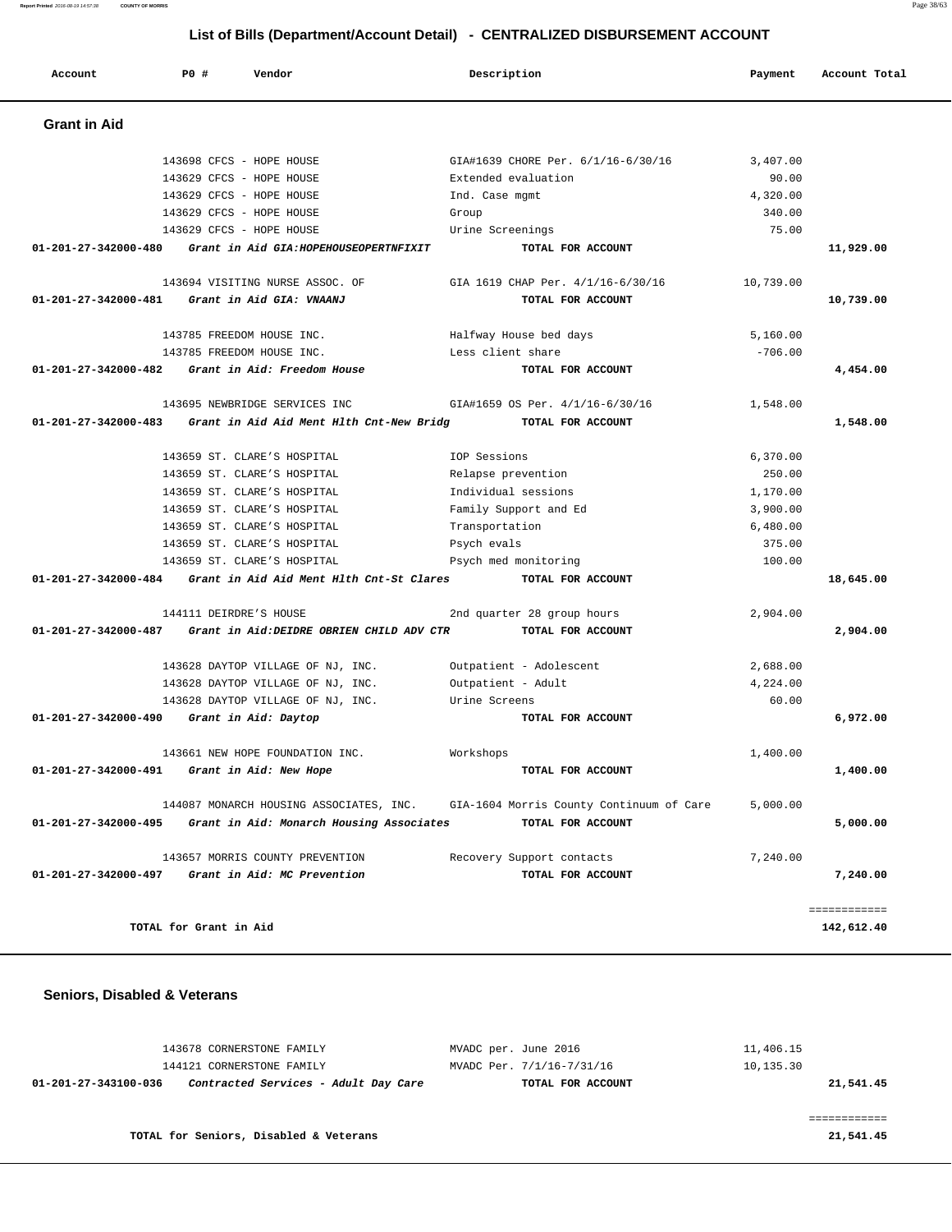# List of Bills (Department/Account Detail) - CENTRALIZED DISBURSEMENT ACCOUNT

| Account | PO # | Vendor | Description | Payment | Account Total |
|---|---|---|---|---|---|

## Grant in Aid

| Account | PO # | Vendor | Description | Payment | Account Total |
|---|---|---|---|---|---|
| | 143698 | CFCS - HOPE HOUSE | GIA#1639 CHORE Per. 6/1/16-6/30/16 | 3,407.00 | |
| | 143629 | CFCS - HOPE HOUSE | Extended evaluation | 90.00 | |
| | 143629 | CFCS - HOPE HOUSE | Ind. Case mgmt | 4,320.00 | |
| | 143629 | CFCS - HOPE HOUSE | Group | 340.00 | |
| | 143629 | CFCS - HOPE HOUSE | Urine Screenings | 75.00 | |
| **01-201-27-342000-480** | | ***Grant in Aid GIA:HOPEHOUSEOPERTNFIXIT*** | **TOTAL FOR ACCOUNT** | | **11,929.00** |
| | 143694 | VISITING NURSE ASSOC. OF | GIA 1619 CHAP Per. 4/1/16-6/30/16 | 10,739.00 | |
| **01-201-27-342000-481** | | ***Grant in Aid GIA: VNAANJ*** | **TOTAL FOR ACCOUNT** | | **10,739.00** |
| | 143785 | FREEDOM HOUSE INC. | Halfway House bed days | 5,160.00 | |
| | 143785 | FREEDOM HOUSE INC. | Less client share | -706.00 | |
| **01-201-27-342000-482** | | ***Grant in Aid: Freedom House*** | **TOTAL FOR ACCOUNT** | | **4,454.00** |
| | 143695 | NEWBRIDGE SERVICES INC | GIA#1659 OS Per. 4/1/16-6/30/16 | 1,548.00 | |
| **01-201-27-342000-483** | | ***Grant in Aid Aid Ment Hlth Cnt-New Bridg*** | **TOTAL FOR ACCOUNT** | | **1,548.00** |
| | 143659 | ST. CLARE'S HOSPITAL | IOP Sessions | 6,370.00 | |
| | 143659 | ST. CLARE'S HOSPITAL | Relapse prevention | 250.00 | |
| | 143659 | ST. CLARE'S HOSPITAL | Individual sessions | 1,170.00 | |
| | 143659 | ST. CLARE'S HOSPITAL | Family Support and Ed | 3,900.00 | |
| | 143659 | ST. CLARE'S HOSPITAL | Transportation | 6,480.00 | |
| | 143659 | ST. CLARE'S HOSPITAL | Psych evals | 375.00 | |
| | 143659 | ST. CLARE'S HOSPITAL | Psych med monitoring | 100.00 | |
| **01-201-27-342000-484** | | ***Grant in Aid Aid Ment Hlth Cnt-St Clares*** | **TOTAL FOR ACCOUNT** | | **18,645.00** |
| | 144111 | DEIRDRE'S HOUSE | 2nd quarter 28 group hours | 2,904.00 | |
| **01-201-27-342000-487** | | ***Grant in Aid:DEIDRE OBRIEN CHILD ADV CTR*** | **TOTAL FOR ACCOUNT** | | **2,904.00** |
| | 143628 | DAYTOP VILLAGE OF NJ, INC. | Outpatient - Adolescent | 2,688.00 | |
| | 143628 | DAYTOP VILLAGE OF NJ, INC. | Outpatient - Adult | 4,224.00 | |
| | 143628 | DAYTOP VILLAGE OF NJ, INC. | Urine Screens | 60.00 | |
| **01-201-27-342000-490** | | ***Grant in Aid: Daytop*** | **TOTAL FOR ACCOUNT** | | **6,972.00** |
| | 143661 | NEW HOPE FOUNDATION INC. | Workshops | 1,400.00 | |
| **01-201-27-342000-491** | | ***Grant in Aid: New Hope*** | **TOTAL FOR ACCOUNT** | | **1,400.00** |
| | 144087 | MONARCH HOUSING ASSOCIATES, INC. | GIA-1604 Morris County Continuum of Care | 5,000.00 | |
| **01-201-27-342000-495** | | ***Grant in Aid: Monarch Housing Associates*** | **TOTAL FOR ACCOUNT** | | **5,000.00** |
| | 143657 | MORRIS COUNTY PREVENTION | Recovery Support contacts | 7,240.00 | |
| **01-201-27-342000-497** | | ***Grant in Aid: MC Prevention*** | **TOTAL FOR ACCOUNT** | | **7,240.00** |

**TOTAL for Grant in Aid** **142,612.40**

## Seniors, Disabled & Veterans

| Account | PO # | Vendor | Description | Payment | Account Total |
|---|---|---|---|---|---|
| | 143678 | CORNERSTONE FAMILY | MVADC per. June 2016 | 11,406.15 | |
| | 144121 | CORNERSTONE FAMILY | MVADC Per. 7/1/16-7/31/16 | 10,135.30 | |
| **01-201-27-343100-036** | | ***Contracted Services - Adult Day Care*** | **TOTAL FOR ACCOUNT** | | **21,541.45** |

**TOTAL for Seniors, Disabled & Veterans** **21,541.45**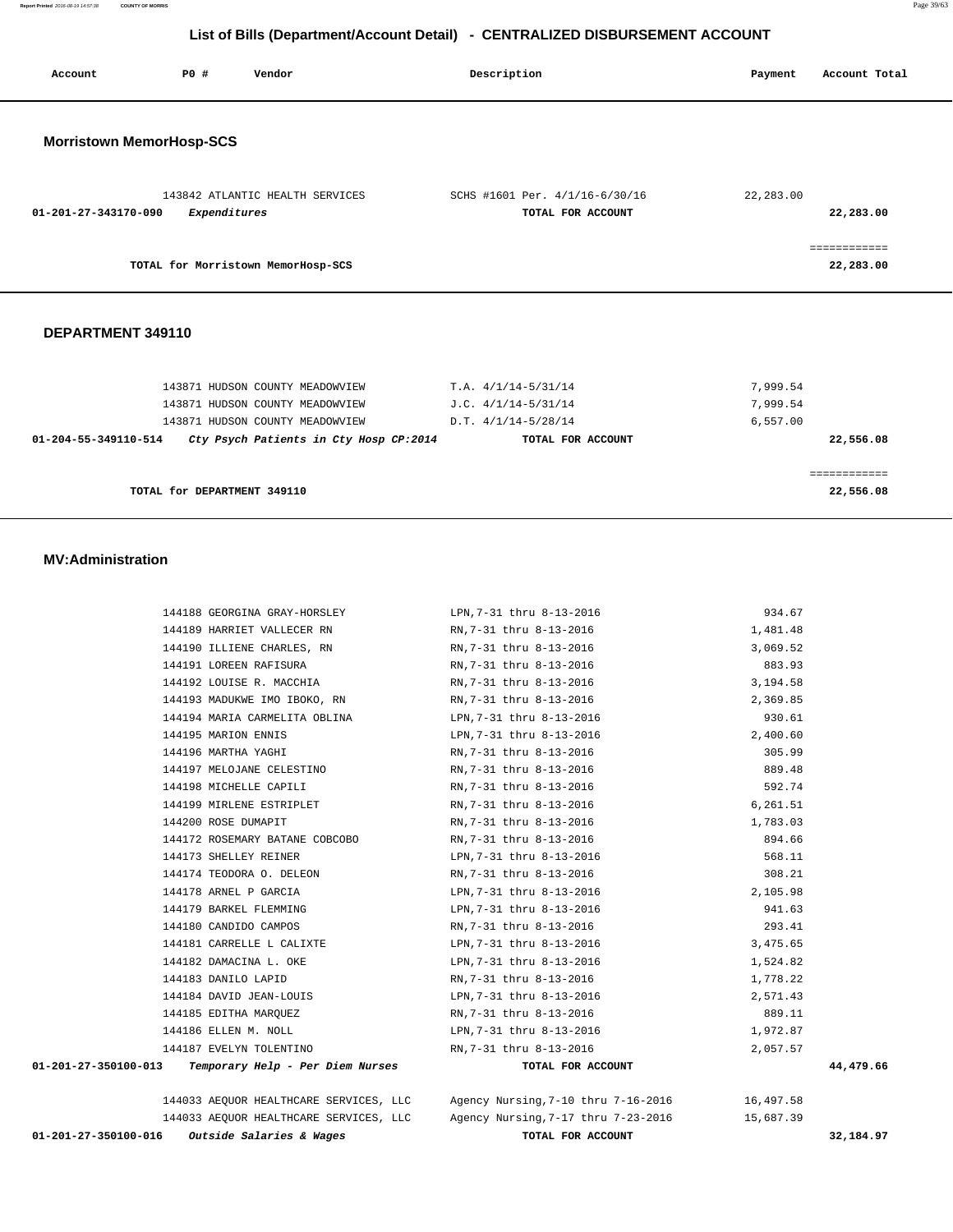# List of Bills (Department/Account Detail) - CENTRALIZED DISBURSEMENT ACCOUNT

| Account | PO # | Vendor | Description | Payment | Account Total |
|---|---|---|---|---|---|

## Morristown MemorHosp-SCS

| Account | PO # | Vendor | Description | Payment | Account Total |
|---|---|---|---|---|---|
| | 143842 | ATLANTIC HEALTH SERVICES | SCHS #1601 Per. 4/1/16-6/30/16 | 22,283.00 | |
| **01-201-27-343170-090** | | *Expendítures* | **TOTAL FOR ACCOUNT** | | **22,283.00** |

**TOTAL for Morristown MemorHosp-SCS** ............ **22,283.00**

## DEPARTMENT 349110

| Account | PO # | Vendor | Description | Payment | Account Total |
|---|---|---|---|---|---|
| | 143871 | HUDSON COUNTY MEADOWVIEW | T.A. 4/1/14-5/31/14 | 7,999.54 | |
| | 143871 | HUDSON COUNTY MEADOWVIEW | J.C. 4/1/14-5/31/14 | 7,999.54 | |
| | 143871 | HUDSON COUNTY MEADOWVIEW | D.T. 4/1/14-5/28/14 | 6,557.00 | |
| **01-204-55-349110-514** | | *Cty Psych Patients in Cty Hosp CP:2014* | **TOTAL FOR ACCOUNT** | | **22,556.08** |

**TOTAL for DEPARTMENT 349110** ............ **22,556.08**

## MV:Administration

| Account | PO # | Vendor | Description | Payment | Account Total |
|---|---|---|---|---|---|
| | 144188 | GEORGINA GRAY-HORSLEY | LPN,7-31 thru 8-13-2016 | 934.67 | |
| | 144189 | HARRIET VALLECER RN | RN,7-31 thru 8-13-2016 | 1,481.48 | |
| | 144190 | ILLIENE CHARLES, RN | RN,7-31 thru 8-13-2016 | 3,069.52 | |
| | 144191 | LOREEN RAFISURA | RN,7-31 thru 8-13-2016 | 883.93 | |
| | 144192 | LOUISE R. MACCHIA | RN,7-31 thru 8-13-2016 | 3,194.58 | |
| | 144193 | MADUKWE IMO IBOKO, RN | RN,7-31 thru 8-13-2016 | 2,369.85 | |
| | 144194 | MARIA CARMELITA OBLINA | LPN,7-31 thru 8-13-2016 | 930.61 | |
| | 144195 | MARION ENNIS | LPN,7-31 thru 8-13-2016 | 2,400.60 | |
| | 144196 | MARTHA YAGHI | RN,7-31 thru 8-13-2016 | 305.99 | |
| | 144197 | MELOJANE CELESTINO | RN,7-31 thru 8-13-2016 | 889.48 | |
| | 144198 | MICHELLE CAPILI | RN,7-31 thru 8-13-2016 | 592.74 | |
| | 144199 | MIRLENE ESTRIPLET | RN,7-31 thru 8-13-2016 | 6,261.51 | |
| | 144200 | ROSE DUMAPIT | RN,7-31 thru 8-13-2016 | 1,783.03 | |
| | 144172 | ROSEMARY BATANE COBCOBO | RN,7-31 thru 8-13-2016 | 894.66 | |
| | 144173 | SHELLEY REINER | LPN,7-31 thru 8-13-2016 | 568.11 | |
| | 144174 | TEODORA O. DELEON | RN,7-31 thru 8-13-2016 | 308.21 | |
| | 144178 | ARNEL P GARCIA | LPN,7-31 thru 8-13-2016 | 2,105.98 | |
| | 144179 | BARKEL FLEMMING | LPN,7-31 thru 8-13-2016 | 941.63 | |
| | 144180 | CANDIDO CAMPOS | RN,7-31 thru 8-13-2016 | 293.41 | |
| | 144181 | CARRELLE L CALIXTE | LPN,7-31 thru 8-13-2016 | 3,475.65 | |
| | 144182 | DAMACINA L. OKE | LPN,7-31 thru 8-13-2016 | 1,524.82 | |
| | 144183 | DANILO LAPID | RN,7-31 thru 8-13-2016 | 1,778.22 | |
| | 144184 | DAVID JEAN-LOUIS | LPN,7-31 thru 8-13-2016 | 2,571.43 | |
| | 144185 | EDITHA MARQUEZ | RN,7-31 thru 8-13-2016 | 889.11 | |
| | 144186 | ELLEN M. NOLL | LPN,7-31 thru 8-13-2016 | 1,972.87 | |
| | 144187 | EVELYN TOLENTINO | RN,7-31 thru 8-13-2016 | 2,057.57 | |
| **01-201-27-350100-013** | | *Temporary Help - Per Diem Nurses* | **TOTAL FOR ACCOUNT** | | **44,479.66** |
| | 144033 | AEQUOR HEALTHCARE SERVICES, LLC | Agency Nursing,7-10 thru 7-16-2016 | 16,497.58 | |
| | 144033 | AEQUOR HEALTHCARE SERVICES, LLC | Agency Nursing,7-17 thru 7-23-2016 | 15,687.39 | |
| **01-201-27-350100-016** | | *Outside Salaries & Wages* | **TOTAL FOR ACCOUNT** | | **32,184.97** |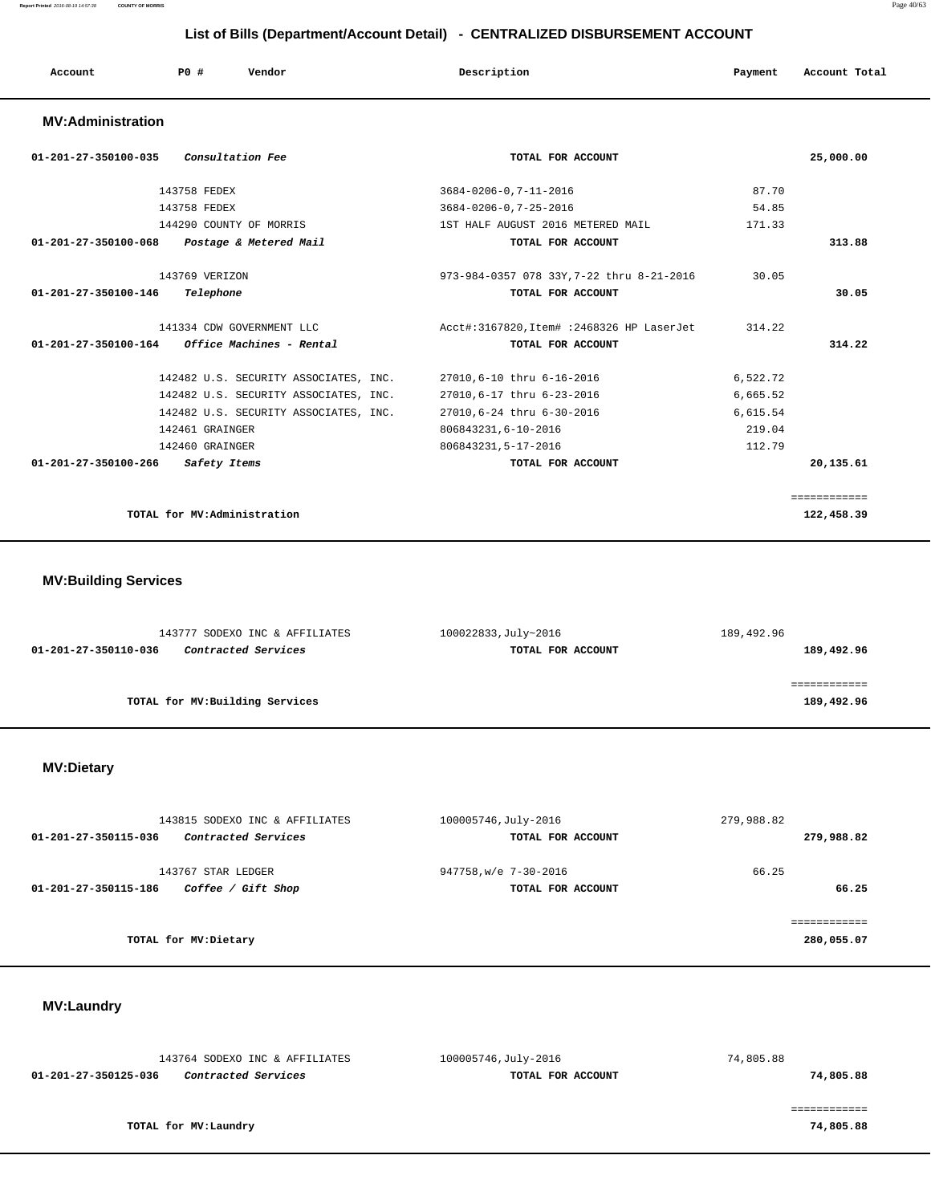## List of Bills (Department/Account Detail) - CENTRALIZED DISBURSEMENT ACCOUNT

| Account | PO # | Vendor | Description | Payment | Account Total |
|---|---|---|---|---|---|

### MV:Administration

| Account | PO # | Vendor | Description | Payment | Account Total |
|---|---|---|---|---|---|
| 01-201-27-350100-035 | | *Consultation Fee* | **TOTAL FOR ACCOUNT** | | **25,000.00** |
| | 143758 | FEDEX | 3684-0206-0,7-11-2016 | 87.70 | |
| | 143758 | FEDEX | 3684-0206-0,7-25-2016 | 54.85 | |
| | 144290 | COUNTY OF MORRIS | 1ST HALF AUGUST 2016 METERED MAIL | 171.33 | |
| 01-201-27-350100-068 | | *Postage & Metered Mail* | **TOTAL FOR ACCOUNT** | | **313.88** |
| | 143769 | VERIZON | 973-984-0357 078 33Y,7-22 thru 8-21-2016 | 30.05 | |
| 01-201-27-350100-146 | | *Telephone* | **TOTAL FOR ACCOUNT** | | **30.05** |
| | 141334 | CDW GOVERNMENT LLC | Acct#:3167820,Item# :2468326 HP LaserJet | 314.22 | |
| 01-201-27-350100-164 | | *Office Machines - Rental* | **TOTAL FOR ACCOUNT** | | **314.22** |
| | 142482 | U.S. SECURITY ASSOCIATES, INC. | 27010,6-10 thru 6-16-2016 | 6,522.72 | |
| | 142482 | U.S. SECURITY ASSOCIATES, INC. | 27010,6-17 thru 6-23-2016 | 6,665.52 | |
| | 142482 | U.S. SECURITY ASSOCIATES, INC. | 27010,6-24 thru 6-30-2016 | 6,615.54 | |
| | 142461 | GRAINGER | 806843231,6-10-2016 | 219.04 | |
| | 142460 | GRAINGER | 806843231,5-17-2016 | 112.79 | |
| 01-201-27-350100-266 | | *Safety Items* | **TOTAL FOR ACCOUNT** | | **20,135.61** |
| | | **TOTAL for MV:Administration** | | | **122,458.39** |

### MV:Building Services

| Account | PO # | Vendor | Description | Payment | Account Total |
|---|---|---|---|---|---|
| | 143777 | SODEXO INC & AFFILIATES | 100022833,July~2016 | 189,492.96 | |
| 01-201-27-350110-036 | | *Contracted Services* | **TOTAL FOR ACCOUNT** | | **189,492.96** |
| | | **TOTAL for MV:Building Services** | | | **189,492.96** |

### MV:Dietary

| Account | PO # | Vendor | Description | Payment | Account Total |
|---|---|---|---|---|---|
| | 143815 | SODEXO INC & AFFILIATES | 100005746,July-2016 | 279,988.82 | |
| 01-201-27-350115-036 | | *Contracted Services* | **TOTAL FOR ACCOUNT** | | **279,988.82** |
| | 143767 | STAR LEDGER | 947758,w/e 7-30-2016 | 66.25 | |
| 01-201-27-350115-186 | | *Coffee / Gift Shop* | **TOTAL FOR ACCOUNT** | | **66.25** |
| | | **TOTAL for MV:Dietary** | | | **280,055.07** |

### MV:Laundry

| Account | PO # | Vendor | Description | Payment | Account Total |
|---|---|---|---|---|---|
| | 143764 | SODEXO INC & AFFILIATES | 100005746,July-2016 | 74,805.88 | |
| 01-201-27-350125-036 | | *Contracted Services* | **TOTAL FOR ACCOUNT** | | **74,805.88** |
| | | **TOTAL for MV:Laundry** | | | **74,805.88** |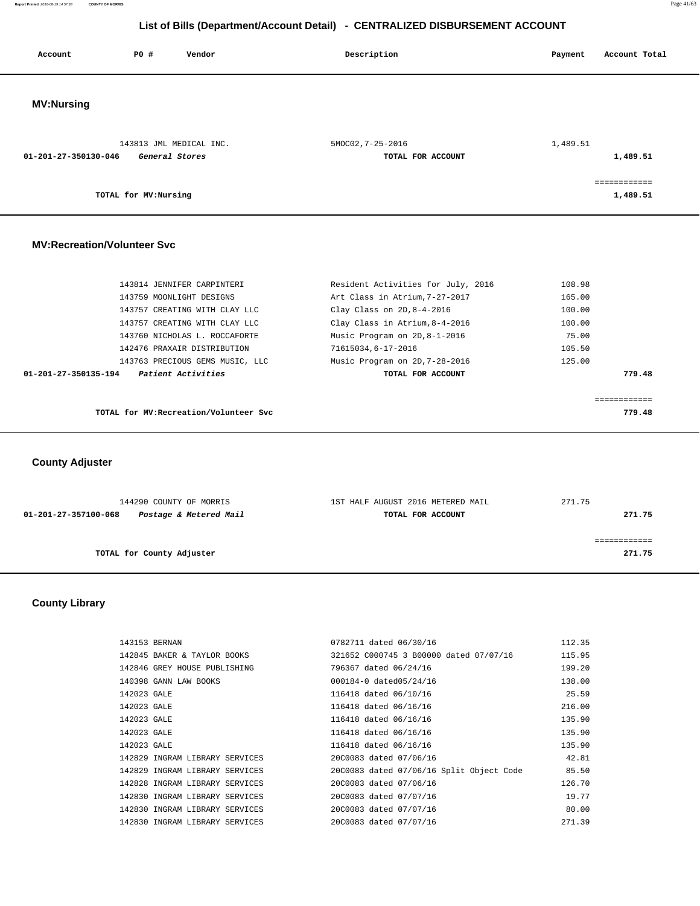# List of Bills (Department/Account Detail) - CENTRALIZED DISBURSEMENT ACCOUNT

| Account | PO # | Vendor | Description | Payment | Account Total |
|---|---|---|---|---|---|

## MV:Nursing

| Account | PO # | Vendor | Description | Payment | Account Total |
|---|---|---|---|---|---|
| | 143813 | JML MEDICAL INC. | 5MOC02,7-25-2016 | 1,489.51 | |
| **01-201-27-350130-046** | | ***General Stores*** | **TOTAL FOR ACCOUNT** | | **1,489.51** |
| | | | | | ============ |
| | **TOTAL for MV:Nursing** | | | | **1,489.51** |

## MV:Recreation/Volunteer Svc

| Account | PO # | Vendor | Description | Payment | Account Total |
|---|---|---|---|---|---|
| | 143814 | JENNIFER CARPINTERI | Resident Activities for July, 2016 | 108.98 | |
| | 143759 | MOONLIGHT DESIGNS | Art Class in Atrium,7-27-2017 | 165.00 | |
| | 143757 | CREATING WITH CLAY LLC | Clay Class on 2D,8-4-2016 | 100.00 | |
| | 143757 | CREATING WITH CLAY LLC | Clay Class in Atrium,8-4-2016 | 100.00 | |
| | 143760 | NICHOLAS L. ROCCAFORTE | Music Program on 2D,8-1-2016 | 75.00 | |
| | 142476 | PRAXAIR DISTRIBUTION | 71615034,6-17-2016 | 105.50 | |
| | 143763 | PRECIOUS GEMS MUSIC, LLC | Music Program on 2D,7-28-2016 | 125.00 | |
| **01-201-27-350135-194** | | ***Patient Activities*** | **TOTAL FOR ACCOUNT** | | **779.48** |
| | | | | | ============ |
| | **TOTAL for MV:Recreation/Volunteer Svc** | | | | **779.48** |

## County Adjuster

| Account | PO # | Vendor | Description | Payment | Account Total |
|---|---|---|---|---|---|
| | 144290 | COUNTY OF MORRIS | 1ST HALF AUGUST 2016 METERED MAIL | 271.75 | |
| **01-201-27-357100-068** | | ***Postage & Metered Mail*** | **TOTAL FOR ACCOUNT** | | **271.75** |
| | | | | | ============ |
| | **TOTAL for County Adjuster** | | | | **271.75** |

## County Library

| Account | PO # | Vendor | Description | Payment | Account Total |
|---|---|---|---|---|---|
| | 143153 | BERNAN | 0782711 dated 06/30/16 | 112.35 | |
| | 142845 | BAKER & TAYLOR BOOKS | 321652 C000745 3 B00000 dated 07/07/16 | 115.95 | |
| | 142846 | GREY HOUSE PUBLISHING | 796367 dated 06/24/16 | 199.20 | |
| | 140398 | GANN LAW BOOKS | 000184-0 dated05/24/16 | 138.00 | |
| | 142023 | GALE | 116418 dated 06/10/16 | 25.59 | |
| | 142023 | GALE | 116418 dated 06/16/16 | 216.00 | |
| | 142023 | GALE | 116418 dated 06/16/16 | 135.90 | |
| | 142023 | GALE | 116418 dated 06/16/16 | 135.90 | |
| | 142023 | GALE | 116418 dated 06/16/16 | 135.90 | |
| | 142829 | INGRAM LIBRARY SERVICES | 20C0083 dated 07/06/16 | 42.81 | |
| | 142829 | INGRAM LIBRARY SERVICES | 20C0083 dated 07/06/16 Split Object Code | 85.50 | |
| | 142828 | INGRAM LIBRARY SERVICES | 20C0083 dated 07/06/16 | 126.70 | |
| | 142830 | INGRAM LIBRARY SERVICES | 20C0083 dated 07/07/16 | 19.77 | |
| | 142830 | INGRAM LIBRARY SERVICES | 20C0083 dated 07/07/16 | 80.00 | |
| | 142830 | INGRAM LIBRARY SERVICES | 20C0083 dated 07/07/16 | 271.39 | |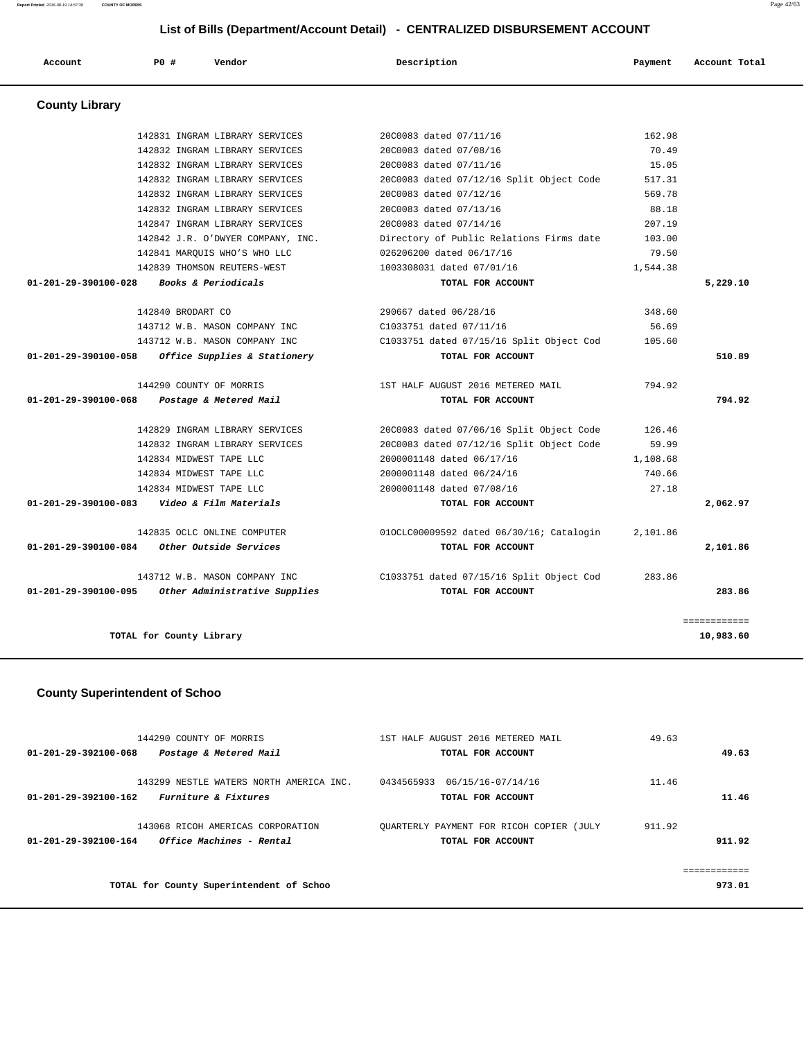## List of Bills (Department/Account Detail) - CENTRALIZED DISBURSEMENT ACCOUNT

| Account | PO # | Vendor | Description | Payment | Account Total |
|---|---|---|---|---|---|

### County Library

| Account | PO # | Vendor | Description | Payment | Account Total |
|---|---|---|---|---|---|
| | 142831 | INGRAM LIBRARY SERVICES | 20C0083 dated 07/11/16 | 162.98 | |
| | 142832 | INGRAM LIBRARY SERVICES | 20C0083 dated 07/08/16 | 70.49 | |
| | 142832 | INGRAM LIBRARY SERVICES | 20C0083 dated 07/11/16 | 15.05 | |
| | 142832 | INGRAM LIBRARY SERVICES | 20C0083 dated 07/12/16 Split Object Code | 517.31 | |
| | 142832 | INGRAM LIBRARY SERVICES | 20C0083 dated 07/12/16 | 569.78 | |
| | 142832 | INGRAM LIBRARY SERVICES | 20C0083 dated 07/13/16 | 88.18 | |
| | 142847 | INGRAM LIBRARY SERVICES | 20C0083 dated 07/14/16 | 207.19 | |
| | 142842 | J.R. O'DWYER COMPANY, INC. | Directory of Public Relations Firms date | 103.00 | |
| | 142841 | MARQUIS WHO'S WHO LLC | 026206200 dated 06/17/16 | 79.50 | |
| | 142839 | THOMSON REUTERS-WEST | 1003308031 dated 07/01/16 | 1,544.38 | |
| **01-201-29-390100-028** | | *Books & Periodicals* | **TOTAL FOR ACCOUNT** | | **5,229.10** |
| | 142840 | BRODART CO | 290667 dated 06/28/16 | 348.60 | |
| | 143712 | W.B. MASON COMPANY INC | C1033751 dated 07/11/16 | 56.69 | |
| | 143712 | W.B. MASON COMPANY INC | C1033751 dated 07/15/16 Split Object Cod | 105.60 | |
| **01-201-29-390100-058** | | *Office Supplies & Stationery* | **TOTAL FOR ACCOUNT** | | **510.89** |
| | 144290 | COUNTY OF MORRIS | 1ST HALF AUGUST 2016 METERED MAIL | 794.92 | |
| **01-201-29-390100-068** | | *Postage & Metered Mail* | **TOTAL FOR ACCOUNT** | | **794.92** |
| | 142829 | INGRAM LIBRARY SERVICES | 20C0083 dated 07/06/16 Split Object Code | 126.46 | |
| | 142832 | INGRAM LIBRARY SERVICES | 20C0083 dated 07/12/16 Split Object Code | 59.99 | |
| | 142834 | MIDWEST TAPE LLC | 2000001148 dated 06/17/16 | 1,108.68 | |
| | 142834 | MIDWEST TAPE LLC | 2000001148 dated 06/24/16 | 740.66 | |
| | 142834 | MIDWEST TAPE LLC | 2000001148 dated 07/08/16 | 27.18 | |
| **01-201-29-390100-083** | | *Video & Film Materials* | **TOTAL FOR ACCOUNT** | | **2,062.97** |
| | 142835 | OCLC ONLINE COMPUTER | 01OCLC00009592 dated 06/30/16; Catalogin | 2,101.86 | |
| **01-201-29-390100-084** | | *Other Outside Services* | **TOTAL FOR ACCOUNT** | | **2,101.86** |
| | 143712 | W.B. MASON COMPANY INC | C1033751 dated 07/15/16 Split Object Cod | 283.86 | |
| **01-201-29-390100-095** | | *Other Administrative Supplies* | **TOTAL FOR ACCOUNT** | | **283.86** |
| | | | | | ============ |
| | | **TOTAL for County Library** | | | **10,983.60** |

### County Superintendent of Schoo

| Account | PO # | Vendor | Description | Payment | Account Total |
|---|---|---|---|---|---|
| | 144290 | COUNTY OF MORRIS | 1ST HALF AUGUST 2016 METERED MAIL | 49.63 | |
| **01-201-29-392100-068** | | *Postage & Metered Mail* | **TOTAL FOR ACCOUNT** | | **49.63** |
| | 143299 | NESTLE WATERS NORTH AMERICA INC. | 0434565933 06/15/16-07/14/16 | 11.46 | |
| **01-201-29-392100-162** | | *Furniture & Fixtures* | **TOTAL FOR ACCOUNT** | | **11.46** |
| | 143068 | RICOH AMERICAS CORPORATION | QUARTERLY PAYMENT FOR RICOH COPIER (JULY | 911.92 | |
| **01-201-29-392100-164** | | *Office Machines - Rental* | **TOTAL FOR ACCOUNT** | | **911.92** |
| | | | | | ============ |
| | | **TOTAL for County Superintendent of Schoo** | | | **973.01** |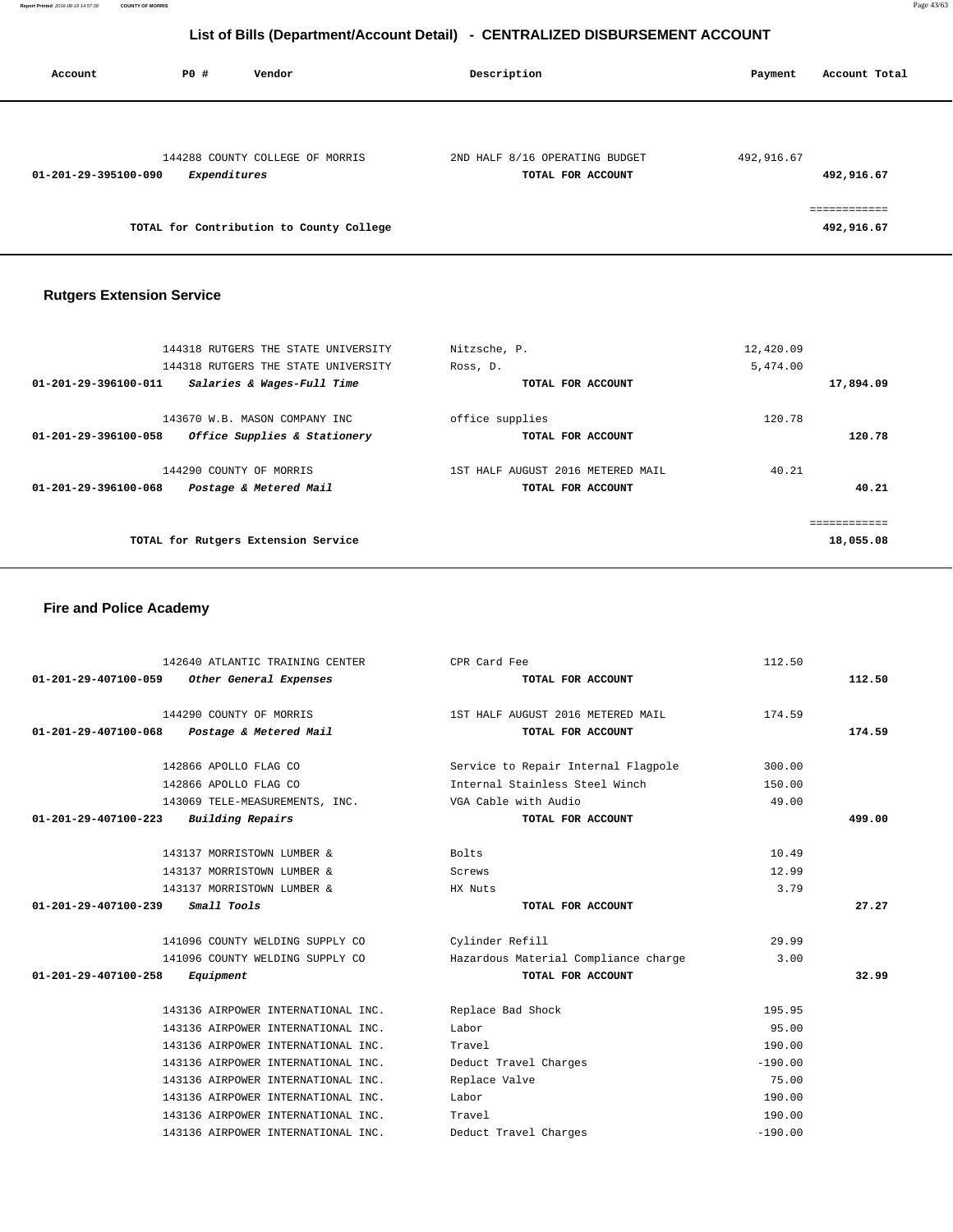# List of Bills (Department/Account Detail) - CENTRALIZED DISBURSEMENT ACCOUNT

| Account | PO # | Vendor | Description | Payment | Account Total |
|---|---|---|---|---|---|
| | 144288 | COUNTY COLLEGE OF MORRIS | 2ND HALF 8/16 OPERATING BUDGET | 492,916.67 | |
| 01-201-29-395100-090 | | *Expenditures* | TOTAL FOR ACCOUNT | | 492,916.67 |
| | | | | | ============ |
| | | TOTAL for Contribution to County College | | | 492,916.67 |

## Rutgers Extension Service

| Account | PO # | Vendor | Description | Payment | Account Total |
|---|---|---|---|---|---|
| | 144318 | RUTGERS THE STATE UNIVERSITY | Nitzsche, P. | 12,420.09 | |
| | 144318 | RUTGERS THE STATE UNIVERSITY | Ross, D. | 5,474.00 | |
| 01-201-29-396100-011 | | *Salaries & Wages-Full Time* | TOTAL FOR ACCOUNT | | 17,894.09 |
| | 143670 | W.B. MASON COMPANY INC | office supplies | 120.78 | |
| 01-201-29-396100-058 | | *Office Supplies & Stationery* | TOTAL FOR ACCOUNT | | 120.78 |
| | 144290 | COUNTY OF MORRIS | 1ST HALF AUGUST 2016 METERED MAIL | 40.21 | |
| 01-201-29-396100-068 | | *Postage & Metered Mail* | TOTAL FOR ACCOUNT | | 40.21 |
| | | | | | ============ |
| | | TOTAL for Rutgers Extension Service | | | 18,055.08 |

## Fire and Police Academy

| Account | PO # | Vendor | Description | Payment | Account Total |
|---|---|---|---|---|---|
| | 142640 | ATLANTIC TRAINING CENTER | CPR Card Fee | 112.50 | |
| 01-201-29-407100-059 | | *Other General Expenses* | TOTAL FOR ACCOUNT | | 112.50 |
| | 144290 | COUNTY OF MORRIS | 1ST HALF AUGUST 2016 METERED MAIL | 174.59 | |
| 01-201-29-407100-068 | | *Postage & Metered Mail* | TOTAL FOR ACCOUNT | | 174.59 |
| | 142866 | APOLLO FLAG CO | Service to Repair Internal Flagpole | 300.00 | |
| | 142866 | APOLLO FLAG CO | Internal Stainless Steel Winch | 150.00 | |
| | 143069 | TELE-MEASUREMENTS, INC. | VGA Cable with Audio | 49.00 | |
| 01-201-29-407100-223 | | *Building Repairs* | TOTAL FOR ACCOUNT | | 499.00 |
| | 143137 | MORRISTOWN LUMBER & | Bolts | 10.49 | |
| | 143137 | MORRISTOWN LUMBER & | Screws | 12.99 | |
| | 143137 | MORRISTOWN LUMBER & | HX Nuts | 3.79 | |
| 01-201-29-407100-239 | | *Small Tools* | TOTAL FOR ACCOUNT | | 27.27 |
| | 141096 | COUNTY WELDING SUPPLY CO | Cylinder Refill | 29.99 | |
| | 141096 | COUNTY WELDING SUPPLY CO | Hazardous Material Compliance charge | 3.00 | |
| 01-201-29-407100-258 | | *Equipment* | TOTAL FOR ACCOUNT | | 32.99 |
| | 143136 | AIRPOWER INTERNATIONAL INC. | Replace Bad Shock | 195.95 | |
| | 143136 | AIRPOWER INTERNATIONAL INC. | Labor | 95.00 | |
| | 143136 | AIRPOWER INTERNATIONAL INC. | Travel | 190.00 | |
| | 143136 | AIRPOWER INTERNATIONAL INC. | Deduct Travel Charges | -190.00 | |
| | 143136 | AIRPOWER INTERNATIONAL INC. | Replace Valve | 75.00 | |
| | 143136 | AIRPOWER INTERNATIONAL INC. | Labor | 190.00 | |
| | 143136 | AIRPOWER INTERNATIONAL INC. | Travel | 190.00 | |
| | 143136 | AIRPOWER INTERNATIONAL INC. | Deduct Travel Charges | -190.00 | |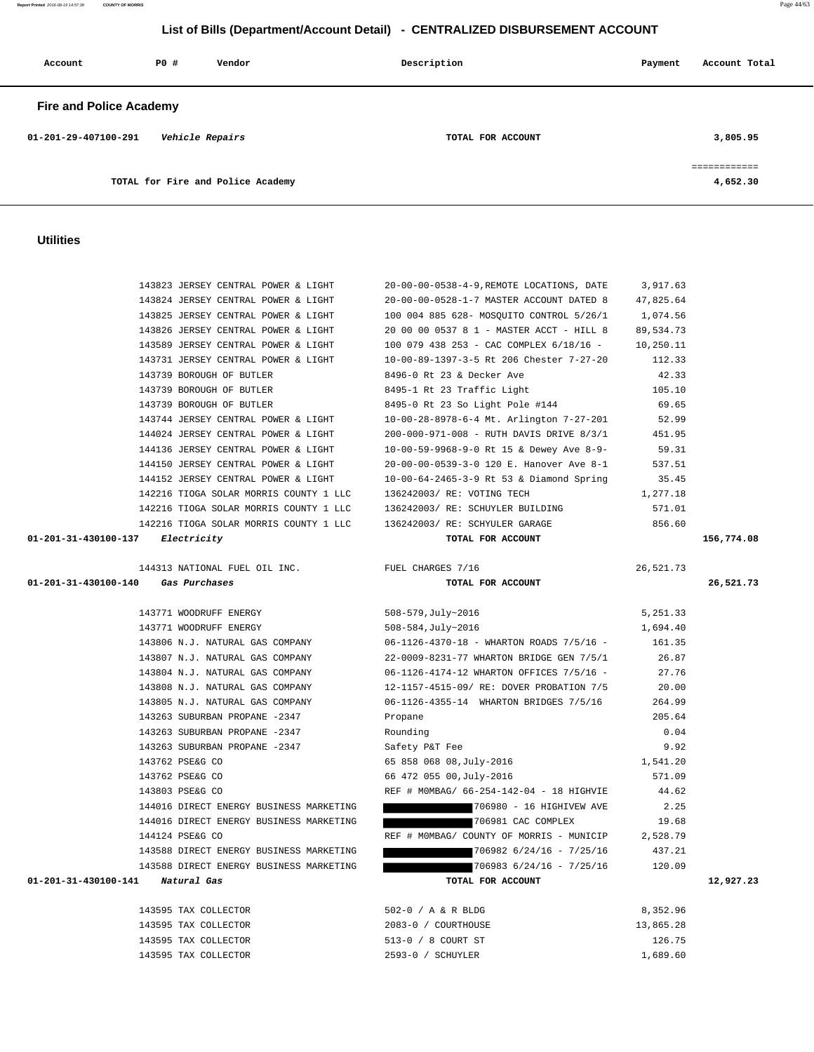## List of Bills (Department/Account Detail) - CENTRALIZED DISBURSEMENT ACCOUNT

| Account | PO # | Vendor | Description | Payment | Account Total |
|---|---|---|---|---|---|

### Fire and Police Academy

| Account | PO # | Vendor | Description | Payment | Account Total |
|---|---|---|---|---|---|
| 01-201-29-407100-291 | | *Vehicle Repairs* | TOTAL FOR ACCOUNT | | 3,805.95 |
| | | | | | ============ |
| | | TOTAL for Fire and Police Academy | | | 4,652.30 |

### Utilities

| Account | PO # | Vendor | Description | Payment | Account Total |
|---|---|---|---|---|---|
| | 143823 | JERSEY CENTRAL POWER & LIGHT | 20-00-00-0538-4-9,REMOTE LOCATIONS, DATE | 3,917.63 | |
| | 143824 | JERSEY CENTRAL POWER & LIGHT | 20-00-00-0528-1-7 MASTER ACCOUNT DATED 8 | 47,825.64 | |
| | 143825 | JERSEY CENTRAL POWER & LIGHT | 100 004 885 628- MOSQUITO CONTROL 5/26/1 | 1,074.56 | |
| | 143826 | JERSEY CENTRAL POWER & LIGHT | 20 00 00 0537 8 1 - MASTER ACCT - HILL 8 | 89,534.73 | |
| | 143589 | JERSEY CENTRAL POWER & LIGHT | 100 079 438 253 - CAC COMPLEX 6/18/16 - | 10,250.11 | |
| | 143731 | JERSEY CENTRAL POWER & LIGHT | 10-00-89-1397-3-5 Rt 206 Chester 7-27-20 | 112.33 | |
| | 143739 | BOROUGH OF BUTLER | 8496-0 Rt 23 & Decker Ave | 42.33 | |
| | 143739 | BOROUGH OF BUTLER | 8495-1 Rt 23 Traffic Light | 105.10 | |
| | 143739 | BOROUGH OF BUTLER | 8495-0 Rt 23 So Light Pole #144 | 69.65 | |
| | 143744 | JERSEY CENTRAL POWER & LIGHT | 10-00-28-8978-6-4 Mt. Arlington 7-27-201 | 52.99 | |
| | 144024 | JERSEY CENTRAL POWER & LIGHT | 200-000-971-008 - RUTH DAVIS DRIVE 8/3/1 | 451.95 | |
| | 144136 | JERSEY CENTRAL POWER & LIGHT | 10-00-59-9968-9-0 Rt 15 & Dewey Ave 8-9- | 59.31 | |
| | 144150 | JERSEY CENTRAL POWER & LIGHT | 20-00-00-0539-3-0 120 E. Hanover Ave 8-1 | 537.51 | |
| | 144152 | JERSEY CENTRAL POWER & LIGHT | 10-00-64-2465-3-9 Rt 53 & Diamond Spring | 35.45 | |
| | 142216 | TIOGA SOLAR MORRIS COUNTY 1 LLC | 136242003/ RE: VOTING TECH | 1,277.18 | |
| | 142216 | TIOGA SOLAR MORRIS COUNTY 1 LLC | 136242003/ RE: SCHUYLER BUILDING | 571.01 | |
| | 142216 | TIOGA SOLAR MORRIS COUNTY 1 LLC | 136242003/ RE: SCHYULER GARAGE | 856.60 | |
| 01-201-31-430100-137 | | *Electricity* | TOTAL FOR ACCOUNT | | 156,774.08 |
| | 144313 | NATIONAL FUEL OIL INC. | FUEL CHARGES 7/16 | 26,521.73 | |
| 01-201-31-430100-140 | | *Gas Purchases* | TOTAL FOR ACCOUNT | | 26,521.73 |
| | 143771 | WOODRUFF ENERGY | 508-579,July~2016 | 5,251.33 | |
| | 143771 | WOODRUFF ENERGY | 508-584,July~2016 | 1,694.40 | |
| | 143806 | N.J. NATURAL GAS COMPANY | 06-1126-4370-18 - WHARTON ROADS 7/5/16 - | 161.35 | |
| | 143807 | N.J. NATURAL GAS COMPANY | 22-0009-8231-77 WHARTON BRIDGE GEN 7/5/1 | 26.87 | |
| | 143804 | N.J. NATURAL GAS COMPANY | 06-1126-4174-12 WHARTON OFFICES 7/5/16 - | 27.76 | |
| | 143808 | N.J. NATURAL GAS COMPANY | 12-1157-4515-09/ RE: DOVER PROBATION 7/5 | 20.00 | |
| | 143805 | N.J. NATURAL GAS COMPANY | 06-1126-4355-14 WHARTON BRIDGES 7/5/16 | 264.99 | |
| | 143263 | SUBURBAN PROPANE -2347 | Propane | 205.64 | |
| | 143263 | SUBURBAN PROPANE -2347 | Rounding | 0.04 | |
| | 143263 | SUBURBAN PROPANE -2347 | Safety P&T Fee | 9.92 | |
| | 143762 | PSE&G CO | 65 858 068 08,July-2016 | 1,541.20 | |
| | 143762 | PSE&G CO | 66 472 055 00,July-2016 | 571.09 | |
| | 143803 | PSE&G CO | REF # M0MBAG/ 66-254-142-04 - 18 HIGHVIE | 44.62 | |
| | 144016 | DIRECT ENERGY BUSINESS MARKETING | 706980 - 16 HIGHIVEW AVE | 2.25 | |
| | 144016 | DIRECT ENERGY BUSINESS MARKETING | 706981 CAC COMPLEX | 19.68 | |
| | 144124 | PSE&G CO | REF # M0MBAG/ COUNTY OF MORRIS - MUNICIP | 2,528.79 | |
| | 143588 | DIRECT ENERGY BUSINESS MARKETING | 706982 6/24/16 - 7/25/16 | 437.21 | |
| | 143588 | DIRECT ENERGY BUSINESS MARKETING | 706983 6/24/16 - 7/25/16 | 120.09 | |
| 01-201-31-430100-141 | | *Natural Gas* | TOTAL FOR ACCOUNT | | 12,927.23 |
| | 143595 | TAX COLLECTOR | 502-0 / A & R BLDG | 8,352.96 | |
| | 143595 | TAX COLLECTOR | 2083-0 / COURTHOUSE | 13,865.28 | |
| | 143595 | TAX COLLECTOR | 513-0 / 8 COURT ST | 126.75 | |
| | 143595 | TAX COLLECTOR | 2593-0 / SCHUYLER | 1,689.60 | |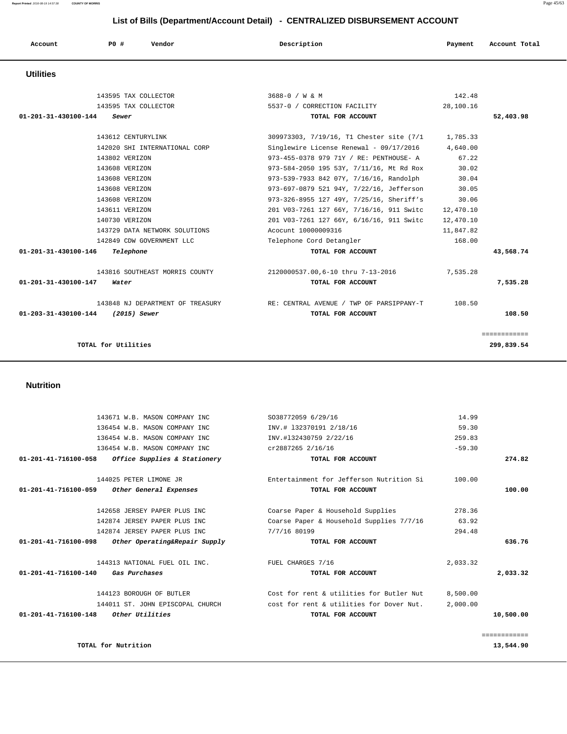## List of Bills (Department/Account Detail) - CENTRALIZED DISBURSEMENT ACCOUNT

| Account | PO # | Vendor | Description | Payment | Account Total |
|---|---|---|---|---|---|

### Utilities

| Account | PO # | Vendor | Description | Payment | Account Total |
|---|---|---|---|---|---|
| | 143595 | TAX COLLECTOR | 3688-0 / W & M | 142.48 | |
| | 143595 | TAX COLLECTOR | 5537-0 / CORRECTION FACILITY | 28,100.16 | |
| **01-201-31-430100-144** | | ***Sewer*** | **TOTAL FOR ACCOUNT** | | **52,403.98** |
| | 143612 | CENTURYLINK | 309973303, 7/19/16, T1 Chester site (7/1 | 1,785.33 | |
| | 142020 | SHI INTERNATIONAL CORP | Singlewire License Renewal - 09/17/2016 | 4,640.00 | |
| | 143802 | VERIZON | 973-455-0378 979 71Y / RE: PENTHOUSE- A | 67.22 | |
| | 143608 | VERIZON | 973-584-2050 195 53Y, 7/11/16, Mt Rd Rox | 30.02 | |
| | 143608 | VERIZON | 973-539-7933 842 07Y, 7/16/16, Randolph | 30.04 | |
| | 143608 | VERIZON | 973-697-0879 521 94Y, 7/22/16, Jefferson | 30.05 | |
| | 143608 | VERIZON | 973-326-8955 127 49Y, 7/25/16, Sheriff's | 30.06 | |
| | 143611 | VERIZON | 201 V03-7261 127 66Y, 7/16/16, 911 Switc | 12,470.10 | |
| | 140730 | VERIZON | 201 V03-7261 127 66Y, 6/16/16, 911 Switc | 12,470.10 | |
| | 143729 | DATA NETWORK SOLUTIONS | Acocunt 10000009316 | 11,847.82 | |
| | 142849 | CDW GOVERNMENT LLC | Telephone Cord Detangler | 168.00 | |
| **01-201-31-430100-146** | | ***Telephone*** | **TOTAL FOR ACCOUNT** | | **43,568.74** |
| | 143816 | SOUTHEAST MORRIS COUNTY | 2120000537.00,6-10 thru 7-13-2016 | 7,535.28 | |
| **01-201-31-430100-147** | | ***Water*** | **TOTAL FOR ACCOUNT** | | **7,535.28** |
| | 143848 | NJ DEPARTMENT OF TREASURY | RE: CENTRAL AVENUE / TWP OF PARSIPPANY-T | 108.50 | |
| **01-203-31-430100-144** | | ***(2015) Sewer*** | **TOTAL FOR ACCOUNT** | | **108.50** |
| | | | | | ============ |
| | **TOTAL for Utilities** | | | | **299,839.54** |

### Nutrition

| Account | PO # | Vendor | Description | Payment | Account Total |
|---|---|---|---|---|---|
| | 143671 | W.B. MASON COMPANY INC | SO38772059 6/29/16 | 14.99 | |
| | 136454 | W.B. MASON COMPANY INC | INV.# 132370191 2/18/16 | 59.30 | |
| | 136454 | W.B. MASON COMPANY INC | INV.#132430759 2/22/16 | 259.83 | |
| | 136454 | W.B. MASON COMPANY INC | cr2887265 2/16/16 | -59.30 | |
| **01-201-41-716100-058** | | ***Office Supplies & Stationery*** | **TOTAL FOR ACCOUNT** | | **274.82** |
| | 144025 | PETER LIMONE JR | Entertainment for Jefferson Nutrition Si | 100.00 | |
| **01-201-41-716100-059** | | ***Other General Expenses*** | **TOTAL FOR ACCOUNT** | | **100.00** |
| | 142658 | JERSEY PAPER PLUS INC | Coarse Paper & Household Supplies | 278.36 | |
| | 142874 | JERSEY PAPER PLUS INC | Coarse Paper & Household Supplies 7/7/16 | 63.92 | |
| | 142874 | JERSEY PAPER PLUS INC | 7/7/16 80199 | 294.48 | |
| **01-201-41-716100-098** | | ***Other Operating&Repair Supply*** | **TOTAL FOR ACCOUNT** | | **636.76** |
| | 144313 | NATIONAL FUEL OIL INC. | FUEL CHARGES 7/16 | 2,033.32 | |
| **01-201-41-716100-140** | | ***Gas Purchases*** | **TOTAL FOR ACCOUNT** | | **2,033.32** |
| | 144123 | BOROUGH OF BUTLER | Cost for rent & utilities for Butler Nut | 8,500.00 | |
| | 144011 | ST. JOHN EPISCOPAL CHURCH | cost for rent & utilities for Dover Nut. | 2,000.00 | |
| **01-201-41-716100-148** | | ***Other Utilities*** | **TOTAL FOR ACCOUNT** | | **10,500.00** |
| | | | | | ============ |
| | **TOTAL for Nutrition** | | | | **13,544.90** |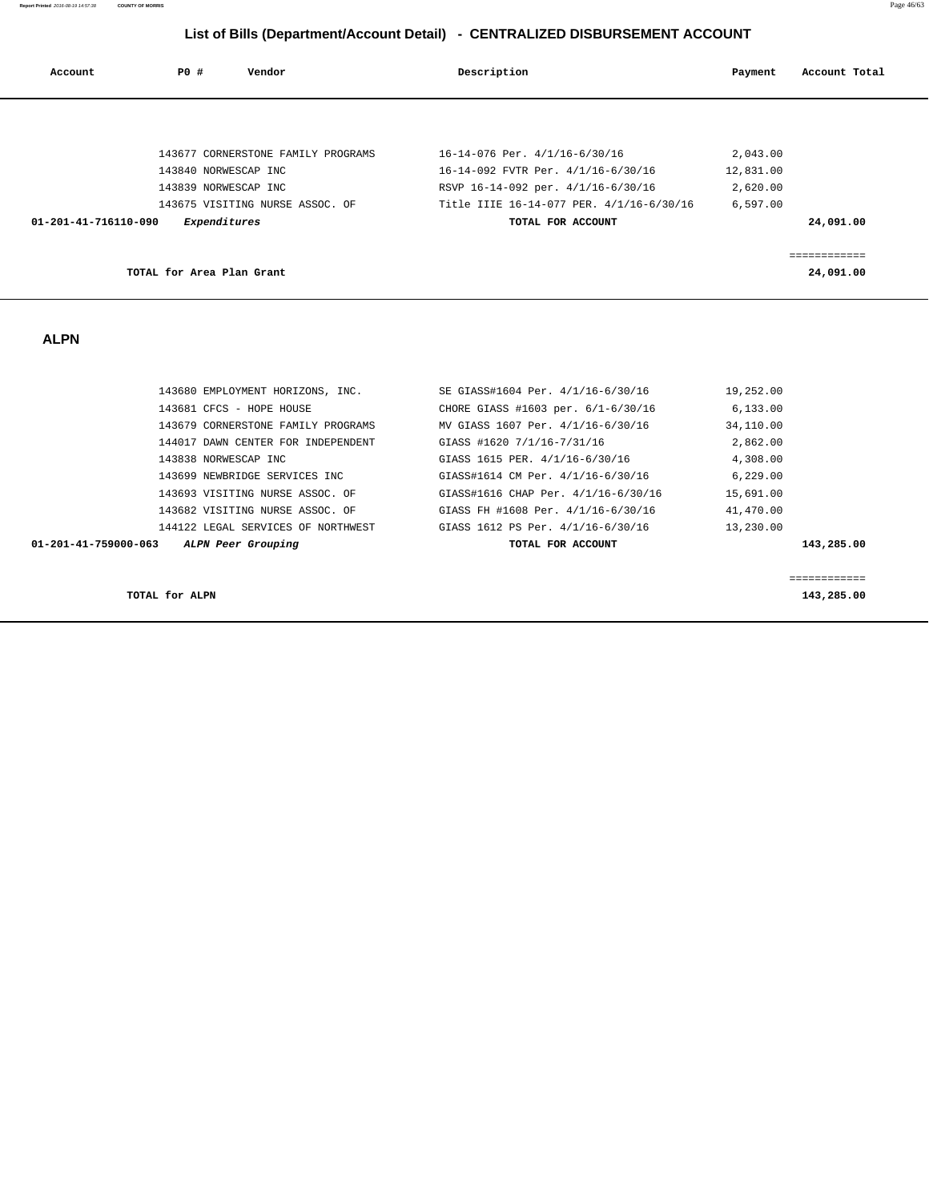## List of Bills (Department/Account Detail) - CENTRALIZED DISBURSEMENT ACCOUNT

| Account | PO # | Vendor | Description | Payment | Account Total |
|---|---|---|---|---|---|
| | 143677 | CORNERSTONE FAMILY PROGRAMS | 16-14-076 Per. 4/1/16-6/30/16 | 2,043.00 | |
| | 143840 | NORWESCAP INC | 16-14-092 FVTR Per. 4/1/16-6/30/16 | 12,831.00 | |
| | 143839 | NORWESCAP INC | RSVP 16-14-092 per. 4/1/16-6/30/16 | 2,620.00 | |
| | 143675 | VISITING NURSE ASSOC. OF | Title IIIE 16-14-077 PER. 4/1/16-6/30/16 | 6,597.00 | |
| **01-201-41-716110-090** | | ***Expenditures*** | **TOTAL FOR ACCOUNT** | | **24,091.00** |
| | | | | | ============ |
| | | **TOTAL for Area Plan Grant** | | | **24,091.00** |

## ALPN

| Account | PO # | Vendor | Description | Payment | Account Total |
|---|---|---|---|---|---|
| | 143680 | EMPLOYMENT HORIZONS, INC. | SE GIASS#1604 Per. 4/1/16-6/30/16 | 19,252.00 | |
| | 143681 | CFCS - HOPE HOUSE | CHORE GIASS #1603 per. 6/1-6/30/16 | 6,133.00 | |
| | 143679 | CORNERSTONE FAMILY PROGRAMS | MV GIASS 1607 Per. 4/1/16-6/30/16 | 34,110.00 | |
| | 144017 | DAWN CENTER FOR INDEPENDENT | GIASS #1620 7/1/16-7/31/16 | 2,862.00 | |
| | 143838 | NORWESCAP INC | GIASS 1615 PER. 4/1/16-6/30/16 | 4,308.00 | |
| | 143699 | NEWBRIDGE SERVICES INC | GIASS#1614 CM Per. 4/1/16-6/30/16 | 6,229.00 | |
| | 143693 | VISITING NURSE ASSOC. OF | GIASS#1616 CHAP Per. 4/1/16-6/30/16 | 15,691.00 | |
| | 143682 | VISITING NURSE ASSOC. OF | GIASS FH #1608 Per. 4/1/16-6/30/16 | 41,470.00 | |
| | 144122 | LEGAL SERVICES OF NORTHWEST | GIASS 1612 PS Per. 4/1/16-6/30/16 | 13,230.00 | |
| **01-201-41-759000-063** | | ***ALPN Peer Grouping*** | **TOTAL FOR ACCOUNT** | | **143,285.00** |
| | | | | | ============ |
| | | **TOTAL for ALPN** | | | **143,285.00** |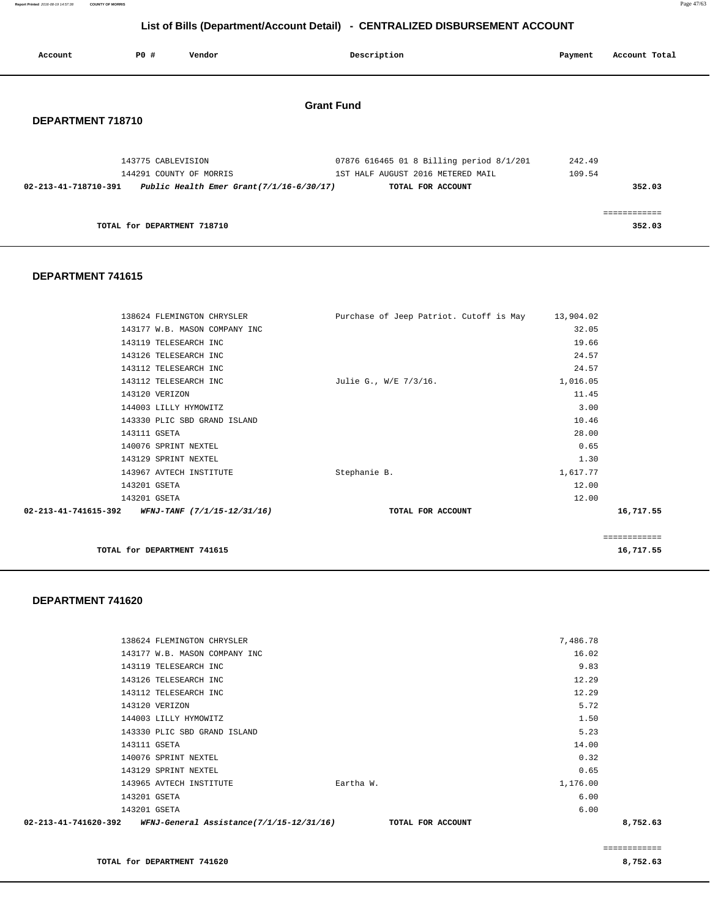## List of Bills (Department/Account Detail) - CENTRALIZED DISBURSEMENT ACCOUNT

| Account | PO # | Vendor | Description | Payment | Account Total |
|---|---|---|---|---|---|

### Grant Fund

### DEPARTMENT 718710

| Account | PO # | Vendor | Description | Payment | Account Total |
|---|---|---|---|---|---|
| | 143775 | CABLEVISION | 07876 616465 01 8 Billing period 8/1/201 | 242.49 | |
| | 144291 | COUNTY OF MORRIS | 1ST HALF AUGUST 2016 METERED MAIL | 109.54 | |
| **02-213-41-718710-391** | | ***Public Health Emer Grant(7/1/16-6/30/17)*** | **TOTAL FOR ACCOUNT** | | **352.03** |
| | | **TOTAL for DEPARTMENT 718710** | | | **352.03** |

### DEPARTMENT 741615

| Account | PO # | Vendor | Description | Payment | Account Total |
|---|---|---|---|---|---|
| | 138624 | FLEMINGTON CHRYSLER | Purchase of Jeep Patriot. Cutoff is May | 13,904.02 | |
| | 143177 | W.B. MASON COMPANY INC | | 32.05 | |
| | 143119 | TELESEARCH INC | | 19.66 | |
| | 143126 | TELESEARCH INC | | 24.57 | |
| | 143112 | TELESEARCH INC | | 24.57 | |
| | 143112 | TELESEARCH INC | Julie G., W/E 7/3/16. | 1,016.05 | |
| | 143120 | VERIZON | | 11.45 | |
| | 144003 | LILLY HYMOWITZ | | 3.00 | |
| | 143330 | PLIC SBD GRAND ISLAND | | 10.46 | |
| | 143111 | GSETA | | 28.00 | |
| | 140076 | SPRINT NEXTEL | | 0.65 | |
| | 143129 | SPRINT NEXTEL | | 1.30 | |
| | 143967 | AVTECH INSTITUTE | Stephanie B. | 1,617.77 | |
| | 143201 | GSETA | | 12.00 | |
| | 143201 | GSETA | | 12.00 | |
| **02-213-41-741615-392** | | ***WFNJ-TANF (7/1/15-12/31/16)*** | **TOTAL FOR ACCOUNT** | | **16,717.55** |
| | | **TOTAL for DEPARTMENT 741615** | | | **16,717.55** |

### DEPARTMENT 741620

| Account | PO # | Vendor | Description | Payment | Account Total |
|---|---|---|---|---|---|
| | 138624 | FLEMINGTON CHRYSLER | | 7,486.78 | |
| | 143177 | W.B. MASON COMPANY INC | | 16.02 | |
| | 143119 | TELESEARCH INC | | 9.83 | |
| | 143126 | TELESEARCH INC | | 12.29 | |
| | 143112 | TELESEARCH INC | | 12.29 | |
| | 143120 | VERIZON | | 5.72 | |
| | 144003 | LILLY HYMOWITZ | | 1.50 | |
| | 143330 | PLIC SBD GRAND ISLAND | | 5.23 | |
| | 143111 | GSETA | | 14.00 | |
| | 140076 | SPRINT NEXTEL | | 0.32 | |
| | 143129 | SPRINT NEXTEL | | 0.65 | |
| | 143965 | AVTECH INSTITUTE | Eartha W. | 1,176.00 | |
| | 143201 | GSETA | | 6.00 | |
| | 143201 | GSETA | | 6.00 | |
| **02-213-41-741620-392** | | ***WFNJ-General Assistance(7/1/15-12/31/16)*** | **TOTAL FOR ACCOUNT** | | **8,752.63** |
| | | **TOTAL for DEPARTMENT 741620** | | | **8,752.63** |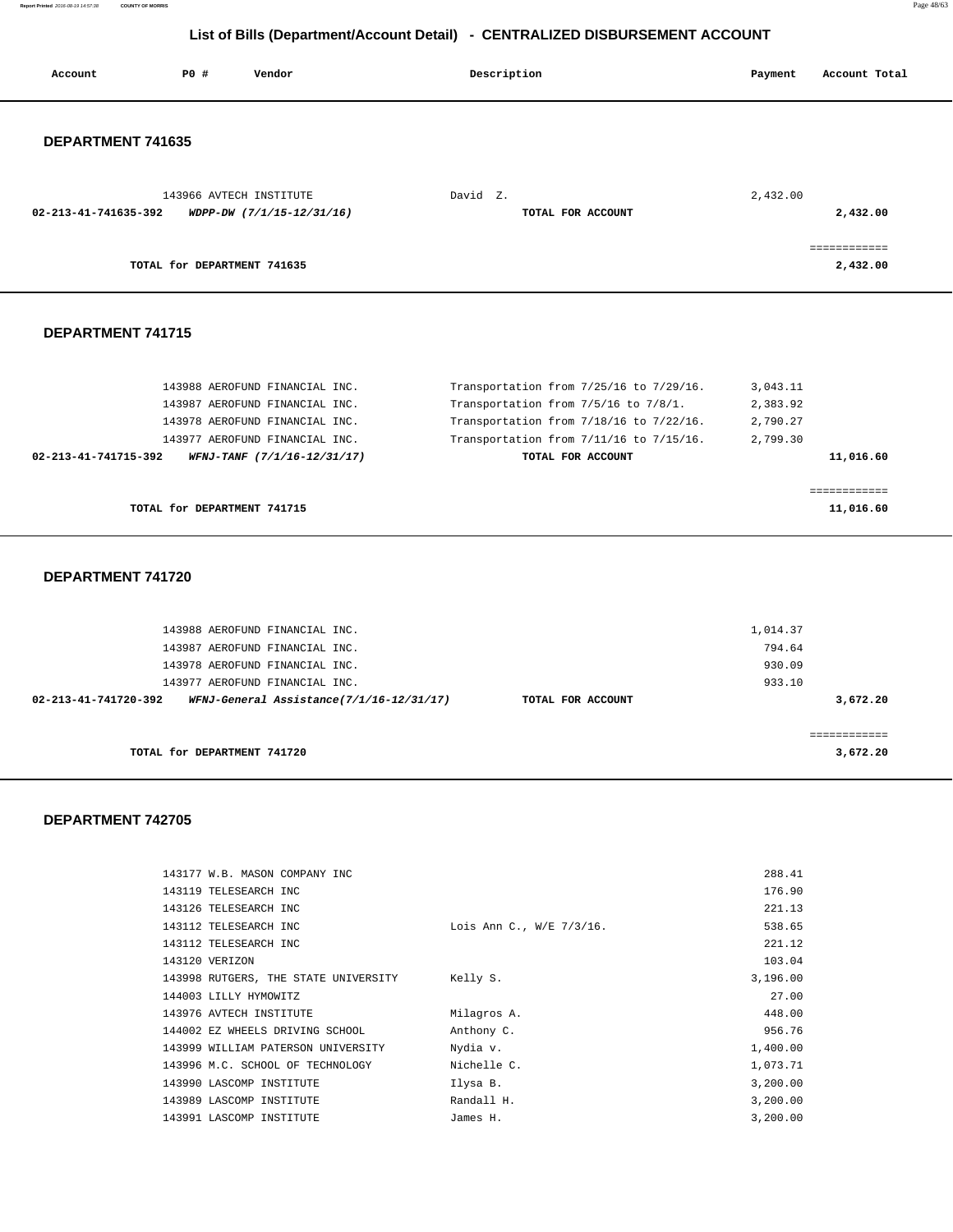## List of Bills (Department/Account Detail) - CENTRALIZED DISBURSEMENT ACCOUNT

| Account | PO # | Vendor | Description | Payment | Account Total |
|---|---|---|---|---|---|

### DEPARTMENT 741635

| Account | PO # | Vendor | Description | Payment | Account Total |
|---|---|---|---|---|---|
| | 143966 | AVTECH INSTITUTE | David Z. | 2,432.00 | |
| **02-213-41-741635-392** | | ***WDPP-DW (7/1/15-12/31/16)*** | **TOTAL FOR ACCOUNT** | | **2,432.00** |
| | | | | | ============ |
| | | **TOTAL for DEPARTMENT 741635** | | | **2,432.00** |

### DEPARTMENT 741715

| Account | PO # | Vendor | Description | Payment | Account Total |
|---|---|---|---|---|---|
| | 143988 | AEROFUND FINANCIAL INC. | Transportation from 7/25/16 to 7/29/16. | 3,043.11 | |
| | 143987 | AEROFUND FINANCIAL INC. | Transportation from 7/5/16 to 7/8/1. | 2,383.92 | |
| | 143978 | AEROFUND FINANCIAL INC. | Transportation from 7/18/16 to 7/22/16. | 2,790.27 | |
| | 143977 | AEROFUND FINANCIAL INC. | Transportation from 7/11/16 to 7/15/16. | 2,799.30 | |
| **02-213-41-741715-392** | | ***WFNJ-TANF (7/1/16-12/31/17)*** | **TOTAL FOR ACCOUNT** | | **11,016.60** |
| | | | | | ============ |
| | | **TOTAL for DEPARTMENT 741715** | | | **11,016.60** |

### DEPARTMENT 741720

| Account | PO # | Vendor | Description | Payment | Account Total |
|---|---|---|---|---|---|
| | 143988 | AEROFUND FINANCIAL INC. | | 1,014.37 | |
| | 143987 | AEROFUND FINANCIAL INC. | | 794.64 | |
| | 143978 | AEROFUND FINANCIAL INC. | | 930.09 | |
| | 143977 | AEROFUND FINANCIAL INC. | | 933.10 | |
| **02-213-41-741720-392** | | ***WFNJ-General Assistance(7/1/16-12/31/17)*** | **TOTAL FOR ACCOUNT** | | **3,672.20** |
| | | | | | ============ |
| | | **TOTAL for DEPARTMENT 741720** | | | **3,672.20** |

### DEPARTMENT 742705

| Account | PO # | Vendor | Description | Payment | Account Total |
|---|---|---|---|---|---|
| | 143177 | W.B. MASON COMPANY INC | | 288.41 | |
| | 143119 | TELESEARCH INC | | 176.90 | |
| | 143126 | TELESEARCH INC | | 221.13 | |
| | 143112 | TELESEARCH INC | Lois Ann C., W/E 7/3/16. | 538.65 | |
| | 143112 | TELESEARCH INC | | 221.12 | |
| | 143120 | VERIZON | | 103.04 | |
| | 143998 | RUTGERS, THE STATE UNIVERSITY | Kelly S. | 3,196.00 | |
| | 144003 | LILLY HYMOWITZ | | 27.00 | |
| | 143976 | AVTECH INSTITUTE | Milagros A. | 448.00 | |
| | 144002 | EZ WHEELS DRIVING SCHOOL | Anthony C. | 956.76 | |
| | 143999 | WILLIAM PATERSON UNIVERSITY | Nydia v. | 1,400.00 | |
| | 143996 | M.C. SCHOOL OF TECHNOLOGY | Nichelle C. | 1,073.71 | |
| | 143990 | LASCOMP INSTITUTE | Ilysa B. | 3,200.00 | |
| | 143989 | LASCOMP INSTITUTE | Randall H. | 3,200.00 | |
| | 143991 | LASCOMP INSTITUTE | James H. | 3,200.00 | |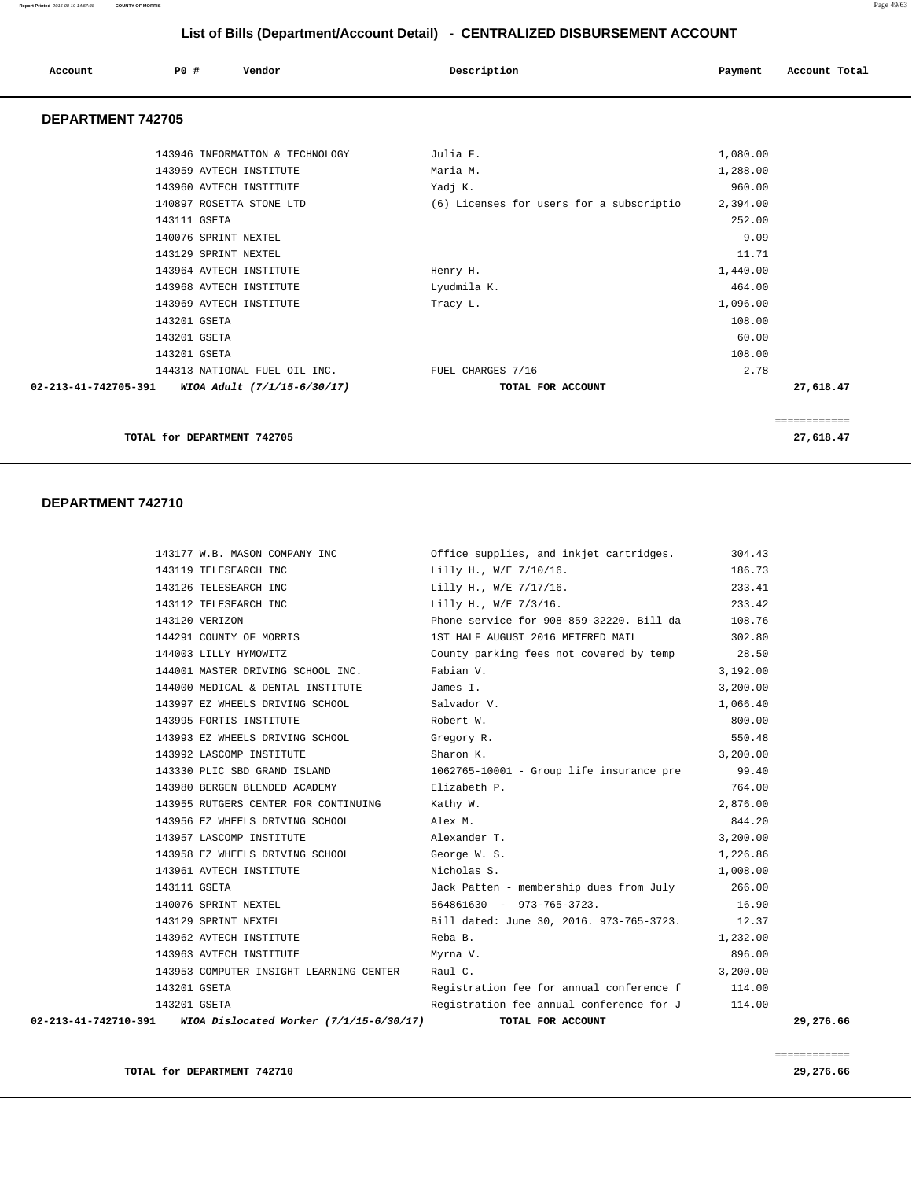## List of Bills (Department/Account Detail) - CENTRALIZED DISBURSEMENT ACCOUNT

| Account | PO # | Vendor | Description | Payment | Account Total |
|---|---|---|---|---|---|

### DEPARTMENT 742705

| Account | PO # | Vendor | Description | Payment | Account Total |
|---|---|---|---|---|---|
| | 143946 | INFORMATION & TECHNOLOGY | Julia F. | 1,080.00 | |
| | 143959 | AVTECH INSTITUTE | Maria M. | 1,288.00 | |
| | 143960 | AVTECH INSTITUTE | Yadj K. | 960.00 | |
| | 140897 | ROSETTA STONE LTD | (6) Licenses for users for a subscriptio | 2,394.00 | |
| | 143111 | GSETA | | 252.00 | |
| | 140076 | SPRINT NEXTEL | | 9.09 | |
| | 143129 | SPRINT NEXTEL | | 11.71 | |
| | 143964 | AVTECH INSTITUTE | Henry H. | 1,440.00 | |
| | 143968 | AVTECH INSTITUTE | Lyudmila K. | 464.00 | |
| | 143969 | AVTECH INSTITUTE | Tracy L. | 1,096.00 | |
| | 143201 | GSETA | | 108.00 | |
| | 143201 | GSETA | | 60.00 | |
| | 143201 | GSETA | | 108.00 | |
| | 144313 | NATIONAL FUEL OIL INC. | FUEL CHARGES 7/16 | 2.78 | |
| **02-213-41-742705-391** | | ***WIOA Adult (7/1/15-6/30/17)*** | **TOTAL FOR ACCOUNT** | | **27,618.47** |

**TOTAL for DEPARTMENT 742705** ============ **27,618.47**

### DEPARTMENT 742710

| Account | PO # | Vendor | Description | Payment | Account Total |
|---|---|---|---|---|---|
| | 143177 | W.B. MASON COMPANY INC | Office supplies, and inkjet cartridges. | 304.43 | |
| | 143119 | TELESEARCH INC | Lilly H., W/E 7/10/16. | 186.73 | |
| | 143126 | TELESEARCH INC | Lilly H., W/E 7/17/16. | 233.41 | |
| | 143112 | TELESEARCH INC | Lilly H., W/E 7/3/16. | 233.42 | |
| | 143120 | VERIZON | Phone service for 908-859-32220. Bill da | 108.76 | |
| | 144291 | COUNTY OF MORRIS | 1ST HALF AUGUST 2016 METERED MAIL | 302.80 | |
| | 144003 | LILLY HYMOWITZ | County parking fees not covered by temp | 28.50 | |
| | 144001 | MASTER DRIVING SCHOOL INC. | Fabian V. | 3,192.00 | |
| | 144000 | MEDICAL & DENTAL INSTITUTE | James I. | 3,200.00 | |
| | 143997 | EZ WHEELS DRIVING SCHOOL | Salvador V. | 1,066.40 | |
| | 143995 | FORTIS INSTITUTE | Robert W. | 800.00 | |
| | 143993 | EZ WHEELS DRIVING SCHOOL | Gregory R. | 550.48 | |
| | 143992 | LASCOMP INSTITUTE | Sharon K. | 3,200.00 | |
| | 143330 | PLIC SBD GRAND ISLAND | 1062765-10001 - Group life insurance pre | 99.40 | |
| | 143980 | BERGEN BLENDED ACADEMY | Elizabeth P. | 764.00 | |
| | 143955 | RUTGERS CENTER FOR CONTINUING | Kathy W. | 2,876.00 | |
| | 143956 | EZ WHEELS DRIVING SCHOOL | Alex M. | 844.20 | |
| | 143957 | LASCOMP INSTITUTE | Alexander T. | 3,200.00 | |
| | 143958 | EZ WHEELS DRIVING SCHOOL | George W. S. | 1,226.86 | |
| | 143961 | AVTECH INSTITUTE | Nicholas S. | 1,008.00 | |
| | 143111 | GSETA | Jack Patten - membership dues from July | 266.00 | |
| | 140076 | SPRINT NEXTEL | 564861630 - 973-765-3723. | 16.90 | |
| | 143129 | SPRINT NEXTEL | Bill dated: June 30, 2016. 973-765-3723. | 12.37 | |
| | 143962 | AVTECH INSTITUTE | Reba B. | 1,232.00 | |
| | 143963 | AVTECH INSTITUTE | Myrna V. | 896.00 | |
| | 143953 | COMPUTER INSIGHT LEARNING CENTER | Raul C. | 3,200.00 | |
| | 143201 | GSETA | Registration fee for annual conference f | 114.00 | |
| | 143201 | GSETA | Registration fee annual conference for J | 114.00 | |
| **02-213-41-742710-391** | | ***WIOA Dislocated Worker (7/1/15-6/30/17)*** | **TOTAL FOR ACCOUNT** | | **29,276.66** |

**TOTAL for DEPARTMENT 742710** ============ **29,276.66**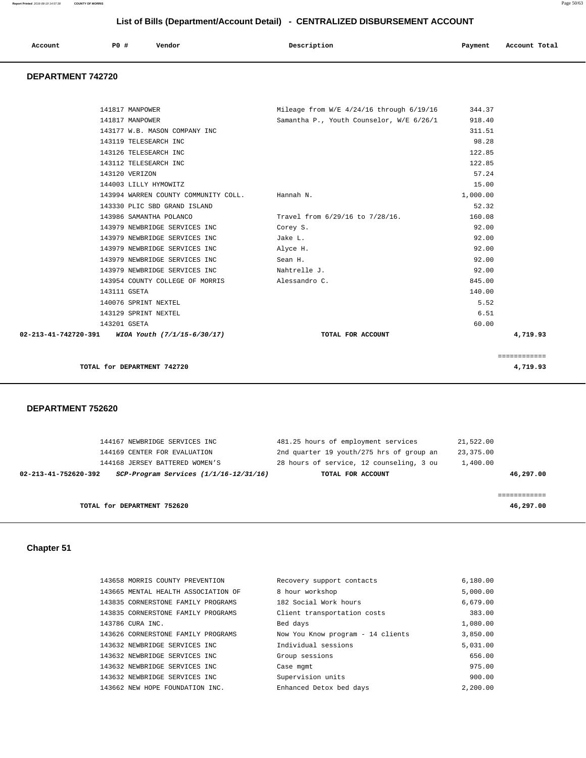# List of Bills (Department/Account Detail) - CENTRALIZED DISBURSEMENT ACCOUNT

| Account | PO # | Vendor | Description | Payment | Account Total |
|---|---|---|---|---|---|

## DEPARTMENT 742720

| Account | PO # | Vendor | Description | Payment | Account Total |
|---|---|---|---|---|---|
| | 141817 | MANPOWER | Mileage from W/E 4/24/16 through 6/19/16 | 344.37 | |
| | 141817 | MANPOWER | Samantha P., Youth Counselor, W/E 6/26/1 | 918.40 | |
| | 143177 | W.B. MASON COMPANY INC | | 311.51 | |
| | 143119 | TELESEARCH INC | | 98.28 | |
| | 143126 | TELESEARCH INC | | 122.85 | |
| | 143112 | TELESEARCH INC | | 122.85 | |
| | 143120 | VERIZON | | 57.24 | |
| | 144003 | LILLY HYMOWITZ | | 15.00 | |
| | 143994 | WARREN COUNTY COMMUNITY COLL. | Hannah N. | 1,000.00 | |
| | 143330 | PLIC SBD GRAND ISLAND | | 52.32 | |
| | 143986 | SAMANTHA POLANCO | Travel from 6/29/16 to 7/28/16. | 160.08 | |
| | 143979 | NEWBRIDGE SERVICES INC | Corey S. | 92.00 | |
| | 143979 | NEWBRIDGE SERVICES INC | Jake L. | 92.00 | |
| | 143979 | NEWBRIDGE SERVICES INC | Alyce H. | 92.00 | |
| | 143979 | NEWBRIDGE SERVICES INC | Sean H. | 92.00 | |
| | 143979 | NEWBRIDGE SERVICES INC | Nahtrelle J. | 92.00 | |
| | 143954 | COUNTY COLLEGE OF MORRIS | Alessandro C. | 845.00 | |
| | 143111 | GSETA | | 140.00 | |
| | 140076 | SPRINT NEXTEL | | 5.52 | |
| | 143129 | SPRINT NEXTEL | | 6.51 | |
| | 143201 | GSETA | | 60.00 | |
| **02-213-41-742720-391** | | ***WIOA Youth (7/1/15-6/30/17)*** | **TOTAL FOR ACCOUNT** | | **4,719.93** |

**TOTAL for DEPARTMENT 742720** ============ **4,719.93**

## DEPARTMENT 752620

| Account | PO # | Vendor | Description | Payment | Account Total |
|---|---|---|---|---|---|
| | 144167 | NEWBRIDGE SERVICES INC | 481.25 hours of employment services | 21,522.00 | |
| | 144169 | CENTER FOR EVALUATION | 2nd quarter 19 youth/275 hrs of group an | 23,375.00 | |
| | 144168 | JERSEY BATTERED WOMEN'S | 28 hours of service, 12 counseling, 3 ou | 1,400.00 | |
| **02-213-41-752620-392** | | ***SCP-Program Services (1/1/16-12/31/16)*** | **TOTAL FOR ACCOUNT** | | **46,297.00** |

**TOTAL for DEPARTMENT 752620** ============ **46,297.00**

## Chapter 51

| Account | PO # | Vendor | Description | Payment | Account Total |
|---|---|---|---|---|---|
| | 143658 | MORRIS COUNTY PREVENTION | Recovery support contacts | 6,180.00 | |
| | 143665 | MENTAL HEALTH ASSOCIATION OF | 8 hour workshop | 5,000.00 | |
| | 143835 | CORNERSTONE FAMILY PROGRAMS | 182 Social Work hours | 6,679.00 | |
| | 143835 | CORNERSTONE FAMILY PROGRAMS | Client transportation costs | 383.00 | |
| | 143786 | CURA INC. | Bed days | 1,080.00 | |
| | 143626 | CORNERSTONE FAMILY PROGRAMS | Now You Know program - 14 clients | 3,850.00 | |
| | 143632 | NEWBRIDGE SERVICES INC | Individual sessions | 5,031.00 | |
| | 143632 | NEWBRIDGE SERVICES INC | Group sessions | 656.00 | |
| | 143632 | NEWBRIDGE SERVICES INC | Case mgmt | 975.00 | |
| | 143632 | NEWBRIDGE SERVICES INC | Supervision units | 900.00 | |
| | 143662 | NEW HOPE FOUNDATION INC. | Enhanced Detox bed days | 2,200.00 | |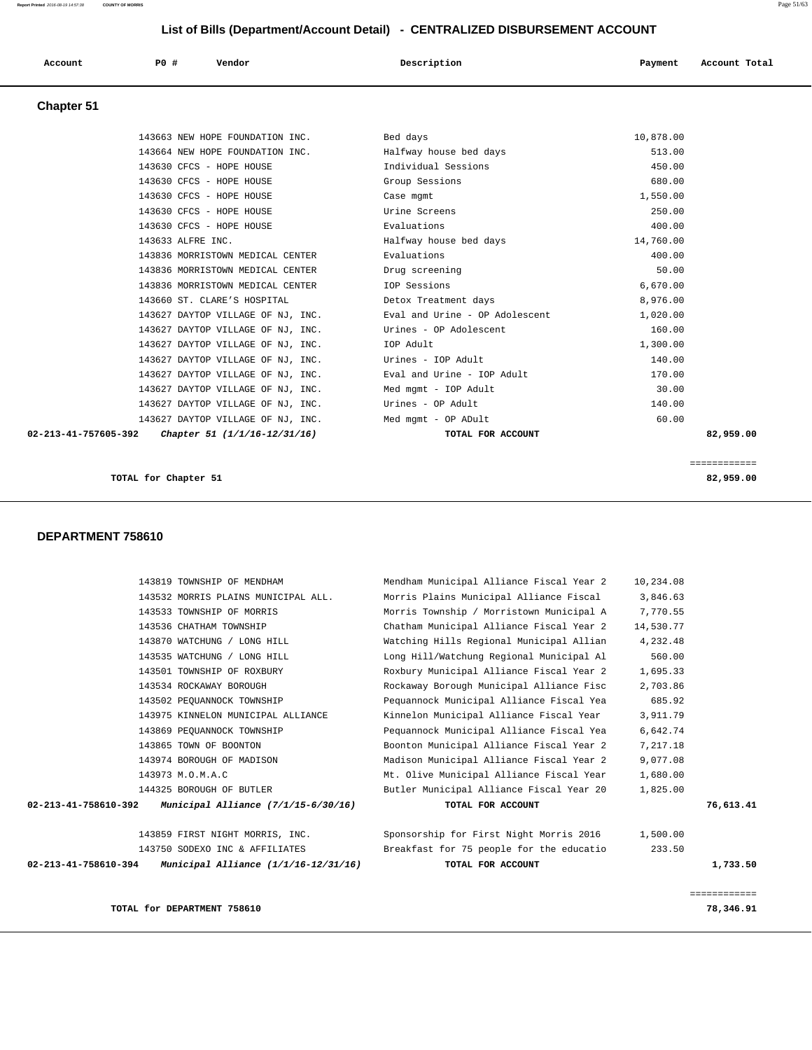## List of Bills (Department/Account Detail) - CENTRALIZED DISBURSEMENT ACCOUNT

| Account | PO # | Vendor | Description | Payment | Account Total |
|---|---|---|---|---|---|

### Chapter 51

| Account | PO # | Vendor | Description | Payment | Account Total |
|---|---|---|---|---|---|
| | 143663 | NEW HOPE FOUNDATION INC. | Bed days | 10,878.00 | |
| | 143664 | NEW HOPE FOUNDATION INC. | Halfway house bed days | 513.00 | |
| | 143630 | CFCS - HOPE HOUSE | Individual Sessions | 450.00 | |
| | 143630 | CFCS - HOPE HOUSE | Group Sessions | 680.00 | |
| | 143630 | CFCS - HOPE HOUSE | Case mgmt | 1,550.00 | |
| | 143630 | CFCS - HOPE HOUSE | Urine Screens | 250.00 | |
| | 143630 | CFCS - HOPE HOUSE | Evaluations | 400.00 | |
| | 143633 | ALFRE INC. | Halfway house bed days | 14,760.00 | |
| | 143836 | MORRISTOWN MEDICAL CENTER | Evaluations | 400.00 | |
| | 143836 | MORRISTOWN MEDICAL CENTER | Drug screening | 50.00 | |
| | 143836 | MORRISTOWN MEDICAL CENTER | IOP Sessions | 6,670.00 | |
| | 143660 | ST. CLARE'S HOSPITAL | Detox Treatment days | 8,976.00 | |
| | 143627 | DAYTOP VILLAGE OF NJ, INC. | Eval and Urine - OP Adolescent | 1,020.00 | |
| | 143627 | DAYTOP VILLAGE OF NJ, INC. | Urines - OP Adolescent | 160.00 | |
| | 143627 | DAYTOP VILLAGE OF NJ, INC. | IOP Adult | 1,300.00 | |
| | 143627 | DAYTOP VILLAGE OF NJ, INC. | Urines - IOP Adult | 140.00 | |
| | 143627 | DAYTOP VILLAGE OF NJ, INC. | Eval and Urine - IOP Adult | 170.00 | |
| | 143627 | DAYTOP VILLAGE OF NJ, INC. | Med mgmt - IOP Adult | 30.00 | |
| | 143627 | DAYTOP VILLAGE OF NJ, INC. | Urines - OP Adult | 140.00 | |
| | 143627 | DAYTOP VILLAGE OF NJ, INC. | Med mgmt - OP ADult | 60.00 | |
| **02-213-41-757605-392** | | ***Chapter 51 (1/1/16-12/31/16)*** | **TOTAL FOR ACCOUNT** | | **82,959.00** |

**TOTAL for Chapter 51** — **82,959.00**

### DEPARTMENT 758610

| Account | PO # | Vendor | Description | Payment | Account Total |
|---|---|---|---|---|---|
| | 143819 | TOWNSHIP OF MENDHAM | Mendham Municipal Alliance Fiscal Year 2 | 10,234.08 | |
| | 143532 | MORRIS PLAINS MUNICIPAL ALL. | Morris Plains Municipal Alliance Fiscal | 3,846.63 | |
| | 143533 | TOWNSHIP OF MORRIS | Morris Township / Morristown Municipal A | 7,770.55 | |
| | 143536 | CHATHAM TOWNSHIP | Chatham Municipal Alliance Fiscal Year 2 | 14,530.77 | |
| | 143870 | WATCHUNG / LONG HILL | Watching Hills Regional Municipal Allian | 4,232.48 | |
| | 143535 | WATCHUNG / LONG HILL | Long Hill/Watchung Regional Municipal Al | 560.00 | |
| | 143501 | TOWNSHIP OF ROXBURY | Roxbury Municipal Alliance Fiscal Year 2 | 1,695.33 | |
| | 143534 | ROCKAWAY BOROUGH | Rockaway Borough Municipal Alliance Fisc | 2,703.86 | |
| | 143502 | PEQUANNOCK TOWNSHIP | Pequannock Municipal Alliance Fiscal Yea | 685.92 | |
| | 143975 | KINNELON MUNICIPAL ALLIANCE | Kinnelon Municipal Alliance Fiscal Year | 3,911.79 | |
| | 143869 | PEQUANNOCK TOWNSHIP | Pequannock Municipal Alliance Fiscal Yea | 6,642.74 | |
| | 143865 | TOWN OF BOONTON | Boonton Municipal Alliance Fiscal Year 2 | 7,217.18 | |
| | 143974 | BOROUGH OF MADISON | Madison Municipal Alliance Fiscal Year 2 | 9,077.08 | |
| | 143973 | M.O.M.A.C | Mt. Olive Municipal Alliance Fiscal Year | 1,680.00 | |
| | 144325 | BOROUGH OF BUTLER | Butler Municipal Alliance Fiscal Year 20 | 1,825.00 | |
| **02-213-41-758610-392** | | ***Municipal Alliance (7/1/15-6/30/16)*** | **TOTAL FOR ACCOUNT** | | **76,613.41** |
| | 143859 | FIRST NIGHT MORRIS, INC. | Sponsorship for First Night Morris 2016 | 1,500.00 | |
| | 143750 | SODEXO INC & AFFILIATES | Breakfast for 75 people for the educatio | 233.50 | |
| **02-213-41-758610-394** | | ***Municipal Alliance (1/1/16-12/31/16)*** | **TOTAL FOR ACCOUNT** | | **1,733.50** |

**TOTAL for DEPARTMENT 758610** — **78,346.91**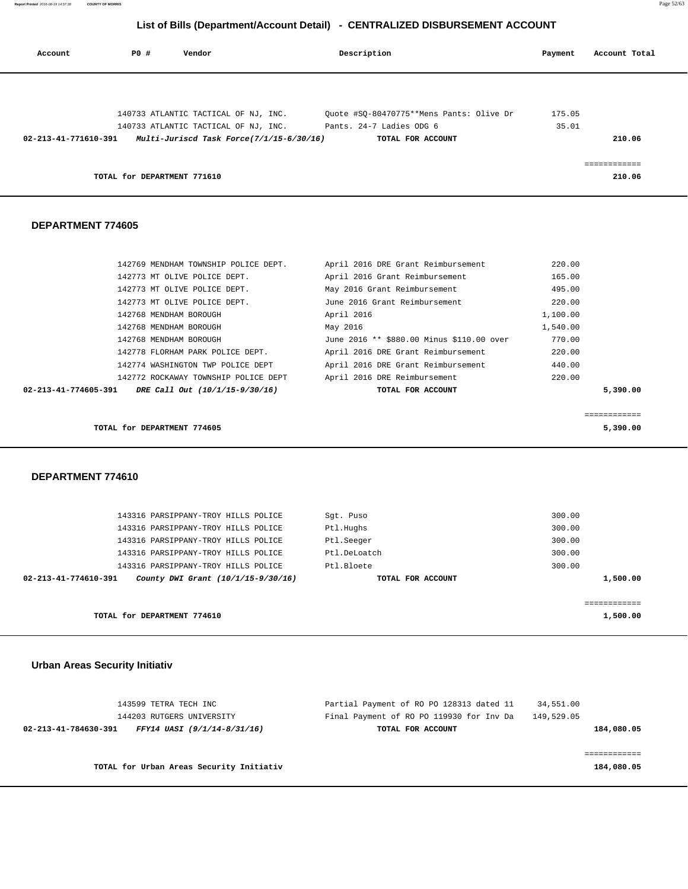# List of Bills (Department/Account Detail) - CENTRALIZED DISBURSEMENT ACCOUNT

| Account | PO # | Vendor | Description | Payment | Account Total |
|---|---|---|---|---|---|
| | 140733 | ATLANTIC TACTICAL OF NJ, INC. | Quote #SQ-80470775**Mens Pants: Olive Dr | 175.05 | |
| | 140733 | ATLANTIC TACTICAL OF NJ, INC. | Pants. 24-7 Ladies ODG 6 | 35.01 | |
| **02-213-41-771610-391** | | ***Multi-Juriscd Task Force(7/1/15-6/30/16)*** | **TOTAL FOR ACCOUNT** | | **210.06** |
| | | | | | ============ |
| | **TOTAL for DEPARTMENT 771610** | | | | **210.06** |

## DEPARTMENT 774605

| Account | PO # | Vendor | Description | Payment | Account Total |
|---|---|---|---|---|---|
| | 142769 | MENDHAM TOWNSHIP POLICE DEPT. | April 2016 DRE Grant Reimbursement | 220.00 | |
| | 142773 | MT OLIVE POLICE DEPT. | April 2016 Grant Reimbursement | 165.00 | |
| | 142773 | MT OLIVE POLICE DEPT. | May 2016 Grant Reimbursement | 495.00 | |
| | 142773 | MT OLIVE POLICE DEPT. | June 2016 Grant Reimbursement | 220.00 | |
| | 142768 | MENDHAM BOROUGH | April 2016 | 1,100.00 | |
| | 142768 | MENDHAM BOROUGH | May 2016 | 1,540.00 | |
| | 142768 | MENDHAM BOROUGH | June 2016 ** $880.00 Minus $110.00 over | 770.00 | |
| | 142778 | FLORHAM PARK POLICE DEPT. | April 2016 DRE Grant Reimbursement | 220.00 | |
| | 142774 | WASHINGTON TWP POLICE DEPT | April 2016 DRE Grant Reimbursement | 440.00 | |
| | 142772 | ROCKAWAY TOWNSHIP POLICE DEPT | April 2016 DRE Reimbursement | 220.00 | |
| **02-213-41-774605-391** | | ***DRE Call Out (10/1/15-9/30/16)*** | **TOTAL FOR ACCOUNT** | | **5,390.00** |
| | | | | | ============ |
| | **TOTAL for DEPARTMENT 774605** | | | | **5,390.00** |

## DEPARTMENT 774610

| Account | PO # | Vendor | Description | Payment | Account Total |
|---|---|---|---|---|---|
| | 143316 | PARSIPPANY-TROY HILLS POLICE | Sgt. Puso | 300.00 | |
| | 143316 | PARSIPPANY-TROY HILLS POLICE | Ptl.Hughs | 300.00 | |
| | 143316 | PARSIPPANY-TROY HILLS POLICE | Ptl.Seeger | 300.00 | |
| | 143316 | PARSIPPANY-TROY HILLS POLICE | Ptl.DeLoatch | 300.00 | |
| | 143316 | PARSIPPANY-TROY HILLS POLICE | Ptl.Bloete | 300.00 | |
| **02-213-41-774610-391** | | ***County DWI Grant (10/1/15-9/30/16)*** | **TOTAL FOR ACCOUNT** | | **1,500.00** |
| | | | | | ============ |
| | **TOTAL for DEPARTMENT 774610** | | | | **1,500.00** |

## Urban Areas Security Initiativ

| Account | PO # | Vendor | Description | Payment | Account Total |
|---|---|---|---|---|---|
| | 143599 | TETRA TECH INC | Partial Payment of RO PO 128313 dated 11 | 34,551.00 | |
| | 144203 | RUTGERS UNIVERSITY | Final Payment of RO PO 119930 for Inv Da | 149,529.05 | |
| **02-213-41-784630-391** | | ***FFY14 UASI (9/1/14-8/31/16)*** | **TOTAL FOR ACCOUNT** | | **184,080.05** |
| | | | | | ============ |
| | **TOTAL for Urban Areas Security Initiativ** | | | | **184,080.05** |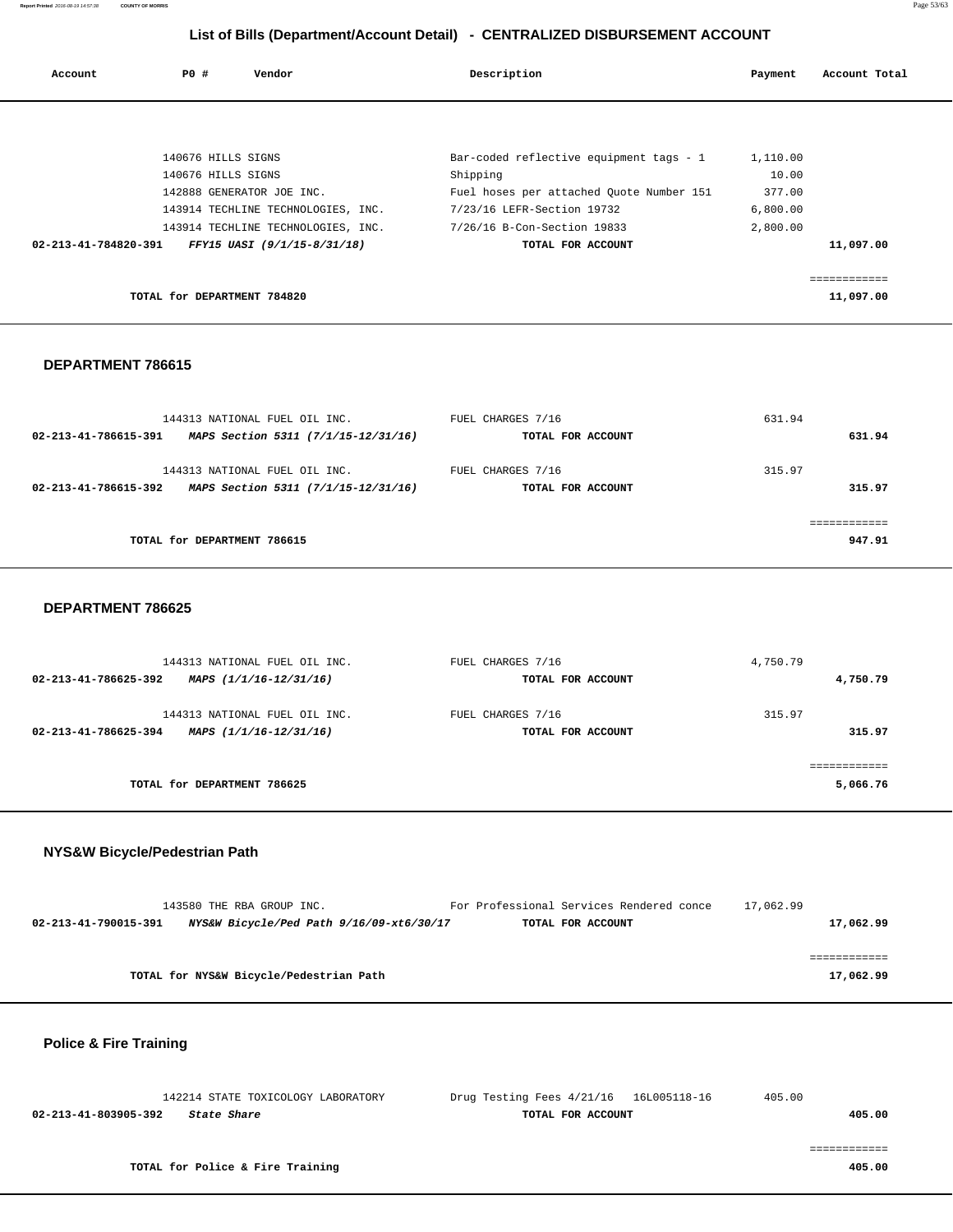# List of Bills (Department/Account Detail) - CENTRALIZED DISBURSEMENT ACCOUNT

| Account | PO # | Vendor | Description | Payment | Account Total |
|---|---|---|---|---|---|
| | 140676 | HILLS SIGNS | Bar-coded reflective equipment tags - 1 | 1,110.00 | |
| | 140676 | HILLS SIGNS | Shipping | 10.00 | |
| | 142888 | GENERATOR JOE INC. | Fuel hoses per attached Quote Number 151 | 377.00 | |
| | 143914 | TECHLINE TECHNOLOGIES, INC. | 7/23/16 LEFR-Section 19732 | 6,800.00 | |
| | 143914 | TECHLINE TECHNOLOGIES, INC. | 7/26/16 B-Con-Section 19833 | 2,800.00 | |
| **02-213-41-784820-391** | | ***FFY15 UASI (9/1/15-8/31/18)*** | **TOTAL FOR ACCOUNT** | | **11,097.00** |

**TOTAL for DEPARTMENT 784820** — **11,097.00**

## DEPARTMENT 786615

| Account | PO # | Vendor | Description | Payment | Account Total |
|---|---|---|---|---|---|
| | 144313 | NATIONAL FUEL OIL INC. | FUEL CHARGES 7/16 | 631.94 | |
| **02-213-41-786615-391** | | ***MAPS Section 5311 (7/1/15-12/31/16)*** | **TOTAL FOR ACCOUNT** | | **631.94** |
| | 144313 | NATIONAL FUEL OIL INC. | FUEL CHARGES 7/16 | 315.97 | |
| **02-213-41-786615-392** | | ***MAPS Section 5311 (7/1/15-12/31/16)*** | **TOTAL FOR ACCOUNT** | | **315.97** |

**TOTAL for DEPARTMENT 786615** — **947.91**

## DEPARTMENT 786625

| Account | PO # | Vendor | Description | Payment | Account Total |
|---|---|---|---|---|---|
| | 144313 | NATIONAL FUEL OIL INC. | FUEL CHARGES 7/16 | 4,750.79 | |
| **02-213-41-786625-392** | | ***MAPS (1/1/16-12/31/16)*** | **TOTAL FOR ACCOUNT** | | **4,750.79** |
| | 144313 | NATIONAL FUEL OIL INC. | FUEL CHARGES 7/16 | 315.97 | |
| **02-213-41-786625-394** | | ***MAPS (1/1/16-12/31/16)*** | **TOTAL FOR ACCOUNT** | | **315.97** |

**TOTAL for DEPARTMENT 786625** — **5,066.76**

## NYS&W Bicycle/Pedestrian Path

| Account | PO # | Vendor | Description | Payment | Account Total |
|---|---|---|---|---|---|
| | 143580 | THE RBA GROUP INC. | For Professional Services Rendered conce | 17,062.99 | |
| **02-213-41-790015-391** | | ***NYS&W Bicycle/Ped Path 9/16/09-xt6/30/17*** | **TOTAL FOR ACCOUNT** | | **17,062.99** |

**TOTAL for NYS&W Bicycle/Pedestrian Path** — **17,062.99**

## Police & Fire Training

| Account | PO # | Vendor | Description | Payment | Account Total |
|---|---|---|---|---|---|
| | 142214 | STATE TOXICOLOGY LABORATORY | Drug Testing Fees 4/21/16 16L005118-16 | 405.00 | |
| **02-213-41-803905-392** | | ***State Share*** | **TOTAL FOR ACCOUNT** | | **405.00** |

**TOTAL for Police & Fire Training** — **405.00**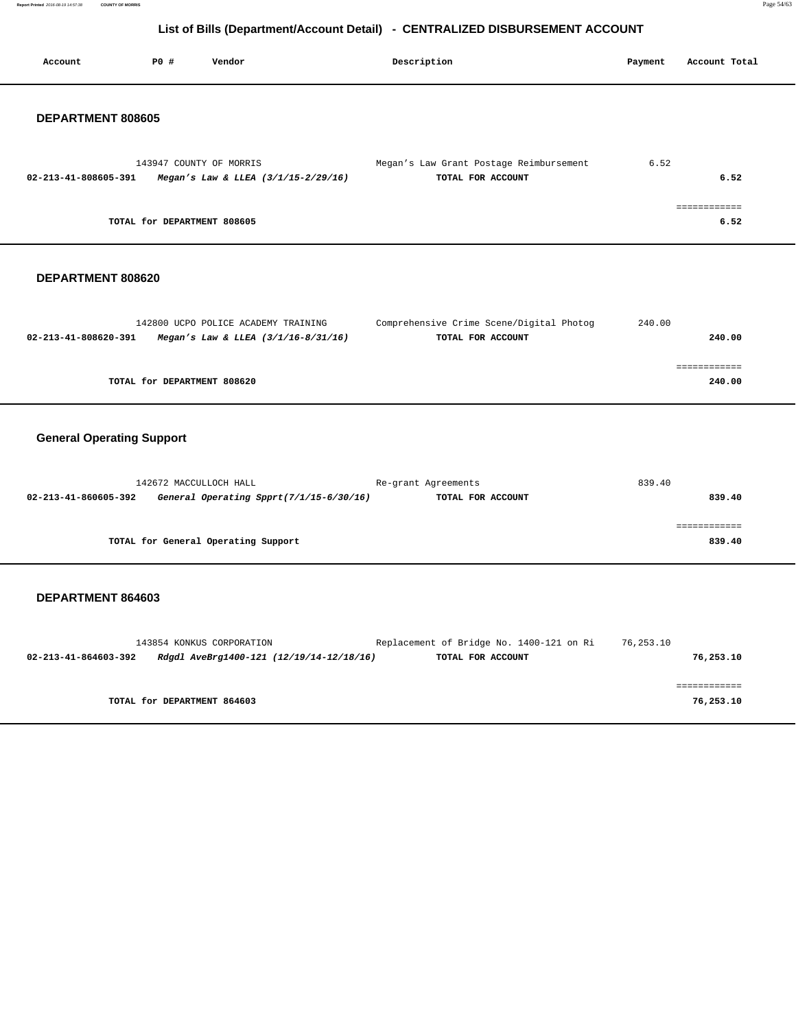# List of Bills (Department/Account Detail) - CENTRALIZED DISBURSEMENT ACCOUNT

| Account | PO # | Vendor | Description | Payment | Account Total |
|---|---|---|---|---|---|

## DEPARTMENT 808605

| Account | PO # | Vendor | Description | Payment | Account Total |
|---|---|---|---|---|---|
| | 143947 | COUNTY OF MORRIS | Megan's Law Grant Postage Reimbursement | 6.52 | |
| **02-213-41-808605-391** | | ***Megan's Law & LLEA (3/1/15-2/29/16)*** | **TOTAL FOR ACCOUNT** | | **6.52** |
| | | | | | ============ |
| | **TOTAL for DEPARTMENT 808605** | | | | **6.52** |

## DEPARTMENT 808620

| Account | PO # | Vendor | Description | Payment | Account Total |
|---|---|---|---|---|---|
| | 142800 | UCPO POLICE ACADEMY TRAINING | Comprehensive Crime Scene/Digital Photog | 240.00 | |
| **02-213-41-808620-391** | | ***Megan's Law & LLEA (3/1/16-8/31/16)*** | **TOTAL FOR ACCOUNT** | | **240.00** |
| | | | | | ============ |
| | **TOTAL for DEPARTMENT 808620** | | | | **240.00** |

## General Operating Support

| Account | PO # | Vendor | Description | Payment | Account Total |
|---|---|---|---|---|---|
| | 142672 | MACCULLOCH HALL | Re-grant Agreements | 839.40 | |
| **02-213-41-860605-392** | | ***General Operating Spprt(7/1/15-6/30/16)*** | **TOTAL FOR ACCOUNT** | | **839.40** |
| | | | | | ============ |
| | **TOTAL for General Operating Support** | | | | **839.40** |

## DEPARTMENT 864603

| Account | PO # | Vendor | Description | Payment | Account Total |
|---|---|---|---|---|---|
| | 143854 | KONKUS CORPORATION | Replacement of Bridge No. 1400-121 on Ri | 76,253.10 | |
| **02-213-41-864603-392** | | ***Rdgdl AveBrg1400-121 (12/19/14-12/18/16)*** | **TOTAL FOR ACCOUNT** | | **76,253.10** |
| | | | | | ============ |
| | **TOTAL for DEPARTMENT 864603** | | | | **76,253.10** |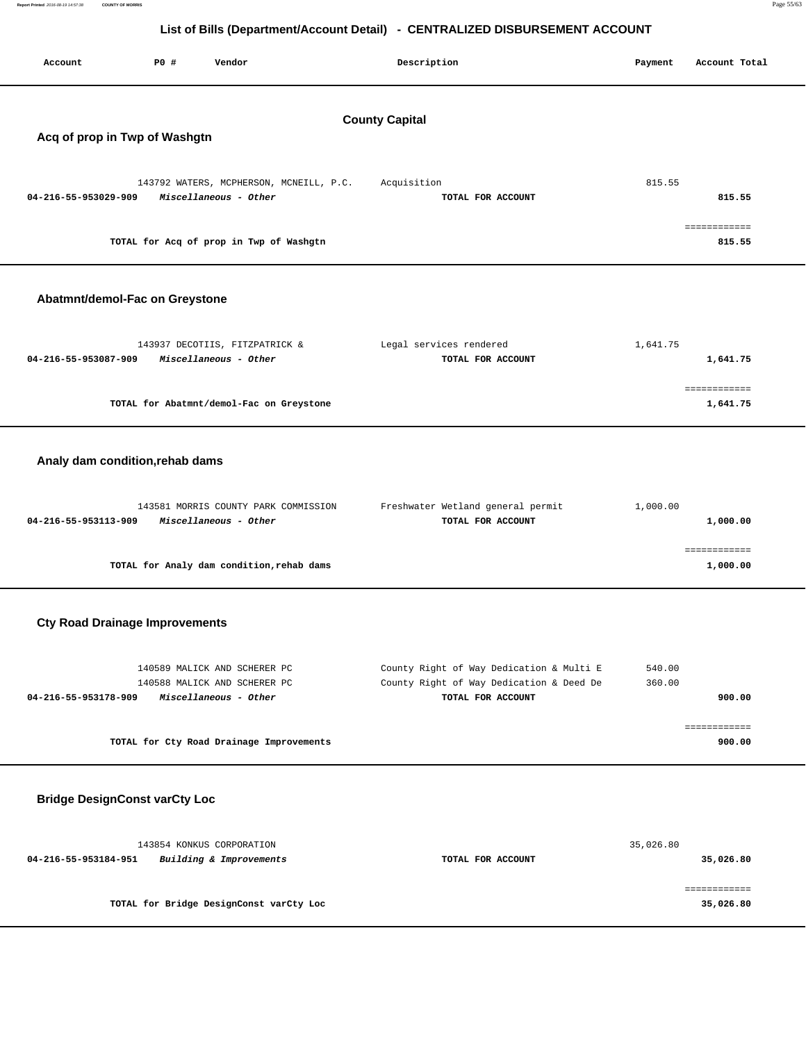## List of Bills (Department/Account Detail) - CENTRALIZED DISBURSEMENT ACCOUNT

| Account | PO # | Vendor | Description | Payment | Account Total |
|---|---|---|---|---|---|

### County Capital

#### Acq of prop in Twp of Washgtn

| Account | PO # | Vendor | Description | Payment | Account Total |
|---|---|---|---|---|---|
| | 143792 | WATERS, MCPHERSON, MCNEILL, P.C. | Acquisition | 815.55 | |
| 04-216-55-953029-909 | | *Miscellaneous - Other* | TOTAL FOR ACCOUNT | | 815.55 |
| | | TOTAL for Acq of prop in Twp of Washgtn | | | 815.55 |

#### Abatmnt/demol-Fac on Greystone

| Account | PO # | Vendor | Description | Payment | Account Total |
|---|---|---|---|---|---|
| | 143937 | DECOTIIS, FITZPATRICK & | Legal services rendered | 1,641.75 | |
| 04-216-55-953087-909 | | *Miscellaneous - Other* | TOTAL FOR ACCOUNT | | 1,641.75 |
| | | TOTAL for Abatmnt/demol-Fac on Greystone | | | 1,641.75 |

#### Analy dam condition,rehab dams

| Account | PO # | Vendor | Description | Payment | Account Total |
|---|---|---|---|---|---|
| | 143581 | MORRIS COUNTY PARK COMMISSION | Freshwater Wetland general permit | 1,000.00 | |
| 04-216-55-953113-909 | | *Miscellaneous - Other* | TOTAL FOR ACCOUNT | | 1,000.00 |
| | | TOTAL for Analy dam condition,rehab dams | | | 1,000.00 |

#### Cty Road Drainage Improvements

| Account | PO # | Vendor | Description | Payment | Account Total |
|---|---|---|---|---|---|
| | 140589 | MALICK AND SCHERER PC | County Right of Way Dedication & Multi E | 540.00 | |
| | 140588 | MALICK AND SCHERER PC | County Right of Way Dedication & Deed De | 360.00 | |
| 04-216-55-953178-909 | | *Miscellaneous - Other* | TOTAL FOR ACCOUNT | | 900.00 |
| | | TOTAL for Cty Road Drainage Improvements | | | 900.00 |

#### Bridge DesignConst varCty Loc

| Account | PO # | Vendor | Description | Payment | Account Total |
|---|---|---|---|---|---|
| | 143854 | KONKUS CORPORATION | | 35,026.80 | |
| 04-216-55-953184-951 | | *Building & Improvements* | TOTAL FOR ACCOUNT | | 35,026.80 |
| | | TOTAL for Bridge DesignConst varCty Loc | | | 35,026.80 |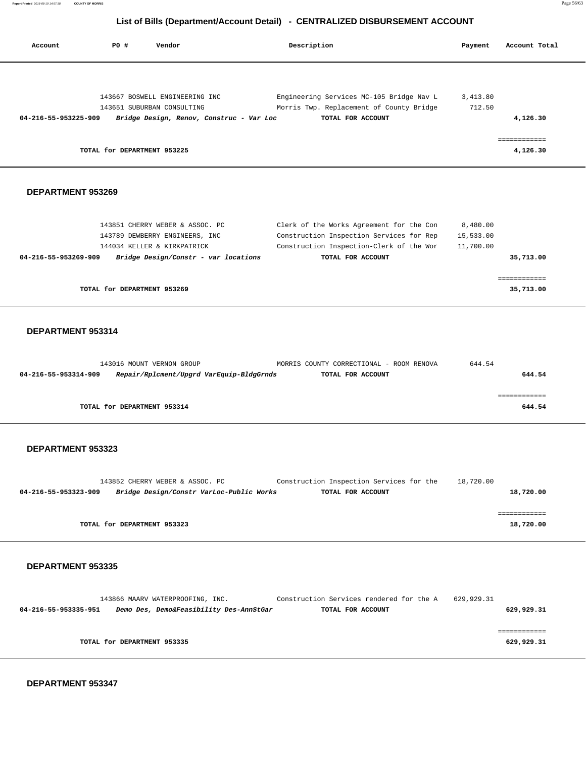# List of Bills (Department/Account Detail) - CENTRALIZED DISBURSEMENT ACCOUNT

| Account | PO # | Vendor | Description | Payment | Account Total |
|---|---|---|---|---|---|
| | 143667 | BOSWELL ENGINEERING INC | Engineering Services MC-105 Bridge Nav L | 3,413.80 | |
| | 143651 | SUBURBAN CONSULTING | Morris Twp. Replacement of County Bridge | 712.50 | |
| **04-216-55-953225-909** | | ***Bridge Design, Renov, Construc - Var Loc*** | **TOTAL FOR ACCOUNT** | | **4,126.30** |
| | | | | | ============ |
| | **TOTAL for DEPARTMENT 953225** | | | | **4,126.30** |

## DEPARTMENT 953269

| Account | PO # | Vendor | Description | Payment | Account Total |
|---|---|---|---|---|---|
| | 143851 | CHERRY WEBER & ASSOC. PC | Clerk of the Works Agreement for the Con | 8,480.00 | |
| | 143789 | DEWBERRY ENGINEERS, INC | Construction Inspection Services for Rep | 15,533.00 | |
| | 144034 | KELLER & KIRKPATRICK | Construction Inspection-Clerk of the Wor | 11,700.00 | |
| **04-216-55-953269-909** | | ***Bridge Design/Constr - var locations*** | **TOTAL FOR ACCOUNT** | | **35,713.00** |
| | | | | | ============ |
| | **TOTAL for DEPARTMENT 953269** | | | | **35,713.00** |

## DEPARTMENT 953314

| Account | PO # | Vendor | Description | Payment | Account Total |
|---|---|---|---|---|---|
| | 143016 | MOUNT VERNON GROUP | MORRIS COUNTY CORRECTIONAL - ROOM RENOVA | 644.54 | |
| **04-216-55-953314-909** | | ***Repair/Rplcment/Upgrd VarEquip-BldgGrnds*** | **TOTAL FOR ACCOUNT** | | **644.54** |
| | | | | | ============ |
| | **TOTAL for DEPARTMENT 953314** | | | | **644.54** |

## DEPARTMENT 953323

| Account | PO # | Vendor | Description | Payment | Account Total |
|---|---|---|---|---|---|
| | 143852 | CHERRY WEBER & ASSOC. PC | Construction Inspection Services for the | 18,720.00 | |
| **04-216-55-953323-909** | | ***Bridge Design/Constr VarLoc-Public Works*** | **TOTAL FOR ACCOUNT** | | **18,720.00** |
| | | | | | ============ |
| | **TOTAL for DEPARTMENT 953323** | | | | **18,720.00** |

## DEPARTMENT 953335

| Account | PO # | Vendor | Description | Payment | Account Total |
|---|---|---|---|---|---|
| | 143866 | MAARV WATERPROOFING, INC. | Construction Services rendered for the A | 629,929.31 | |
| **04-216-55-953335-951** | | ***Demo Des, Demo&Feasibility Des-AnnStGar*** | **TOTAL FOR ACCOUNT** | | **629,929.31** |
| | | | | | ============ |
| | **TOTAL for DEPARTMENT 953335** | | | | **629,929.31** |

## DEPARTMENT 953347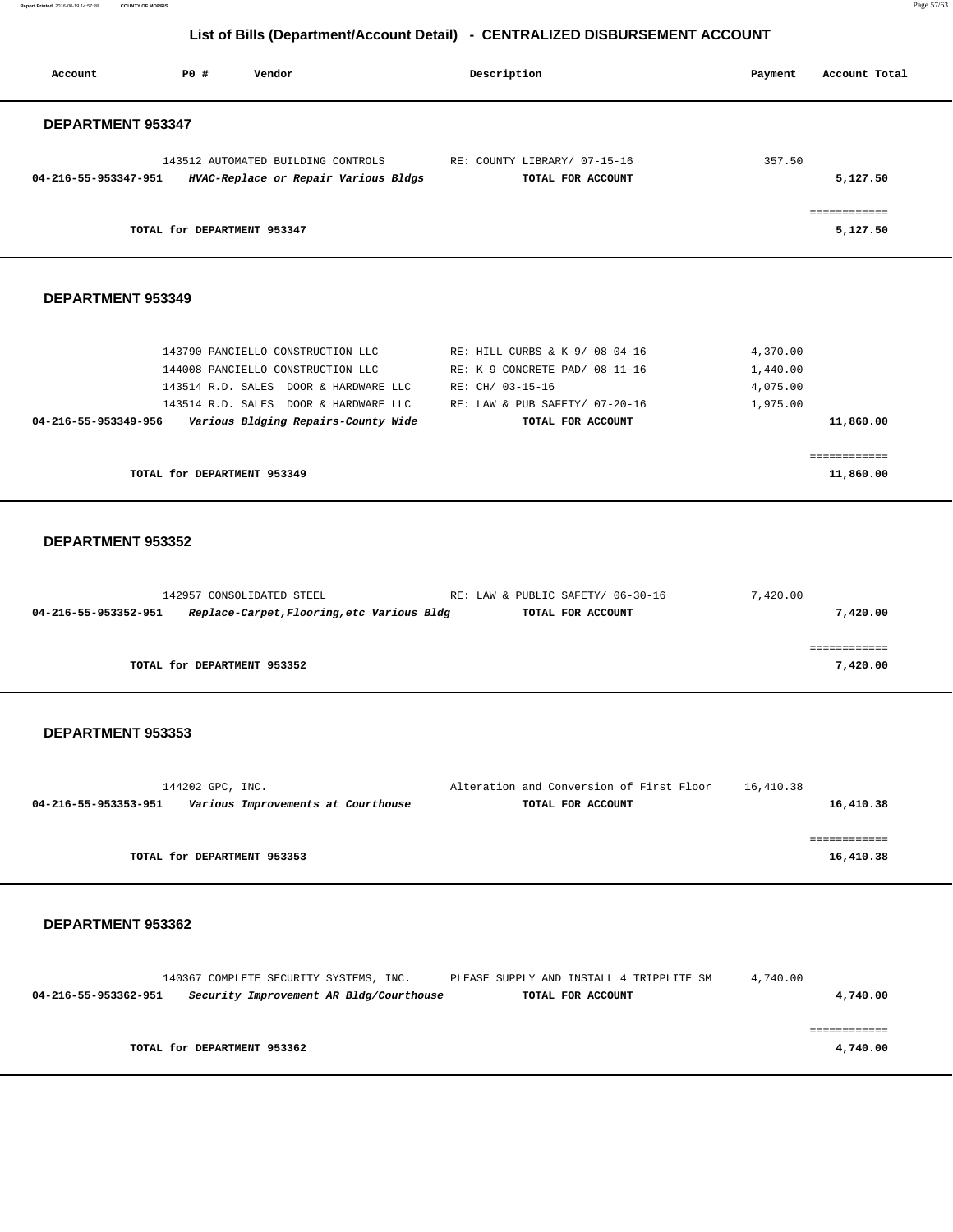## List of Bills (Department/Account Detail) - CENTRALIZED DISBURSEMENT ACCOUNT

| Account | PO # | Vendor | Description | Payment | Account Total |
|---|---|---|---|---|---|

### DEPARTMENT 953347

| Account | PO # | Vendor | Description | Payment | Account Total |
|---|---|---|---|---|---|
| | 143512 | AUTOMATED BUILDING CONTROLS | RE: COUNTY LIBRARY/ 07-15-16 | 357.50 | |
| **04-216-55-953347-951** | | ***HVAC-Replace or Repair Various Bldgs*** | **TOTAL FOR ACCOUNT** | | **5,127.50** |
| | | | | | ============ |
| | **TOTAL for DEPARTMENT 953347** | | | | **5,127.50** |

### DEPARTMENT 953349

| Account | PO # | Vendor | Description | Payment | Account Total |
|---|---|---|---|---|---|
| | 143790 | PANCIELLO CONSTRUCTION LLC | RE: HILL CURBS & K-9/ 08-04-16 | 4,370.00 | |
| | 144008 | PANCIELLO CONSTRUCTION LLC | RE: K-9 CONCRETE PAD/ 08-11-16 | 1,440.00 | |
| | 143514 | R.D. SALES DOOR & HARDWARE LLC | RE: CH/ 03-15-16 | 4,075.00 | |
| | 143514 | R.D. SALES DOOR & HARDWARE LLC | RE: LAW & PUB SAFETY/ 07-20-16 | 1,975.00 | |
| **04-216-55-953349-956** | | ***Various Bldging Repairs-County Wide*** | **TOTAL FOR ACCOUNT** | | **11,860.00** |
| | | | | | ============ |
| | **TOTAL for DEPARTMENT 953349** | | | | **11,860.00** |

### DEPARTMENT 953352

| Account | PO # | Vendor | Description | Payment | Account Total |
|---|---|---|---|---|---|
| | 142957 | CONSOLIDATED STEEL | RE: LAW & PUBLIC SAFETY/ 06-30-16 | 7,420.00 | |
| **04-216-55-953352-951** | | ***Replace-Carpet,Flooring,etc Various Bldg*** | **TOTAL FOR ACCOUNT** | | **7,420.00** |
| | | | | | ============ |
| | **TOTAL for DEPARTMENT 953352** | | | | **7,420.00** |

### DEPARTMENT 953353

| Account | PO # | Vendor | Description | Payment | Account Total |
|---|---|---|---|---|---|
| | 144202 | GPC, INC. | Alteration and Conversion of First Floor | 16,410.38 | |
| **04-216-55-953353-951** | | ***Various Improvements at Courthouse*** | **TOTAL FOR ACCOUNT** | | **16,410.38** |
| | | | | | ============ |
| | **TOTAL for DEPARTMENT 953353** | | | | **16,410.38** |

### DEPARTMENT 953362

| Account | PO # | Vendor | Description | Payment | Account Total |
|---|---|---|---|---|---|
| | 140367 | COMPLETE SECURITY SYSTEMS, INC. | PLEASE SUPPLY AND INSTALL 4 TRIPPLITE SM | 4,740.00 | |
| **04-216-55-953362-951** | | ***Security Improvement AR Bldg/Courthouse*** | **TOTAL FOR ACCOUNT** | | **4,740.00** |
| | | | | | ============ |
| | **TOTAL for DEPARTMENT 953362** | | | | **4,740.00** |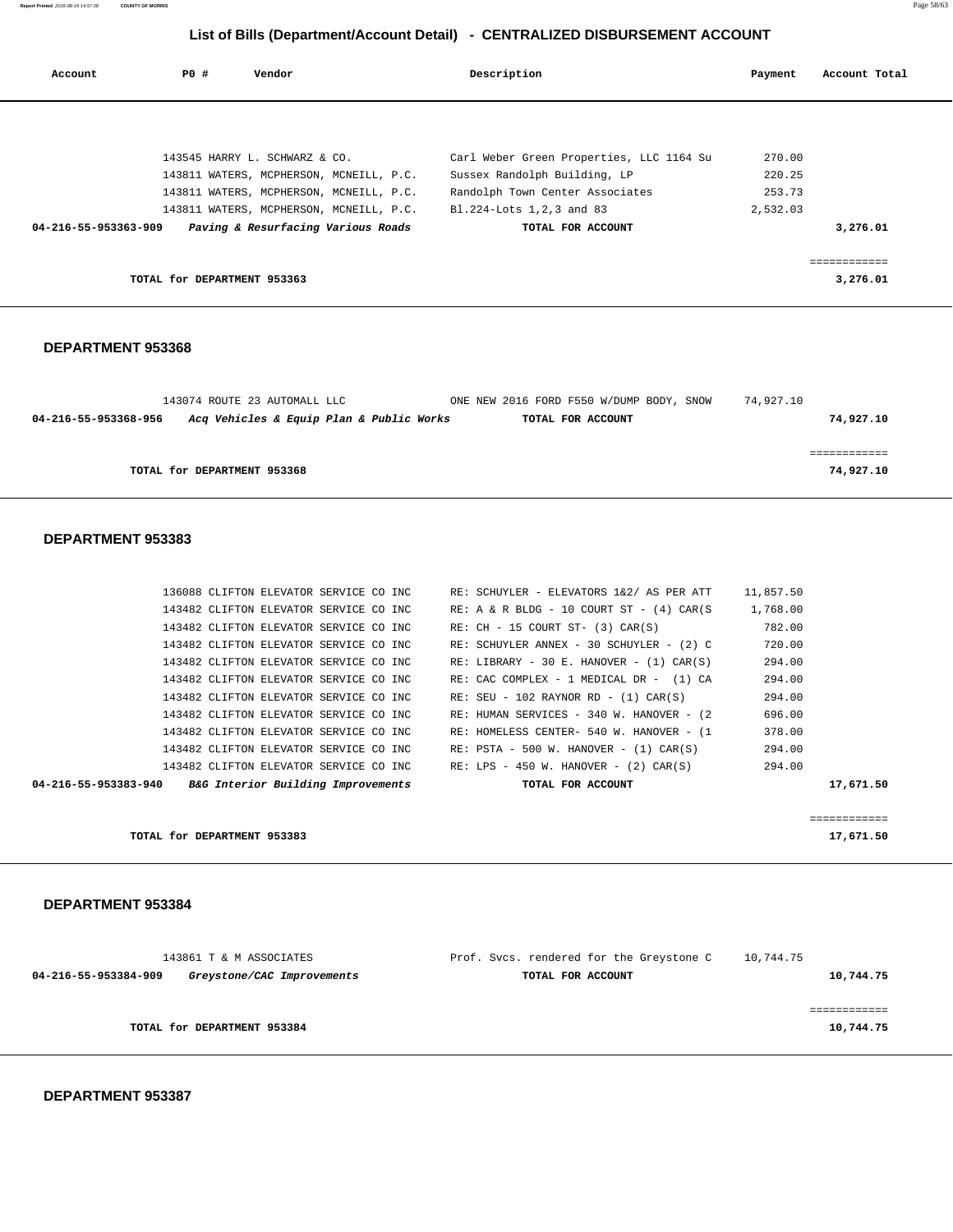## List of Bills (Department/Account Detail) - CENTRALIZED DISBURSEMENT ACCOUNT

| Account | PO # | Vendor | Description | Payment | Account Total |
|---|---|---|---|---|---|
| | 143545 | HARRY L. SCHWARZ & CO. | Carl Weber Green Properties, LLC 1164 Su | 270.00 | |
| | 143811 | WATERS, MCPHERSON, MCNEILL, P.C. | Sussex Randolph Building, LP | 220.25 | |
| | 143811 | WATERS, MCPHERSON, MCNEILL, P.C. | Randolph Town Center Associates | 253.73 | |
| | 143811 | WATERS, MCPHERSON, MCNEILL, P.C. | Bl.224-Lots 1,2,3 and 83 | 2,532.03 | |
| **04-216-55-953363-909** | | ***Paving & Resurfacing Various Roads*** | **TOTAL FOR ACCOUNT** | | **3,276.01** |
| | | | | | ============ |
| | | **TOTAL for DEPARTMENT 953363** | | | **3,276.01** |

### DEPARTMENT 953368

| Account | PO # | Vendor | Description | Payment | Account Total |
|---|---|---|---|---|---|
| | 143074 | ROUTE 23 AUTOMALL LLC | ONE NEW 2016 FORD F550 W/DUMP BODY, SNOW | 74,927.10 | |
| **04-216-55-953368-956** | | ***Acq Vehicles & Equip Plan & Public Works*** | **TOTAL FOR ACCOUNT** | | **74,927.10** |
| | | | | | ============ |
| | | **TOTAL for DEPARTMENT 953368** | | | **74,927.10** |

### DEPARTMENT 953383

| Account | PO # | Vendor | Description | Payment | Account Total |
|---|---|---|---|---|---|
| | 136088 | CLIFTON ELEVATOR SERVICE CO INC | RE: SCHUYLER - ELEVATORS 1&2/ AS PER ATT | 11,857.50 | |
| | 143482 | CLIFTON ELEVATOR SERVICE CO INC | RE: A & R BLDG - 10 COURT ST - (4) CAR(S | 1,768.00 | |
| | 143482 | CLIFTON ELEVATOR SERVICE CO INC | RE: CH - 15 COURT ST- (3) CAR(S) | 782.00 | |
| | 143482 | CLIFTON ELEVATOR SERVICE CO INC | RE: SCHUYLER ANNEX - 30 SCHUYLER - (2) C | 720.00 | |
| | 143482 | CLIFTON ELEVATOR SERVICE CO INC | RE: LIBRARY - 30 E. HANOVER - (1) CAR(S) | 294.00 | |
| | 143482 | CLIFTON ELEVATOR SERVICE CO INC | RE: CAC COMPLEX - 1 MEDICAL DR - (1) CA | 294.00 | |
| | 143482 | CLIFTON ELEVATOR SERVICE CO INC | RE: SEU - 102 RAYNOR RD - (1) CAR(S) | 294.00 | |
| | 143482 | CLIFTON ELEVATOR SERVICE CO INC | RE: HUMAN SERVICES - 340 W. HANOVER - (2 | 696.00 | |
| | 143482 | CLIFTON ELEVATOR SERVICE CO INC | RE: HOMELESS CENTER- 540 W. HANOVER - (1 | 378.00 | |
| | 143482 | CLIFTON ELEVATOR SERVICE CO INC | RE: PSTA - 500 W. HANOVER - (1) CAR(S) | 294.00 | |
| | 143482 | CLIFTON ELEVATOR SERVICE CO INC | RE: LPS - 450 W. HANOVER - (2) CAR(S) | 294.00 | |
| **04-216-55-953383-940** | | ***B&G Interior Building Improvements*** | **TOTAL FOR ACCOUNT** | | **17,671.50** |
| | | | | | ============ |
| | | **TOTAL for DEPARTMENT 953383** | | | **17,671.50** |

### DEPARTMENT 953384

| Account | PO # | Vendor | Description | Payment | Account Total |
|---|---|---|---|---|---|
| | 143861 | T & M ASSOCIATES | Prof. Svcs. rendered for the Greystone C | 10,744.75 | |
| **04-216-55-953384-909** | | ***Greystone/CAC Improvements*** | **TOTAL FOR ACCOUNT** | | **10,744.75** |
| | | | | | ============ |
| | | **TOTAL for DEPARTMENT 953384** | | | **10,744.75** |

### DEPARTMENT 953387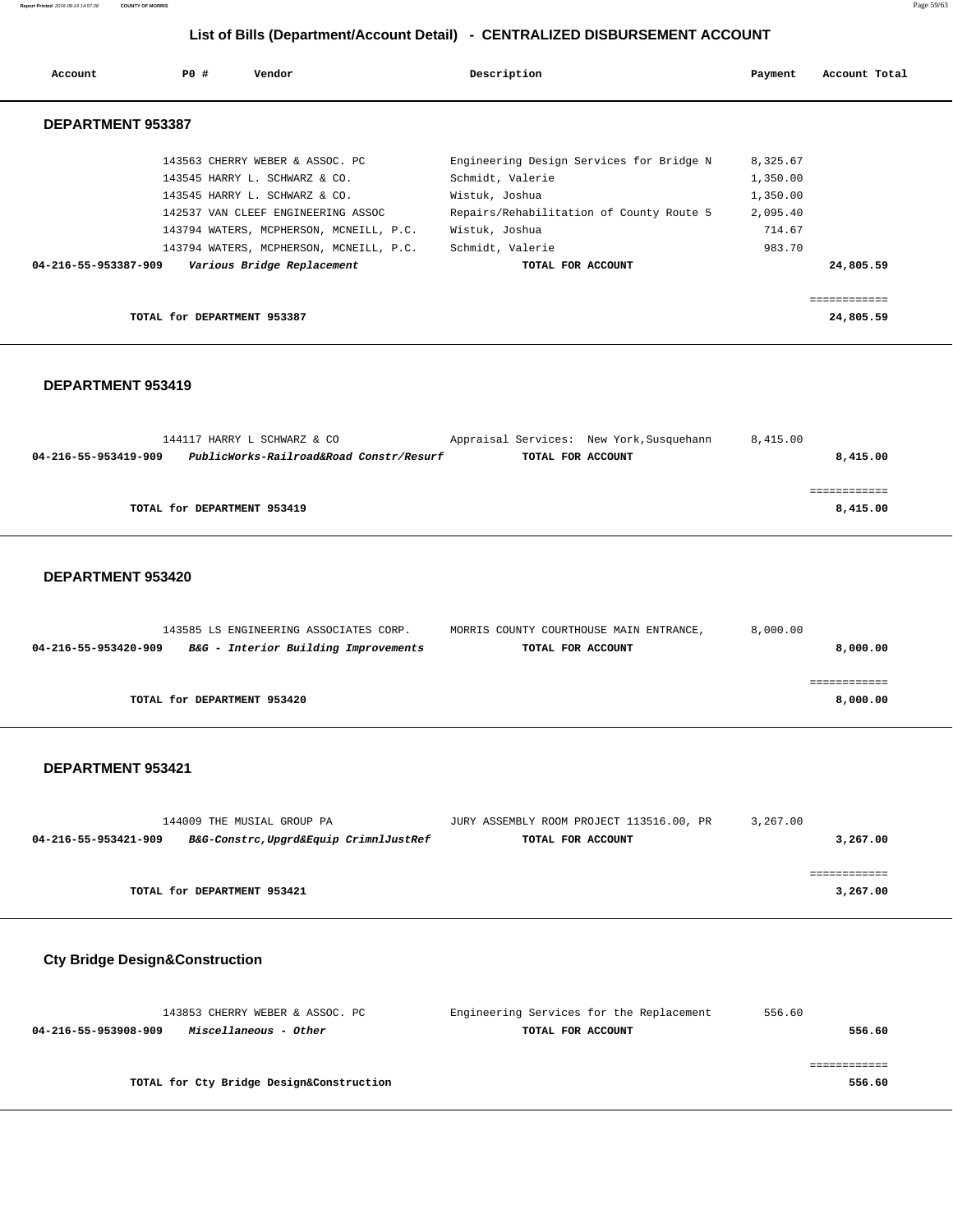## List of Bills (Department/Account Detail) - CENTRALIZED DISBURSEMENT ACCOUNT

| Account | PO # | Vendor | Description | Payment | Account Total |
|---|---|---|---|---|---|

### DEPARTMENT 953387

| Account | PO # | Vendor | Description | Payment | Account Total |
|---|---|---|---|---|---|
| | 143563 | CHERRY WEBER & ASSOC. PC | Engineering Design Services for Bridge N | 8,325.67 | |
| | 143545 | HARRY L. SCHWARZ & CO. | Schmidt, Valerie | 1,350.00 | |
| | 143545 | HARRY L. SCHWARZ & CO. | Wistuk, Joshua | 1,350.00 | |
| | 142537 | VAN CLEEF ENGINEERING ASSOC | Repairs/Rehabilitation of County Route 5 | 2,095.40 | |
| | 143794 | WATERS, MCPHERSON, MCNEILL, P.C. | Wistuk, Joshua | 714.67 | |
| | 143794 | WATERS, MCPHERSON, MCNEILL, P.C. | Schmidt, Valerie | 983.70 | |
| **04-216-55-953387-909** | | ***Various Bridge Replacement*** | **TOTAL FOR ACCOUNT** | | **24,805.59** |

**TOTAL for DEPARTMENT 953387** — **24,805.59**

### DEPARTMENT 953419

| Account | PO # | Vendor | Description | Payment | Account Total |
|---|---|---|---|---|---|
| | 144117 | HARRY L SCHWARZ & CO | Appraisal Services: New York,Susquehann | 8,415.00 | |
| **04-216-55-953419-909** | | ***PublicWorks-Railroad&Road Constr/Resurf*** | **TOTAL FOR ACCOUNT** | | **8,415.00** |

**TOTAL for DEPARTMENT 953419** — **8,415.00**

### DEPARTMENT 953420

| Account | PO # | Vendor | Description | Payment | Account Total |
|---|---|---|---|---|---|
| | 143585 | LS ENGINEERING ASSOCIATES CORP. | MORRIS COUNTY COURTHOUSE MAIN ENTRANCE, | 8,000.00 | |
| **04-216-55-953420-909** | | ***B&G - Interior Building Improvements*** | **TOTAL FOR ACCOUNT** | | **8,000.00** |

**TOTAL for DEPARTMENT 953420** — **8,000.00**

### DEPARTMENT 953421

| Account | PO # | Vendor | Description | Payment | Account Total |
|---|---|---|---|---|---|
| | 144009 | THE MUSIAL GROUP PA | JURY ASSEMBLY ROOM PROJECT 113516.00, PR | 3,267.00 | |
| **04-216-55-953421-909** | | ***B&G-Constrc,Upgrd&Equip CrimnlJustRef*** | **TOTAL FOR ACCOUNT** | | **3,267.00** |

**TOTAL for DEPARTMENT 953421** — **3,267.00**

### Cty Bridge Design&Construction

| Account | PO # | Vendor | Description | Payment | Account Total |
|---|---|---|---|---|---|
| | 143853 | CHERRY WEBER & ASSOC. PC | Engineering Services for the Replacement | 556.60 | |
| **04-216-55-953908-909** | | ***Miscellaneous - Other*** | **TOTAL FOR ACCOUNT** | | **556.60** |

**TOTAL for Cty Bridge Design&Construction** — **556.60**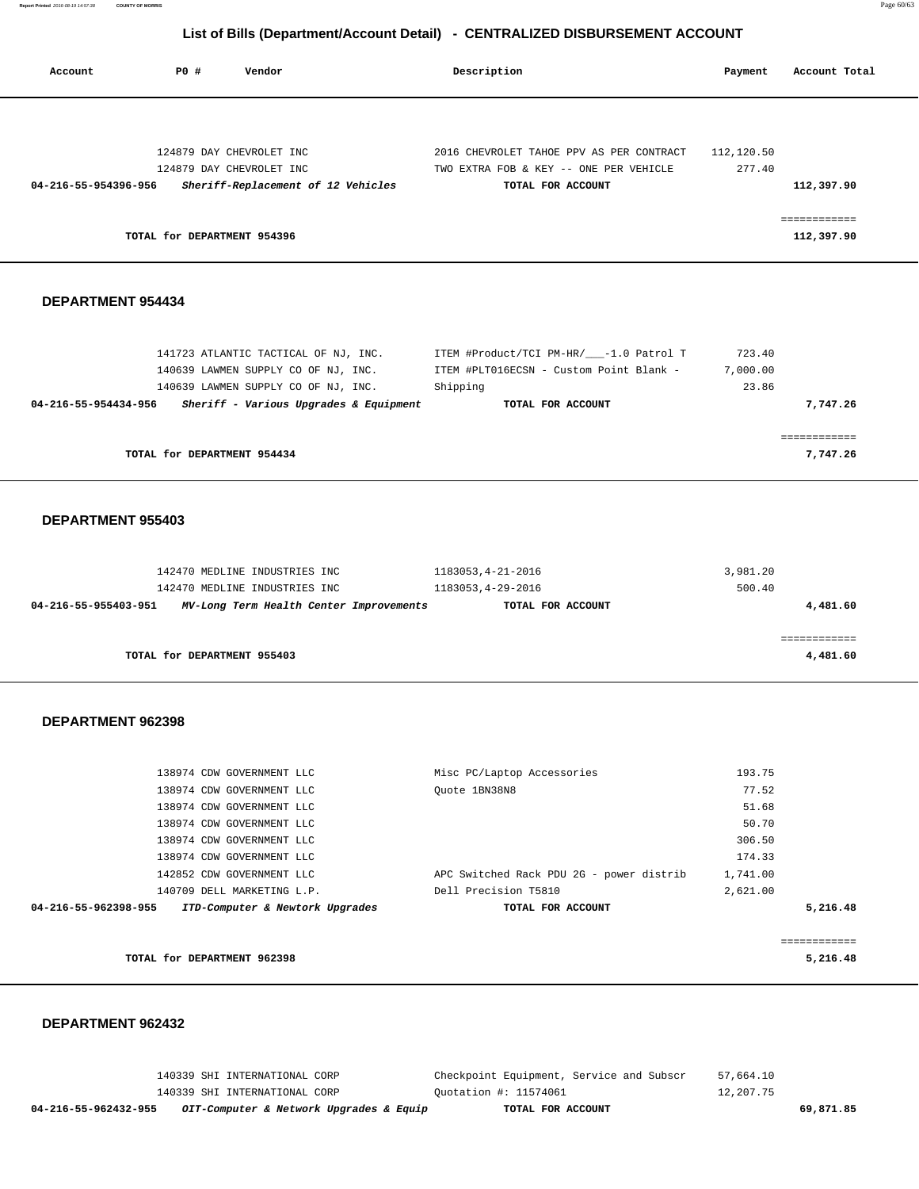## List of Bills (Department/Account Detail) - CENTRALIZED DISBURSEMENT ACCOUNT

| Account | PO # | Vendor | Description | Payment | Account Total |
|---|---|---|---|---|---|
| | 124879 | DAY CHEVROLET INC | 2016 CHEVROLET TAHOE PPV AS PER CONTRACT | 112,120.50 | |
| | 124879 | DAY CHEVROLET INC | TWO EXTRA FOB & KEY -- ONE PER VEHICLE | 277.40 | |
| **04-216-55-954396-956** | | ***Sheriff-Replacement of 12 Vehicles*** | **TOTAL FOR ACCOUNT** | | **112,397.90** |

============

**TOTAL for DEPARTMENT 954396** — **112,397.90**

### DEPARTMENT 954434

| Account | PO # | Vendor | Description | Payment | Account Total |
|---|---|---|---|---|---|
| | 141723 | ATLANTIC TACTICAL OF NJ, INC. | ITEM #Product/TCI PM-HR/___-1.0 Patrol T | 723.40 | |
| | 140639 | LAWMEN SUPPLY CO OF NJ, INC. | ITEM #PLT016ECSN - Custom Point Blank - | 7,000.00 | |
| | 140639 | LAWMEN SUPPLY CO OF NJ, INC. | Shipping | 23.86 | |
| **04-216-55-954434-956** | | ***Sheriff - Various Upgrades & Equipment*** | **TOTAL FOR ACCOUNT** | | **7,747.26** |

============

**TOTAL for DEPARTMENT 954434** — **7,747.26**

### DEPARTMENT 955403

| Account | PO # | Vendor | Description | Payment | Account Total |
|---|---|---|---|---|---|
| | 142470 | MEDLINE INDUSTRIES INC | 1183053,4-21-2016 | 3,981.20 | |
| | 142470 | MEDLINE INDUSTRIES INC | 1183053,4-29-2016 | 500.40 | |
| **04-216-55-955403-951** | | ***MV-Long Term Health Center Improvements*** | **TOTAL FOR ACCOUNT** | | **4,481.60** |

============

**TOTAL for DEPARTMENT 955403** — **4,481.60**

### DEPARTMENT 962398

| Account | PO # | Vendor | Description | Payment | Account Total |
|---|---|---|---|---|---|
| | 138974 | CDW GOVERNMENT LLC | Misc PC/Laptop Accessories | 193.75 | |
| | 138974 | CDW GOVERNMENT LLC | Quote 1BN38N8 | 77.52 | |
| | 138974 | CDW GOVERNMENT LLC | | 51.68 | |
| | 138974 | CDW GOVERNMENT LLC | | 50.70 | |
| | 138974 | CDW GOVERNMENT LLC | | 306.50 | |
| | 138974 | CDW GOVERNMENT LLC | | 174.33 | |
| | 142852 | CDW GOVERNMENT LLC | APC Switched Rack PDU 2G - power distrib | 1,741.00 | |
| | 140709 | DELL MARKETING L.P. | Dell Precision T5810 | 2,621.00 | |
| **04-216-55-962398-955** | | ***ITD-Computer & Newtork Upgrades*** | **TOTAL FOR ACCOUNT** | | **5,216.48** |

============

**TOTAL for DEPARTMENT 962398** — **5,216.48**

### DEPARTMENT 962432

| Account | PO # | Vendor | Description | Payment | Account Total |
|---|---|---|---|---|---|
| | 140339 | SHI INTERNATIONAL CORP | Checkpoint Equipment, Service and Subscr | 57,664.10 | |
| | 140339 | SHI INTERNATIONAL CORP | Quotation #: 11574061 | 12,207.75 | |
| **04-216-55-962432-955** | | ***OIT-Computer & Network Upgrades & Equip*** | **TOTAL FOR ACCOUNT** | | **69,871.85** |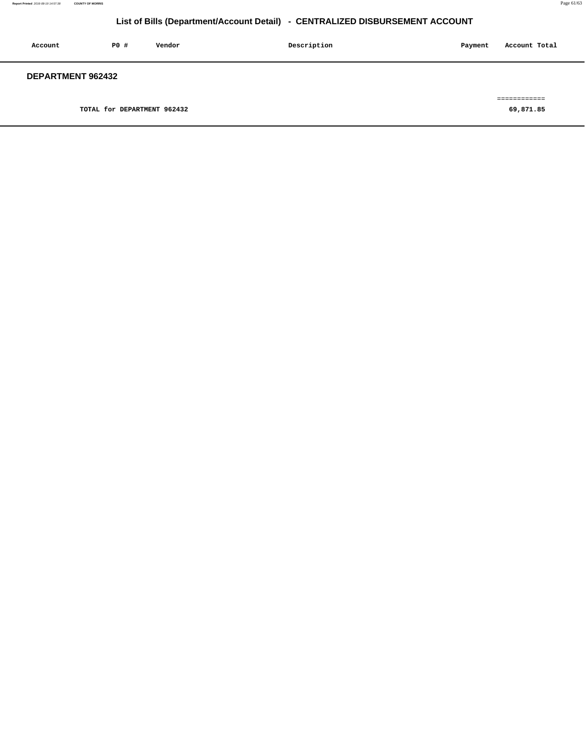# List of Bills (Department/Account Detail) - CENTRALIZED DISBURSEMENT ACCOUNT

| Account | PO # | Vendor | Description | Payment | Account Total |
|---|---|---|---|---|---|

## DEPARTMENT 962432

| | | | | | ============ |
|---|---|---|---|---|---|
| | **TOTAL for DEPARTMENT 962432** | | | | **69,871.85** |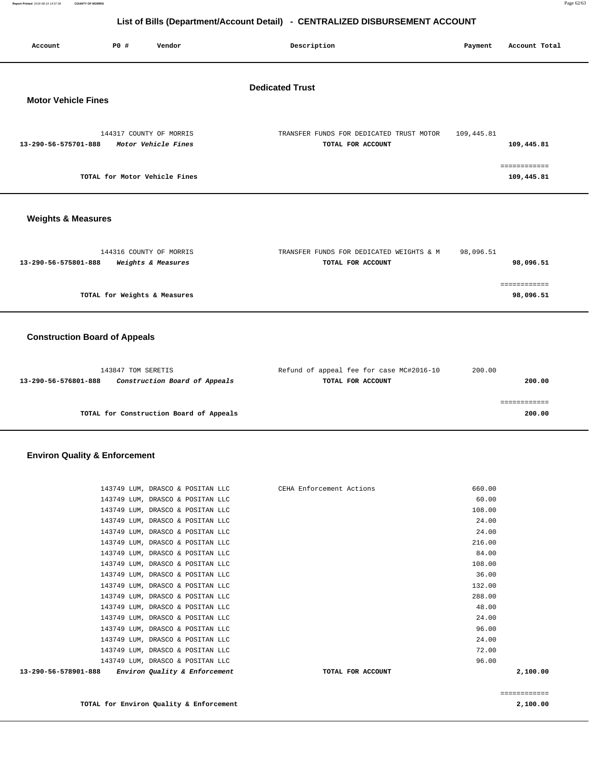# List of Bills (Department/Account Detail) - CENTRALIZED DISBURSEMENT ACCOUNT

| Account | PO # | Vendor | Description | Payment | Account Total |
|---|---|---|---|---|---|

## Dedicated Trust

### Motor Vehicle Fines

| Account | PO # | Vendor | Description | Payment | Account Total |
|---|---|---|---|---|---|
| | 144317 | COUNTY OF MORRIS | TRANSFER FUNDS FOR DEDICATED TRUST MOTOR | 109,445.81 | |
| 13-290-56-575701-888 | | *Motor Vehicle Fines* | TOTAL FOR ACCOUNT | | 109,445.81 |

**TOTAL for Motor Vehicle Fines** 109,445.81

### Weights & Measures

| Account | PO # | Vendor | Description | Payment | Account Total |
|---|---|---|---|---|---|
| | 144316 | COUNTY OF MORRIS | TRANSFER FUNDS FOR DEDICATED WEIGHTS & M | 98,096.51 | |
| 13-290-56-575801-888 | | *Weights & Measures* | TOTAL FOR ACCOUNT | | 98,096.51 |

**TOTAL for Weights & Measures** 98,096.51

### Construction Board of Appeals

| Account | PO # | Vendor | Description | Payment | Account Total |
|---|---|---|---|---|---|
| | 143847 | TOM SERETIS | Refund of appeal fee for case MC#2016-10 | 200.00 | |
| 13-290-56-576801-888 | | *Construction Board of Appeals* | TOTAL FOR ACCOUNT | | 200.00 |

**TOTAL for Construction Board of Appeals** 200.00

### Environ Quality & Enforcement

| Account | PO # | Vendor | Description | Payment | Account Total |
|---|---|---|---|---|---|
| | 143749 | LUM, DRASCO & POSITAN LLC | CEHA Enforcement Actions | 660.00 | |
| | 143749 | LUM, DRASCO & POSITAN LLC | | 60.00 | |
| | 143749 | LUM, DRASCO & POSITAN LLC | | 108.00 | |
| | 143749 | LUM, DRASCO & POSITAN LLC | | 24.00 | |
| | 143749 | LUM, DRASCO & POSITAN LLC | | 24.00 | |
| | 143749 | LUM, DRASCO & POSITAN LLC | | 216.00 | |
| | 143749 | LUM, DRASCO & POSITAN LLC | | 84.00 | |
| | 143749 | LUM, DRASCO & POSITAN LLC | | 108.00 | |
| | 143749 | LUM, DRASCO & POSITAN LLC | | 36.00 | |
| | 143749 | LUM, DRASCO & POSITAN LLC | | 132.00 | |
| | 143749 | LUM, DRASCO & POSITAN LLC | | 288.00 | |
| | 143749 | LUM, DRASCO & POSITAN LLC | | 48.00 | |
| | 143749 | LUM, DRASCO & POSITAN LLC | | 24.00 | |
| | 143749 | LUM, DRASCO & POSITAN LLC | | 96.00 | |
| | 143749 | LUM, DRASCO & POSITAN LLC | | 24.00 | |
| | 143749 | LUM, DRASCO & POSITAN LLC | | 72.00 | |
| | 143749 | LUM, DRASCO & POSITAN LLC | | 96.00 | |
| 13-290-56-578901-888 | | *Environ Quality & Enforcement* | TOTAL FOR ACCOUNT | | 2,100.00 |

**TOTAL for Environ Quality & Enforcement** 2,100.00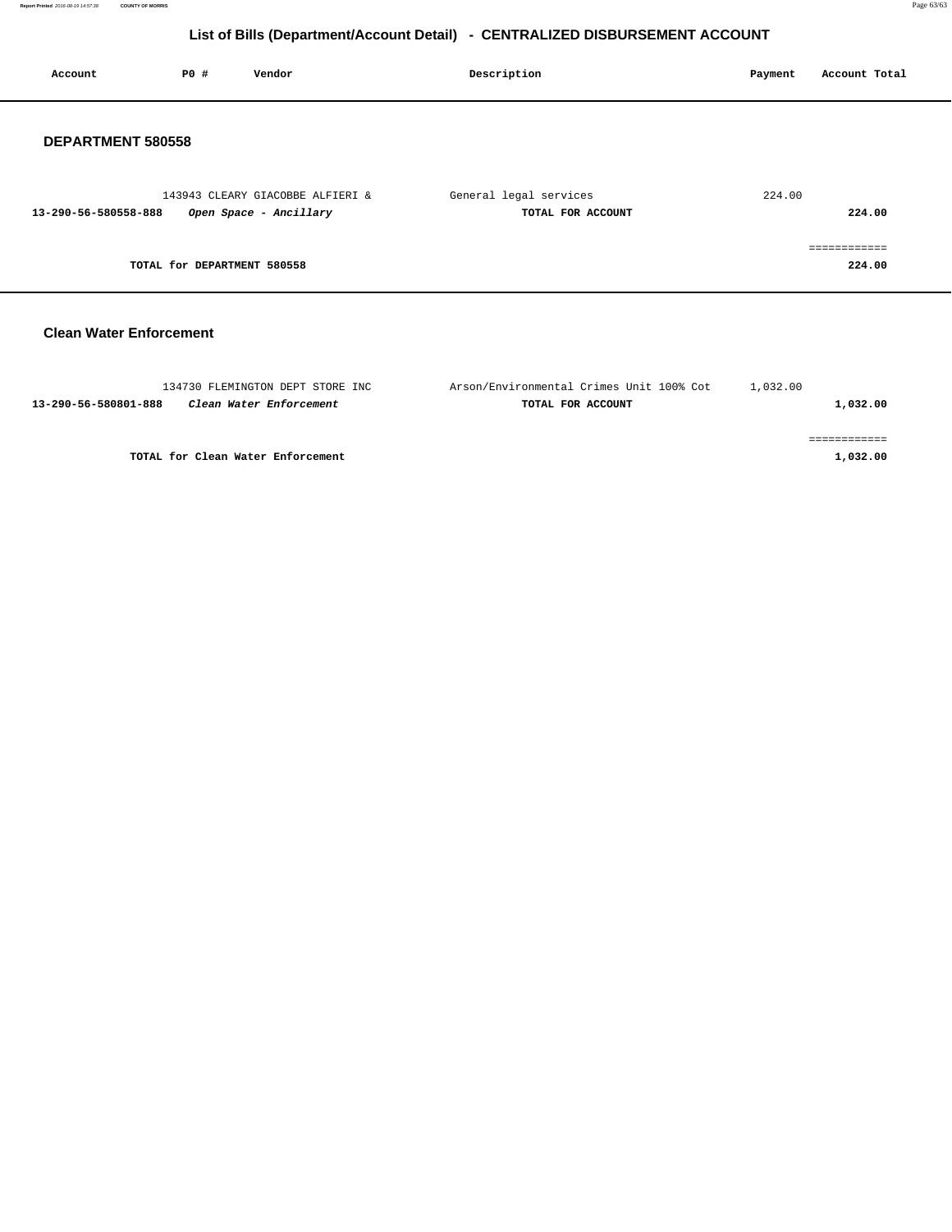# List of Bills (Department/Account Detail) - CENTRALIZED DISBURSEMENT ACCOUNT

| Account | PO # | Vendor | Description | Payment | Account Total |
|---|---|---|---|---|---|

## DEPARTMENT 580558

| Account | PO # | Vendor | Description | Payment | Account Total |
|---|---|---|---|---|---|
| | 143943 | CLEARY GIACOBBE ALFIERI & | General legal services | 224.00 | |
| **13-290-56-580558-888** | | ***Open Space - Ancillary*** | **TOTAL FOR ACCOUNT** | | **224.00** |
| | | | | | ============ |
| | | **TOTAL for DEPARTMENT 580558** | | | **224.00** |

## Clean Water Enforcement

| Account | PO # | Vendor | Description | Payment | Account Total |
|---|---|---|---|---|---|
| | 134730 | FLEMINGTON DEPT STORE INC | Arson/Environmental Crimes Unit 100% Cot | 1,032.00 | |
| **13-290-56-580801-888** | | ***Clean Water Enforcement*** | **TOTAL FOR ACCOUNT** | | **1,032.00** |
| | | | | | ============ |
| | | **TOTAL for Clean Water Enforcement** | | | **1,032.00** |